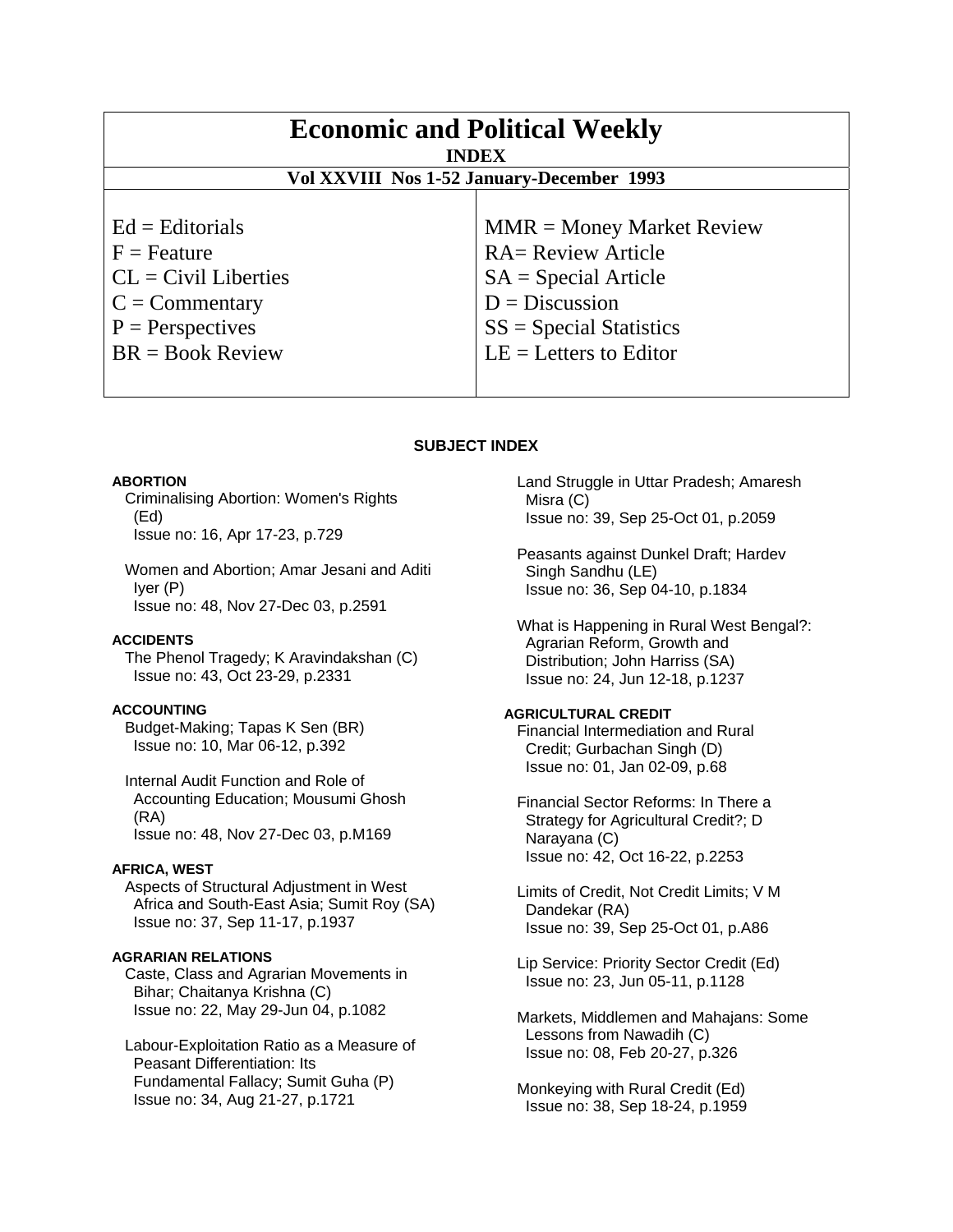# Economic and Political Weekly

**INDEX**

**Vol XXVIII Nos 1-52 January-December 1993**

| | |
|---|---|
| Ed = Editorials | MMR = Money Market Review |
| F = Feature | RA= Review Article |
| CL = Civil Liberties | SA = Special Article |
| C = Commentary | D = Discussion |
| P = Perspectives | SS = Special Statistics |
| BR = Book Review | LE = Letters to Editor |

## SUBJECT INDEX

**ABORTION**

Criminalising Abortion: Women's Rights (Ed)
Issue no: 16, Apr 17-23, p.729

Women and Abortion; Amar Jesani and Aditi Iyer (P)
Issue no: 48, Nov 27-Dec 03, p.2591

**ACCIDENTS**

The Phenol Tragedy; K Aravindakshan (C)
Issue no: 43, Oct 23-29, p.2331

**ACCOUNTING**

Budget-Making; Tapas K Sen (BR)
Issue no: 10, Mar 06-12, p.392

Internal Audit Function and Role of Accounting Education; Mousumi Ghosh (RA)
Issue no: 48, Nov 27-Dec 03, p.M169

**AFRICA, WEST**

Aspects of Structural Adjustment in West Africa and South-East Asia; Sumit Roy (SA)
Issue no: 37, Sep 11-17, p.1937

**AGRARIAN RELATIONS**

Caste, Class and Agrarian Movements in Bihar; Chaitanya Krishna (C)
Issue no: 22, May 29-Jun 04, p.1082

Labour-Exploitation Ratio as a Measure of Peasant Differentiation: Its Fundamental Fallacy; Sumit Guha (P)
Issue no: 34, Aug 21-27, p.1721

Land Struggle in Uttar Pradesh; Amaresh Misra (C)
Issue no: 39, Sep 25-Oct 01, p.2059

Peasants against Dunkel Draft; Hardev Singh Sandhu (LE)
Issue no: 36, Sep 04-10, p.1834

What is Happening in Rural West Bengal?: Agrarian Reform, Growth and Distribution; John Harriss (SA)
Issue no: 24, Jun 12-18, p.1237

**AGRICULTURAL CREDIT**

Financial Intermediation and Rural Credit; Gurbachan Singh (D)
Issue no: 01, Jan 02-09, p.68

Financial Sector Reforms: In There a Strategy for Agricultural Credit?; D Narayana (C)
Issue no: 42, Oct 16-22, p.2253

Limits of Credit, Not Credit Limits; V M Dandekar (RA)
Issue no: 39, Sep 25-Oct 01, p.A86

Lip Service: Priority Sector Credit (Ed)
Issue no: 23, Jun 05-11, p.1128

Markets, Middlemen and Mahajans: Some Lessons from Nawadih (C)
Issue no: 08, Feb 20-27, p.326

Monkeying with Rural Credit (Ed)
Issue no: 38, Sep 18-24, p.1959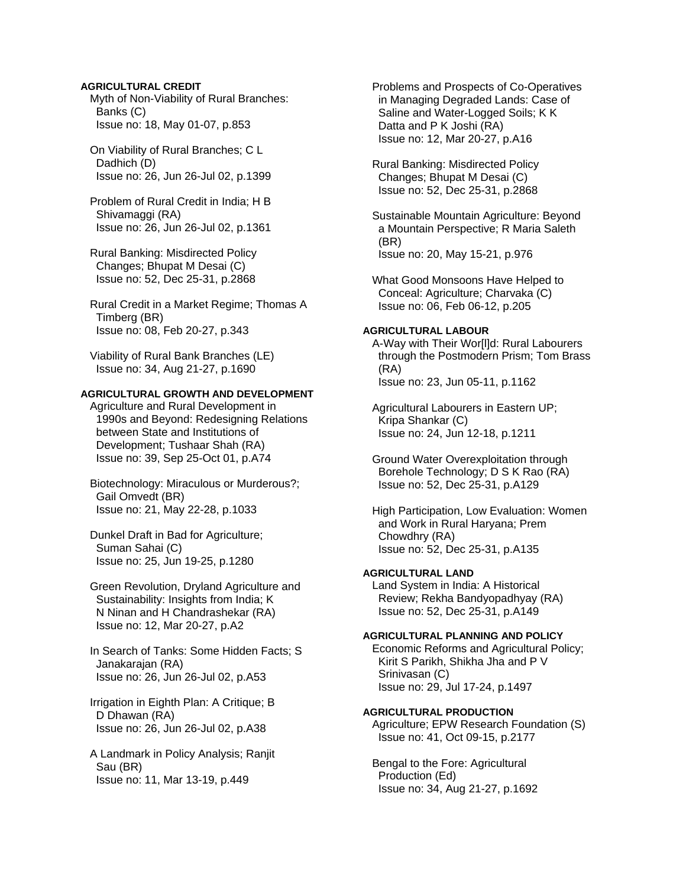**AGRICULTURAL CREDIT**

Myth of Non-Viability of Rural Branches: Banks (C)
Issue no: 18, May 01-07, p.853

On Viability of Rural Branches; C L Dadhich (D)
Issue no: 26, Jun 26-Jul 02, p.1399

Problem of Rural Credit in India; H B Shivamaggi (RA)
Issue no: 26, Jun 26-Jul 02, p.1361

Rural Banking: Misdirected Policy Changes; Bhupat M Desai (C)
Issue no: 52, Dec 25-31, p.2868

Rural Credit in a Market Regime; Thomas A Timberg (BR)
Issue no: 08, Feb 20-27, p.343

Viability of Rural Bank Branches (LE)
Issue no: 34, Aug 21-27, p.1690

**AGRICULTURAL GROWTH AND DEVELOPMENT**

Agriculture and Rural Development in 1990s and Beyond: Redesigning Relations between State and Institutions of Development; Tushaar Shah (RA)
Issue no: 39, Sep 25-Oct 01, p.A74

Biotechnology: Miraculous or Murderous?; Gail Omvedt (BR)
Issue no: 21, May 22-28, p.1033

Dunkel Draft in Bad for Agriculture; Suman Sahai (C)
Issue no: 25, Jun 19-25, p.1280

Green Revolution, Dryland Agriculture and Sustainability: Insights from India; K N Ninan and H Chandrashekar (RA)
Issue no: 12, Mar 20-27, p.A2

In Search of Tanks: Some Hidden Facts; S Janakarajan (RA)
Issue no: 26, Jun 26-Jul 02, p.A53

Irrigation in Eighth Plan: A Critique; B D Dhawan (RA)
Issue no: 26, Jun 26-Jul 02, p.A38

A Landmark in Policy Analysis; Ranjit Sau (BR)
Issue no: 11, Mar 13-19, p.449

Problems and Prospects of Co-Operatives in Managing Degraded Lands: Case of Saline and Water-Logged Soils; K K Datta and P K Joshi (RA)
Issue no: 12, Mar 20-27, p.A16

Rural Banking: Misdirected Policy Changes; Bhupat M Desai (C)
Issue no: 52, Dec 25-31, p.2868

Sustainable Mountain Agriculture: Beyond a Mountain Perspective; R Maria Saleth (BR)
Issue no: 20, May 15-21, p.976

What Good Monsoons Have Helped to Conceal: Agriculture; Charvaka (C)
Issue no: 06, Feb 06-12, p.205

**AGRICULTURAL LABOUR**

A-Way with Their Wor[l]d: Rural Labourers through the Postmodern Prism; Tom Brass (RA)
Issue no: 23, Jun 05-11, p.1162

Agricultural Labourers in Eastern UP; Kripa Shankar (C)
Issue no: 24, Jun 12-18, p.1211

Ground Water Overexploitation through Borehole Technology; D S K Rao (RA)
Issue no: 52, Dec 25-31, p.A129

High Participation, Low Evaluation: Women and Work in Rural Haryana; Prem Chowdhry (RA)
Issue no: 52, Dec 25-31, p.A135

**AGRICULTURAL LAND**

Land System in India: A Historical Review; Rekha Bandyopadhyay (RA)
Issue no: 52, Dec 25-31, p.A149

**AGRICULTURAL PLANNING AND POLICY**

Economic Reforms and Agricultural Policy; Kirit S Parikh, Shikha Jha and P V Srinivasan (C)
Issue no: 29, Jul 17-24, p.1497

**AGRICULTURAL PRODUCTION**

Agriculture; EPW Research Foundation (S)
Issue no: 41, Oct 09-15, p.2177

Bengal to the Fore: Agricultural Production (Ed)
Issue no: 34, Aug 21-27, p.1692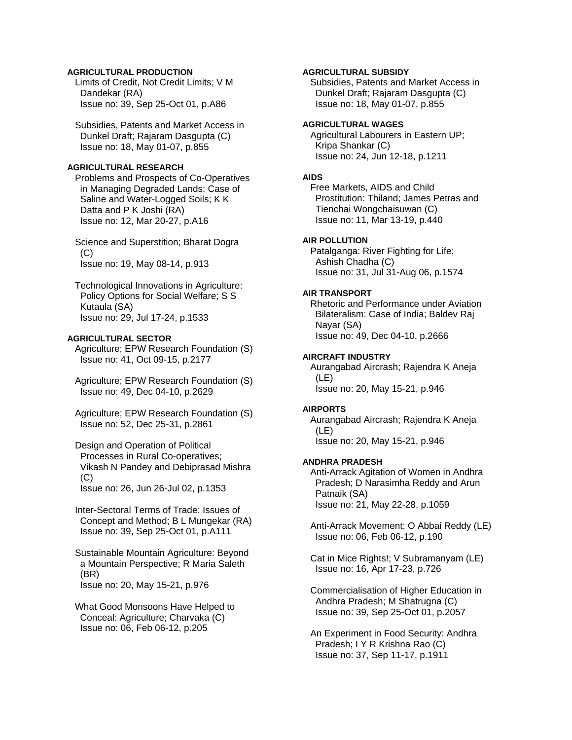**AGRICULTURAL PRODUCTION**

Limits of Credit, Not Credit Limits; V M Dandekar (RA)
Issue no: 39, Sep 25-Oct 01, p.A86

Subsidies, Patents and Market Access in Dunkel Draft; Rajaram Dasgupta (C)
Issue no: 18, May 01-07, p.855

**AGRICULTURAL RESEARCH**

Problems and Prospects of Co-Operatives in Managing Degraded Lands: Case of Saline and Water-Logged Soils; K K Datta and P K Joshi (RA)
Issue no: 12, Mar 20-27, p.A16

Science and Superstition; Bharat Dogra (C)
Issue no: 19, May 08-14, p.913

Technological Innovations in Agriculture: Policy Options for Social Welfare; S S Kutaula (SA)
Issue no: 29, Jul 17-24, p.1533

**AGRICULTURAL SECTOR**

Agriculture; EPW Research Foundation (S)
Issue no: 41, Oct 09-15, p.2177

Agriculture; EPW Research Foundation (S)
Issue no: 49, Dec 04-10, p.2629

Agriculture; EPW Research Foundation (S)
Issue no: 52, Dec 25-31, p.2861

Design and Operation of Political Processes in Rural Co-operatives; Vikash N Pandey and Debiprasad Mishra (C)
Issue no: 26, Jun 26-Jul 02, p.1353

Inter-Sectoral Terms of Trade: Issues of Concept and Method; B L Mungekar (RA)
Issue no: 39, Sep 25-Oct 01, p.A111

Sustainable Mountain Agriculture: Beyond a Mountain Perspective; R Maria Saleth (BR)
Issue no: 20, May 15-21, p.976

What Good Monsoons Have Helped to Conceal: Agriculture; Charvaka (C)
Issue no: 06, Feb 06-12, p.205

**AGRICULTURAL SUBSIDY**

Subsidies, Patents and Market Access in Dunkel Draft; Rajaram Dasgupta (C)
Issue no: 18, May 01-07, p.855

**AGRICULTURAL WAGES**

Agricultural Labourers in Eastern UP; Kripa Shankar (C)
Issue no: 24, Jun 12-18, p.1211

**AIDS**

Free Markets, AIDS and Child Prostitution: Thiland; James Petras and Tienchai Wongchaisuwan (C)
Issue no: 11, Mar 13-19, p.440

**AIR POLLUTION**

Patalganga: River Fighting for Life; Ashish Chadha (C)
Issue no: 31, Jul 31-Aug 06, p.1574

**AIR TRANSPORT**

Rhetoric and Performance under Aviation Bilateralism: Case of India; Baldev Raj Nayar (SA)
Issue no: 49, Dec 04-10, p.2666

**AIRCRAFT INDUSTRY**

Aurangabad Aircrash; Rajendra K Aneja (LE)
Issue no: 20, May 15-21, p.946

**AIRPORTS**

Aurangabad Aircrash; Rajendra K Aneja (LE)
Issue no: 20, May 15-21, p.946

**ANDHRA PRADESH**

Anti-Arrack Agitation of Women in Andhra Pradesh; D Narasimha Reddy and Arun Patnaik (SA)
Issue no: 21, May 22-28, p.1059

Anti-Arrack Movement; O Abbai Reddy (LE)
Issue no: 06, Feb 06-12, p.190

Cat in Mice Rights!; V Subramanyam (LE)
Issue no: 16, Apr 17-23, p.726

Commercialisation of Higher Education in Andhra Pradesh; M Shatrugna (C)
Issue no: 39, Sep 25-Oct 01, p.2057

An Experiment in Food Security: Andhra Pradesh; I Y R Krishna Rao (C)
Issue no: 37, Sep 11-17, p.1911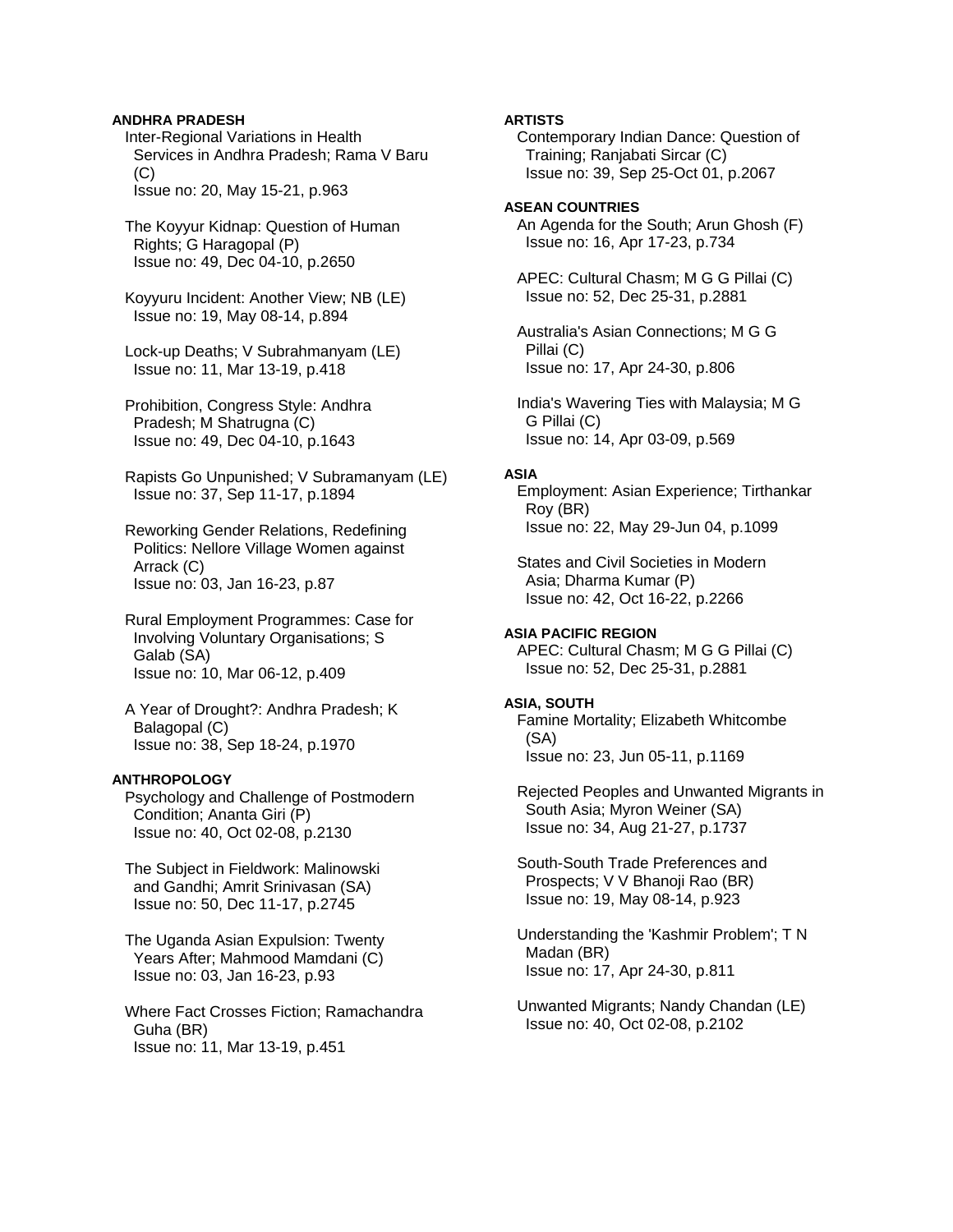**ANDHRA PRADESH**

Inter-Regional Variations in Health Services in Andhra Pradesh; Rama V Baru (C)
Issue no: 20, May 15-21, p.963

The Koyyur Kidnap: Question of Human Rights; G Haragopal (P)
Issue no: 49, Dec 04-10, p.2650

Koyyuru Incident: Another View; NB (LE)
Issue no: 19, May 08-14, p.894

Lock-up Deaths; V Subrahmanyam (LE)
Issue no: 11, Mar 13-19, p.418

Prohibition, Congress Style: Andhra Pradesh; M Shatrugna (C)
Issue no: 49, Dec 04-10, p.1643

Rapists Go Unpunished; V Subramanyam (LE)
Issue no: 37, Sep 11-17, p.1894

Reworking Gender Relations, Redefining Politics: Nellore Village Women against Arrack (C)
Issue no: 03, Jan 16-23, p.87

Rural Employment Programmes: Case for Involving Voluntary Organisations; S Galab (SA)
Issue no: 10, Mar 06-12, p.409

A Year of Drought?: Andhra Pradesh; K Balagopal (C)
Issue no: 38, Sep 18-24, p.1970

**ANTHROPOLOGY**

Psychology and Challenge of Postmodern Condition; Ananta Giri (P)
Issue no: 40, Oct 02-08, p.2130

The Subject in Fieldwork: Malinowski and Gandhi; Amrit Srinivasan (SA)
Issue no: 50, Dec 11-17, p.2745

The Uganda Asian Expulsion: Twenty Years After; Mahmood Mamdani (C)
Issue no: 03, Jan 16-23, p.93

Where Fact Crosses Fiction; Ramachandra Guha (BR)
Issue no: 11, Mar 13-19, p.451

**ARTISTS**

Contemporary Indian Dance: Question of Training; Ranjabati Sircar (C)
Issue no: 39, Sep 25-Oct 01, p.2067

**ASEAN COUNTRIES**

An Agenda for the South; Arun Ghosh (F)
Issue no: 16, Apr 17-23, p.734

APEC: Cultural Chasm; M G G Pillai (C)
Issue no: 52, Dec 25-31, p.2881

Australia's Asian Connections; M G G Pillai (C)
Issue no: 17, Apr 24-30, p.806

India's Wavering Ties with Malaysia; M G G Pillai (C)
Issue no: 14, Apr 03-09, p.569

**ASIA**

Employment: Asian Experience; Tirthankar Roy (BR)
Issue no: 22, May 29-Jun 04, p.1099

States and Civil Societies in Modern Asia; Dharma Kumar (P)
Issue no: 42, Oct 16-22, p.2266

**ASIA PACIFIC REGION**

APEC: Cultural Chasm; M G G Pillai (C)
Issue no: 52, Dec 25-31, p.2881

**ASIA, SOUTH**

Famine Mortality; Elizabeth Whitcombe (SA)
Issue no: 23, Jun 05-11, p.1169

Rejected Peoples and Unwanted Migrants in South Asia; Myron Weiner (SA)
Issue no: 34, Aug 21-27, p.1737

South-South Trade Preferences and Prospects; V V Bhanoji Rao (BR)
Issue no: 19, May 08-14, p.923

Understanding the 'Kashmir Problem'; T N Madan (BR)
Issue no: 17, Apr 24-30, p.811

Unwanted Migrants; Nandy Chandan (LE)
Issue no: 40, Oct 02-08, p.2102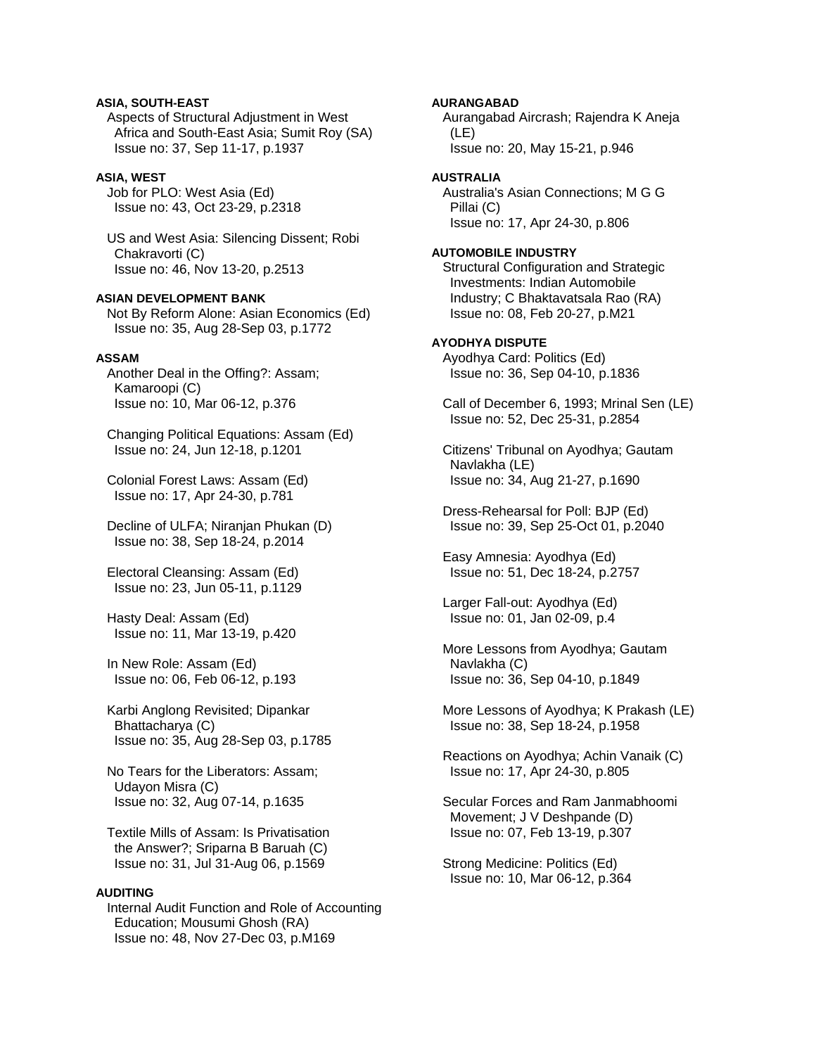**ASIA, SOUTH-EAST**

Aspects of Structural Adjustment in West Africa and South-East Asia; Sumit Roy (SA)
Issue no: 37, Sep 11-17, p.1937

**ASIA, WEST**

Job for PLO: West Asia (Ed)
Issue no: 43, Oct 23-29, p.2318

US and West Asia: Silencing Dissent; Robi Chakravorti (C)
Issue no: 46, Nov 13-20, p.2513

**ASIAN DEVELOPMENT BANK**

Not By Reform Alone: Asian Economics (Ed)
Issue no: 35, Aug 28-Sep 03, p.1772

**ASSAM**

Another Deal in the Offing?: Assam; Kamaroopi (C)
Issue no: 10, Mar 06-12, p.376

Changing Political Equations: Assam (Ed)
Issue no: 24, Jun 12-18, p.1201

Colonial Forest Laws: Assam (Ed)
Issue no: 17, Apr 24-30, p.781

Decline of ULFA; Niranjan Phukan (D)
Issue no: 38, Sep 18-24, p.2014

Electoral Cleansing: Assam (Ed)
Issue no: 23, Jun 05-11, p.1129

Hasty Deal: Assam (Ed)
Issue no: 11, Mar 13-19, p.420

In New Role: Assam (Ed)
Issue no: 06, Feb 06-12, p.193

Karbi Anglong Revisited; Dipankar Bhattacharya (C)
Issue no: 35, Aug 28-Sep 03, p.1785

No Tears for the Liberators: Assam; Udayon Misra (C)
Issue no: 32, Aug 07-14, p.1635

Textile Mills of Assam: Is Privatisation the Answer?; Sriparna B Baruah (C)
Issue no: 31, Jul 31-Aug 06, p.1569

**AUDITING**

Internal Audit Function and Role of Accounting Education; Mousumi Ghosh (RA)
Issue no: 48, Nov 27-Dec 03, p.M169

**AURANGABAD**

Aurangabad Aircrash; Rajendra K Aneja (LE)
Issue no: 20, May 15-21, p.946

**AUSTRALIA**

Australia's Asian Connections; M G G Pillai (C)
Issue no: 17, Apr 24-30, p.806

**AUTOMOBILE INDUSTRY**

Structural Configuration and Strategic Investments: Indian Automobile Industry; C Bhaktavatsala Rao (RA)
Issue no: 08, Feb 20-27, p.M21

**AYODHYA DISPUTE**

Ayodhya Card: Politics (Ed)
Issue no: 36, Sep 04-10, p.1836

Call of December 6, 1993; Mrinal Sen (LE)
Issue no: 52, Dec 25-31, p.2854

Citizens' Tribunal on Ayodhya; Gautam Navlakha (LE)
Issue no: 34, Aug 21-27, p.1690

Dress-Rehearsal for Poll: BJP (Ed)
Issue no: 39, Sep 25-Oct 01, p.2040

Easy Amnesia: Ayodhya (Ed)
Issue no: 51, Dec 18-24, p.2757

Larger Fall-out: Ayodhya (Ed)
Issue no: 01, Jan 02-09, p.4

More Lessons from Ayodhya; Gautam Navlakha (C)
Issue no: 36, Sep 04-10, p.1849

More Lessons of Ayodhya; K Prakash (LE)
Issue no: 38, Sep 18-24, p.1958

Reactions on Ayodhya; Achin Vanaik (C)
Issue no: 17, Apr 24-30, p.805

Secular Forces and Ram Janmabhoomi Movement; J V Deshpande (D)
Issue no: 07, Feb 13-19, p.307

Strong Medicine: Politics (Ed)
Issue no: 10, Mar 06-12, p.364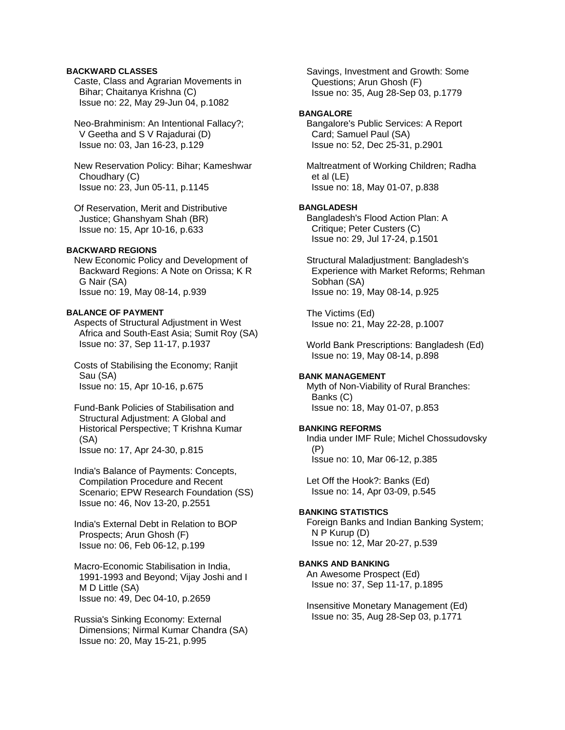**BACKWARD CLASSES**

Caste, Class and Agrarian Movements in Bihar; Chaitanya Krishna (C)
Issue no: 22, May 29-Jun 04, p.1082

Neo-Brahminism: An Intentional Fallacy?; V Geetha and S V Rajadurai (D)
Issue no: 03, Jan 16-23, p.129

New Reservation Policy: Bihar; Kameshwar Choudhary (C)
Issue no: 23, Jun 05-11, p.1145

Of Reservation, Merit and Distributive Justice; Ghanshyam Shah (BR)
Issue no: 15, Apr 10-16, p.633

**BACKWARD REGIONS**

New Economic Policy and Development of Backward Regions: A Note on Orissa; K R G Nair (SA)
Issue no: 19, May 08-14, p.939

**BALANCE OF PAYMENT**

Aspects of Structural Adjustment in West Africa and South-East Asia; Sumit Roy (SA)
Issue no: 37, Sep 11-17, p.1937

Costs of Stabilising the Economy; Ranjit Sau (SA)
Issue no: 15, Apr 10-16, p.675

Fund-Bank Policies of Stabilisation and Structural Adjustment: A Global and Historical Perspective; T Krishna Kumar (SA)
Issue no: 17, Apr 24-30, p.815

India's Balance of Payments: Concepts, Compilation Procedure and Recent Scenario; EPW Research Foundation (SS)
Issue no: 46, Nov 13-20, p.2551

India's External Debt in Relation to BOP Prospects; Arun Ghosh (F)
Issue no: 06, Feb 06-12, p.199

Macro-Economic Stabilisation in India, 1991-1993 and Beyond; Vijay Joshi and I M D Little (SA)
Issue no: 49, Dec 04-10, p.2659

Russia's Sinking Economy: External Dimensions; Nirmal Kumar Chandra (SA)
Issue no: 20, May 15-21, p.995

Savings, Investment and Growth: Some Questions; Arun Ghosh (F)
Issue no: 35, Aug 28-Sep 03, p.1779

**BANGALORE**

Bangalore's Public Services: A Report Card; Samuel Paul (SA)
Issue no: 52, Dec 25-31, p.2901

Maltreatment of Working Children; Radha et al (LE)
Issue no: 18, May 01-07, p.838

**BANGLADESH**

Bangladesh's Flood Action Plan: A Critique; Peter Custers (C)
Issue no: 29, Jul 17-24, p.1501

Structural Maladjustment: Bangladesh's Experience with Market Reforms; Rehman Sobhan (SA)
Issue no: 19, May 08-14, p.925

The Victims (Ed)
Issue no: 21, May 22-28, p.1007

World Bank Prescriptions: Bangladesh (Ed)
Issue no: 19, May 08-14, p.898

**BANK MANAGEMENT**

Myth of Non-Viability of Rural Branches: Banks (C)
Issue no: 18, May 01-07, p.853

**BANKING REFORMS**

India under IMF Rule; Michel Chossudovsky (P)
Issue no: 10, Mar 06-12, p.385

Let Off the Hook?: Banks (Ed)
Issue no: 14, Apr 03-09, p.545

**BANKING STATISTICS**

Foreign Banks and Indian Banking System; N P Kurup (D)
Issue no: 12, Mar 20-27, p.539

**BANKS AND BANKING**

An Awesome Prospect (Ed)
Issue no: 37, Sep 11-17, p.1895

Insensitive Monetary Management (Ed)
Issue no: 35, Aug 28-Sep 03, p.1771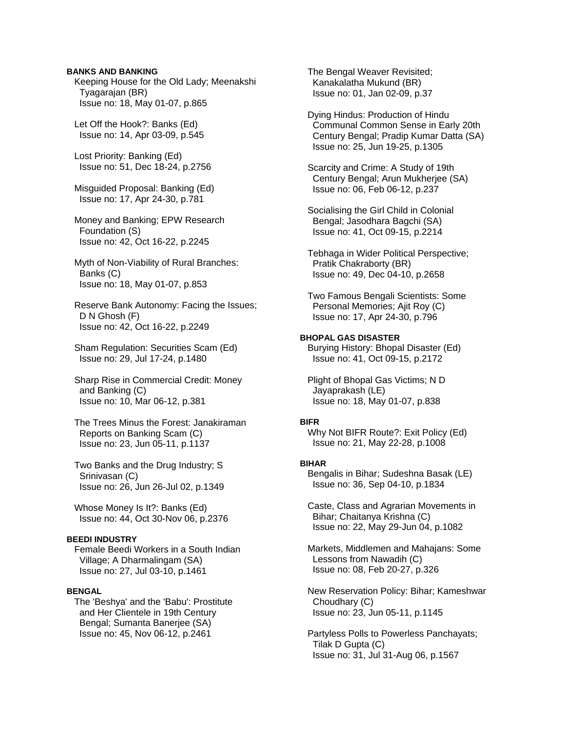**BANKS AND BANKING**

Keeping House for the Old Lady; Meenakshi Tyagarajan (BR)
Issue no: 18, May 01-07, p.865

Let Off the Hook?: Banks (Ed)
Issue no: 14, Apr 03-09, p.545

Lost Priority: Banking (Ed)
Issue no: 51, Dec 18-24, p.2756

Misguided Proposal: Banking (Ed)
Issue no: 17, Apr 24-30, p.781

Money and Banking; EPW Research Foundation (S)
Issue no: 42, Oct 16-22, p.2245

Myth of Non-Viability of Rural Branches: Banks (C)
Issue no: 18, May 01-07, p.853

Reserve Bank Autonomy: Facing the Issues; D N Ghosh (F)
Issue no: 42, Oct 16-22, p.2249

Sham Regulation: Securities Scam (Ed)
Issue no: 29, Jul 17-24, p.1480

Sharp Rise in Commercial Credit: Money and Banking (C)
Issue no: 10, Mar 06-12, p.381

The Trees Minus the Forest: Janakiraman Reports on Banking Scam (C)
Issue no: 23, Jun 05-11, p.1137

Two Banks and the Drug Industry; S Srinivasan (C)
Issue no: 26, Jun 26-Jul 02, p.1349

Whose Money Is It?: Banks (Ed)
Issue no: 44, Oct 30-Nov 06, p.2376

**BEEDI INDUSTRY**

Female Beedi Workers in a South Indian Village; A Dharmalingam (SA)
Issue no: 27, Jul 03-10, p.1461

**BENGAL**

The 'Beshya' and the 'Babu': Prostitute and Her Clientele in 19th Century Bengal; Sumanta Banerjee (SA)
Issue no: 45, Nov 06-12, p.2461

The Bengal Weaver Revisited; Kanakalatha Mukund (BR)
Issue no: 01, Jan 02-09, p.37

Dying Hindus: Production of Hindu Communal Common Sense in Early 20th Century Bengal; Pradip Kumar Datta (SA)
Issue no: 25, Jun 19-25, p.1305

Scarcity and Crime: A Study of 19th Century Bengal; Arun Mukherjee (SA)
Issue no: 06, Feb 06-12, p.237

Socialising the Girl Child in Colonial Bengal; Jasodhara Bagchi (SA)
Issue no: 41, Oct 09-15, p.2214

Tebhaga in Wider Political Perspective; Pratik Chakraborty (BR)
Issue no: 49, Dec 04-10, p.2658

Two Famous Bengali Scientists: Some Personal Memories; Ajit Roy (C)
Issue no: 17, Apr 24-30, p.796

**BHOPAL GAS DISASTER**

Burying History: Bhopal Disaster (Ed)
Issue no: 41, Oct 09-15, p.2172

Plight of Bhopal Gas Victims; N D Jayaprakash (LE)
Issue no: 18, May 01-07, p.838

**BIFR**

Why Not BIFR Route?: Exit Policy (Ed)
Issue no: 21, May 22-28, p.1008

**BIHAR**

Bengalis in Bihar; Sudeshna Basak (LE)
Issue no: 36, Sep 04-10, p.1834

Caste, Class and Agrarian Movements in Bihar; Chaitanya Krishna (C)
Issue no: 22, May 29-Jun 04, p.1082

Markets, Middlemen and Mahajans: Some Lessons from Nawadih (C)
Issue no: 08, Feb 20-27, p.326

New Reservation Policy: Bihar; Kameshwar Choudhary (C)
Issue no: 23, Jun 05-11, p.1145

Partyless Polls to Powerless Panchayats; Tilak D Gupta (C)
Issue no: 31, Jul 31-Aug 06, p.1567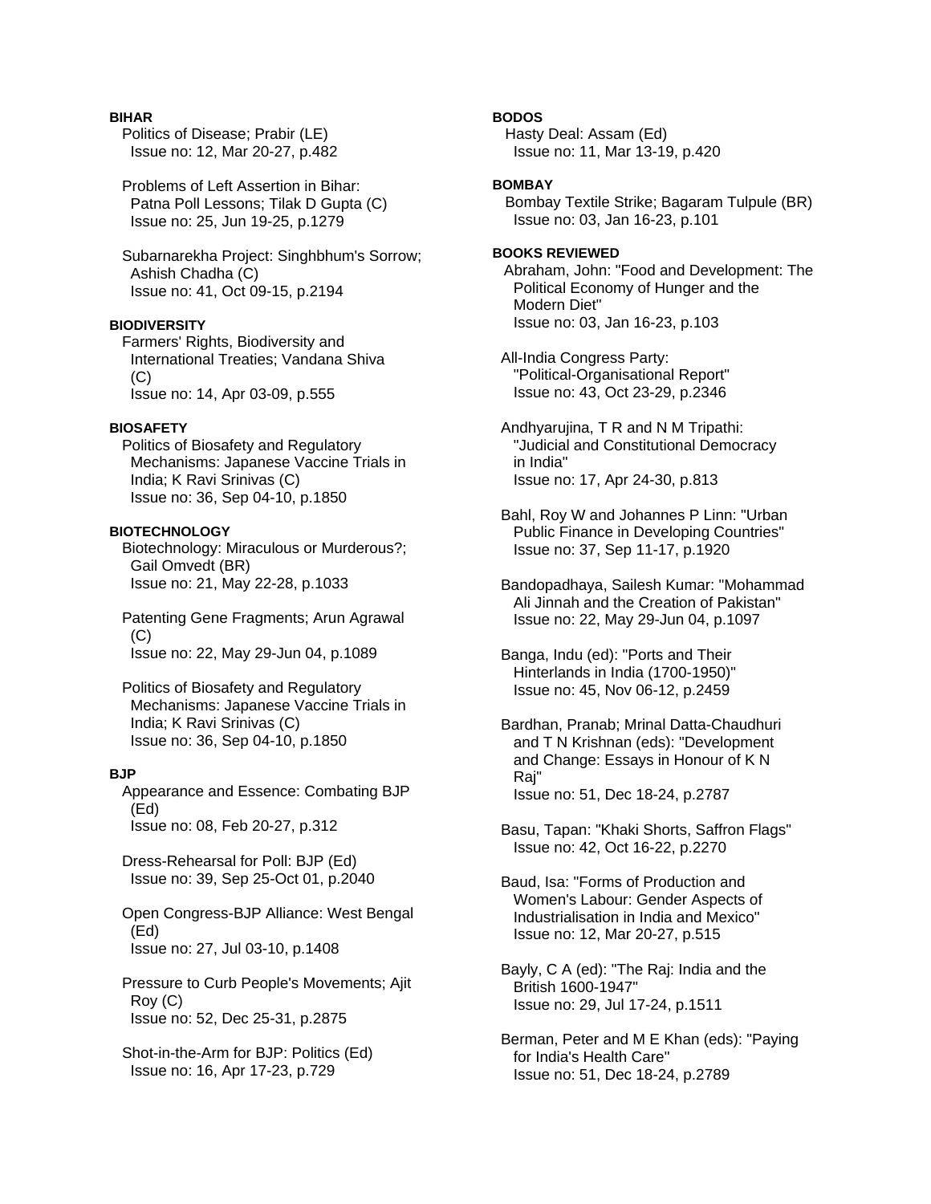**BIHAR**

Politics of Disease; Prabir (LE)
Issue no: 12, Mar 20-27, p.482

Problems of Left Assertion in Bihar: Patna Poll Lessons; Tilak D Gupta (C)
Issue no: 25, Jun 19-25, p.1279

Subarnarekha Project: Singhbhum's Sorrow; Ashish Chadha (C)
Issue no: 41, Oct 09-15, p.2194

**BIODIVERSITY**

Farmers' Rights, Biodiversity and International Treaties; Vandana Shiva (C)
Issue no: 14, Apr 03-09, p.555

**BIOSAFETY**

Politics of Biosafety and Regulatory Mechanisms: Japanese Vaccine Trials in India; K Ravi Srinivas (C)
Issue no: 36, Sep 04-10, p.1850

**BIOTECHNOLOGY**

Biotechnology: Miraculous or Murderous?; Gail Omvedt (BR)
Issue no: 21, May 22-28, p.1033

Patenting Gene Fragments; Arun Agrawal (C)
Issue no: 22, May 29-Jun 04, p.1089

Politics of Biosafety and Regulatory Mechanisms: Japanese Vaccine Trials in India; K Ravi Srinivas (C)
Issue no: 36, Sep 04-10, p.1850

**BJP**

Appearance and Essence: Combating BJP (Ed)
Issue no: 08, Feb 20-27, p.312

Dress-Rehearsal for Poll: BJP (Ed)
Issue no: 39, Sep 25-Oct 01, p.2040

Open Congress-BJP Alliance: West Bengal (Ed)
Issue no: 27, Jul 03-10, p.1408

Pressure to Curb People's Movements; Ajit Roy (C)
Issue no: 52, Dec 25-31, p.2875

Shot-in-the-Arm for BJP: Politics (Ed)
Issue no: 16, Apr 17-23, p.729

**BODOS**

Hasty Deal: Assam (Ed)
Issue no: 11, Mar 13-19, p.420

**BOMBAY**

Bombay Textile Strike; Bagaram Tulpule (BR)
Issue no: 03, Jan 16-23, p.101

**BOOKS REVIEWED**

Abraham, John: "Food and Development: The Political Economy of Hunger and the Modern Diet"
Issue no: 03, Jan 16-23, p.103

All-India Congress Party: "Political-Organisational Report"
Issue no: 43, Oct 23-29, p.2346

Andhyarujina, T R and N M Tripathi: "Judicial and Constitutional Democracy in India"
Issue no: 17, Apr 24-30, p.813

Bahl, Roy W and Johannes P Linn: "Urban Public Finance in Developing Countries"
Issue no: 37, Sep 11-17, p.1920

Bandopadhaya, Sailesh Kumar: "Mohammad Ali Jinnah and the Creation of Pakistan"
Issue no: 22, May 29-Jun 04, p.1097

Banga, Indu (ed): "Ports and Their Hinterlands in India (1700-1950)"
Issue no: 45, Nov 06-12, p.2459

Bardhan, Pranab; Mrinal Datta-Chaudhuri and T N Krishnan (eds): "Development and Change: Essays in Honour of K N Raj"
Issue no: 51, Dec 18-24, p.2787

Basu, Tapan: "Khaki Shorts, Saffron Flags"
Issue no: 42, Oct 16-22, p.2270

Baud, Isa: "Forms of Production and Women's Labour: Gender Aspects of Industrialisation in India and Mexico"
Issue no: 12, Mar 20-27, p.515

Bayly, C A (ed): "The Raj: India and the British 1600-1947"
Issue no: 29, Jul 17-24, p.1511

Berman, Peter and M E Khan (eds): "Paying for India's Health Care"
Issue no: 51, Dec 18-24, p.2789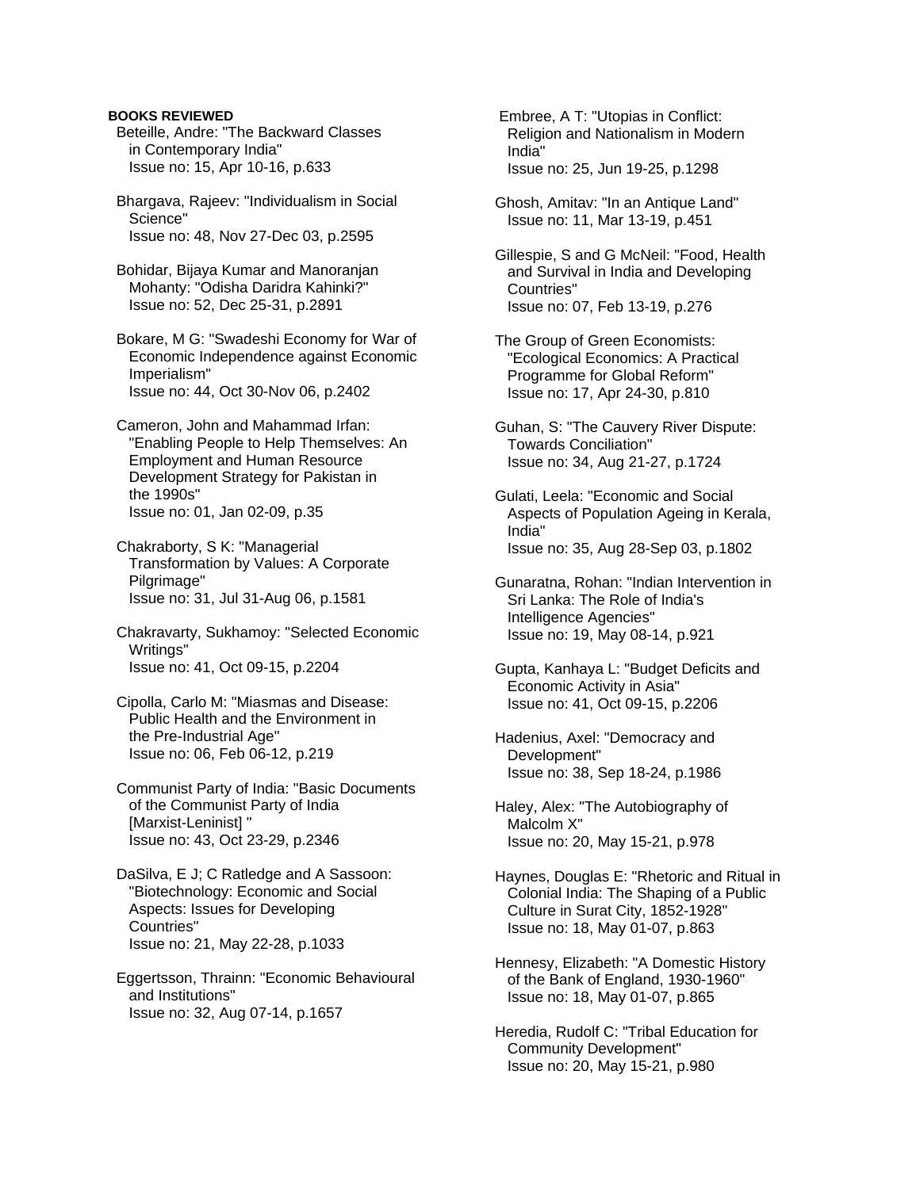**BOOKS REVIEWED**

Beteille, Andre: "The Backward Classes in Contemporary India"
Issue no: 15, Apr 10-16, p.633

Bhargava, Rajeev: "Individualism in Social Science"
Issue no: 48, Nov 27-Dec 03, p.2595

Bohidar, Bijaya Kumar and Manoranjan Mohanty: "Odisha Daridra Kahinki?"
Issue no: 52, Dec 25-31, p.2891

Bokare, M G: "Swadeshi Economy for War of Economic Independence against Economic Imperialism"
Issue no: 44, Oct 30-Nov 06, p.2402

Cameron, John and Mahammad Irfan: "Enabling People to Help Themselves: An Employment and Human Resource Development Strategy for Pakistan in the 1990s"
Issue no: 01, Jan 02-09, p.35

Chakraborty, S K: "Managerial Transformation by Values: A Corporate Pilgrimage"
Issue no: 31, Jul 31-Aug 06, p.1581

Chakravarty, Sukhamoy: "Selected Economic Writings"
Issue no: 41, Oct 09-15, p.2204

Cipolla, Carlo M: "Miasmas and Disease: Public Health and the Environment in the Pre-Industrial Age"
Issue no: 06, Feb 06-12, p.219

Communist Party of India: "Basic Documents of the Communist Party of India [Marxist-Leninist] "
Issue no: 43, Oct 23-29, p.2346

DaSilva, E J; C Ratledge and A Sassoon: "Biotechnology: Economic and Social Aspects: Issues for Developing Countries"
Issue no: 21, May 22-28, p.1033

Eggertsson, Thrainn: "Economic Behavioural and Institutions"
Issue no: 32, Aug 07-14, p.1657

Embree, A T: "Utopias in Conflict: Religion and Nationalism in Modern India"
Issue no: 25, Jun 19-25, p.1298

Ghosh, Amitav: "In an Antique Land"
Issue no: 11, Mar 13-19, p.451

Gillespie, S and G McNeil: "Food, Health and Survival in India and Developing Countries"
Issue no: 07, Feb 13-19, p.276

The Group of Green Economists: "Ecological Economics: A Practical Programme for Global Reform"
Issue no: 17, Apr 24-30, p.810

Guhan, S: "The Cauvery River Dispute: Towards Conciliation"
Issue no: 34, Aug 21-27, p.1724

Gulati, Leela: "Economic and Social Aspects of Population Ageing in Kerala, India"
Issue no: 35, Aug 28-Sep 03, p.1802

Gunaratna, Rohan: "Indian Intervention in Sri Lanka: The Role of India's Intelligence Agencies"
Issue no: 19, May 08-14, p.921

Gupta, Kanhaya L: "Budget Deficits and Economic Activity in Asia"
Issue no: 41, Oct 09-15, p.2206

Hadenius, Axel: "Democracy and Development"
Issue no: 38, Sep 18-24, p.1986

Haley, Alex: "The Autobiography of Malcolm X"
Issue no: 20, May 15-21, p.978

Haynes, Douglas E: "Rhetoric and Ritual in Colonial India: The Shaping of a Public Culture in Surat City, 1852-1928"
Issue no: 18, May 01-07, p.863

Hennesy, Elizabeth: "A Domestic History of the Bank of England, 1930-1960"
Issue no: 18, May 01-07, p.865

Heredia, Rudolf C: "Tribal Education for Community Development"
Issue no: 20, May 15-21, p.980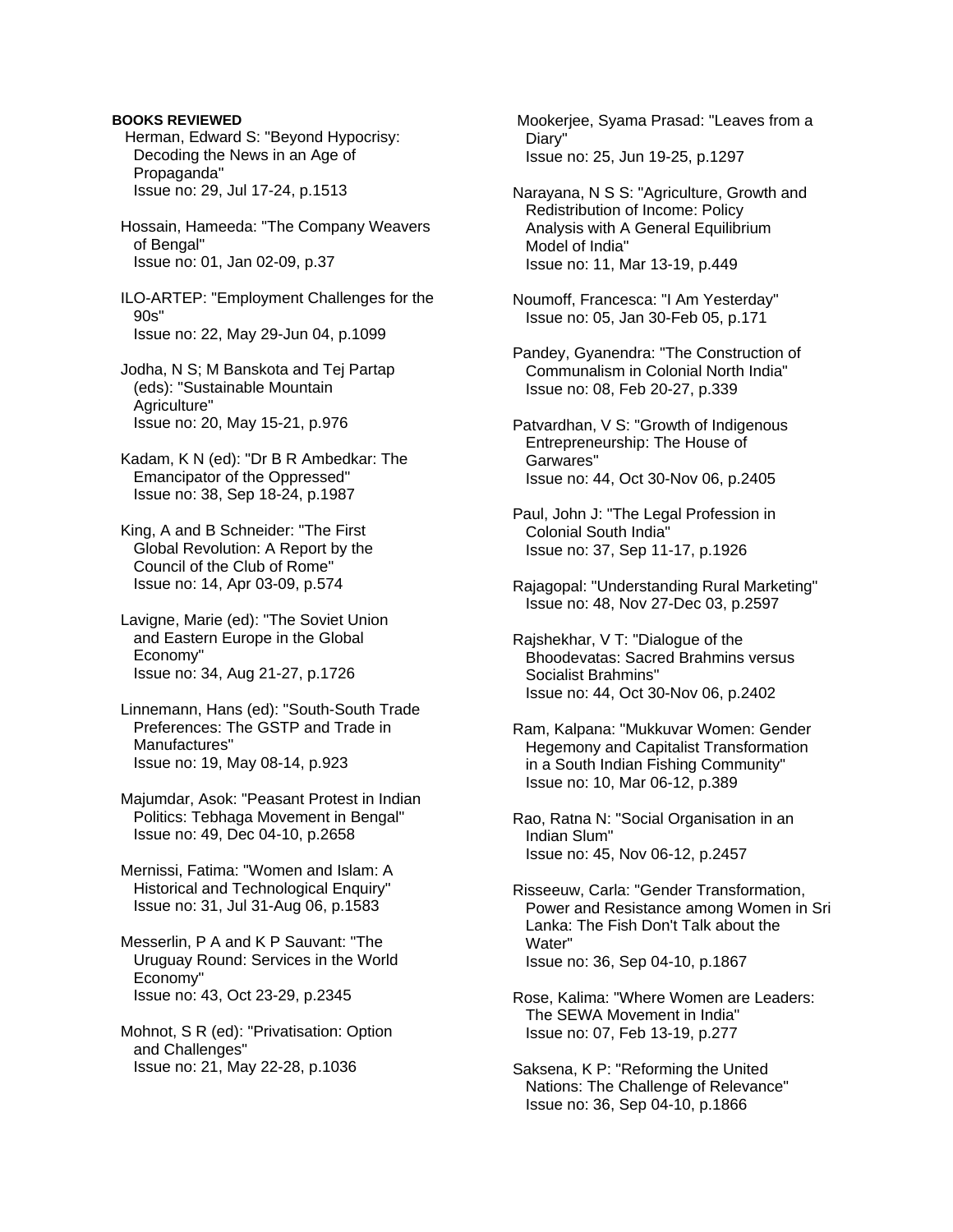**BOOKS REVIEWED**

Herman, Edward S: "Beyond Hypocrisy: Decoding the News in an Age of Propaganda"
Issue no: 29, Jul 17-24, p.1513

Hossain, Hameeda: "The Company Weavers of Bengal"
Issue no: 01, Jan 02-09, p.37

ILO-ARTEP: "Employment Challenges for the 90s"
Issue no: 22, May 29-Jun 04, p.1099

Jodha, N S; M Banskota and Tej Partap (eds): "Sustainable Mountain Agriculture"
Issue no: 20, May 15-21, p.976

Kadam, K N (ed): "Dr B R Ambedkar: The Emancipator of the Oppressed"
Issue no: 38, Sep 18-24, p.1987

King, A and B Schneider: "The First Global Revolution: A Report by the Council of the Club of Rome"
Issue no: 14, Apr 03-09, p.574

Lavigne, Marie (ed): "The Soviet Union and Eastern Europe in the Global Economy"
Issue no: 34, Aug 21-27, p.1726

Linnemann, Hans (ed): "South-South Trade Preferences: The GSTP and Trade in Manufactures"
Issue no: 19, May 08-14, p.923

Majumdar, Asok: "Peasant Protest in Indian Politics: Tebhaga Movement in Bengal"
Issue no: 49, Dec 04-10, p.2658

Mernissi, Fatima: "Women and Islam: A Historical and Technological Enquiry"
Issue no: 31, Jul 31-Aug 06, p.1583

Messerlin, P A and K P Sauvant: "The Uruguay Round: Services in the World Economy"
Issue no: 43, Oct 23-29, p.2345

Mohnot, S R (ed): "Privatisation: Option and Challenges"
Issue no: 21, May 22-28, p.1036

Mookerjee, Syama Prasad: "Leaves from a Diary"
Issue no: 25, Jun 19-25, p.1297

Narayana, N S S: "Agriculture, Growth and Redistribution of Income: Policy Analysis with A General Equilibrium Model of India"
Issue no: 11, Mar 13-19, p.449

Noumoff, Francesca: "I Am Yesterday"
Issue no: 05, Jan 30-Feb 05, p.171

Pandey, Gyanendra: "The Construction of Communalism in Colonial North India"
Issue no: 08, Feb 20-27, p.339

Patvardhan, V S: "Growth of Indigenous Entrepreneurship: The House of Garwares"
Issue no: 44, Oct 30-Nov 06, p.2405

Paul, John J: "The Legal Profession in Colonial South India"
Issue no: 37, Sep 11-17, p.1926

Rajagopal: "Understanding Rural Marketing"
Issue no: 48, Nov 27-Dec 03, p.2597

Rajshekhar, V T: "Dialogue of the Bhoodevatas: Sacred Brahmins versus Socialist Brahmins"
Issue no: 44, Oct 30-Nov 06, p.2402

Ram, Kalpana: "Mukkuvar Women: Gender Hegemony and Capitalist Transformation in a South Indian Fishing Community"
Issue no: 10, Mar 06-12, p.389

Rao, Ratna N: "Social Organisation in an Indian Slum"
Issue no: 45, Nov 06-12, p.2457

Risseeuw, Carla: "Gender Transformation, Power and Resistance among Women in Sri Lanka: The Fish Don't Talk about the Water"
Issue no: 36, Sep 04-10, p.1867

Rose, Kalima: "Where Women are Leaders: The SEWA Movement in India"
Issue no: 07, Feb 13-19, p.277

Saksena, K P: "Reforming the United Nations: The Challenge of Relevance"
Issue no: 36, Sep 04-10, p.1866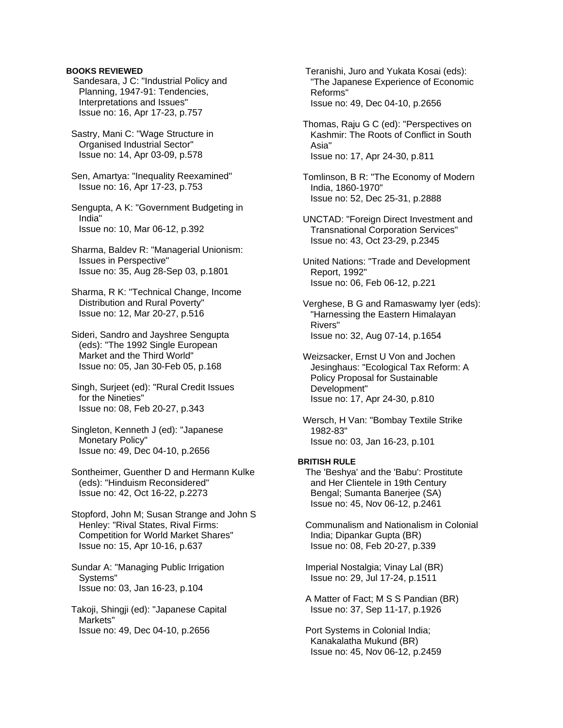**BOOKS REVIEWED**

Sandesara, J C: "Industrial Policy and Planning, 1947-91: Tendencies, Interpretations and Issues"
Issue no: 16, Apr 17-23, p.757

Sastry, Mani C: "Wage Structure in Organised Industrial Sector"
Issue no: 14, Apr 03-09, p.578

Sen, Amartya: "Inequality Reexamined"
Issue no: 16, Apr 17-23, p.753

Sengupta, A K: "Government Budgeting in India"
Issue no: 10, Mar 06-12, p.392

Sharma, Baldev R: "Managerial Unionism: Issues in Perspective"
Issue no: 35, Aug 28-Sep 03, p.1801

Sharma, R K: "Technical Change, Income Distribution and Rural Poverty"
Issue no: 12, Mar 20-27, p.516

Sideri, Sandro and Jayshree Sengupta (eds): "The 1992 Single European Market and the Third World"
Issue no: 05, Jan 30-Feb 05, p.168

Singh, Surjeet (ed): "Rural Credit Issues for the Nineties"
Issue no: 08, Feb 20-27, p.343

Singleton, Kenneth J (ed): "Japanese Monetary Policy"
Issue no: 49, Dec 04-10, p.2656

Sontheimer, Guenther D and Hermann Kulke (eds): "Hinduism Reconsidered"
Issue no: 42, Oct 16-22, p.2273

Stopford, John M; Susan Strange and John S Henley: "Rival States, Rival Firms: Competition for World Market Shares"
Issue no: 15, Apr 10-16, p.637

Sundar A: "Managing Public Irrigation Systems"
Issue no: 03, Jan 16-23, p.104

Takoji, Shingji (ed): "Japanese Capital Markets"
Issue no: 49, Dec 04-10, p.2656

Teranishi, Juro and Yukata Kosai (eds): "The Japanese Experience of Economic Reforms"
Issue no: 49, Dec 04-10, p.2656

Thomas, Raju G C (ed): "Perspectives on Kashmir: The Roots of Conflict in South Asia"
Issue no: 17, Apr 24-30, p.811

Tomlinson, B R: "The Economy of Modern India, 1860-1970"
Issue no: 52, Dec 25-31, p.2888

UNCTAD: "Foreign Direct Investment and Transnational Corporation Services"
Issue no: 43, Oct 23-29, p.2345

United Nations: "Trade and Development Report, 1992"
Issue no: 06, Feb 06-12, p.221

Verghese, B G and Ramaswamy Iyer (eds): "Harnessing the Eastern Himalayan Rivers"
Issue no: 32, Aug 07-14, p.1654

Weizsacker, Ernst U Von and Jochen Jesinghaus: "Ecological Tax Reform: A Policy Proposal for Sustainable Development"
Issue no: 17, Apr 24-30, p.810

Wersch, H Van: "Bombay Textile Strike 1982-83"
Issue no: 03, Jan 16-23, p.101

**BRITISH RULE**

The 'Beshya' and the 'Babu': Prostitute and Her Clientele in 19th Century Bengal; Sumanta Banerjee (SA)
Issue no: 45, Nov 06-12, p.2461

Communalism and Nationalism in Colonial India; Dipankar Gupta (BR)
Issue no: 08, Feb 20-27, p.339

Imperial Nostalgia; Vinay Lal (BR)
Issue no: 29, Jul 17-24, p.1511

A Matter of Fact; M S S Pandian (BR)
Issue no: 37, Sep 11-17, p.1926

Port Systems in Colonial India; Kanakalatha Mukund (BR)
Issue no: 45, Nov 06-12, p.2459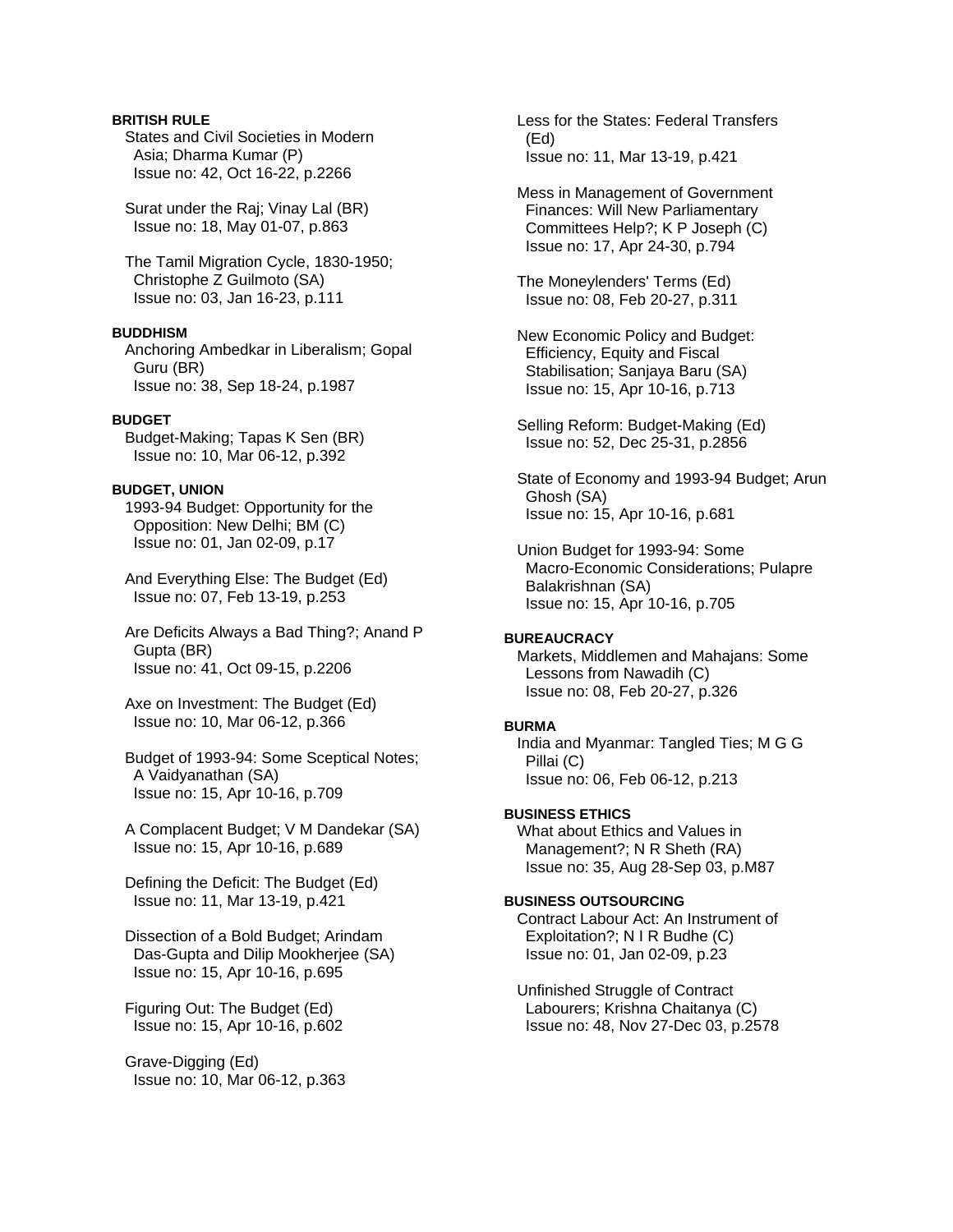**BRITISH RULE**

States and Civil Societies in Modern Asia; Dharma Kumar (P)
Issue no: 42, Oct 16-22, p.2266

Surat under the Raj; Vinay Lal (BR)
Issue no: 18, May 01-07, p.863

The Tamil Migration Cycle, 1830-1950; Christophe Z Guilmoto (SA)
Issue no: 03, Jan 16-23, p.111

**BUDDHISM**

Anchoring Ambedkar in Liberalism; Gopal Guru (BR)
Issue no: 38, Sep 18-24, p.1987

**BUDGET**

Budget-Making; Tapas K Sen (BR)
Issue no: 10, Mar 06-12, p.392

**BUDGET, UNION**

1993-94 Budget: Opportunity for the Opposition: New Delhi; BM (C)
Issue no: 01, Jan 02-09, p.17

And Everything Else: The Budget (Ed)
Issue no: 07, Feb 13-19, p.253

Are Deficits Always a Bad Thing?; Anand P Gupta (BR)
Issue no: 41, Oct 09-15, p.2206

Axe on Investment: The Budget (Ed)
Issue no: 10, Mar 06-12, p.366

Budget of 1993-94: Some Sceptical Notes; A Vaidyanathan (SA)
Issue no: 15, Apr 10-16, p.709

A Complacent Budget; V M Dandekar (SA)
Issue no: 15, Apr 10-16, p.689

Defining the Deficit: The Budget (Ed)
Issue no: 11, Mar 13-19, p.421

Dissection of a Bold Budget; Arindam Das-Gupta and Dilip Mookherjee (SA)
Issue no: 15, Apr 10-16, p.695

Figuring Out: The Budget (Ed)
Issue no: 15, Apr 10-16, p.602

Grave-Digging (Ed)
Issue no: 10, Mar 06-12, p.363

Less for the States: Federal Transfers (Ed)
Issue no: 11, Mar 13-19, p.421

Mess in Management of Government Finances: Will New Parliamentary Committees Help?; K P Joseph (C)
Issue no: 17, Apr 24-30, p.794

The Moneylenders' Terms (Ed)
Issue no: 08, Feb 20-27, p.311

New Economic Policy and Budget: Efficiency, Equity and Fiscal Stabilisation; Sanjaya Baru (SA)
Issue no: 15, Apr 10-16, p.713

Selling Reform: Budget-Making (Ed)
Issue no: 52, Dec 25-31, p.2856

State of Economy and 1993-94 Budget; Arun Ghosh (SA)
Issue no: 15, Apr 10-16, p.681

Union Budget for 1993-94: Some Macro-Economic Considerations; Pulapre Balakrishnan (SA)
Issue no: 15, Apr 10-16, p.705

**BUREAUCRACY**

Markets, Middlemen and Mahajans: Some Lessons from Nawadih (C)
Issue no: 08, Feb 20-27, p.326

**BURMA**

India and Myanmar: Tangled Ties; M G G Pillai (C)
Issue no: 06, Feb 06-12, p.213

**BUSINESS ETHICS**

What about Ethics and Values in Management?; N R Sheth (RA)
Issue no: 35, Aug 28-Sep 03, p.M87

**BUSINESS OUTSOURCING**

Contract Labour Act: An Instrument of Exploitation?; N I R Budhe (C)
Issue no: 01, Jan 02-09, p.23

Unfinished Struggle of Contract Labourers; Krishna Chaitanya (C)
Issue no: 48, Nov 27-Dec 03, p.2578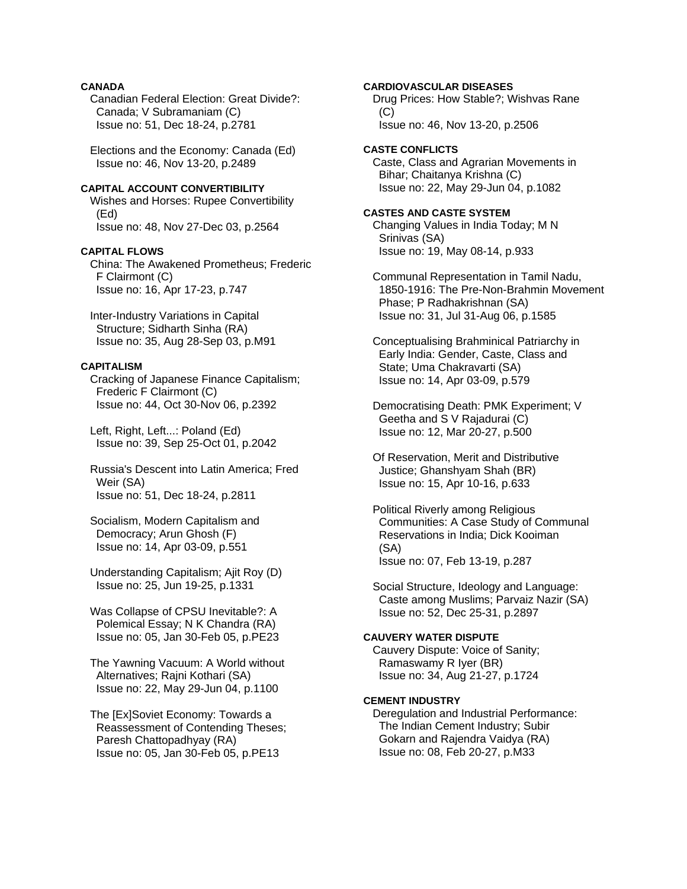**CANADA**

Canadian Federal Election: Great Divide?: Canada; V Subramaniam (C)
Issue no: 51, Dec 18-24, p.2781

Elections and the Economy: Canada (Ed)
Issue no: 46, Nov 13-20, p.2489

**CAPITAL ACCOUNT CONVERTIBILITY**

Wishes and Horses: Rupee Convertibility (Ed)
Issue no: 48, Nov 27-Dec 03, p.2564

**CAPITAL FLOWS**

China: The Awakened Prometheus; Frederic F Clairmont (C)
Issue no: 16, Apr 17-23, p.747

Inter-Industry Variations in Capital Structure; Sidharth Sinha (RA)
Issue no: 35, Aug 28-Sep 03, p.M91

**CAPITALISM**

Cracking of Japanese Finance Capitalism; Frederic F Clairmont (C)
Issue no: 44, Oct 30-Nov 06, p.2392

Left, Right, Left...: Poland (Ed)
Issue no: 39, Sep 25-Oct 01, p.2042

Russia's Descent into Latin America; Fred Weir (SA)
Issue no: 51, Dec 18-24, p.2811

Socialism, Modern Capitalism and Democracy; Arun Ghosh (F)
Issue no: 14, Apr 03-09, p.551

Understanding Capitalism; Ajit Roy (D)
Issue no: 25, Jun 19-25, p.1331

Was Collapse of CPSU Inevitable?: A Polemical Essay; N K Chandra (RA)
Issue no: 05, Jan 30-Feb 05, p.PE23

The Yawning Vacuum: A World without Alternatives; Rajni Kothari (SA)
Issue no: 22, May 29-Jun 04, p.1100

The [Ex]Soviet Economy: Towards a Reassessment of Contending Theses; Paresh Chattopadhyay (RA)
Issue no: 05, Jan 30-Feb 05, p.PE13

**CARDIOVASCULAR DISEASES**

Drug Prices: How Stable?; Wishvas Rane (C)
Issue no: 46, Nov 13-20, p.2506

**CASTE CONFLICTS**

Caste, Class and Agrarian Movements in Bihar; Chaitanya Krishna (C)
Issue no: 22, May 29-Jun 04, p.1082

**CASTES AND CASTE SYSTEM**

Changing Values in India Today; M N Srinivas (SA)
Issue no: 19, May 08-14, p.933

Communal Representation in Tamil Nadu, 1850-1916: The Pre-Non-Brahmin Movement Phase; P Radhakrishnan (SA)
Issue no: 31, Jul 31-Aug 06, p.1585

Conceptualising Brahminical Patriarchy in Early India: Gender, Caste, Class and State; Uma Chakravarti (SA)
Issue no: 14, Apr 03-09, p.579

Democratising Death: PMK Experiment; V Geetha and S V Rajadurai (C)
Issue no: 12, Mar 20-27, p.500

Of Reservation, Merit and Distributive Justice; Ghanshyam Shah (BR)
Issue no: 15, Apr 10-16, p.633

Political Riverly among Religious Communities: A Case Study of Communal Reservations in India; Dick Kooiman (SA)
Issue no: 07, Feb 13-19, p.287

Social Structure, Ideology and Language: Caste among Muslims; Parvaiz Nazir (SA)
Issue no: 52, Dec 25-31, p.2897

**CAUVERY WATER DISPUTE**

Cauvery Dispute: Voice of Sanity; Ramaswamy R Iyer (BR)
Issue no: 34, Aug 21-27, p.1724

**CEMENT INDUSTRY**

Deregulation and Industrial Performance: The Indian Cement Industry; Subir Gokarn and Rajendra Vaidya (RA)
Issue no: 08, Feb 20-27, p.M33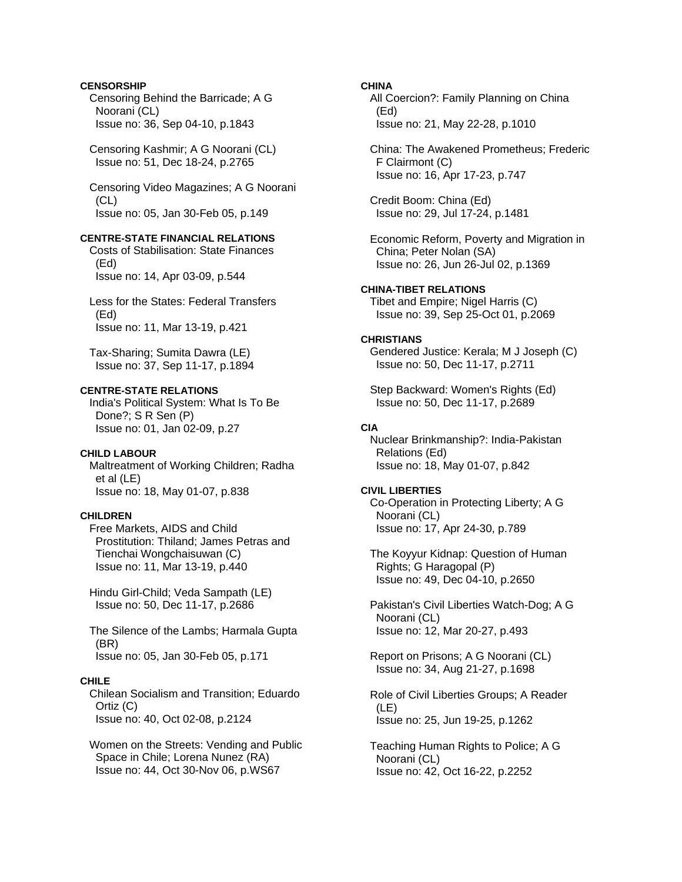**CENSORSHIP**

Censoring Behind the Barricade; A G Noorani (CL)
Issue no: 36, Sep 04-10, p.1843

Censoring Kashmir; A G Noorani (CL)
Issue no: 51, Dec 18-24, p.2765

Censoring Video Magazines; A G Noorani (CL)
Issue no: 05, Jan 30-Feb 05, p.149

**CENTRE-STATE FINANCIAL RELATIONS**

Costs of Stabilisation: State Finances (Ed)
Issue no: 14, Apr 03-09, p.544

Less for the States: Federal Transfers (Ed)
Issue no: 11, Mar 13-19, p.421

Tax-Sharing; Sumita Dawra (LE)
Issue no: 37, Sep 11-17, p.1894

**CENTRE-STATE RELATIONS**

India's Political System: What Is To Be Done?; S R Sen (P)
Issue no: 01, Jan 02-09, p.27

**CHILD LABOUR**

Maltreatment of Working Children; Radha et al (LE)
Issue no: 18, May 01-07, p.838

**CHILDREN**

Free Markets, AIDS and Child Prostitution: Thiland; James Petras and Tienchai Wongchaisuwan (C)
Issue no: 11, Mar 13-19, p.440

Hindu Girl-Child; Veda Sampath (LE)
Issue no: 50, Dec 11-17, p.2686

The Silence of the Lambs; Harmala Gupta (BR)
Issue no: 05, Jan 30-Feb 05, p.171

**CHILE**

Chilean Socialism and Transition; Eduardo Ortiz (C)
Issue no: 40, Oct 02-08, p.2124

Women on the Streets: Vending and Public Space in Chile; Lorena Nunez (RA)
Issue no: 44, Oct 30-Nov 06, p.WS67

**CHINA**

All Coercion?: Family Planning on China (Ed)
Issue no: 21, May 22-28, p.1010

China: The Awakened Prometheus; Frederic F Clairmont (C)
Issue no: 16, Apr 17-23, p.747

Credit Boom: China (Ed)
Issue no: 29, Jul 17-24, p.1481

Economic Reform, Poverty and Migration in China; Peter Nolan (SA)
Issue no: 26, Jun 26-Jul 02, p.1369

**CHINA-TIBET RELATIONS**

Tibet and Empire; Nigel Harris (C)
Issue no: 39, Sep 25-Oct 01, p.2069

**CHRISTIANS**

Gendered Justice: Kerala; M J Joseph (C)
Issue no: 50, Dec 11-17, p.2711

Step Backward: Women's Rights (Ed)
Issue no: 50, Dec 11-17, p.2689

**CIA**

Nuclear Brinkmanship?: India-Pakistan Relations (Ed)
Issue no: 18, May 01-07, p.842

**CIVIL LIBERTIES**

Co-Operation in Protecting Liberty; A G Noorani (CL)
Issue no: 17, Apr 24-30, p.789

The Koyyur Kidnap: Question of Human Rights; G Haragopal (P)
Issue no: 49, Dec 04-10, p.2650

Pakistan's Civil Liberties Watch-Dog; A G Noorani (CL)
Issue no: 12, Mar 20-27, p.493

Report on Prisons; A G Noorani (CL)
Issue no: 34, Aug 21-27, p.1698

Role of Civil Liberties Groups; A Reader (LE)
Issue no: 25, Jun 19-25, p.1262

Teaching Human Rights to Police; A G Noorani (CL)
Issue no: 42, Oct 16-22, p.2252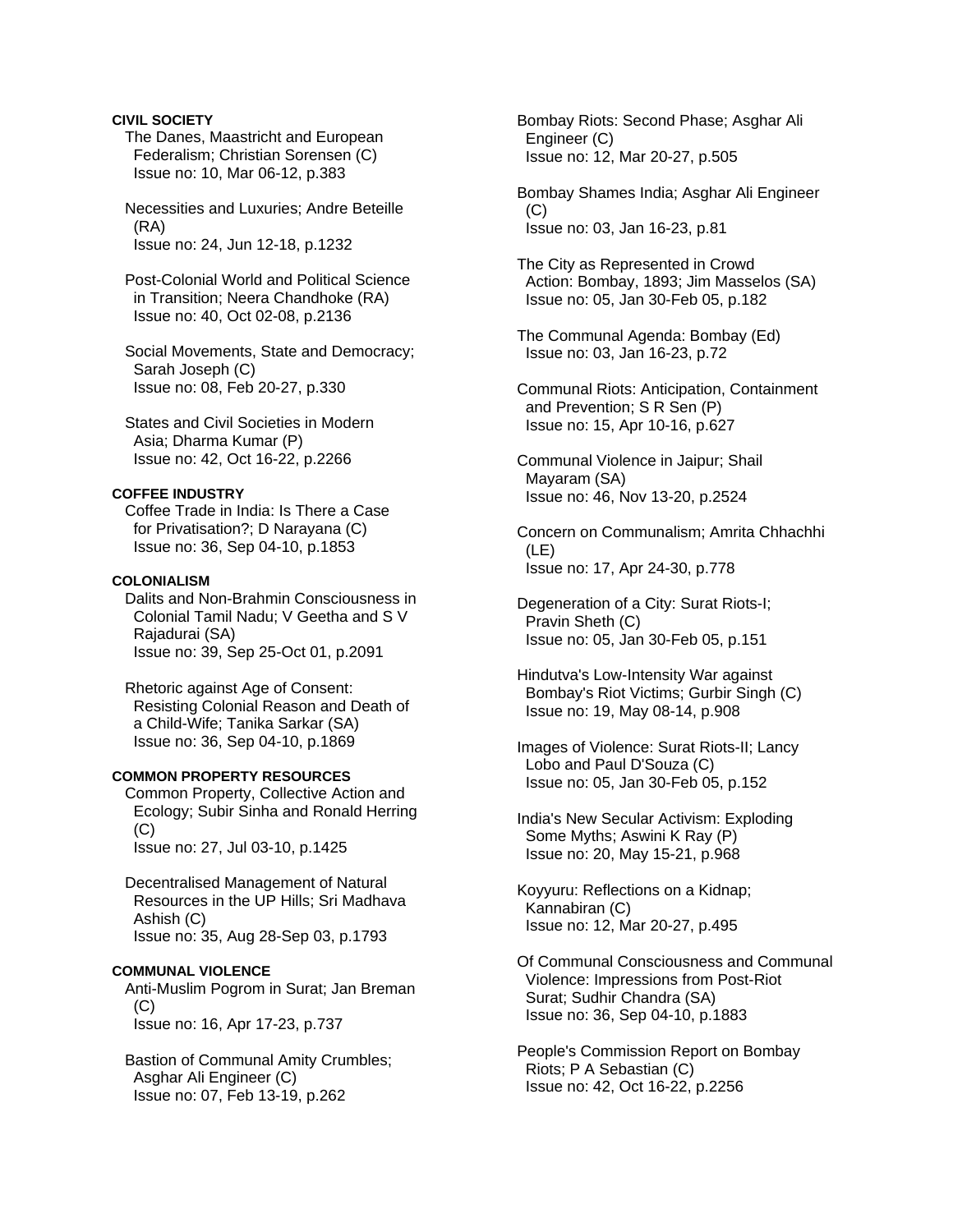**CIVIL SOCIETY**

The Danes, Maastricht and European Federalism; Christian Sorensen (C)
Issue no: 10, Mar 06-12, p.383

Necessities and Luxuries; Andre Beteille (RA)
Issue no: 24, Jun 12-18, p.1232

Post-Colonial World and Political Science in Transition; Neera Chandhoke (RA)
Issue no: 40, Oct 02-08, p.2136

Social Movements, State and Democracy; Sarah Joseph (C)
Issue no: 08, Feb 20-27, p.330

States and Civil Societies in Modern Asia; Dharma Kumar (P)
Issue no: 42, Oct 16-22, p.2266

**COFFEE INDUSTRY**

Coffee Trade in India: Is There a Case for Privatisation?; D Narayana (C)
Issue no: 36, Sep 04-10, p.1853

**COLONIALISM**

Dalits and Non-Brahmin Consciousness in Colonial Tamil Nadu; V Geetha and S V Rajadurai (SA)
Issue no: 39, Sep 25-Oct 01, p.2091

Rhetoric against Age of Consent: Resisting Colonial Reason and Death of a Child-Wife; Tanika Sarkar (SA)
Issue no: 36, Sep 04-10, p.1869

**COMMON PROPERTY RESOURCES**

Common Property, Collective Action and Ecology; Subir Sinha and Ronald Herring (C)
Issue no: 27, Jul 03-10, p.1425

Decentralised Management of Natural Resources in the UP Hills; Sri Madhava Ashish (C)
Issue no: 35, Aug 28-Sep 03, p.1793

**COMMUNAL VIOLENCE**

Anti-Muslim Pogrom in Surat; Jan Breman (C)
Issue no: 16, Apr 17-23, p.737

Bastion of Communal Amity Crumbles; Asghar Ali Engineer (C)
Issue no: 07, Feb 13-19, p.262

Bombay Riots: Second Phase; Asghar Ali Engineer (C)
Issue no: 12, Mar 20-27, p.505

Bombay Shames India; Asghar Ali Engineer (C)
Issue no: 03, Jan 16-23, p.81

The City as Represented in Crowd Action: Bombay, 1893; Jim Masselos (SA)
Issue no: 05, Jan 30-Feb 05, p.182

The Communal Agenda: Bombay (Ed)
Issue no: 03, Jan 16-23, p.72

Communal Riots: Anticipation, Containment and Prevention; S R Sen (P)
Issue no: 15, Apr 10-16, p.627

Communal Violence in Jaipur; Shail Mayaram (SA)
Issue no: 46, Nov 13-20, p.2524

Concern on Communalism; Amrita Chhachhi (LE)
Issue no: 17, Apr 24-30, p.778

Degeneration of a City: Surat Riots-I; Pravin Sheth (C)
Issue no: 05, Jan 30-Feb 05, p.151

Hindutva's Low-Intensity War against Bombay's Riot Victims; Gurbir Singh (C)
Issue no: 19, May 08-14, p.908

Images of Violence: Surat Riots-II; Lancy Lobo and Paul D'Souza (C)
Issue no: 05, Jan 30-Feb 05, p.152

India's New Secular Activism: Exploding Some Myths; Aswini K Ray (P)
Issue no: 20, May 15-21, p.968

Koyyuru: Reflections on a Kidnap; Kannabiran (C)
Issue no: 12, Mar 20-27, p.495

Of Communal Consciousness and Communal Violence: Impressions from Post-Riot Surat; Sudhir Chandra (SA)
Issue no: 36, Sep 04-10, p.1883

People's Commission Report on Bombay Riots; P A Sebastian (C)
Issue no: 42, Oct 16-22, p.2256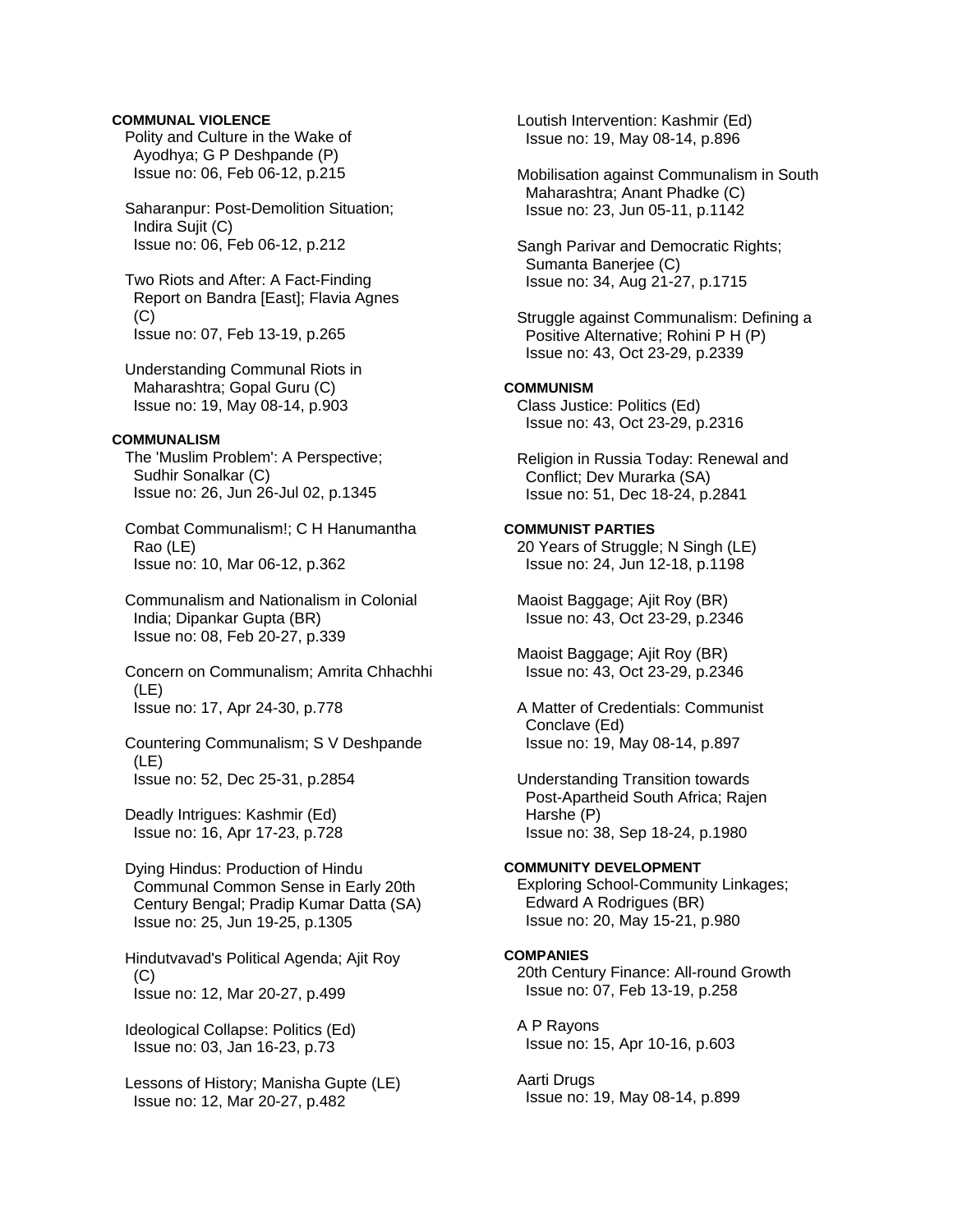**COMMUNAL VIOLENCE**

Polity and Culture in the Wake of Ayodhya; G P Deshpande (P)
Issue no: 06, Feb 06-12, p.215

Saharanpur: Post-Demolition Situation; Indira Sujit (C)
Issue no: 06, Feb 06-12, p.212

Two Riots and After: A Fact-Finding Report on Bandra [East]; Flavia Agnes (C)
Issue no: 07, Feb 13-19, p.265

Understanding Communal Riots in Maharashtra; Gopal Guru (C)
Issue no: 19, May 08-14, p.903

**COMMUNALISM**

The 'Muslim Problem': A Perspective; Sudhir Sonalkar (C)
Issue no: 26, Jun 26-Jul 02, p.1345

Combat Communalism!; C H Hanumantha Rao (LE)
Issue no: 10, Mar 06-12, p.362

Communalism and Nationalism in Colonial India; Dipankar Gupta (BR)
Issue no: 08, Feb 20-27, p.339

Concern on Communalism; Amrita Chhachhi (LE)
Issue no: 17, Apr 24-30, p.778

Countering Communalism; S V Deshpande (LE)
Issue no: 52, Dec 25-31, p.2854

Deadly Intrigues: Kashmir (Ed)
Issue no: 16, Apr 17-23, p.728

Dying Hindus: Production of Hindu Communal Common Sense in Early 20th Century Bengal; Pradip Kumar Datta (SA)
Issue no: 25, Jun 19-25, p.1305

Hindutvavad's Political Agenda; Ajit Roy (C)
Issue no: 12, Mar 20-27, p.499

Ideological Collapse: Politics (Ed)
Issue no: 03, Jan 16-23, p.73

Lessons of History; Manisha Gupte (LE)
Issue no: 12, Mar 20-27, p.482

Loutish Intervention: Kashmir (Ed)
Issue no: 19, May 08-14, p.896

Mobilisation against Communalism in South Maharashtra; Anant Phadke (C)
Issue no: 23, Jun 05-11, p.1142

Sangh Parivar and Democratic Rights; Sumanta Banerjee (C)
Issue no: 34, Aug 21-27, p.1715

Struggle against Communalism: Defining a Positive Alternative; Rohini P H (P)
Issue no: 43, Oct 23-29, p.2339

**COMMUNISM**

Class Justice: Politics (Ed)
Issue no: 43, Oct 23-29, p.2316

Religion in Russia Today: Renewal and Conflict; Dev Murarka (SA)
Issue no: 51, Dec 18-24, p.2841

**COMMUNIST PARTIES**

20 Years of Struggle; N Singh (LE)
Issue no: 24, Jun 12-18, p.1198

Maoist Baggage; Ajit Roy (BR)
Issue no: 43, Oct 23-29, p.2346

Maoist Baggage; Ajit Roy (BR)
Issue no: 43, Oct 23-29, p.2346

A Matter of Credentials: Communist Conclave (Ed)
Issue no: 19, May 08-14, p.897

Understanding Transition towards Post-Apartheid South Africa; Rajen Harshe (P)
Issue no: 38, Sep 18-24, p.1980

**COMMUNITY DEVELOPMENT**

Exploring School-Community Linkages; Edward A Rodrigues (BR)
Issue no: 20, May 15-21, p.980

**COMPANIES**

20th Century Finance: All-round Growth
Issue no: 07, Feb 13-19, p.258

A P Rayons
Issue no: 15, Apr 10-16, p.603

Aarti Drugs
Issue no: 19, May 08-14, p.899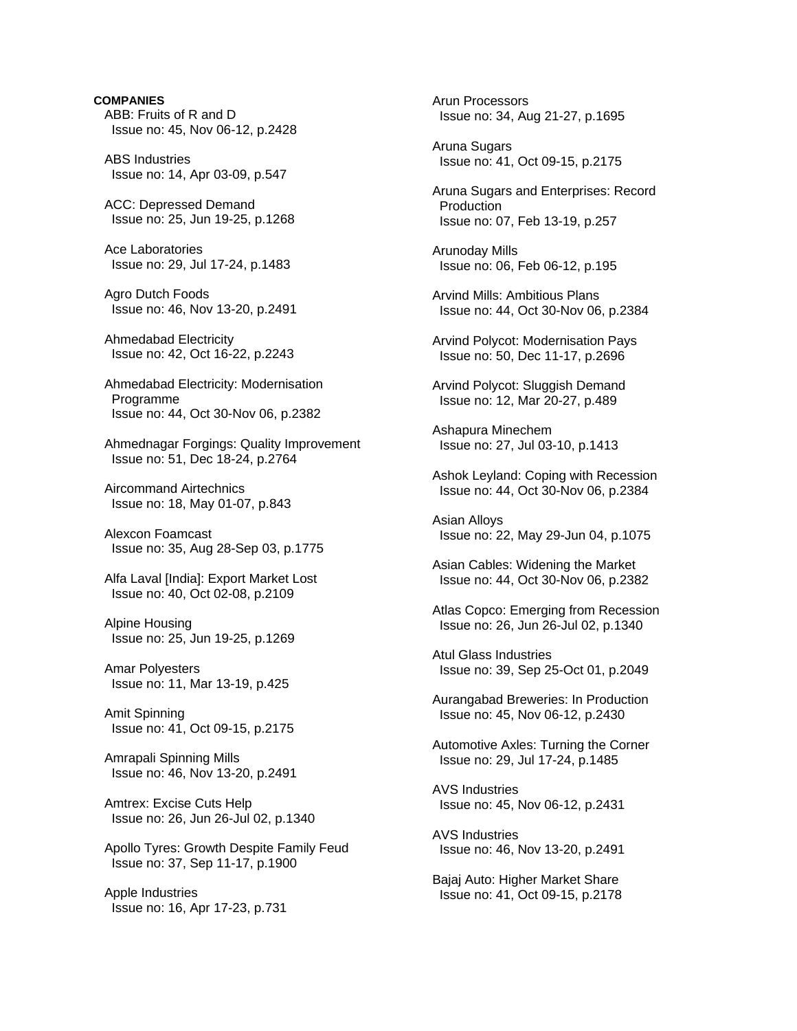**COMPANIES**

ABB: Fruits of R and D
Issue no: 45, Nov 06-12, p.2428

ABS Industries
Issue no: 14, Apr 03-09, p.547

ACC: Depressed Demand
Issue no: 25, Jun 19-25, p.1268

Ace Laboratories
Issue no: 29, Jul 17-24, p.1483

Agro Dutch Foods
Issue no: 46, Nov 13-20, p.2491

Ahmedabad Electricity
Issue no: 42, Oct 16-22, p.2243

Ahmedabad Electricity: Modernisation Programme
Issue no: 44, Oct 30-Nov 06, p.2382

Ahmednagar Forgings: Quality Improvement
Issue no: 51, Dec 18-24, p.2764

Aircommand Airtechnics
Issue no: 18, May 01-07, p.843

Alexcon Foamcast
Issue no: 35, Aug 28-Sep 03, p.1775

Alfa Laval [India]: Export Market Lost
Issue no: 40, Oct 02-08, p.2109

Alpine Housing
Issue no: 25, Jun 19-25, p.1269

Amar Polyesters
Issue no: 11, Mar 13-19, p.425

Amit Spinning
Issue no: 41, Oct 09-15, p.2175

Amrapali Spinning Mills
Issue no: 46, Nov 13-20, p.2491

Amtrex: Excise Cuts Help
Issue no: 26, Jun 26-Jul 02, p.1340

Apollo Tyres: Growth Despite Family Feud
Issue no: 37, Sep 11-17, p.1900

Apple Industries
Issue no: 16, Apr 17-23, p.731

Arun Processors
Issue no: 34, Aug 21-27, p.1695

Aruna Sugars
Issue no: 41, Oct 09-15, p.2175

Aruna Sugars and Enterprises: Record Production
Issue no: 07, Feb 13-19, p.257

Arunoday Mills
Issue no: 06, Feb 06-12, p.195

Arvind Mills: Ambitious Plans
Issue no: 44, Oct 30-Nov 06, p.2384

Arvind Polycot: Modernisation Pays
Issue no: 50, Dec 11-17, p.2696

Arvind Polycot: Sluggish Demand
Issue no: 12, Mar 20-27, p.489

Ashapura Minechem
Issue no: 27, Jul 03-10, p.1413

Ashok Leyland: Coping with Recession
Issue no: 44, Oct 30-Nov 06, p.2384

Asian Alloys
Issue no: 22, May 29-Jun 04, p.1075

Asian Cables: Widening the Market
Issue no: 44, Oct 30-Nov 06, p.2382

Atlas Copco: Emerging from Recession
Issue no: 26, Jun 26-Jul 02, p.1340

Atul Glass Industries
Issue no: 39, Sep 25-Oct 01, p.2049

Aurangabad Breweries: In Production
Issue no: 45, Nov 06-12, p.2430

Automotive Axles: Turning the Corner
Issue no: 29, Jul 17-24, p.1485

AVS Industries
Issue no: 45, Nov 06-12, p.2431

AVS Industries
Issue no: 46, Nov 13-20, p.2491

Bajaj Auto: Higher Market Share
Issue no: 41, Oct 09-15, p.2178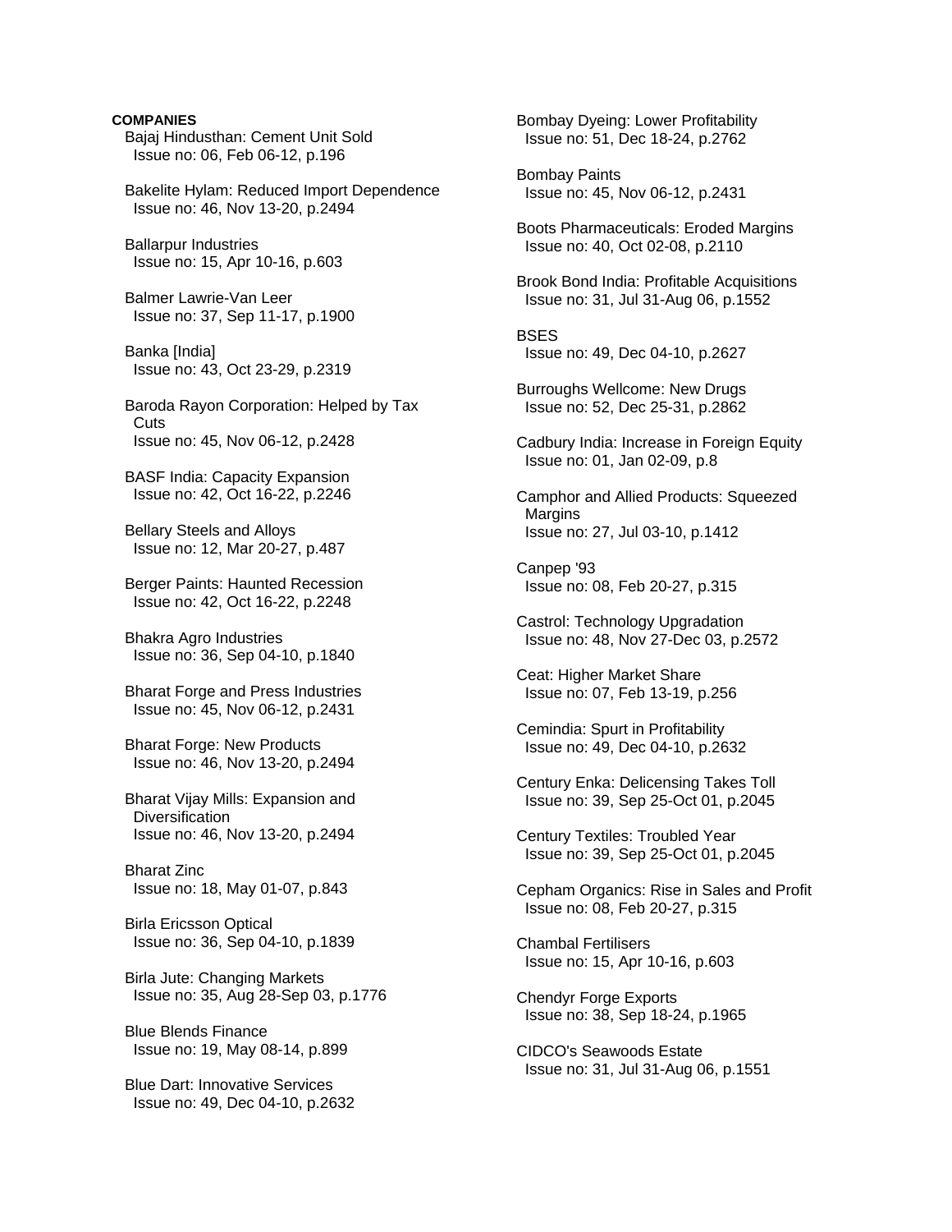**COMPANIES**

Bajaj Hindusthan: Cement Unit Sold
Issue no: 06, Feb 06-12, p.196

Bakelite Hylam: Reduced Import Dependence
Issue no: 46, Nov 13-20, p.2494

Ballarpur Industries
Issue no: 15, Apr 10-16, p.603

Balmer Lawrie-Van Leer
Issue no: 37, Sep 11-17, p.1900

Banka [India]
Issue no: 43, Oct 23-29, p.2319

Baroda Rayon Corporation: Helped by Tax Cuts
Issue no: 45, Nov 06-12, p.2428

BASF India: Capacity Expansion
Issue no: 42, Oct 16-22, p.2246

Bellary Steels and Alloys
Issue no: 12, Mar 20-27, p.487

Berger Paints: Haunted Recession
Issue no: 42, Oct 16-22, p.2248

Bhakra Agro Industries
Issue no: 36, Sep 04-10, p.1840

Bharat Forge and Press Industries
Issue no: 45, Nov 06-12, p.2431

Bharat Forge: New Products
Issue no: 46, Nov 13-20, p.2494

Bharat Vijay Mills: Expansion and Diversification
Issue no: 46, Nov 13-20, p.2494

Bharat Zinc
Issue no: 18, May 01-07, p.843

Birla Ericsson Optical
Issue no: 36, Sep 04-10, p.1839

Birla Jute: Changing Markets
Issue no: 35, Aug 28-Sep 03, p.1776

Blue Blends Finance
Issue no: 19, May 08-14, p.899

Blue Dart: Innovative Services
Issue no: 49, Dec 04-10, p.2632

Bombay Dyeing: Lower Profitability
Issue no: 51, Dec 18-24, p.2762

Bombay Paints
Issue no: 45, Nov 06-12, p.2431

Boots Pharmaceuticals: Eroded Margins
Issue no: 40, Oct 02-08, p.2110

Brook Bond India: Profitable Acquisitions
Issue no: 31, Jul 31-Aug 06, p.1552

BSES
Issue no: 49, Dec 04-10, p.2627

Burroughs Wellcome: New Drugs
Issue no: 52, Dec 25-31, p.2862

Cadbury India: Increase in Foreign Equity
Issue no: 01, Jan 02-09, p.8

Camphor and Allied Products: Squeezed Margins
Issue no: 27, Jul 03-10, p.1412

Canpep '93
Issue no: 08, Feb 20-27, p.315

Castrol: Technology Upgradation
Issue no: 48, Nov 27-Dec 03, p.2572

Ceat: Higher Market Share
Issue no: 07, Feb 13-19, p.256

Cemindia: Spurt in Profitability
Issue no: 49, Dec 04-10, p.2632

Century Enka: Delicensing Takes Toll
Issue no: 39, Sep 25-Oct 01, p.2045

Century Textiles: Troubled Year
Issue no: 39, Sep 25-Oct 01, p.2045

Cepham Organics: Rise in Sales and Profit
Issue no: 08, Feb 20-27, p.315

Chambal Fertilisers
Issue no: 15, Apr 10-16, p.603

Chendyr Forge Exports
Issue no: 38, Sep 18-24, p.1965

CIDCO's Seawoods Estate
Issue no: 31, Jul 31-Aug 06, p.1551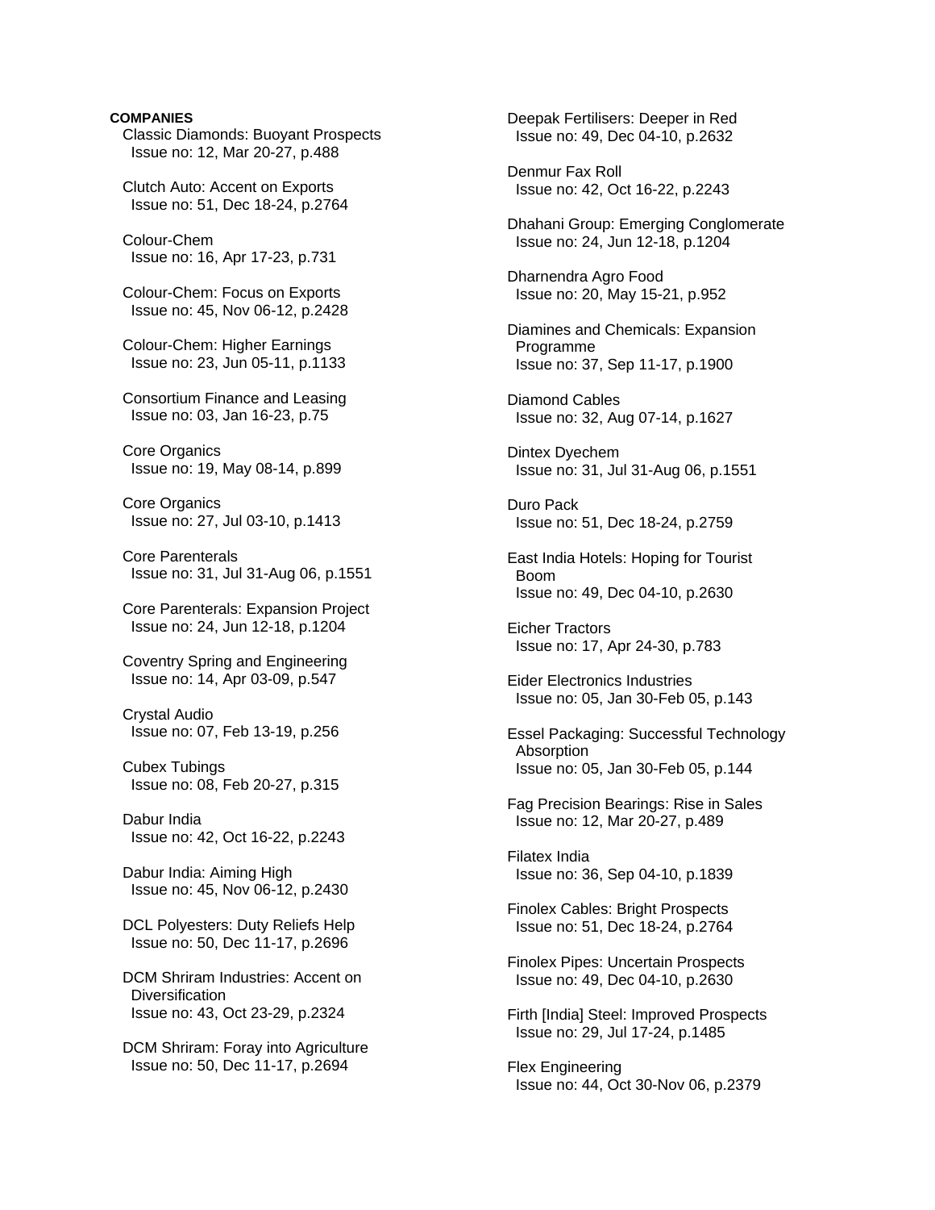**COMPANIES**

Classic Diamonds: Buoyant Prospects
Issue no: 12, Mar 20-27, p.488

Clutch Auto: Accent on Exports
Issue no: 51, Dec 18-24, p.2764

Colour-Chem
Issue no: 16, Apr 17-23, p.731

Colour-Chem: Focus on Exports
Issue no: 45, Nov 06-12, p.2428

Colour-Chem: Higher Earnings
Issue no: 23, Jun 05-11, p.1133

Consortium Finance and Leasing
Issue no: 03, Jan 16-23, p.75

Core Organics
Issue no: 19, May 08-14, p.899

Core Organics
Issue no: 27, Jul 03-10, p.1413

Core Parenterals
Issue no: 31, Jul 31-Aug 06, p.1551

Core Parenterals: Expansion Project
Issue no: 24, Jun 12-18, p.1204

Coventry Spring and Engineering
Issue no: 14, Apr 03-09, p.547

Crystal Audio
Issue no: 07, Feb 13-19, p.256

Cubex Tubings
Issue no: 08, Feb 20-27, p.315

Dabur India
Issue no: 42, Oct 16-22, p.2243

Dabur India: Aiming High
Issue no: 45, Nov 06-12, p.2430

DCL Polyesters: Duty Reliefs Help
Issue no: 50, Dec 11-17, p.2696

DCM Shriram Industries: Accent on Diversification
Issue no: 43, Oct 23-29, p.2324

DCM Shriram: Foray into Agriculture
Issue no: 50, Dec 11-17, p.2694

Deepak Fertilisers: Deeper in Red
Issue no: 49, Dec 04-10, p.2632

Denmur Fax Roll
Issue no: 42, Oct 16-22, p.2243

Dhahani Group: Emerging Conglomerate
Issue no: 24, Jun 12-18, p.1204

Dharnendra Agro Food
Issue no: 20, May 15-21, p.952

Diamines and Chemicals: Expansion Programme
Issue no: 37, Sep 11-17, p.1900

Diamond Cables
Issue no: 32, Aug 07-14, p.1627

Dintex Dyechem
Issue no: 31, Jul 31-Aug 06, p.1551

Duro Pack
Issue no: 51, Dec 18-24, p.2759

East India Hotels: Hoping for Tourist Boom
Issue no: 49, Dec 04-10, p.2630

Eicher Tractors
Issue no: 17, Apr 24-30, p.783

Eider Electronics Industries
Issue no: 05, Jan 30-Feb 05, p.143

Essel Packaging: Successful Technology Absorption
Issue no: 05, Jan 30-Feb 05, p.144

Fag Precision Bearings: Rise in Sales
Issue no: 12, Mar 20-27, p.489

Filatex India
Issue no: 36, Sep 04-10, p.1839

Finolex Cables: Bright Prospects
Issue no: 51, Dec 18-24, p.2764

Finolex Pipes: Uncertain Prospects
Issue no: 49, Dec 04-10, p.2630

Firth [India] Steel: Improved Prospects
Issue no: 29, Jul 17-24, p.1485

Flex Engineering
Issue no: 44, Oct 30-Nov 06, p.2379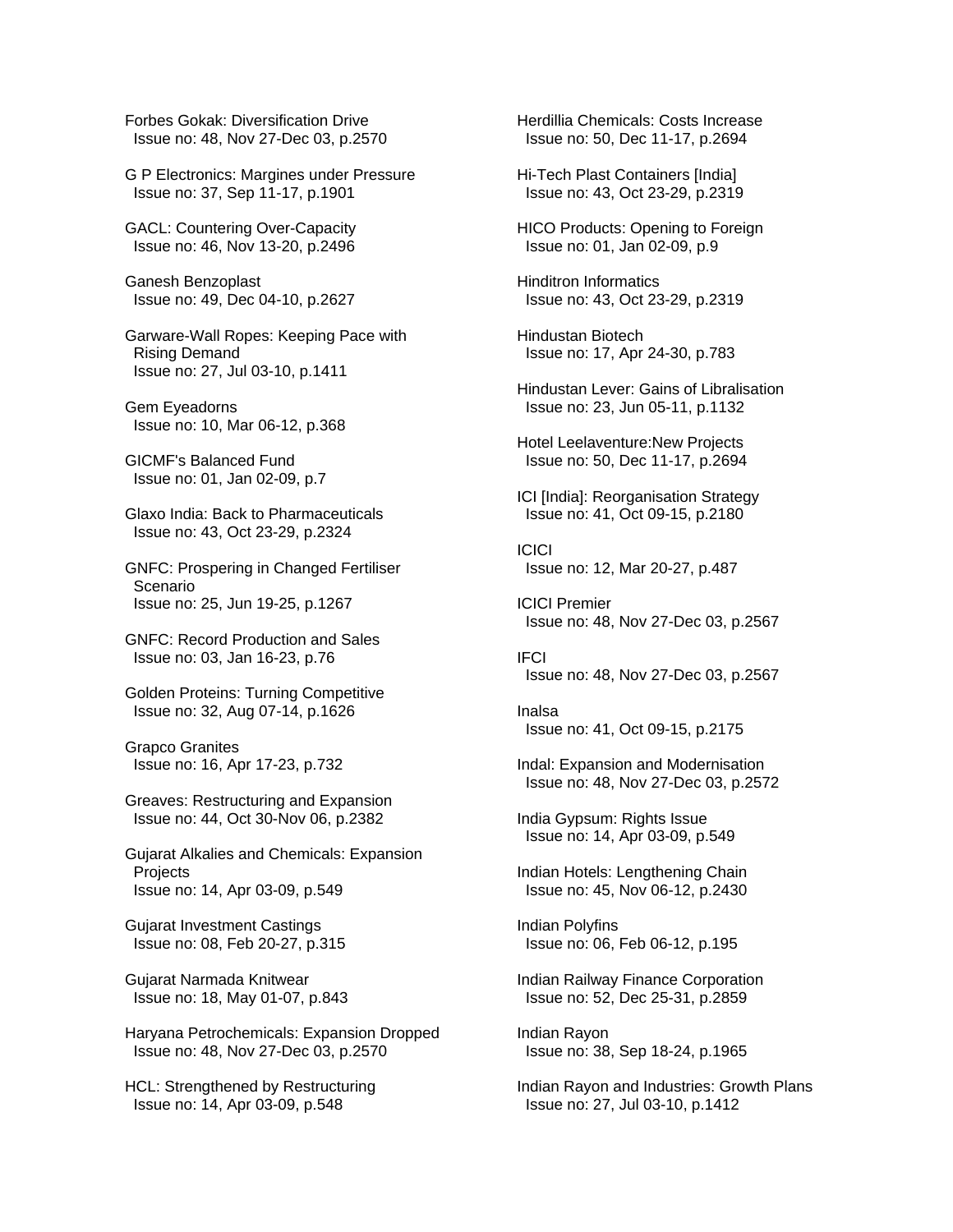Forbes Gokak: Diversification Drive
Issue no: 48, Nov 27-Dec 03, p.2570

G P Electronics: Margines under Pressure
Issue no: 37, Sep 11-17, p.1901

GACL: Countering Over-Capacity
Issue no: 46, Nov 13-20, p.2496

Ganesh Benzoplast
Issue no: 49, Dec 04-10, p.2627

Garware-Wall Ropes: Keeping Pace with Rising Demand
Issue no: 27, Jul 03-10, p.1411

Gem Eyeadorns
Issue no: 10, Mar 06-12, p.368

GICMF's Balanced Fund
Issue no: 01, Jan 02-09, p.7

Glaxo India: Back to Pharmaceuticals
Issue no: 43, Oct 23-29, p.2324

GNFC: Prospering in Changed Fertiliser Scenario
Issue no: 25, Jun 19-25, p.1267

GNFC: Record Production and Sales
Issue no: 03, Jan 16-23, p.76

Golden Proteins: Turning Competitive
Issue no: 32, Aug 07-14, p.1626

Grapco Granites
Issue no: 16, Apr 17-23, p.732

Greaves: Restructuring and Expansion
Issue no: 44, Oct 30-Nov 06, p.2382

Gujarat Alkalies and Chemicals: Expansion Projects
Issue no: 14, Apr 03-09, p.549

Gujarat Investment Castings
Issue no: 08, Feb 20-27, p.315

Gujarat Narmada Knitwear
Issue no: 18, May 01-07, p.843

Haryana Petrochemicals: Expansion Dropped
Issue no: 48, Nov 27-Dec 03, p.2570

HCL: Strengthened by Restructuring
Issue no: 14, Apr 03-09, p.548

Herdillia Chemicals: Costs Increase
Issue no: 50, Dec 11-17, p.2694

Hi-Tech Plast Containers [India]
Issue no: 43, Oct 23-29, p.2319

HICO Products: Opening to Foreign
Issue no: 01, Jan 02-09, p.9

Hinditron Informatics
Issue no: 43, Oct 23-29, p.2319

Hindustan Biotech
Issue no: 17, Apr 24-30, p.783

Hindustan Lever: Gains of Libralisation
Issue no: 23, Jun 05-11, p.1132

Hotel Leelaventure:New Projects
Issue no: 50, Dec 11-17, p.2694

ICI [India]: Reorganisation Strategy
Issue no: 41, Oct 09-15, p.2180

ICICI
Issue no: 12, Mar 20-27, p.487

ICICI Premier
Issue no: 48, Nov 27-Dec 03, p.2567

IFCI
Issue no: 48, Nov 27-Dec 03, p.2567

Inalsa
Issue no: 41, Oct 09-15, p.2175

Indal: Expansion and Modernisation
Issue no: 48, Nov 27-Dec 03, p.2572

India Gypsum: Rights Issue
Issue no: 14, Apr 03-09, p.549

Indian Hotels: Lengthening Chain
Issue no: 45, Nov 06-12, p.2430

Indian Polyfins
Issue no: 06, Feb 06-12, p.195

Indian Railway Finance Corporation
Issue no: 52, Dec 25-31, p.2859

Indian Rayon
Issue no: 38, Sep 18-24, p.1965

Indian Rayon and Industries: Growth Plans
Issue no: 27, Jul 03-10, p.1412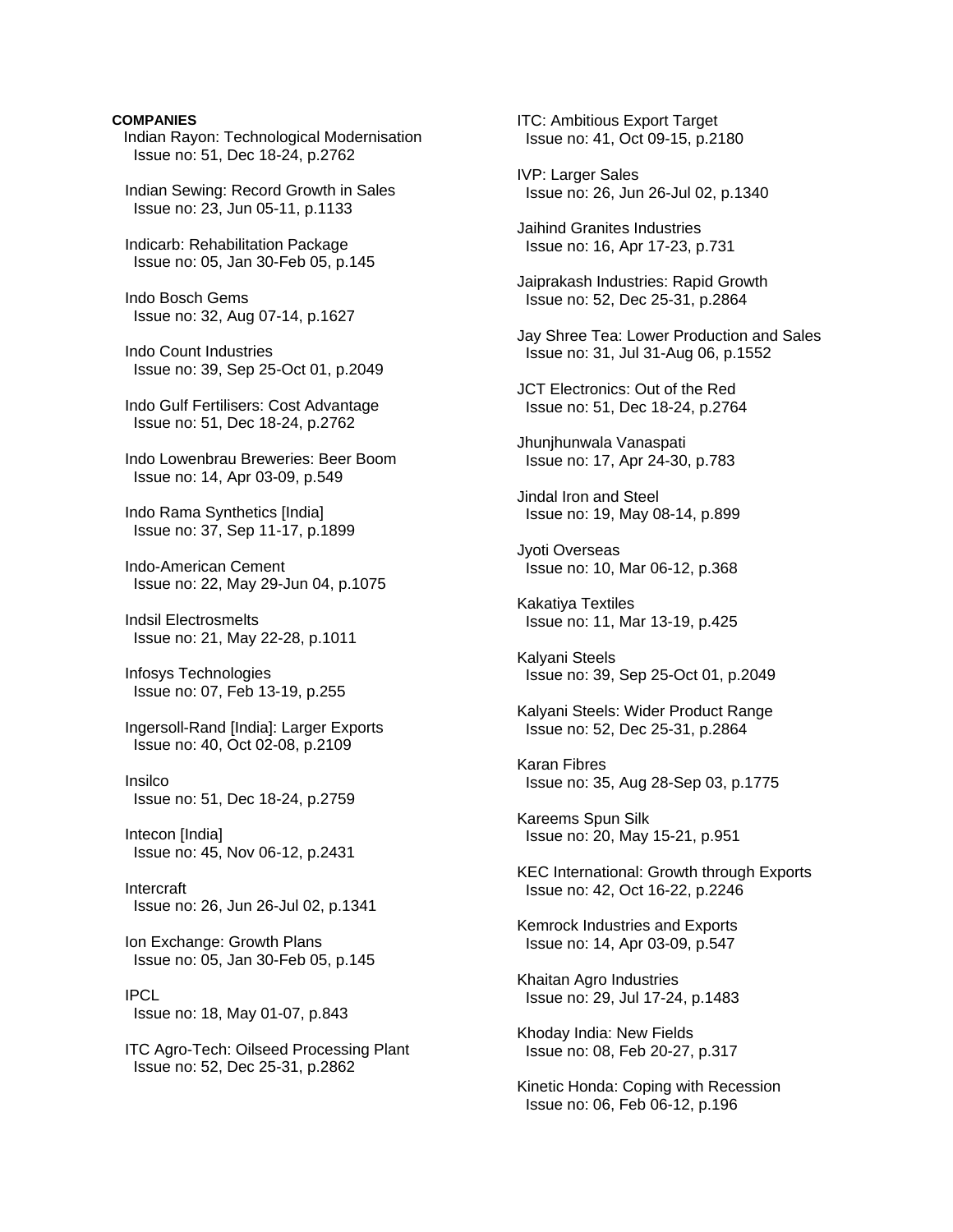**COMPANIES**

Indian Rayon: Technological Modernisation
Issue no: 51, Dec 18-24, p.2762

Indian Sewing: Record Growth in Sales
Issue no: 23, Jun 05-11, p.1133

Indicarb: Rehabilitation Package
Issue no: 05, Jan 30-Feb 05, p.145

Indo Bosch Gems
Issue no: 32, Aug 07-14, p.1627

Indo Count Industries
Issue no: 39, Sep 25-Oct 01, p.2049

Indo Gulf Fertilisers: Cost Advantage
Issue no: 51, Dec 18-24, p.2762

Indo Lowenbrau Breweries: Beer Boom
Issue no: 14, Apr 03-09, p.549

Indo Rama Synthetics [India]
Issue no: 37, Sep 11-17, p.1899

Indo-American Cement
Issue no: 22, May 29-Jun 04, p.1075

Indsil Electrosmelts
Issue no: 21, May 22-28, p.1011

Infosys Technologies
Issue no: 07, Feb 13-19, p.255

Ingersoll-Rand [India]: Larger Exports
Issue no: 40, Oct 02-08, p.2109

Insilco
Issue no: 51, Dec 18-24, p.2759

Intecon [India]
Issue no: 45, Nov 06-12, p.2431

Intercraft
Issue no: 26, Jun 26-Jul 02, p.1341

Ion Exchange: Growth Plans
Issue no: 05, Jan 30-Feb 05, p.145

IPCL
Issue no: 18, May 01-07, p.843

ITC Agro-Tech: Oilseed Processing Plant
Issue no: 52, Dec 25-31, p.2862

ITC: Ambitious Export Target
Issue no: 41, Oct 09-15, p.2180

IVP: Larger Sales
Issue no: 26, Jun 26-Jul 02, p.1340

Jaihind Granites Industries
Issue no: 16, Apr 17-23, p.731

Jaiprakash Industries: Rapid Growth
Issue no: 52, Dec 25-31, p.2864

Jay Shree Tea: Lower Production and Sales
Issue no: 31, Jul 31-Aug 06, p.1552

JCT Electronics: Out of the Red
Issue no: 51, Dec 18-24, p.2764

Jhunjhunwala Vanaspati
Issue no: 17, Apr 24-30, p.783

Jindal Iron and Steel
Issue no: 19, May 08-14, p.899

Jyoti Overseas
Issue no: 10, Mar 06-12, p.368

Kakatiya Textiles
Issue no: 11, Mar 13-19, p.425

Kalyani Steels
Issue no: 39, Sep 25-Oct 01, p.2049

Kalyani Steels: Wider Product Range
Issue no: 52, Dec 25-31, p.2864

Karan Fibres
Issue no: 35, Aug 28-Sep 03, p.1775

Kareems Spun Silk
Issue no: 20, May 15-21, p.951

KEC International: Growth through Exports
Issue no: 42, Oct 16-22, p.2246

Kemrock Industries and Exports
Issue no: 14, Apr 03-09, p.547

Khaitan Agro Industries
Issue no: 29, Jul 17-24, p.1483

Khoday India: New Fields
Issue no: 08, Feb 20-27, p.317

Kinetic Honda: Coping with Recession
Issue no: 06, Feb 06-12, p.196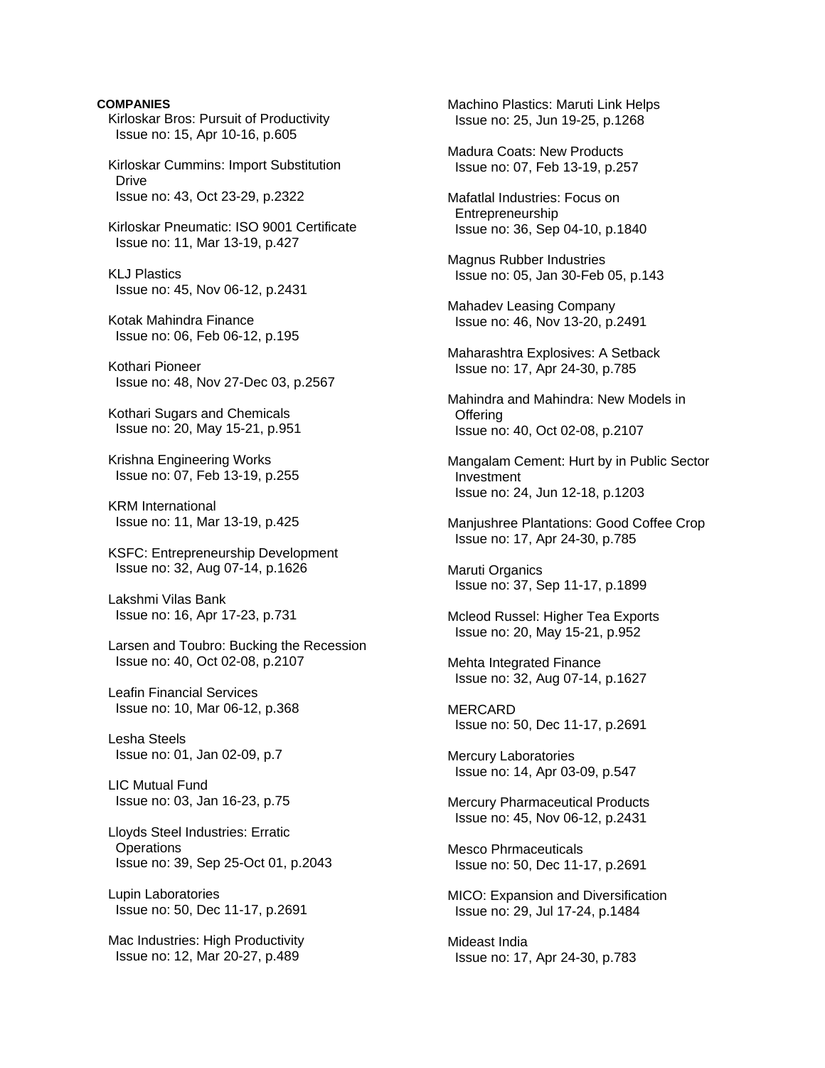**COMPANIES**

Kirloskar Bros: Pursuit of Productivity
Issue no: 15, Apr 10-16, p.605

Kirloskar Cummins: Import Substitution Drive
Issue no: 43, Oct 23-29, p.2322

Kirloskar Pneumatic: ISO 9001 Certificate
Issue no: 11, Mar 13-19, p.427

KLJ Plastics
Issue no: 45, Nov 06-12, p.2431

Kotak Mahindra Finance
Issue no: 06, Feb 06-12, p.195

Kothari Pioneer
Issue no: 48, Nov 27-Dec 03, p.2567

Kothari Sugars and Chemicals
Issue no: 20, May 15-21, p.951

Krishna Engineering Works
Issue no: 07, Feb 13-19, p.255

KRM International
Issue no: 11, Mar 13-19, p.425

KSFC: Entrepreneurship Development
Issue no: 32, Aug 07-14, p.1626

Lakshmi Vilas Bank
Issue no: 16, Apr 17-23, p.731

Larsen and Toubro: Bucking the Recession
Issue no: 40, Oct 02-08, p.2107

Leafin Financial Services
Issue no: 10, Mar 06-12, p.368

Lesha Steels
Issue no: 01, Jan 02-09, p.7

LIC Mutual Fund
Issue no: 03, Jan 16-23, p.75

Lloyds Steel Industries: Erratic Operations
Issue no: 39, Sep 25-Oct 01, p.2043

Lupin Laboratories
Issue no: 50, Dec 11-17, p.2691

Mac Industries: High Productivity
Issue no: 12, Mar 20-27, p.489

Machino Plastics: Maruti Link Helps
Issue no: 25, Jun 19-25, p.1268

Madura Coats: New Products
Issue no: 07, Feb 13-19, p.257

Mafatlal Industries: Focus on Entrepreneurship
Issue no: 36, Sep 04-10, p.1840

Magnus Rubber Industries
Issue no: 05, Jan 30-Feb 05, p.143

Mahadev Leasing Company
Issue no: 46, Nov 13-20, p.2491

Maharashtra Explosives: A Setback
Issue no: 17, Apr 24-30, p.785

Mahindra and Mahindra: New Models in Offering
Issue no: 40, Oct 02-08, p.2107

Mangalam Cement: Hurt by in Public Sector Investment
Issue no: 24, Jun 12-18, p.1203

Manjushree Plantations: Good Coffee Crop
Issue no: 17, Apr 24-30, p.785

Maruti Organics
Issue no: 37, Sep 11-17, p.1899

Mcleod Russel: Higher Tea Exports
Issue no: 20, May 15-21, p.952

Mehta Integrated Finance
Issue no: 32, Aug 07-14, p.1627

MERCARD
Issue no: 50, Dec 11-17, p.2691

Mercury Laboratories
Issue no: 14, Apr 03-09, p.547

Mercury Pharmaceutical Products
Issue no: 45, Nov 06-12, p.2431

Mesco Phrmaceuticals
Issue no: 50, Dec 11-17, p.2691

MICO: Expansion and Diversification
Issue no: 29, Jul 17-24, p.1484

Mideast India
Issue no: 17, Apr 24-30, p.783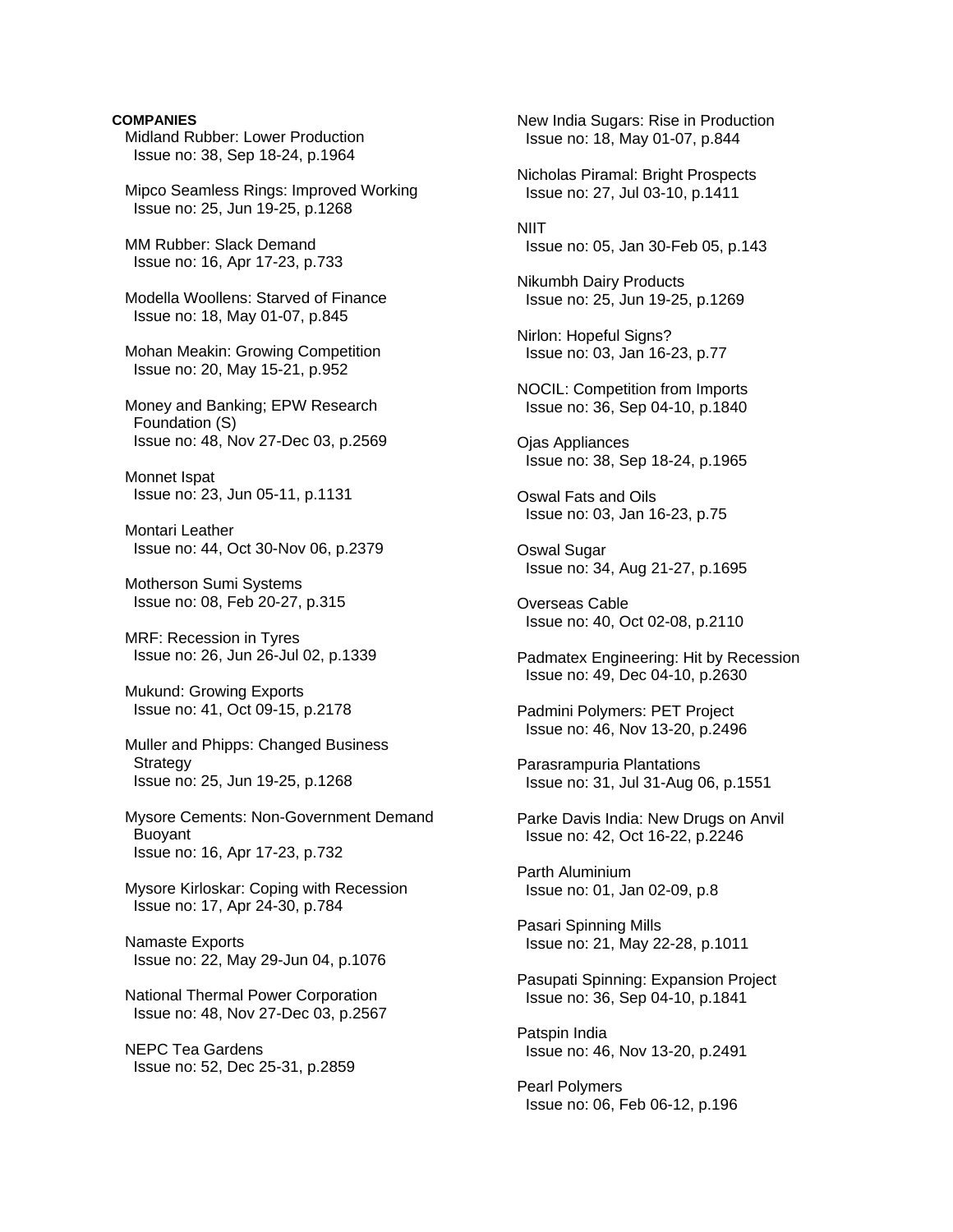**COMPANIES**

Midland Rubber: Lower Production
Issue no: 38, Sep 18-24, p.1964

Mipco Seamless Rings: Improved Working
Issue no: 25, Jun 19-25, p.1268

MM Rubber: Slack Demand
Issue no: 16, Apr 17-23, p.733

Modella Woollens: Starved of Finance
Issue no: 18, May 01-07, p.845

Mohan Meakin: Growing Competition
Issue no: 20, May 15-21, p.952

Money and Banking; EPW Research Foundation (S)
Issue no: 48, Nov 27-Dec 03, p.2569

Monnet Ispat
Issue no: 23, Jun 05-11, p.1131

Montari Leather
Issue no: 44, Oct 30-Nov 06, p.2379

Motherson Sumi Systems
Issue no: 08, Feb 20-27, p.315

MRF: Recession in Tyres
Issue no: 26, Jun 26-Jul 02, p.1339

Mukund: Growing Exports
Issue no: 41, Oct 09-15, p.2178

Muller and Phipps: Changed Business Strategy
Issue no: 25, Jun 19-25, p.1268

Mysore Cements: Non-Government Demand Buoyant
Issue no: 16, Apr 17-23, p.732

Mysore Kirloskar: Coping with Recession
Issue no: 17, Apr 24-30, p.784

Namaste Exports
Issue no: 22, May 29-Jun 04, p.1076

National Thermal Power Corporation
Issue no: 48, Nov 27-Dec 03, p.2567

NEPC Tea Gardens
Issue no: 52, Dec 25-31, p.2859

New India Sugars: Rise in Production
Issue no: 18, May 01-07, p.844

Nicholas Piramal: Bright Prospects
Issue no: 27, Jul 03-10, p.1411

NIIT
Issue no: 05, Jan 30-Feb 05, p.143

Nikumbh Dairy Products
Issue no: 25, Jun 19-25, p.1269

Nirlon: Hopeful Signs?
Issue no: 03, Jan 16-23, p.77

NOCIL: Competition from Imports
Issue no: 36, Sep 04-10, p.1840

Ojas Appliances
Issue no: 38, Sep 18-24, p.1965

Oswal Fats and Oils
Issue no: 03, Jan 16-23, p.75

Oswal Sugar
Issue no: 34, Aug 21-27, p.1695

Overseas Cable
Issue no: 40, Oct 02-08, p.2110

Padmatex Engineering: Hit by Recession
Issue no: 49, Dec 04-10, p.2630

Padmini Polymers: PET Project
Issue no: 46, Nov 13-20, p.2496

Parasrampuria Plantations
Issue no: 31, Jul 31-Aug 06, p.1551

Parke Davis India: New Drugs on Anvil
Issue no: 42, Oct 16-22, p.2246

Parth Aluminium
Issue no: 01, Jan 02-09, p.8

Pasari Spinning Mills
Issue no: 21, May 22-28, p.1011

Pasupati Spinning: Expansion Project
Issue no: 36, Sep 04-10, p.1841

Patspin India
Issue no: 46, Nov 13-20, p.2491

Pearl Polymers
Issue no: 06, Feb 06-12, p.196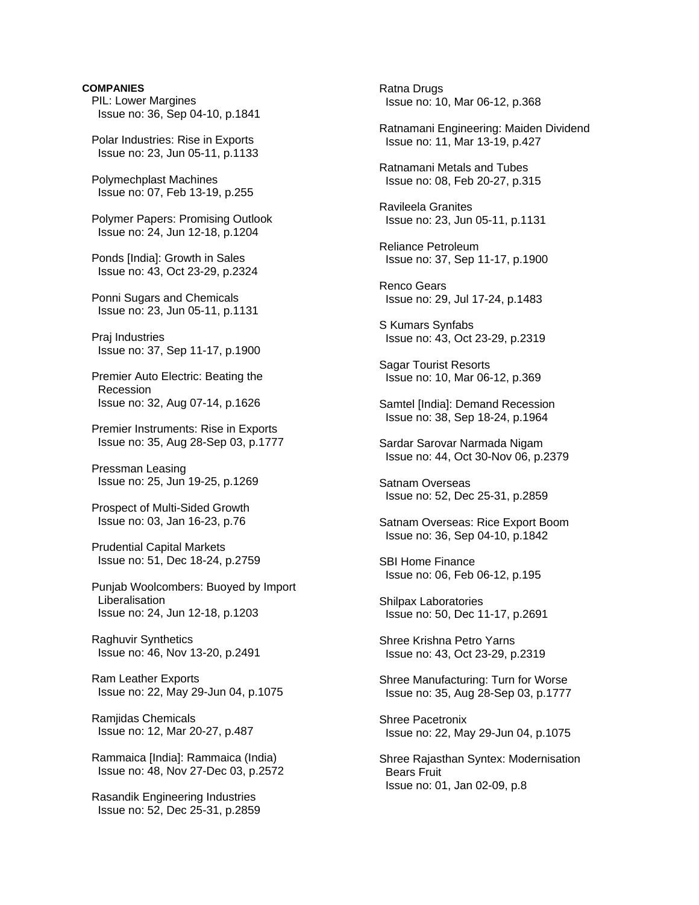**COMPANIES**

PIL: Lower Margines
Issue no: 36, Sep 04-10, p.1841

Polar Industries: Rise in Exports
Issue no: 23, Jun 05-11, p.1133

Polymechplast Machines
Issue no: 07, Feb 13-19, p.255

Polymer Papers: Promising Outlook
Issue no: 24, Jun 12-18, p.1204

Ponds [India]: Growth in Sales
Issue no: 43, Oct 23-29, p.2324

Ponni Sugars and Chemicals
Issue no: 23, Jun 05-11, p.1131

Praj Industries
Issue no: 37, Sep 11-17, p.1900

Premier Auto Electric: Beating the Recession
Issue no: 32, Aug 07-14, p.1626

Premier Instruments: Rise in Exports
Issue no: 35, Aug 28-Sep 03, p.1777

Pressman Leasing
Issue no: 25, Jun 19-25, p.1269

Prospect of Multi-Sided Growth
Issue no: 03, Jan 16-23, p.76

Prudential Capital Markets
Issue no: 51, Dec 18-24, p.2759

Punjab Woolcombers: Buoyed by Import Liberalisation
Issue no: 24, Jun 12-18, p.1203

Raghuvir Synthetics
Issue no: 46, Nov 13-20, p.2491

Ram Leather Exports
Issue no: 22, May 29-Jun 04, p.1075

Ramjidas Chemicals
Issue no: 12, Mar 20-27, p.487

Rammaica [India]: Rammaica (India)
Issue no: 48, Nov 27-Dec 03, p.2572

Rasandik Engineering Industries
Issue no: 52, Dec 25-31, p.2859

Ratna Drugs
Issue no: 10, Mar 06-12, p.368

Ratnamani Engineering: Maiden Dividend
Issue no: 11, Mar 13-19, p.427

Ratnamani Metals and Tubes
Issue no: 08, Feb 20-27, p.315

Ravileela Granites
Issue no: 23, Jun 05-11, p.1131

Reliance Petroleum
Issue no: 37, Sep 11-17, p.1900

Renco Gears
Issue no: 29, Jul 17-24, p.1483

S Kumars Synfabs
Issue no: 43, Oct 23-29, p.2319

Sagar Tourist Resorts
Issue no: 10, Mar 06-12, p.369

Samtel [India]: Demand Recession
Issue no: 38, Sep 18-24, p.1964

Sardar Sarovar Narmada Nigam
Issue no: 44, Oct 30-Nov 06, p.2379

Satnam Overseas
Issue no: 52, Dec 25-31, p.2859

Satnam Overseas: Rice Export Boom
Issue no: 36, Sep 04-10, p.1842

SBI Home Finance
Issue no: 06, Feb 06-12, p.195

Shilpax Laboratories
Issue no: 50, Dec 11-17, p.2691

Shree Krishna Petro Yarns
Issue no: 43, Oct 23-29, p.2319

Shree Manufacturing: Turn for Worse
Issue no: 35, Aug 28-Sep 03, p.1777

Shree Pacetronix
Issue no: 22, May 29-Jun 04, p.1075

Shree Rajasthan Syntex: Modernisation Bears Fruit
Issue no: 01, Jan 02-09, p.8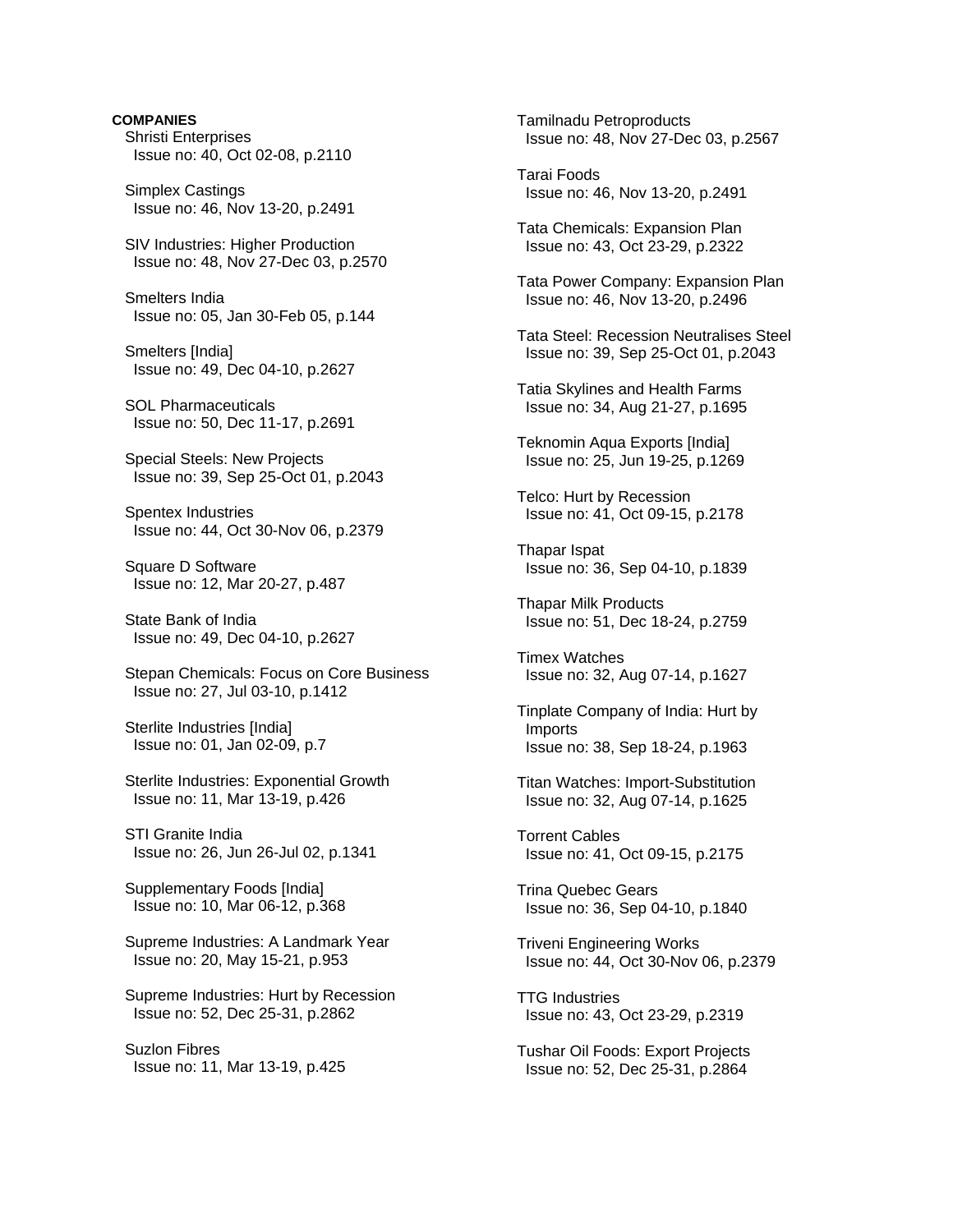**COMPANIES**

Shristi Enterprises
Issue no: 40, Oct 02-08, p.2110

Simplex Castings
Issue no: 46, Nov 13-20, p.2491

SIV Industries: Higher Production
Issue no: 48, Nov 27-Dec 03, p.2570

Smelters India
Issue no: 05, Jan 30-Feb 05, p.144

Smelters [India]
Issue no: 49, Dec 04-10, p.2627

SOL Pharmaceuticals
Issue no: 50, Dec 11-17, p.2691

Special Steels: New Projects
Issue no: 39, Sep 25-Oct 01, p.2043

Spentex Industries
Issue no: 44, Oct 30-Nov 06, p.2379

Square D Software
Issue no: 12, Mar 20-27, p.487

State Bank of India
Issue no: 49, Dec 04-10, p.2627

Stepan Chemicals: Focus on Core Business
Issue no: 27, Jul 03-10, p.1412

Sterlite Industries [India]
Issue no: 01, Jan 02-09, p.7

Sterlite Industries: Exponential Growth
Issue no: 11, Mar 13-19, p.426

STI Granite India
Issue no: 26, Jun 26-Jul 02, p.1341

Supplementary Foods [India]
Issue no: 10, Mar 06-12, p.368

Supreme Industries: A Landmark Year
Issue no: 20, May 15-21, p.953

Supreme Industries: Hurt by Recession
Issue no: 52, Dec 25-31, p.2862

Suzlon Fibres
Issue no: 11, Mar 13-19, p.425

Tamilnadu Petroproducts
Issue no: 48, Nov 27-Dec 03, p.2567

Tarai Foods
Issue no: 46, Nov 13-20, p.2491

Tata Chemicals: Expansion Plan
Issue no: 43, Oct 23-29, p.2322

Tata Power Company: Expansion Plan
Issue no: 46, Nov 13-20, p.2496

Tata Steel: Recession Neutralises Steel
Issue no: 39, Sep 25-Oct 01, p.2043

Tatia Skylines and Health Farms
Issue no: 34, Aug 21-27, p.1695

Teknomin Aqua Exports [India]
Issue no: 25, Jun 19-25, p.1269

Telco: Hurt by Recession
Issue no: 41, Oct 09-15, p.2178

Thapar Ispat
Issue no: 36, Sep 04-10, p.1839

Thapar Milk Products
Issue no: 51, Dec 18-24, p.2759

Timex Watches
Issue no: 32, Aug 07-14, p.1627

Tinplate Company of India: Hurt by Imports
Issue no: 38, Sep 18-24, p.1963

Titan Watches: Import-Substitution
Issue no: 32, Aug 07-14, p.1625

Torrent Cables
Issue no: 41, Oct 09-15, p.2175

Trina Quebec Gears
Issue no: 36, Sep 04-10, p.1840

Triveni Engineering Works
Issue no: 44, Oct 30-Nov 06, p.2379

TTG Industries
Issue no: 43, Oct 23-29, p.2319

Tushar Oil Foods: Export Projects
Issue no: 52, Dec 25-31, p.2864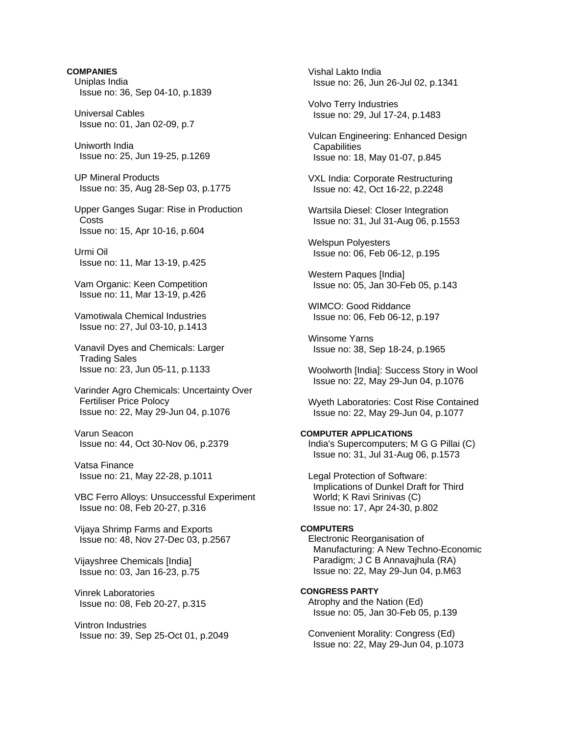**COMPANIES**

Uniplas India
Issue no: 36, Sep 04-10, p.1839

Universal Cables
Issue no: 01, Jan 02-09, p.7

Uniworth India
Issue no: 25, Jun 19-25, p.1269

UP Mineral Products
Issue no: 35, Aug 28-Sep 03, p.1775

Upper Ganges Sugar: Rise in Production Costs
Issue no: 15, Apr 10-16, p.604

Urmi Oil
Issue no: 11, Mar 13-19, p.425

Vam Organic: Keen Competition
Issue no: 11, Mar 13-19, p.426

Vamotiwala Chemical Industries
Issue no: 27, Jul 03-10, p.1413

Vanavil Dyes and Chemicals: Larger Trading Sales
Issue no: 23, Jun 05-11, p.1133

Varinder Agro Chemicals: Uncertainty Over Fertiliser Price Polocy
Issue no: 22, May 29-Jun 04, p.1076

Varun Seacon
Issue no: 44, Oct 30-Nov 06, p.2379

Vatsa Finance
Issue no: 21, May 22-28, p.1011

VBC Ferro Alloys: Unsuccessful Experiment
Issue no: 08, Feb 20-27, p.316

Vijaya Shrimp Farms and Exports
Issue no: 48, Nov 27-Dec 03, p.2567

Vijayshree Chemicals [India]
Issue no: 03, Jan 16-23, p.75

Vinrek Laboratories
Issue no: 08, Feb 20-27, p.315

Vintron Industries
Issue no: 39, Sep 25-Oct 01, p.2049

Vishal Lakto India
Issue no: 26, Jun 26-Jul 02, p.1341

Volvo Terry Industries
Issue no: 29, Jul 17-24, p.1483

Vulcan Engineering: Enhanced Design Capabilities
Issue no: 18, May 01-07, p.845

VXL India: Corporate Restructuring
Issue no: 42, Oct 16-22, p.2248

Wartsila Diesel: Closer Integration
Issue no: 31, Jul 31-Aug 06, p.1553

Welspun Polyesters
Issue no: 06, Feb 06-12, p.195

Western Paques [India]
Issue no: 05, Jan 30-Feb 05, p.143

WIMCO: Good Riddance
Issue no: 06, Feb 06-12, p.197

Winsome Yarns
Issue no: 38, Sep 18-24, p.1965

Woolworth [India]: Success Story in Wool
Issue no: 22, May 29-Jun 04, p.1076

Wyeth Laboratories: Cost Rise Contained
Issue no: 22, May 29-Jun 04, p.1077

**COMPUTER APPLICATIONS**

India's Supercomputers; M G G Pillai (C)
Issue no: 31, Jul 31-Aug 06, p.1573

Legal Protection of Software: Implications of Dunkel Draft for Third World; K Ravi Srinivas (C)
Issue no: 17, Apr 24-30, p.802

**COMPUTERS**

Electronic Reorganisation of Manufacturing: A New Techno-Economic Paradigm; J C B Annavajhula (RA)
Issue no: 22, May 29-Jun 04, p.M63

**CONGRESS PARTY**

Atrophy and the Nation (Ed)
Issue no: 05, Jan 30-Feb 05, p.139

Convenient Morality: Congress (Ed)
Issue no: 22, May 29-Jun 04, p.1073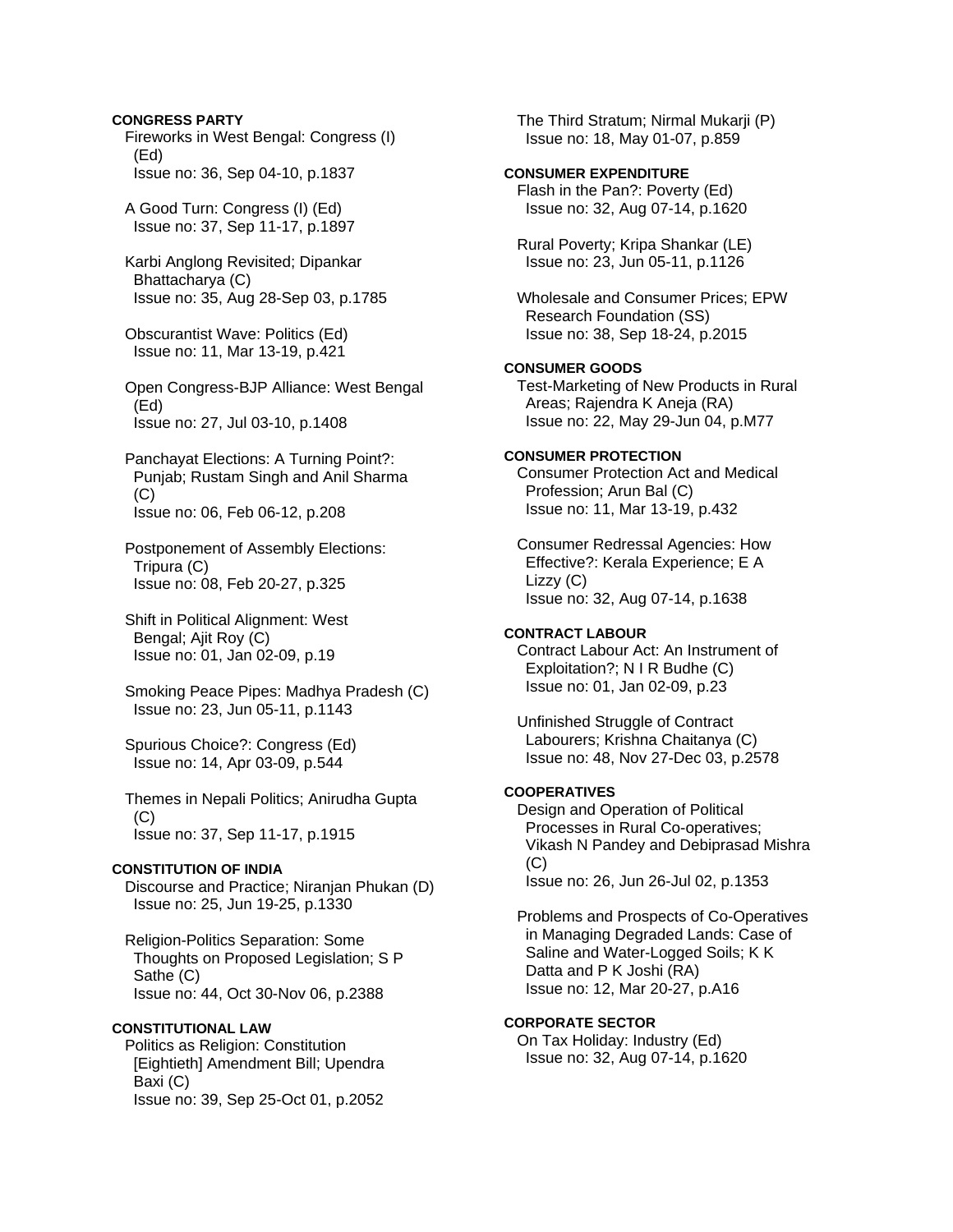**CONGRESS PARTY**

Fireworks in West Bengal: Congress (I) (Ed)
Issue no: 36, Sep 04-10, p.1837

A Good Turn: Congress (I) (Ed)
Issue no: 37, Sep 11-17, p.1897

Karbi Anglong Revisited; Dipankar Bhattacharya (C)
Issue no: 35, Aug 28-Sep 03, p.1785

Obscurantist Wave: Politics (Ed)
Issue no: 11, Mar 13-19, p.421

Open Congress-BJP Alliance: West Bengal (Ed)
Issue no: 27, Jul 03-10, p.1408

Panchayat Elections: A Turning Point?: Punjab; Rustam Singh and Anil Sharma (C)
Issue no: 06, Feb 06-12, p.208

Postponement of Assembly Elections: Tripura (C)
Issue no: 08, Feb 20-27, p.325

Shift in Political Alignment: West Bengal; Ajit Roy (C)
Issue no: 01, Jan 02-09, p.19

Smoking Peace Pipes: Madhya Pradesh (C)
Issue no: 23, Jun 05-11, p.1143

Spurious Choice?: Congress (Ed)
Issue no: 14, Apr 03-09, p.544

Themes in Nepali Politics; Anirudha Gupta (C)
Issue no: 37, Sep 11-17, p.1915

**CONSTITUTION OF INDIA**

Discourse and Practice; Niranjan Phukan (D)
Issue no: 25, Jun 19-25, p.1330

Religion-Politics Separation: Some Thoughts on Proposed Legislation; S P Sathe (C)
Issue no: 44, Oct 30-Nov 06, p.2388

**CONSTITUTIONAL LAW**

Politics as Religion: Constitution [Eightieth] Amendment Bill; Upendra Baxi (C)
Issue no: 39, Sep 25-Oct 01, p.2052

The Third Stratum; Nirmal Mukarji (P)
Issue no: 18, May 01-07, p.859

**CONSUMER EXPENDITURE**

Flash in the Pan?: Poverty (Ed)
Issue no: 32, Aug 07-14, p.1620

Rural Poverty; Kripa Shankar (LE)
Issue no: 23, Jun 05-11, p.1126

Wholesale and Consumer Prices; EPW Research Foundation (SS)
Issue no: 38, Sep 18-24, p.2015

**CONSUMER GOODS**

Test-Marketing of New Products in Rural Areas; Rajendra K Aneja (RA)
Issue no: 22, May 29-Jun 04, p.M77

**CONSUMER PROTECTION**

Consumer Protection Act and Medical Profession; Arun Bal (C)
Issue no: 11, Mar 13-19, p.432

Consumer Redressal Agencies: How Effective?: Kerala Experience; E A Lizzy (C)
Issue no: 32, Aug 07-14, p.1638

**CONTRACT LABOUR**

Contract Labour Act: An Instrument of Exploitation?; N I R Budhe (C)
Issue no: 01, Jan 02-09, p.23

Unfinished Struggle of Contract Labourers; Krishna Chaitanya (C)
Issue no: 48, Nov 27-Dec 03, p.2578

**COOPERATIVES**

Design and Operation of Political Processes in Rural Co-operatives; Vikash N Pandey and Debiprasad Mishra (C)
Issue no: 26, Jun 26-Jul 02, p.1353

Problems and Prospects of Co-Operatives in Managing Degraded Lands: Case of Saline and Water-Logged Soils; K K Datta and P K Joshi (RA)
Issue no: 12, Mar 20-27, p.A16

**CORPORATE SECTOR**

On Tax Holiday: Industry (Ed)
Issue no: 32, Aug 07-14, p.1620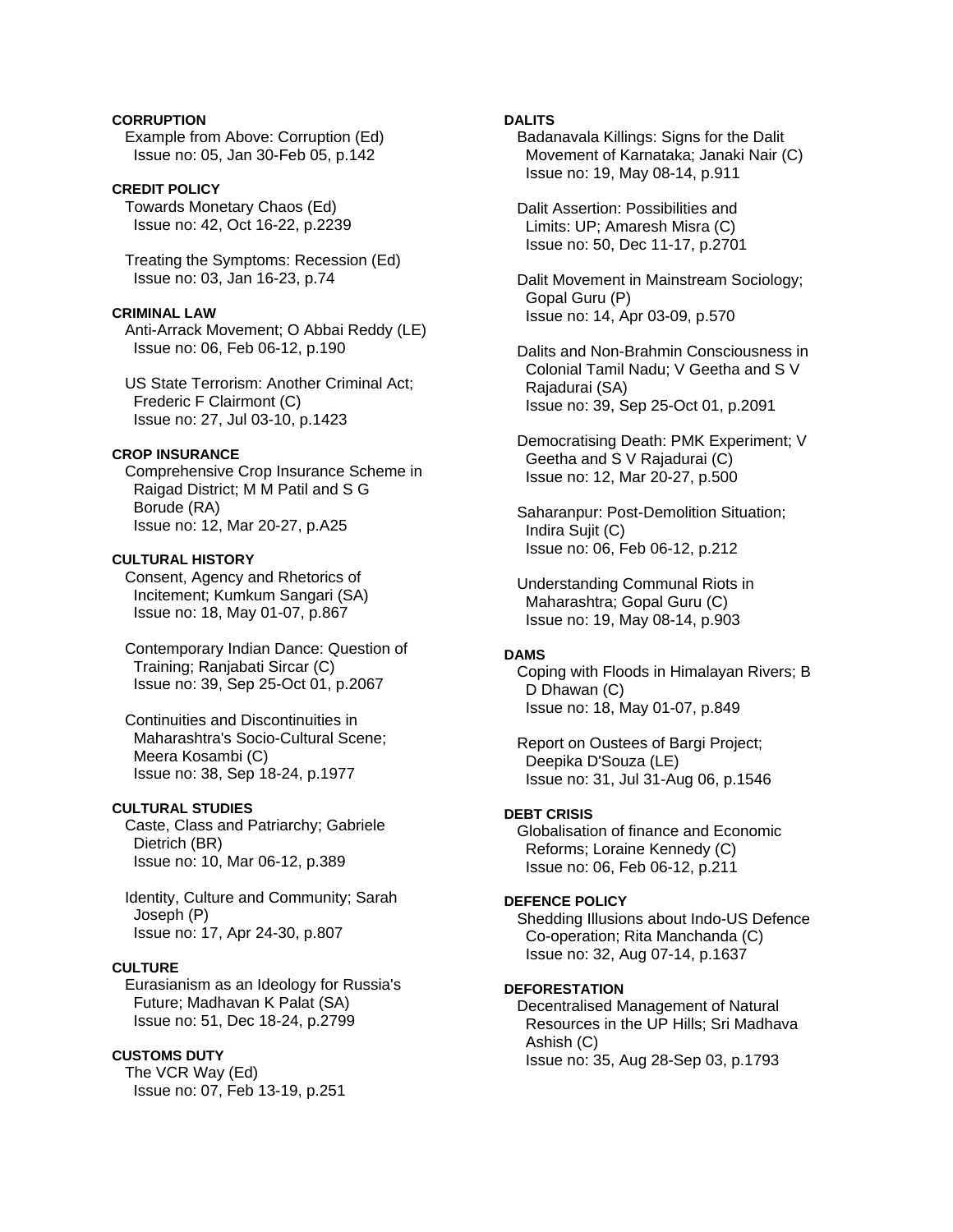**CORRUPTION**

Example from Above: Corruption (Ed)
Issue no: 05, Jan 30-Feb 05, p.142

**CREDIT POLICY**

Towards Monetary Chaos (Ed)
Issue no: 42, Oct 16-22, p.2239

Treating the Symptoms: Recession (Ed)
Issue no: 03, Jan 16-23, p.74

**CRIMINAL LAW**

Anti-Arrack Movement; O Abbai Reddy (LE)
Issue no: 06, Feb 06-12, p.190

US State Terrorism: Another Criminal Act; Frederic F Clairmont (C)
Issue no: 27, Jul 03-10, p.1423

**CROP INSURANCE**

Comprehensive Crop Insurance Scheme in Raigad District; M M Patil and S G Borude (RA)
Issue no: 12, Mar 20-27, p.A25

**CULTURAL HISTORY**

Consent, Agency and Rhetorics of Incitement; Kumkum Sangari (SA)
Issue no: 18, May 01-07, p.867

Contemporary Indian Dance: Question of Training; Ranjabati Sircar (C)
Issue no: 39, Sep 25-Oct 01, p.2067

Continuities and Discontinuities in Maharashtra's Socio-Cultural Scene; Meera Kosambi (C)
Issue no: 38, Sep 18-24, p.1977

**CULTURAL STUDIES**

Caste, Class and Patriarchy; Gabriele Dietrich (BR)
Issue no: 10, Mar 06-12, p.389

Identity, Culture and Community; Sarah Joseph (P)
Issue no: 17, Apr 24-30, p.807

**CULTURE**

Eurasianism as an Ideology for Russia's Future; Madhavan K Palat (SA)
Issue no: 51, Dec 18-24, p.2799

**CUSTOMS DUTY**

The VCR Way (Ed)
Issue no: 07, Feb 13-19, p.251

**DALITS**

Badanavala Killings: Signs for the Dalit Movement of Karnataka; Janaki Nair (C)
Issue no: 19, May 08-14, p.911

Dalit Assertion: Possibilities and Limits: UP; Amaresh Misra (C)
Issue no: 50, Dec 11-17, p.2701

Dalit Movement in Mainstream Sociology; Gopal Guru (P)
Issue no: 14, Apr 03-09, p.570

Dalits and Non-Brahmin Consciousness in Colonial Tamil Nadu; V Geetha and S V Rajadurai (SA)
Issue no: 39, Sep 25-Oct 01, p.2091

Democratising Death: PMK Experiment; V Geetha and S V Rajadurai (C)
Issue no: 12, Mar 20-27, p.500

Saharanpur: Post-Demolition Situation; Indira Sujit (C)
Issue no: 06, Feb 06-12, p.212

Understanding Communal Riots in Maharashtra; Gopal Guru (C)
Issue no: 19, May 08-14, p.903

**DAMS**

Coping with Floods in Himalayan Rivers; B D Dhawan (C)
Issue no: 18, May 01-07, p.849

Report on Oustees of Bargi Project; Deepika D'Souza (LE)
Issue no: 31, Jul 31-Aug 06, p.1546

**DEBT CRISIS**

Globalisation of finance and Economic Reforms; Loraine Kennedy (C)
Issue no: 06, Feb 06-12, p.211

**DEFENCE POLICY**

Shedding Illusions about Indo-US Defence Co-operation; Rita Manchanda (C)
Issue no: 32, Aug 07-14, p.1637

**DEFORESTATION**

Decentralised Management of Natural Resources in the UP Hills; Sri Madhava Ashish (C)
Issue no: 35, Aug 28-Sep 03, p.1793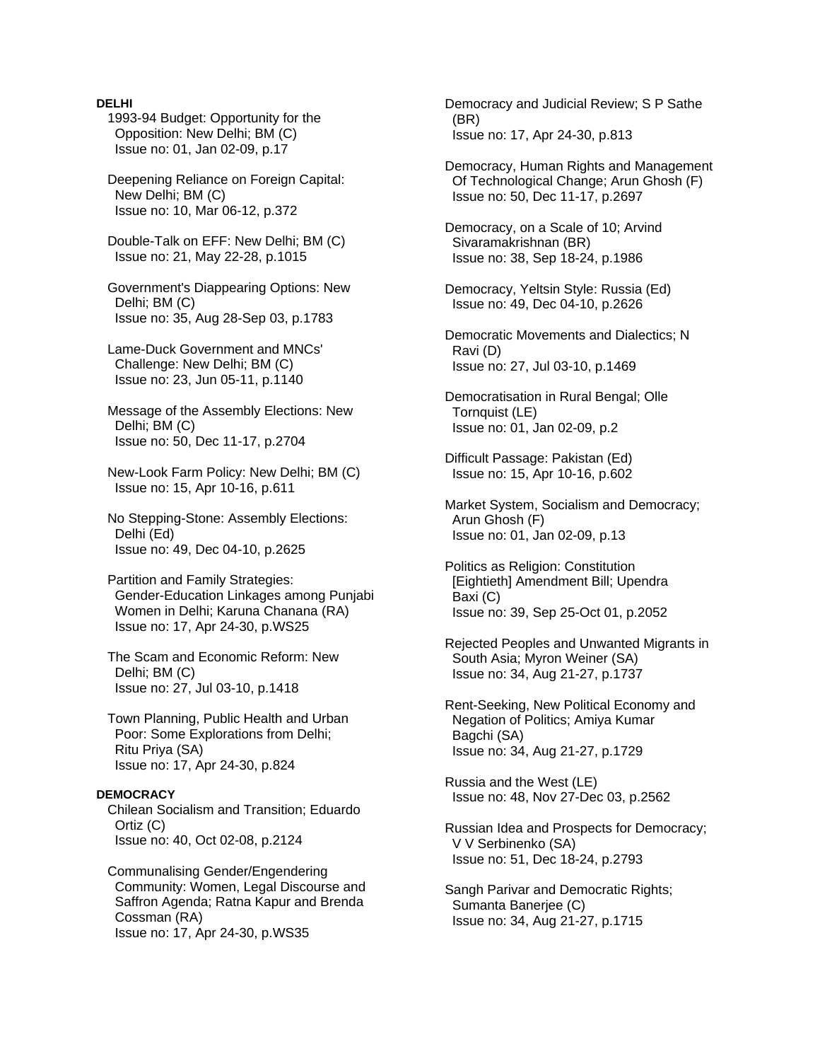**DELHI**

1993-94 Budget: Opportunity for the Opposition: New Delhi; BM (C)
Issue no: 01, Jan 02-09, p.17

Deepening Reliance on Foreign Capital: New Delhi; BM (C)
Issue no: 10, Mar 06-12, p.372

Double-Talk on EFF: New Delhi; BM (C)
Issue no: 21, May 22-28, p.1015

Government's Diappearing Options: New Delhi; BM (C)
Issue no: 35, Aug 28-Sep 03, p.1783

Lame-Duck Government and MNCs' Challenge: New Delhi; BM (C)
Issue no: 23, Jun 05-11, p.1140

Message of the Assembly Elections: New Delhi; BM (C)
Issue no: 50, Dec 11-17, p.2704

New-Look Farm Policy: New Delhi; BM (C)
Issue no: 15, Apr 10-16, p.611

No Stepping-Stone: Assembly Elections: Delhi (Ed)
Issue no: 49, Dec 04-10, p.2625

Partition and Family Strategies: Gender-Education Linkages among Punjabi Women in Delhi; Karuna Chanana (RA)
Issue no: 17, Apr 24-30, p.WS25

The Scam and Economic Reform: New Delhi; BM (C)
Issue no: 27, Jul 03-10, p.1418

Town Planning, Public Health and Urban Poor: Some Explorations from Delhi; Ritu Priya (SA)
Issue no: 17, Apr 24-30, p.824

**DEMOCRACY**

Chilean Socialism and Transition; Eduardo Ortiz (C)
Issue no: 40, Oct 02-08, p.2124

Communalising Gender/Engendering Community: Women, Legal Discourse and Saffron Agenda; Ratna Kapur and Brenda Cossman (RA)
Issue no: 17, Apr 24-30, p.WS35

Democracy and Judicial Review; S P Sathe (BR)
Issue no: 17, Apr 24-30, p.813

Democracy, Human Rights and Management Of Technological Change; Arun Ghosh (F)
Issue no: 50, Dec 11-17, p.2697

Democracy, on a Scale of 10; Arvind Sivaramakrishnan (BR)
Issue no: 38, Sep 18-24, p.1986

Democracy, Yeltsin Style: Russia (Ed)
Issue no: 49, Dec 04-10, p.2626

Democratic Movements and Dialectics; N Ravi (D)
Issue no: 27, Jul 03-10, p.1469

Democratisation in Rural Bengal; Olle Tornquist (LE)
Issue no: 01, Jan 02-09, p.2

Difficult Passage: Pakistan (Ed)
Issue no: 15, Apr 10-16, p.602

Market System, Socialism and Democracy; Arun Ghosh (F)
Issue no: 01, Jan 02-09, p.13

Politics as Religion: Constitution [Eightieth] Amendment Bill; Upendra Baxi (C)
Issue no: 39, Sep 25-Oct 01, p.2052

Rejected Peoples and Unwanted Migrants in South Asia; Myron Weiner (SA)
Issue no: 34, Aug 21-27, p.1737

Rent-Seeking, New Political Economy and Negation of Politics; Amiya Kumar Bagchi (SA)
Issue no: 34, Aug 21-27, p.1729

Russia and the West (LE)
Issue no: 48, Nov 27-Dec 03, p.2562

Russian Idea and Prospects for Democracy; V V Serbinenko (SA)
Issue no: 51, Dec 18-24, p.2793

Sangh Parivar and Democratic Rights; Sumanta Banerjee (C)
Issue no: 34, Aug 21-27, p.1715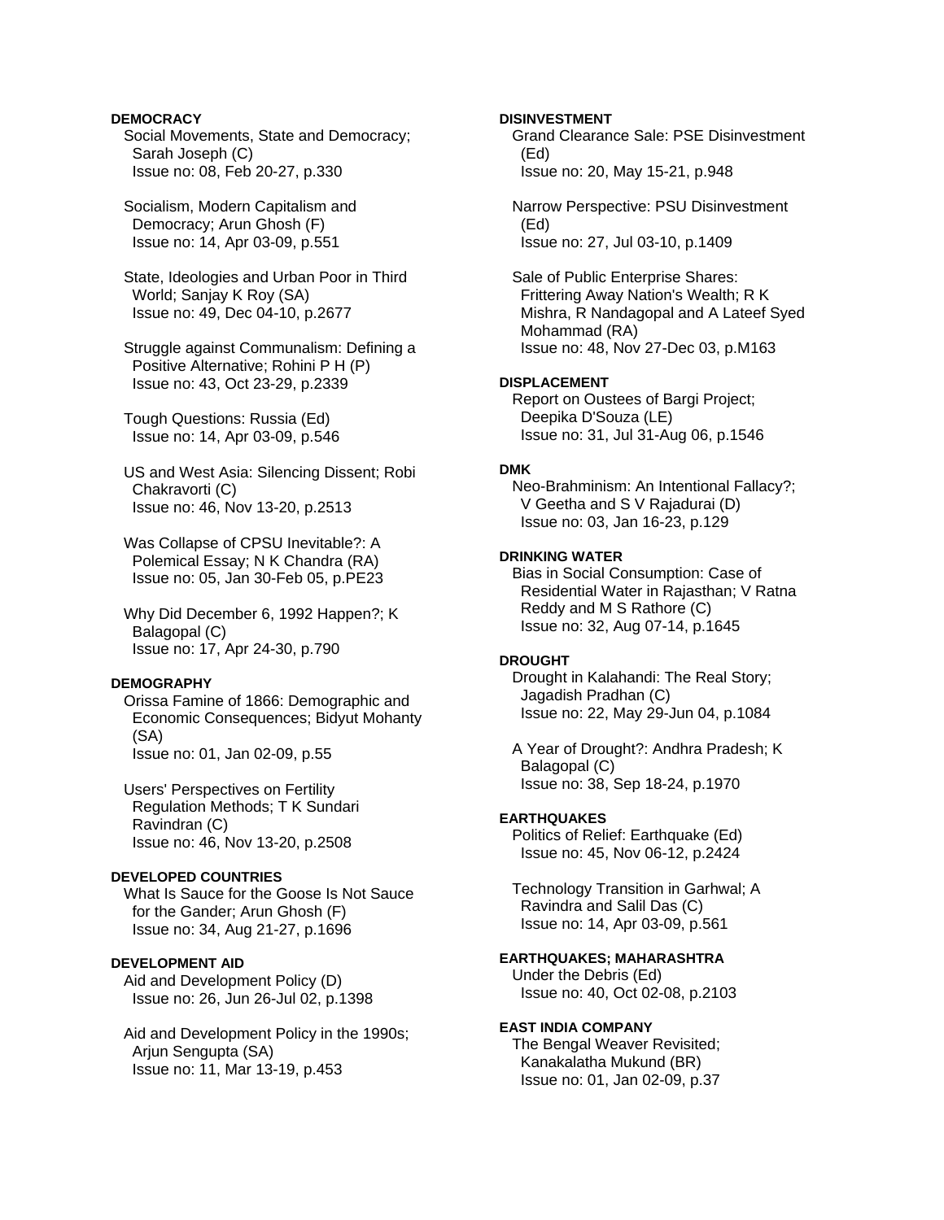**DEMOCRACY**

Social Movements, State and Democracy; Sarah Joseph (C)
Issue no: 08, Feb 20-27, p.330

Socialism, Modern Capitalism and Democracy; Arun Ghosh (F)
Issue no: 14, Apr 03-09, p.551

State, Ideologies and Urban Poor in Third World; Sanjay K Roy (SA)
Issue no: 49, Dec 04-10, p.2677

Struggle against Communalism: Defining a Positive Alternative; Rohini P H (P)
Issue no: 43, Oct 23-29, p.2339

Tough Questions: Russia (Ed)
Issue no: 14, Apr 03-09, p.546

US and West Asia: Silencing Dissent; Robi Chakravorti (C)
Issue no: 46, Nov 13-20, p.2513

Was Collapse of CPSU Inevitable?: A Polemical Essay; N K Chandra (RA)
Issue no: 05, Jan 30-Feb 05, p.PE23

Why Did December 6, 1992 Happen?; K Balagopal (C)
Issue no: 17, Apr 24-30, p.790

**DEMOGRAPHY**

Orissa Famine of 1866: Demographic and Economic Consequences; Bidyut Mohanty (SA)
Issue no: 01, Jan 02-09, p.55

Users' Perspectives on Fertility Regulation Methods; T K Sundari Ravindran (C)
Issue no: 46, Nov 13-20, p.2508

**DEVELOPED COUNTRIES**

What Is Sauce for the Goose Is Not Sauce for the Gander; Arun Ghosh (F)
Issue no: 34, Aug 21-27, p.1696

**DEVELOPMENT AID**

Aid and Development Policy (D)
Issue no: 26, Jun 26-Jul 02, p.1398

Aid and Development Policy in the 1990s; Arjun Sengupta (SA)
Issue no: 11, Mar 13-19, p.453

**DISINVESTMENT**

Grand Clearance Sale: PSE Disinvestment (Ed)
Issue no: 20, May 15-21, p.948

Narrow Perspective: PSU Disinvestment (Ed)
Issue no: 27, Jul 03-10, p.1409

Sale of Public Enterprise Shares: Frittering Away Nation's Wealth; R K Mishra, R Nandagopal and A Lateef Syed Mohammad (RA)
Issue no: 48, Nov 27-Dec 03, p.M163

**DISPLACEMENT**

Report on Oustees of Bargi Project; Deepika D'Souza (LE)
Issue no: 31, Jul 31-Aug 06, p.1546

**DMK**

Neo-Brahminism: An Intentional Fallacy?; V Geetha and S V Rajadurai (D)
Issue no: 03, Jan 16-23, p.129

**DRINKING WATER**

Bias in Social Consumption: Case of Residential Water in Rajasthan; V Ratna Reddy and M S Rathore (C)
Issue no: 32, Aug 07-14, p.1645

**DROUGHT**

Drought in Kalahandi: The Real Story; Jagadish Pradhan (C)
Issue no: 22, May 29-Jun 04, p.1084

A Year of Drought?: Andhra Pradesh; K Balagopal (C)
Issue no: 38, Sep 18-24, p.1970

**EARTHQUAKES**

Politics of Relief: Earthquake (Ed)
Issue no: 45, Nov 06-12, p.2424

Technology Transition in Garhwal; A Ravindra and Salil Das (C)
Issue no: 14, Apr 03-09, p.561

**EARTHQUAKES; MAHARASHTRA**

Under the Debris (Ed)
Issue no: 40, Oct 02-08, p.2103

**EAST INDIA COMPANY**

The Bengal Weaver Revisited; Kanakalatha Mukund (BR)
Issue no: 01, Jan 02-09, p.37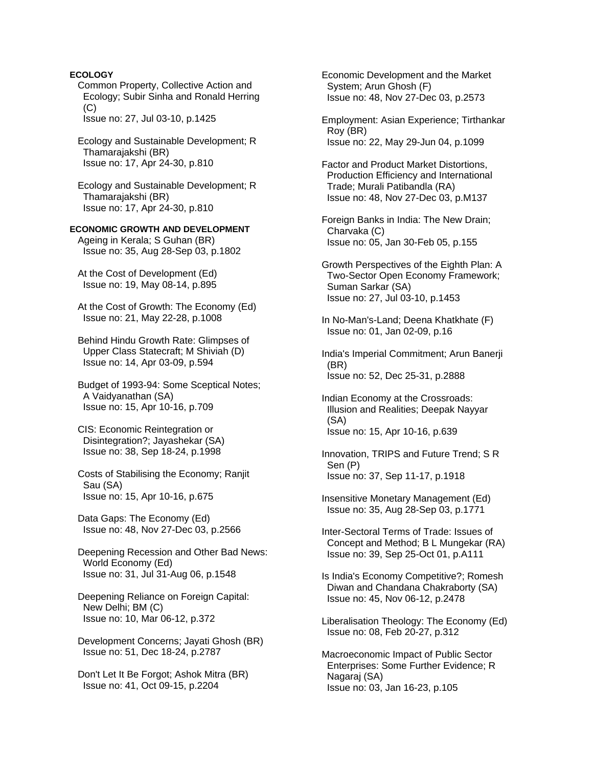**ECOLOGY**

Common Property, Collective Action and Ecology; Subir Sinha and Ronald Herring (C)
Issue no: 27, Jul 03-10, p.1425

Ecology and Sustainable Development; R Thamarajakshi (BR)
Issue no: 17, Apr 24-30, p.810

Ecology and Sustainable Development; R Thamarajakshi (BR)
Issue no: 17, Apr 24-30, p.810

**ECONOMIC GROWTH AND DEVELOPMENT**

Ageing in Kerala; S Guhan (BR)
Issue no: 35, Aug 28-Sep 03, p.1802

At the Cost of Development (Ed)
Issue no: 19, May 08-14, p.895

At the Cost of Growth: The Economy (Ed)
Issue no: 21, May 22-28, p.1008

Behind Hindu Growth Rate: Glimpses of Upper Class Statecraft; M Shiviah (D)
Issue no: 14, Apr 03-09, p.594

Budget of 1993-94: Some Sceptical Notes; A Vaidyanathan (SA)
Issue no: 15, Apr 10-16, p.709

CIS: Economic Reintegration or Disintegration?; Jayashekar (SA)
Issue no: 38, Sep 18-24, p.1998

Costs of Stabilising the Economy; Ranjit Sau (SA)
Issue no: 15, Apr 10-16, p.675

Data Gaps: The Economy (Ed)
Issue no: 48, Nov 27-Dec 03, p.2566

Deepening Recession and Other Bad News: World Economy (Ed)
Issue no: 31, Jul 31-Aug 06, p.1548

Deepening Reliance on Foreign Capital: New Delhi; BM (C)
Issue no: 10, Mar 06-12, p.372

Development Concerns; Jayati Ghosh (BR)
Issue no: 51, Dec 18-24, p.2787

Don't Let It Be Forgot; Ashok Mitra (BR)
Issue no: 41, Oct 09-15, p.2204

Economic Development and the Market System; Arun Ghosh (F)
Issue no: 48, Nov 27-Dec 03, p.2573

Employment: Asian Experience; Tirthankar Roy (BR)
Issue no: 22, May 29-Jun 04, p.1099

Factor and Product Market Distortions, Production Efficiency and International Trade; Murali Patibandla (RA)
Issue no: 48, Nov 27-Dec 03, p.M137

Foreign Banks in India: The New Drain; Charvaka (C)
Issue no: 05, Jan 30-Feb 05, p.155

Growth Perspectives of the Eighth Plan: A Two-Sector Open Economy Framework; Suman Sarkar (SA)
Issue no: 27, Jul 03-10, p.1453

In No-Man's-Land; Deena Khatkhate (F)
Issue no: 01, Jan 02-09, p.16

India's Imperial Commitment; Arun Banerji (BR)
Issue no: 52, Dec 25-31, p.2888

Indian Economy at the Crossroads: Illusion and Realities; Deepak Nayyar (SA)
Issue no: 15, Apr 10-16, p.639

Innovation, TRIPS and Future Trend; S R Sen (P)
Issue no: 37, Sep 11-17, p.1918

Insensitive Monetary Management (Ed)
Issue no: 35, Aug 28-Sep 03, p.1771

Inter-Sectoral Terms of Trade: Issues of Concept and Method; B L Mungekar (RA)
Issue no: 39, Sep 25-Oct 01, p.A111

Is India's Economy Competitive?; Romesh Diwan and Chandana Chakraborty (SA)
Issue no: 45, Nov 06-12, p.2478

Liberalisation Theology: The Economy (Ed)
Issue no: 08, Feb 20-27, p.312

Macroeconomic Impact of Public Sector Enterprises: Some Further Evidence; R Nagaraj (SA)
Issue no: 03, Jan 16-23, p.105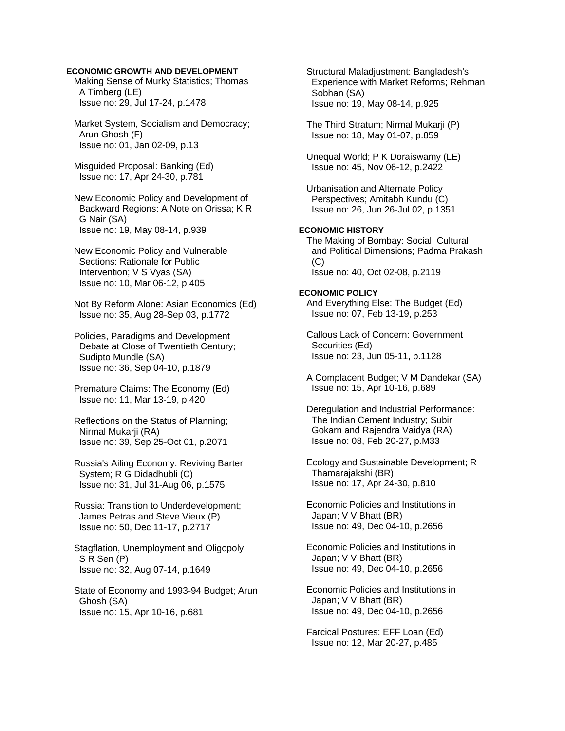**ECONOMIC GROWTH AND DEVELOPMENT**

Making Sense of Murky Statistics; Thomas A Timberg (LE)
Issue no: 29, Jul 17-24, p.1478

Market System, Socialism and Democracy; Arun Ghosh (F)
Issue no: 01, Jan 02-09, p.13

Misguided Proposal: Banking (Ed)
Issue no: 17, Apr 24-30, p.781

New Economic Policy and Development of Backward Regions: A Note on Orissa; K R G Nair (SA)
Issue no: 19, May 08-14, p.939

New Economic Policy and Vulnerable Sections: Rationale for Public Intervention; V S Vyas (SA)
Issue no: 10, Mar 06-12, p.405

Not By Reform Alone: Asian Economics (Ed)
Issue no: 35, Aug 28-Sep 03, p.1772

Policies, Paradigms and Development Debate at Close of Twentieth Century; Sudipto Mundle (SA)
Issue no: 36, Sep 04-10, p.1879

Premature Claims: The Economy (Ed)
Issue no: 11, Mar 13-19, p.420

Reflections on the Status of Planning; Nirmal Mukarji (RA)
Issue no: 39, Sep 25-Oct 01, p.2071

Russia's Ailing Economy: Reviving Barter System; R G Didadhubli (C)
Issue no: 31, Jul 31-Aug 06, p.1575

Russia: Transition to Underdevelopment; James Petras and Steve Vieux (P)
Issue no: 50, Dec 11-17, p.2717

Stagflation, Unemployment and Oligopoly; S R Sen (P)
Issue no: 32, Aug 07-14, p.1649

State of Economy and 1993-94 Budget; Arun Ghosh (SA)
Issue no: 15, Apr 10-16, p.681

Structural Maladjustment: Bangladesh's Experience with Market Reforms; Rehman Sobhan (SA)
Issue no: 19, May 08-14, p.925

The Third Stratum; Nirmal Mukarji (P)
Issue no: 18, May 01-07, p.859

Unequal World; P K Doraiswamy (LE)
Issue no: 45, Nov 06-12, p.2422

Urbanisation and Alternate Policy Perspectives; Amitabh Kundu (C)
Issue no: 26, Jun 26-Jul 02, p.1351

**ECONOMIC HISTORY**

The Making of Bombay: Social, Cultural and Political Dimensions; Padma Prakash (C)
Issue no: 40, Oct 02-08, p.2119

**ECONOMIC POLICY**

And Everything Else: The Budget (Ed)
Issue no: 07, Feb 13-19, p.253

Callous Lack of Concern: Government Securities (Ed)
Issue no: 23, Jun 05-11, p.1128

A Complacent Budget; V M Dandekar (SA)
Issue no: 15, Apr 10-16, p.689

Deregulation and Industrial Performance: The Indian Cement Industry; Subir Gokarn and Rajendra Vaidya (RA)
Issue no: 08, Feb 20-27, p.M33

Ecology and Sustainable Development; R Thamarajakshi (BR)
Issue no: 17, Apr 24-30, p.810

Economic Policies and Institutions in Japan; V V Bhatt (BR)
Issue no: 49, Dec 04-10, p.2656

Economic Policies and Institutions in Japan; V V Bhatt (BR)
Issue no: 49, Dec 04-10, p.2656

Economic Policies and Institutions in Japan; V V Bhatt (BR)
Issue no: 49, Dec 04-10, p.2656

Farcical Postures: EFF Loan (Ed)
Issue no: 12, Mar 20-27, p.485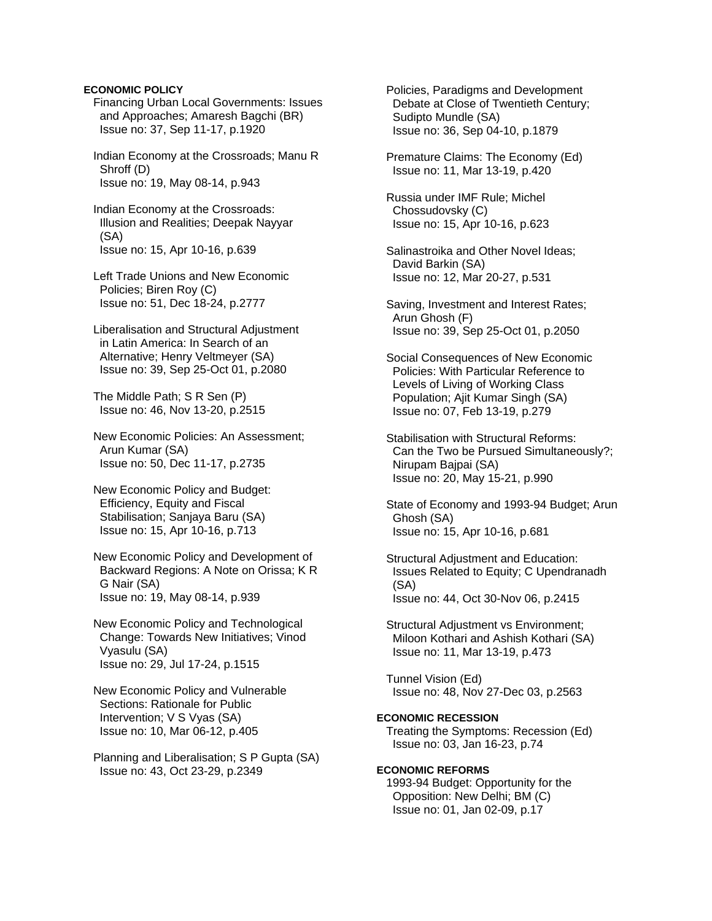**ECONOMIC POLICY**

Financing Urban Local Governments: Issues and Approaches; Amaresh Bagchi (BR)
Issue no: 37, Sep 11-17, p.1920

Indian Economy at the Crossroads; Manu R Shroff (D)
Issue no: 19, May 08-14, p.943

Indian Economy at the Crossroads: Illusion and Realities; Deepak Nayyar (SA)
Issue no: 15, Apr 10-16, p.639

Left Trade Unions and New Economic Policies; Biren Roy (C)
Issue no: 51, Dec 18-24, p.2777

Liberalisation and Structural Adjustment in Latin America: In Search of an Alternative; Henry Veltmeyer (SA)
Issue no: 39, Sep 25-Oct 01, p.2080

The Middle Path; S R Sen (P)
Issue no: 46, Nov 13-20, p.2515

New Economic Policies: An Assessment; Arun Kumar (SA)
Issue no: 50, Dec 11-17, p.2735

New Economic Policy and Budget: Efficiency, Equity and Fiscal Stabilisation; Sanjaya Baru (SA)
Issue no: 15, Apr 10-16, p.713

New Economic Policy and Development of Backward Regions: A Note on Orissa; K R G Nair (SA)
Issue no: 19, May 08-14, p.939

New Economic Policy and Technological Change: Towards New Initiatives; Vinod Vyasulu (SA)
Issue no: 29, Jul 17-24, p.1515

New Economic Policy and Vulnerable Sections: Rationale for Public Intervention; V S Vyas (SA)
Issue no: 10, Mar 06-12, p.405

Planning and Liberalisation; S P Gupta (SA)
Issue no: 43, Oct 23-29, p.2349

Policies, Paradigms and Development Debate at Close of Twentieth Century; Sudipto Mundle (SA)
Issue no: 36, Sep 04-10, p.1879

Premature Claims: The Economy (Ed)
Issue no: 11, Mar 13-19, p.420

Russia under IMF Rule; Michel Chossudovsky (C)
Issue no: 15, Apr 10-16, p.623

Salinastroika and Other Novel Ideas; David Barkin (SA)
Issue no: 12, Mar 20-27, p.531

Saving, Investment and Interest Rates; Arun Ghosh (F)
Issue no: 39, Sep 25-Oct 01, p.2050

Social Consequences of New Economic Policies: With Particular Reference to Levels of Living of Working Class Population; Ajit Kumar Singh (SA)
Issue no: 07, Feb 13-19, p.279

Stabilisation with Structural Reforms: Can the Two be Pursued Simultaneously?; Nirupam Bajpai (SA)
Issue no: 20, May 15-21, p.990

State of Economy and 1993-94 Budget; Arun Ghosh (SA)
Issue no: 15, Apr 10-16, p.681

Structural Adjustment and Education: Issues Related to Equity; C Upendranadh (SA)
Issue no: 44, Oct 30-Nov 06, p.2415

Structural Adjustment vs Environment; Miloon Kothari and Ashish Kothari (SA)
Issue no: 11, Mar 13-19, p.473

Tunnel Vision (Ed)
Issue no: 48, Nov 27-Dec 03, p.2563

**ECONOMIC RECESSION**

Treating the Symptoms: Recession (Ed)
Issue no: 03, Jan 16-23, p.74

**ECONOMIC REFORMS**

1993-94 Budget: Opportunity for the Opposition: New Delhi; BM (C)
Issue no: 01, Jan 02-09, p.17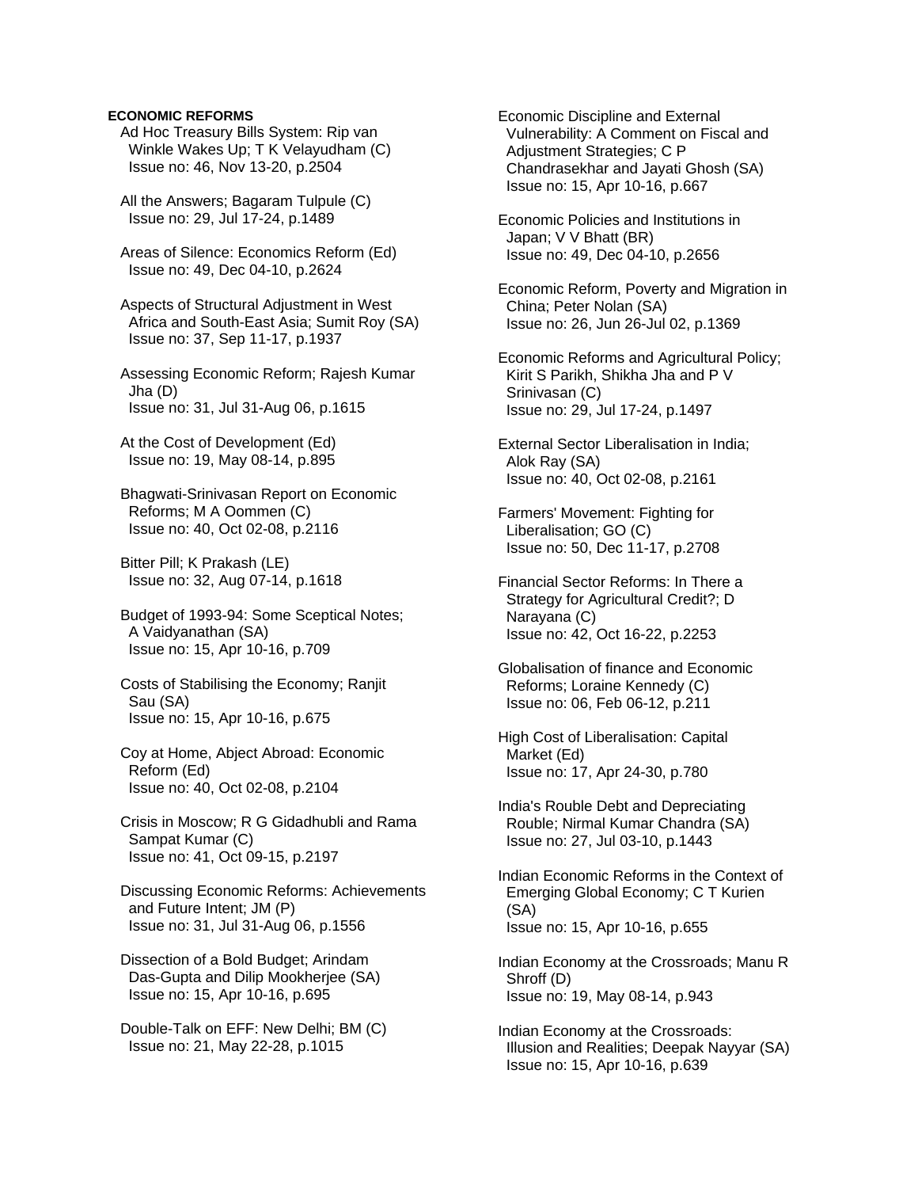**ECONOMIC REFORMS**

Ad Hoc Treasury Bills System: Rip van Winkle Wakes Up; T K Velayudham (C)
Issue no: 46, Nov 13-20, p.2504

All the Answers; Bagaram Tulpule (C)
Issue no: 29, Jul 17-24, p.1489

Areas of Silence: Economics Reform (Ed)
Issue no: 49, Dec 04-10, p.2624

Aspects of Structural Adjustment in West Africa and South-East Asia; Sumit Roy (SA)
Issue no: 37, Sep 11-17, p.1937

Assessing Economic Reform; Rajesh Kumar Jha (D)
Issue no: 31, Jul 31-Aug 06, p.1615

At the Cost of Development (Ed)
Issue no: 19, May 08-14, p.895

Bhagwati-Srinivasan Report on Economic Reforms; M A Oommen (C)
Issue no: 40, Oct 02-08, p.2116

Bitter Pill; K Prakash (LE)
Issue no: 32, Aug 07-14, p.1618

Budget of 1993-94: Some Sceptical Notes; A Vaidyanathan (SA)
Issue no: 15, Apr 10-16, p.709

Costs of Stabilising the Economy; Ranjit Sau (SA)
Issue no: 15, Apr 10-16, p.675

Coy at Home, Abject Abroad: Economic Reform (Ed)
Issue no: 40, Oct 02-08, p.2104

Crisis in Moscow; R G Gidadhubli and Rama Sampat Kumar (C)
Issue no: 41, Oct 09-15, p.2197

Discussing Economic Reforms: Achievements and Future Intent; JM (P)
Issue no: 31, Jul 31-Aug 06, p.1556

Dissection of a Bold Budget; Arindam Das-Gupta and Dilip Mookherjee (SA)
Issue no: 15, Apr 10-16, p.695

Double-Talk on EFF: New Delhi; BM (C)
Issue no: 21, May 22-28, p.1015

Economic Discipline and External Vulnerability: A Comment on Fiscal and Adjustment Strategies; C P Chandrasekhar and Jayati Ghosh (SA)
Issue no: 15, Apr 10-16, p.667

Economic Policies and Institutions in Japan; V V Bhatt (BR)
Issue no: 49, Dec 04-10, p.2656

Economic Reform, Poverty and Migration in China; Peter Nolan (SA)
Issue no: 26, Jun 26-Jul 02, p.1369

Economic Reforms and Agricultural Policy; Kirit S Parikh, Shikha Jha and P V Srinivasan (C)
Issue no: 29, Jul 17-24, p.1497

External Sector Liberalisation in India; Alok Ray (SA)
Issue no: 40, Oct 02-08, p.2161

Farmers' Movement: Fighting for Liberalisation; GO (C)
Issue no: 50, Dec 11-17, p.2708

Financial Sector Reforms: In There a Strategy for Agricultural Credit?; D Narayana (C)
Issue no: 42, Oct 16-22, p.2253

Globalisation of finance and Economic Reforms; Loraine Kennedy (C)
Issue no: 06, Feb 06-12, p.211

High Cost of Liberalisation: Capital Market (Ed)
Issue no: 17, Apr 24-30, p.780

India's Rouble Debt and Depreciating Rouble; Nirmal Kumar Chandra (SA)
Issue no: 27, Jul 03-10, p.1443

Indian Economic Reforms in the Context of Emerging Global Economy; C T Kurien (SA)
Issue no: 15, Apr 10-16, p.655

Indian Economy at the Crossroads; Manu R Shroff (D)
Issue no: 19, May 08-14, p.943

Indian Economy at the Crossroads: Illusion and Realities; Deepak Nayyar (SA)
Issue no: 15, Apr 10-16, p.639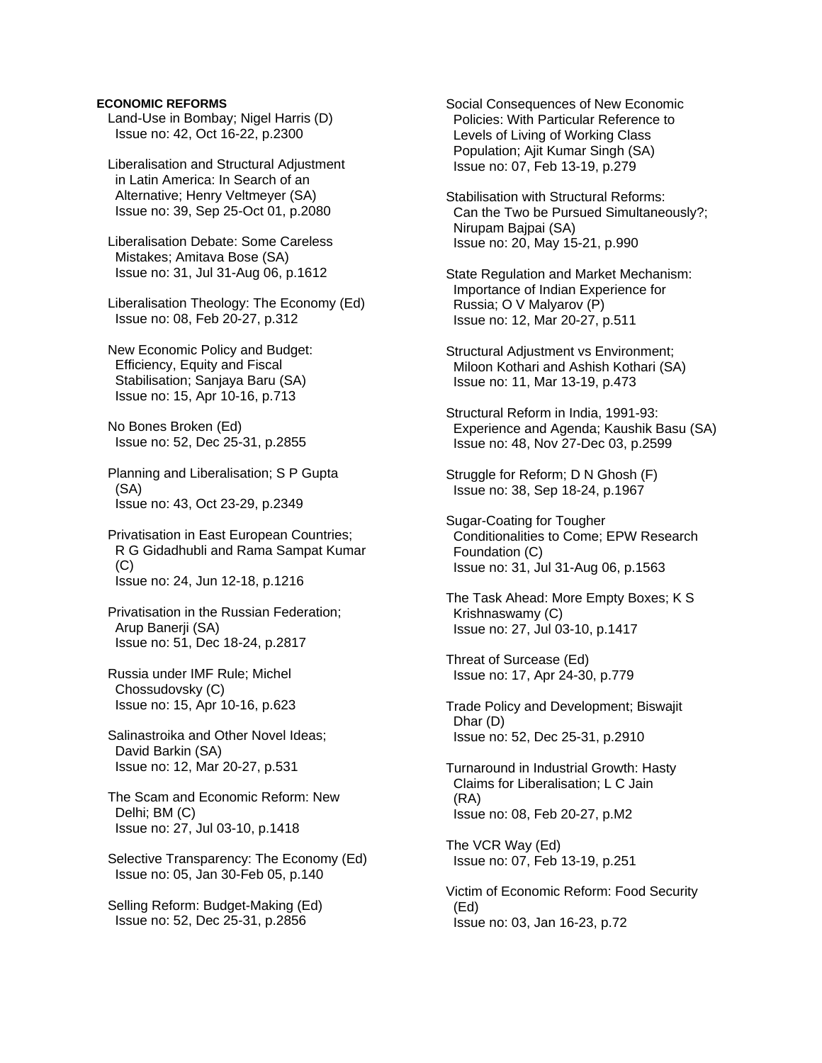**ECONOMIC REFORMS**

Land-Use in Bombay; Nigel Harris (D)
Issue no: 42, Oct 16-22, p.2300

Liberalisation and Structural Adjustment in Latin America: In Search of an Alternative; Henry Veltmeyer (SA)
Issue no: 39, Sep 25-Oct 01, p.2080

Liberalisation Debate: Some Careless Mistakes; Amitava Bose (SA)
Issue no: 31, Jul 31-Aug 06, p.1612

Liberalisation Theology: The Economy (Ed)
Issue no: 08, Feb 20-27, p.312

New Economic Policy and Budget: Efficiency, Equity and Fiscal Stabilisation; Sanjaya Baru (SA)
Issue no: 15, Apr 10-16, p.713

No Bones Broken (Ed)
Issue no: 52, Dec 25-31, p.2855

Planning and Liberalisation; S P Gupta (SA)
Issue no: 43, Oct 23-29, p.2349

Privatisation in East European Countries; R G Gidadhubli and Rama Sampat Kumar (C)
Issue no: 24, Jun 12-18, p.1216

Privatisation in the Russian Federation; Arup Banerji (SA)
Issue no: 51, Dec 18-24, p.2817

Russia under IMF Rule; Michel Chossudovsky (C)
Issue no: 15, Apr 10-16, p.623

Salinastroika and Other Novel Ideas; David Barkin (SA)
Issue no: 12, Mar 20-27, p.531

The Scam and Economic Reform: New Delhi; BM (C)
Issue no: 27, Jul 03-10, p.1418

Selective Transparency: The Economy (Ed)
Issue no: 05, Jan 30-Feb 05, p.140

Selling Reform: Budget-Making (Ed)
Issue no: 52, Dec 25-31, p.2856

Social Consequences of New Economic Policies: With Particular Reference to Levels of Living of Working Class Population; Ajit Kumar Singh (SA)
Issue no: 07, Feb 13-19, p.279

Stabilisation with Structural Reforms: Can the Two be Pursued Simultaneously?; Nirupam Bajpai (SA)
Issue no: 20, May 15-21, p.990

State Regulation and Market Mechanism: Importance of Indian Experience for Russia; O V Malyarov (P)
Issue no: 12, Mar 20-27, p.511

Structural Adjustment vs Environment; Miloon Kothari and Ashish Kothari (SA)
Issue no: 11, Mar 13-19, p.473

Structural Reform in India, 1991-93: Experience and Agenda; Kaushik Basu (SA)
Issue no: 48, Nov 27-Dec 03, p.2599

Struggle for Reform; D N Ghosh (F)
Issue no: 38, Sep 18-24, p.1967

Sugar-Coating for Tougher Conditionalities to Come; EPW Research Foundation (C)
Issue no: 31, Jul 31-Aug 06, p.1563

The Task Ahead: More Empty Boxes; K S Krishnaswamy (C)
Issue no: 27, Jul 03-10, p.1417

Threat of Surcease (Ed)
Issue no: 17, Apr 24-30, p.779

Trade Policy and Development; Biswajit Dhar (D)
Issue no: 52, Dec 25-31, p.2910

Turnaround in Industrial Growth: Hasty Claims for Liberalisation; L C Jain (RA)
Issue no: 08, Feb 20-27, p.M2

The VCR Way (Ed)
Issue no: 07, Feb 13-19, p.251

Victim of Economic Reform: Food Security (Ed)
Issue no: 03, Jan 16-23, p.72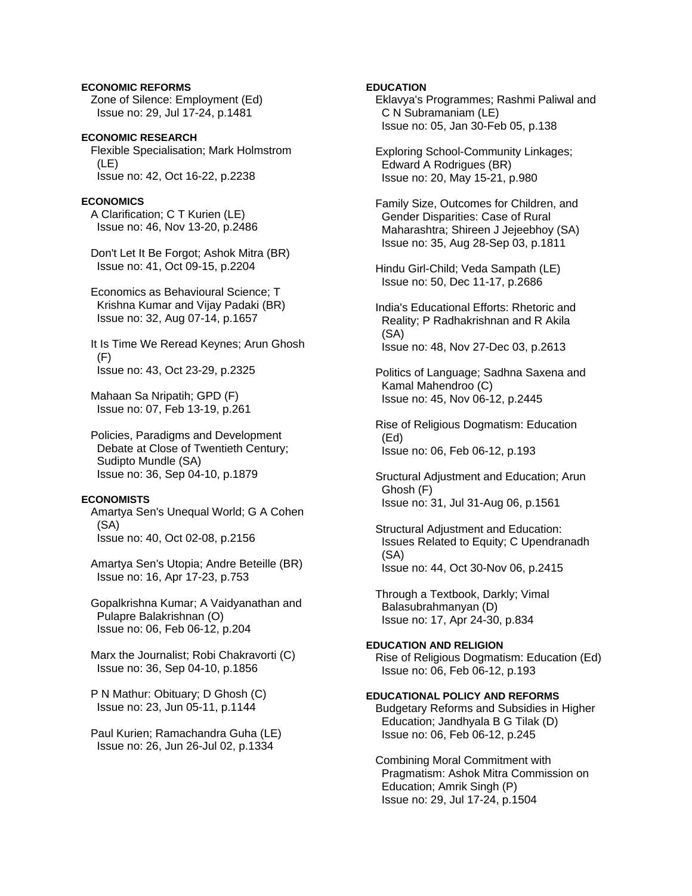**ECONOMIC REFORMS**

Zone of Silence: Employment (Ed)
Issue no: 29, Jul 17-24, p.1481

**ECONOMIC RESEARCH**

Flexible Specialisation; Mark Holmstrom (LE)
Issue no: 42, Oct 16-22, p.2238

**ECONOMICS**

A Clarification; C T Kurien (LE)
Issue no: 46, Nov 13-20, p.2486

Don't Let It Be Forgot; Ashok Mitra (BR)
Issue no: 41, Oct 09-15, p.2204

Economics as Behavioural Science; T Krishna Kumar and Vijay Padaki (BR)
Issue no: 32, Aug 07-14, p.1657

It Is Time We Reread Keynes; Arun Ghosh (F)
Issue no: 43, Oct 23-29, p.2325

Mahaan Sa Nripatih; GPD (F)
Issue no: 07, Feb 13-19, p.261

Policies, Paradigms and Development Debate at Close of Twentieth Century; Sudipto Mundle (SA)
Issue no: 36, Sep 04-10, p.1879

**ECONOMISTS**

Amartya Sen's Unequal World; G A Cohen (SA)
Issue no: 40, Oct 02-08, p.2156

Amartya Sen's Utopia; Andre Beteille (BR)
Issue no: 16, Apr 17-23, p.753

Gopalkrishna Kumar; A Vaidyanathan and Pulapre Balakrishnan (O)
Issue no: 06, Feb 06-12, p.204

Marx the Journalist; Robi Chakravorti (C)
Issue no: 36, Sep 04-10, p.1856

P N Mathur: Obituary; D Ghosh (C)
Issue no: 23, Jun 05-11, p.1144

Paul Kurien; Ramachandra Guha (LE)
Issue no: 26, Jun 26-Jul 02, p.1334

**EDUCATION**

Eklavya's Programmes; Rashmi Paliwal and C N Subramaniam (LE)
Issue no: 05, Jan 30-Feb 05, p.138

Exploring School-Community Linkages; Edward A Rodrigues (BR)
Issue no: 20, May 15-21, p.980

Family Size, Outcomes for Children, and Gender Disparities: Case of Rural Maharashtra; Shireen J Jejeebhoy (SA)
Issue no: 35, Aug 28-Sep 03, p.1811

Hindu Girl-Child; Veda Sampath (LE)
Issue no: 50, Dec 11-17, p.2686

India's Educational Efforts: Rhetoric and Reality; P Radhakrishnan and R Akila (SA)
Issue no: 48, Nov 27-Dec 03, p.2613

Politics of Language; Sadhna Saxena and Kamal Mahendroo (C)
Issue no: 45, Nov 06-12, p.2445

Rise of Religious Dogmatism: Education (Ed)
Issue no: 06, Feb 06-12, p.193

Sructural Adjustment and Education; Arun Ghosh (F)
Issue no: 31, Jul 31-Aug 06, p.1561

Structural Adjustment and Education: Issues Related to Equity; C Upendranadh (SA)
Issue no: 44, Oct 30-Nov 06, p.2415

Through a Textbook, Darkly; Vimal Balasubrahmanyan (D)
Issue no: 17, Apr 24-30, p.834

**EDUCATION AND RELIGION**

Rise of Religious Dogmatism: Education (Ed)
Issue no: 06, Feb 06-12, p.193

**EDUCATIONAL POLICY AND REFORMS**

Budgetary Reforms and Subsidies in Higher Education; Jandhyala B G Tilak (D)
Issue no: 06, Feb 06-12, p.245

Combining Moral Commitment with Pragmatism: Ashok Mitra Commission on Education; Amrik Singh (P)
Issue no: 29, Jul 17-24, p.1504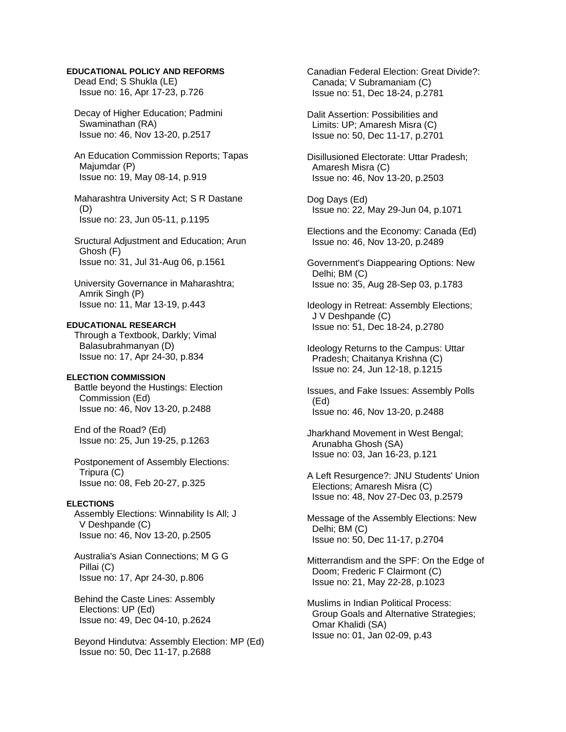**EDUCATIONAL POLICY AND REFORMS**

Dead End; S Shukla (LE)
Issue no: 16, Apr 17-23, p.726

Decay of Higher Education; Padmini Swaminathan (RA)
Issue no: 46, Nov 13-20, p.2517

An Education Commission Reports; Tapas Majumdar (P)
Issue no: 19, May 08-14, p.919

Maharashtra University Act; S R Dastane (D)
Issue no: 23, Jun 05-11, p.1195

Sructural Adjustment and Education; Arun Ghosh (F)
Issue no: 31, Jul 31-Aug 06, p.1561

University Governance in Maharashtra; Amrik Singh (P)
Issue no: 11, Mar 13-19, p.443

**EDUCATIONAL RESEARCH**

Through a Textbook, Darkly; Vimal Balasubrahmanyan (D)
Issue no: 17, Apr 24-30, p.834

**ELECTION COMMISSION**

Battle beyond the Hustings: Election Commission (Ed)
Issue no: 46, Nov 13-20, p.2488

End of the Road? (Ed)
Issue no: 25, Jun 19-25, p.1263

Postponement of Assembly Elections: Tripura (C)
Issue no: 08, Feb 20-27, p.325

**ELECTIONS**

Assembly Elections: Winnability Is All; J V Deshpande (C)
Issue no: 46, Nov 13-20, p.2505

Australia's Asian Connections; M G G Pillai (C)
Issue no: 17, Apr 24-30, p.806

Behind the Caste Lines: Assembly Elections: UP (Ed)
Issue no: 49, Dec 04-10, p.2624

Beyond Hindutva: Assembly Election: MP (Ed)
Issue no: 50, Dec 11-17, p.2688

Canadian Federal Election: Great Divide?: Canada; V Subramaniam (C)
Issue no: 51, Dec 18-24, p.2781

Dalit Assertion: Possibilities and Limits: UP; Amaresh Misra (C)
Issue no: 50, Dec 11-17, p.2701

Disillusioned Electorate: Uttar Pradesh; Amaresh Misra (C)
Issue no: 46, Nov 13-20, p.2503

Dog Days (Ed)
Issue no: 22, May 29-Jun 04, p.1071

Elections and the Economy: Canada (Ed)
Issue no: 46, Nov 13-20, p.2489

Government's Diappearing Options: New Delhi; BM (C)
Issue no: 35, Aug 28-Sep 03, p.1783

Ideology in Retreat: Assembly Elections; J V Deshpande (C)
Issue no: 51, Dec 18-24, p.2780

Ideology Returns to the Campus: Uttar Pradesh; Chaitanya Krishna (C)
Issue no: 24, Jun 12-18, p.1215

Issues, and Fake Issues: Assembly Polls (Ed)
Issue no: 46, Nov 13-20, p.2488

Jharkhand Movement in West Bengal; Arunabha Ghosh (SA)
Issue no: 03, Jan 16-23, p.121

A Left Resurgence?: JNU Students' Union Elections; Amaresh Misra (C)
Issue no: 48, Nov 27-Dec 03, p.2579

Message of the Assembly Elections: New Delhi; BM (C)
Issue no: 50, Dec 11-17, p.2704

Mitterrandism and the SPF: On the Edge of Doom; Frederic F Clairmont (C)
Issue no: 21, May 22-28, p.1023

Muslims in Indian Political Process: Group Goals and Alternative Strategies; Omar Khalidi (SA)
Issue no: 01, Jan 02-09, p.43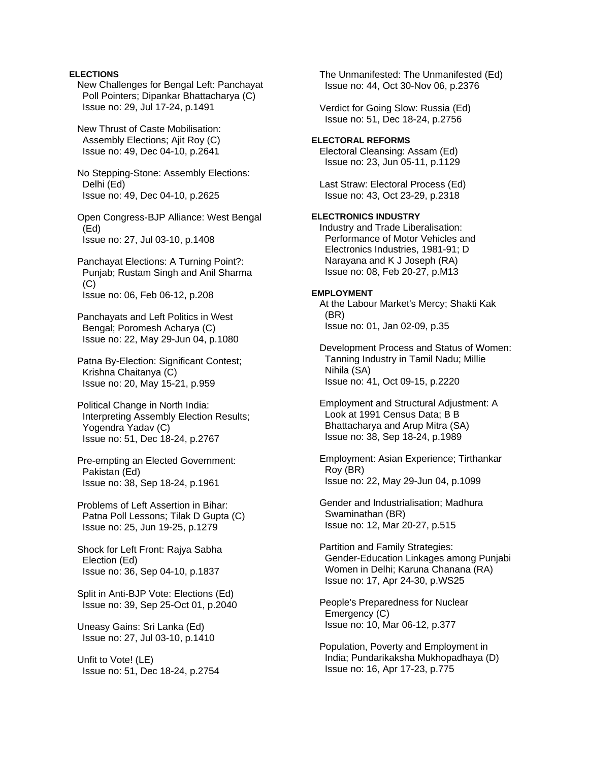**ELECTIONS**

New Challenges for Bengal Left: Panchayat Poll Pointers; Dipankar Bhattacharya (C)
Issue no: 29, Jul 17-24, p.1491

New Thrust of Caste Mobilisation: Assembly Elections; Ajit Roy (C)
Issue no: 49, Dec 04-10, p.2641

No Stepping-Stone: Assembly Elections: Delhi (Ed)
Issue no: 49, Dec 04-10, p.2625

Open Congress-BJP Alliance: West Bengal (Ed)
Issue no: 27, Jul 03-10, p.1408

Panchayat Elections: A Turning Point?: Punjab; Rustam Singh and Anil Sharma (C)
Issue no: 06, Feb 06-12, p.208

Panchayats and Left Politics in West Bengal; Poromesh Acharya (C)
Issue no: 22, May 29-Jun 04, p.1080

Patna By-Election: Significant Contest; Krishna Chaitanya (C)
Issue no: 20, May 15-21, p.959

Political Change in North India: Interpreting Assembly Election Results; Yogendra Yadav (C)
Issue no: 51, Dec 18-24, p.2767

Pre-empting an Elected Government: Pakistan (Ed)
Issue no: 38, Sep 18-24, p.1961

Problems of Left Assertion in Bihar: Patna Poll Lessons; Tilak D Gupta (C)
Issue no: 25, Jun 19-25, p.1279

Shock for Left Front: Rajya Sabha Election (Ed)
Issue no: 36, Sep 04-10, p.1837

Split in Anti-BJP Vote: Elections (Ed)
Issue no: 39, Sep 25-Oct 01, p.2040

Uneasy Gains: Sri Lanka (Ed)
Issue no: 27, Jul 03-10, p.1410

Unfit to Vote! (LE)
Issue no: 51, Dec 18-24, p.2754

The Unmanifested: The Unmanifested (Ed)
Issue no: 44, Oct 30-Nov 06, p.2376

Verdict for Going Slow: Russia (Ed)
Issue no: 51, Dec 18-24, p.2756

**ELECTORAL REFORMS**

Electoral Cleansing: Assam (Ed)
Issue no: 23, Jun 05-11, p.1129

Last Straw: Electoral Process (Ed)
Issue no: 43, Oct 23-29, p.2318

**ELECTRONICS INDUSTRY**

Industry and Trade Liberalisation: Performance of Motor Vehicles and Electronics Industries, 1981-91; D Narayana and K J Joseph (RA)
Issue no: 08, Feb 20-27, p.M13

**EMPLOYMENT**

At the Labour Market's Mercy; Shakti Kak (BR)
Issue no: 01, Jan 02-09, p.35

Development Process and Status of Women: Tanning Industry in Tamil Nadu; Millie Nihila (SA)
Issue no: 41, Oct 09-15, p.2220

Employment and Structural Adjustment: A Look at 1991 Census Data; B B Bhattacharya and Arup Mitra (SA)
Issue no: 38, Sep 18-24, p.1989

Employment: Asian Experience; Tirthankar Roy (BR)
Issue no: 22, May 29-Jun 04, p.1099

Gender and Industrialisation; Madhura Swaminathan (BR)
Issue no: 12, Mar 20-27, p.515

Partition and Family Strategies: Gender-Education Linkages among Punjabi Women in Delhi; Karuna Chanana (RA)
Issue no: 17, Apr 24-30, p.WS25

People's Preparedness for Nuclear Emergency (C)
Issue no: 10, Mar 06-12, p.377

Population, Poverty and Employment in India; Pundarikaksha Mukhopadhaya (D)
Issue no: 16, Apr 17-23, p.775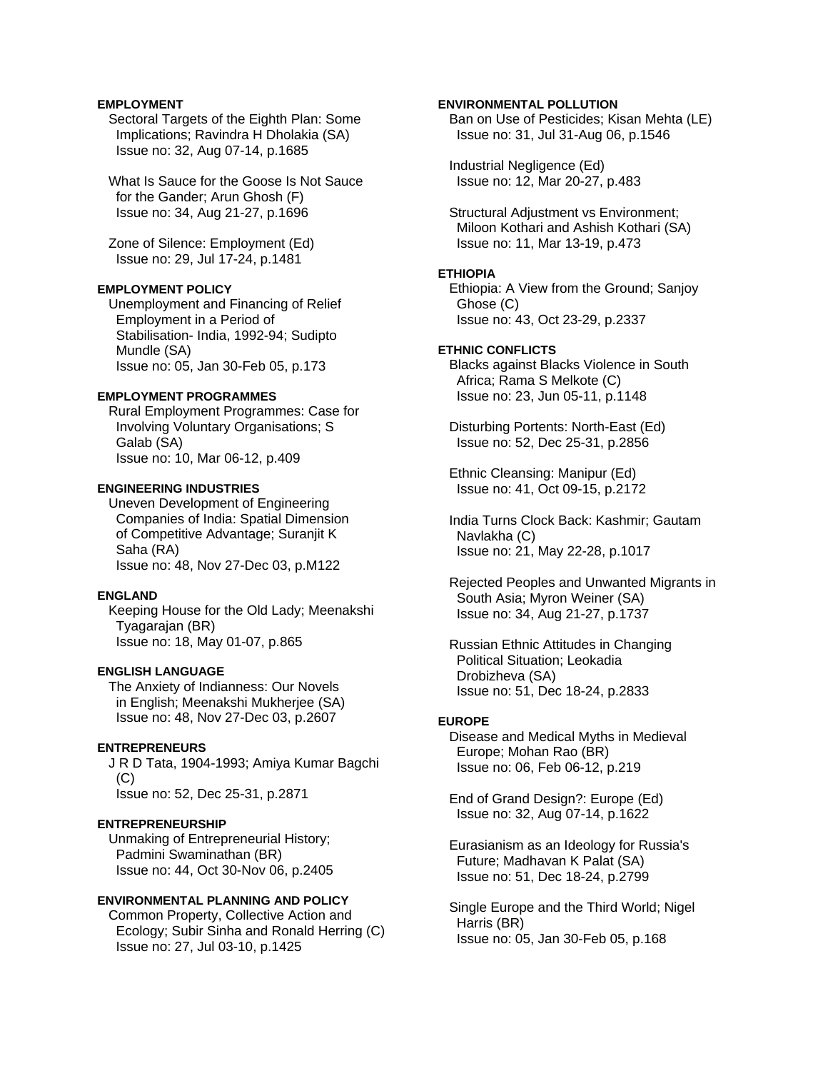**EMPLOYMENT**

Sectoral Targets of the Eighth Plan: Some Implications; Ravindra H Dholakia (SA)
Issue no: 32, Aug 07-14, p.1685

What Is Sauce for the Goose Is Not Sauce for the Gander; Arun Ghosh (F)
Issue no: 34, Aug 21-27, p.1696

Zone of Silence: Employment (Ed)
Issue no: 29, Jul 17-24, p.1481

**EMPLOYMENT POLICY**

Unemployment and Financing of Relief Employment in a Period of Stabilisation- India, 1992-94; Sudipto Mundle (SA)
Issue no: 05, Jan 30-Feb 05, p.173

**EMPLOYMENT PROGRAMMES**

Rural Employment Programmes: Case for Involving Voluntary Organisations; S Galab (SA)
Issue no: 10, Mar 06-12, p.409

**ENGINEERING INDUSTRIES**

Uneven Development of Engineering Companies of India: Spatial Dimension of Competitive Advantage; Suranjit K Saha (RA)
Issue no: 48, Nov 27-Dec 03, p.M122

**ENGLAND**

Keeping House for the Old Lady; Meenakshi Tyagarajan (BR)
Issue no: 18, May 01-07, p.865

**ENGLISH LANGUAGE**

The Anxiety of Indianness: Our Novels in English; Meenakshi Mukherjee (SA)
Issue no: 48, Nov 27-Dec 03, p.2607

**ENTREPRENEURS**

J R D Tata, 1904-1993; Amiya Kumar Bagchi (C)
Issue no: 52, Dec 25-31, p.2871

**ENTREPRENEURSHIP**

Unmaking of Entrepreneurial History; Padmini Swaminathan (BR)
Issue no: 44, Oct 30-Nov 06, p.2405

**ENVIRONMENTAL PLANNING AND POLICY**

Common Property, Collective Action and Ecology; Subir Sinha and Ronald Herring (C)
Issue no: 27, Jul 03-10, p.1425

**ENVIRONMENTAL POLLUTION**

Ban on Use of Pesticides; Kisan Mehta (LE)
Issue no: 31, Jul 31-Aug 06, p.1546

Industrial Negligence (Ed)
Issue no: 12, Mar 20-27, p.483

Structural Adjustment vs Environment; Miloon Kothari and Ashish Kothari (SA)
Issue no: 11, Mar 13-19, p.473

**ETHIOPIA**

Ethiopia: A View from the Ground; Sanjoy Ghose (C)
Issue no: 43, Oct 23-29, p.2337

**ETHNIC CONFLICTS**

Blacks against Blacks Violence in South Africa; Rama S Melkote (C)
Issue no: 23, Jun 05-11, p.1148

Disturbing Portents: North-East (Ed)
Issue no: 52, Dec 25-31, p.2856

Ethnic Cleansing: Manipur (Ed)
Issue no: 41, Oct 09-15, p.2172

India Turns Clock Back: Kashmir; Gautam Navlakha (C)
Issue no: 21, May 22-28, p.1017

Rejected Peoples and Unwanted Migrants in South Asia; Myron Weiner (SA)
Issue no: 34, Aug 21-27, p.1737

Russian Ethnic Attitudes in Changing Political Situation; Leokadia Drobizheva (SA)
Issue no: 51, Dec 18-24, p.2833

**EUROPE**

Disease and Medical Myths in Medieval Europe; Mohan Rao (BR)
Issue no: 06, Feb 06-12, p.219

End of Grand Design?: Europe (Ed)
Issue no: 32, Aug 07-14, p.1622

Eurasianism as an Ideology for Russia's Future; Madhavan K Palat (SA)
Issue no: 51, Dec 18-24, p.2799

Single Europe and the Third World; Nigel Harris (BR)
Issue no: 05, Jan 30-Feb 05, p.168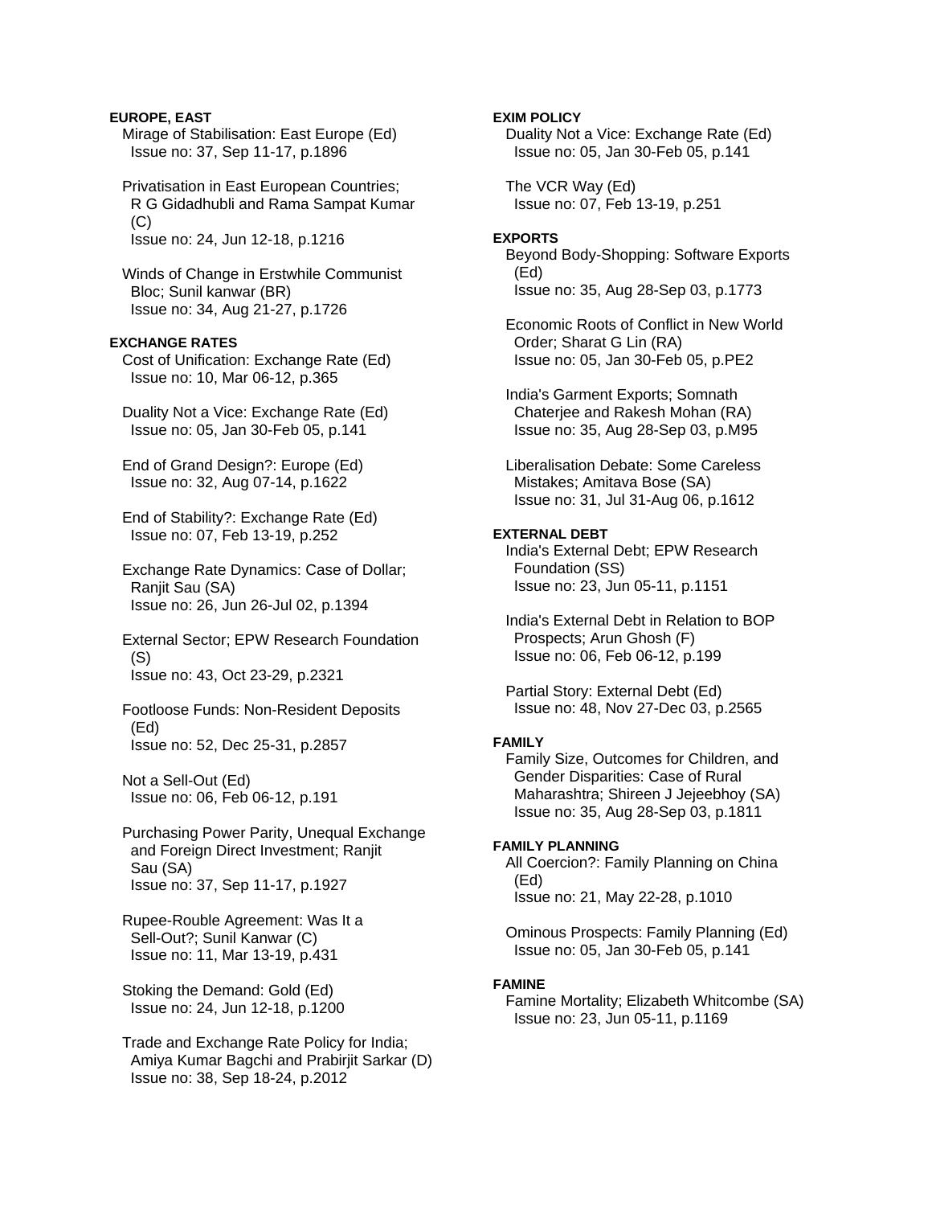**EUROPE, EAST**

Mirage of Stabilisation: East Europe (Ed)
Issue no: 37, Sep 11-17, p.1896

Privatisation in East European Countries; R G Gidadhubli and Rama Sampat Kumar (C)
Issue no: 24, Jun 12-18, p.1216

Winds of Change in Erstwhile Communist Bloc; Sunil kanwar (BR)
Issue no: 34, Aug 21-27, p.1726

**EXCHANGE RATES**

Cost of Unification: Exchange Rate (Ed)
Issue no: 10, Mar 06-12, p.365

Duality Not a Vice: Exchange Rate (Ed)
Issue no: 05, Jan 30-Feb 05, p.141

End of Grand Design?: Europe (Ed)
Issue no: 32, Aug 07-14, p.1622

End of Stability?: Exchange Rate (Ed)
Issue no: 07, Feb 13-19, p.252

Exchange Rate Dynamics: Case of Dollar; Ranjit Sau (SA)
Issue no: 26, Jun 26-Jul 02, p.1394

External Sector; EPW Research Foundation (S)
Issue no: 43, Oct 23-29, p.2321

Footloose Funds: Non-Resident Deposits (Ed)
Issue no: 52, Dec 25-31, p.2857

Not a Sell-Out (Ed)
Issue no: 06, Feb 06-12, p.191

Purchasing Power Parity, Unequal Exchange and Foreign Direct Investment; Ranjit Sau (SA)
Issue no: 37, Sep 11-17, p.1927

Rupee-Rouble Agreement: Was It a Sell-Out?; Sunil Kanwar (C)
Issue no: 11, Mar 13-19, p.431

Stoking the Demand: Gold (Ed)
Issue no: 24, Jun 12-18, p.1200

Trade and Exchange Rate Policy for India; Amiya Kumar Bagchi and Prabirjit Sarkar (D)
Issue no: 38, Sep 18-24, p.2012

**EXIM POLICY**

Duality Not a Vice: Exchange Rate (Ed)
Issue no: 05, Jan 30-Feb 05, p.141

The VCR Way (Ed)
Issue no: 07, Feb 13-19, p.251

**EXPORTS**

Beyond Body-Shopping: Software Exports (Ed)
Issue no: 35, Aug 28-Sep 03, p.1773

Economic Roots of Conflict in New World Order; Sharat G Lin (RA)
Issue no: 05, Jan 30-Feb 05, p.PE2

India's Garment Exports; Somnath Chaterjee and Rakesh Mohan (RA)
Issue no: 35, Aug 28-Sep 03, p.M95

Liberalisation Debate: Some Careless Mistakes; Amitava Bose (SA)
Issue no: 31, Jul 31-Aug 06, p.1612

**EXTERNAL DEBT**

India's External Debt; EPW Research Foundation (SS)
Issue no: 23, Jun 05-11, p.1151

India's External Debt in Relation to BOP Prospects; Arun Ghosh (F)
Issue no: 06, Feb 06-12, p.199

Partial Story: External Debt (Ed)
Issue no: 48, Nov 27-Dec 03, p.2565

**FAMILY**

Family Size, Outcomes for Children, and Gender Disparities: Case of Rural Maharashtra; Shireen J Jejeebhoy (SA)
Issue no: 35, Aug 28-Sep 03, p.1811

**FAMILY PLANNING**

All Coercion?: Family Planning on China (Ed)
Issue no: 21, May 22-28, p.1010

Ominous Prospects: Family Planning (Ed)
Issue no: 05, Jan 30-Feb 05, p.141

**FAMINE**

Famine Mortality; Elizabeth Whitcombe (SA)
Issue no: 23, Jun 05-11, p.1169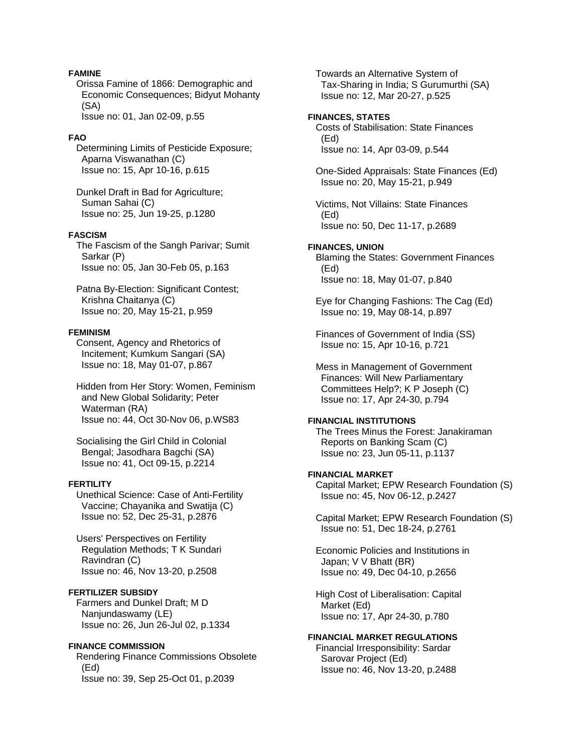**FAMINE**

Orissa Famine of 1866: Demographic and Economic Consequences; Bidyut Mohanty (SA)
Issue no: 01, Jan 02-09, p.55

**FAO**

Determining Limits of Pesticide Exposure; Aparna Viswanathan (C)
Issue no: 15, Apr 10-16, p.615

Dunkel Draft in Bad for Agriculture; Suman Sahai (C)
Issue no: 25, Jun 19-25, p.1280

**FASCISM**

The Fascism of the Sangh Parivar; Sumit Sarkar (P)
Issue no: 05, Jan 30-Feb 05, p.163

Patna By-Election: Significant Contest; Krishna Chaitanya (C)
Issue no: 20, May 15-21, p.959

**FEMINISM**

Consent, Agency and Rhetorics of Incitement; Kumkum Sangari (SA)
Issue no: 18, May 01-07, p.867

Hidden from Her Story: Women, Feminism and New Global Solidarity; Peter Waterman (RA)
Issue no: 44, Oct 30-Nov 06, p.WS83

Socialising the Girl Child in Colonial Bengal; Jasodhara Bagchi (SA)
Issue no: 41, Oct 09-15, p.2214

**FERTILITY**

Unethical Science: Case of Anti-Fertility Vaccine; Chayanika and Swatija (C)
Issue no: 52, Dec 25-31, p.2876

Users' Perspectives on Fertility Regulation Methods; T K Sundari Ravindran (C)
Issue no: 46, Nov 13-20, p.2508

**FERTILIZER SUBSIDY**

Farmers and Dunkel Draft; M D Nanjundaswamy (LE)
Issue no: 26, Jun 26-Jul 02, p.1334

**FINANCE COMMISSION**

Rendering Finance Commissions Obsolete (Ed)
Issue no: 39, Sep 25-Oct 01, p.2039

Towards an Alternative System of Tax-Sharing in India; S Gurumurthi (SA)
Issue no: 12, Mar 20-27, p.525

**FINANCES, STATES**

Costs of Stabilisation: State Finances (Ed)
Issue no: 14, Apr 03-09, p.544

One-Sided Appraisals: State Finances (Ed)
Issue no: 20, May 15-21, p.949

Victims, Not Villains: State Finances (Ed)
Issue no: 50, Dec 11-17, p.2689

**FINANCES, UNION**

Blaming the States: Government Finances (Ed)
Issue no: 18, May 01-07, p.840

Eye for Changing Fashions: The Cag (Ed)
Issue no: 19, May 08-14, p.897

Finances of Government of India (SS)
Issue no: 15, Apr 10-16, p.721

Mess in Management of Government Finances: Will New Parliamentary Committees Help?; K P Joseph (C)
Issue no: 17, Apr 24-30, p.794

**FINANCIAL INSTITUTIONS**

The Trees Minus the Forest: Janakiraman Reports on Banking Scam (C)
Issue no: 23, Jun 05-11, p.1137

**FINANCIAL MARKET**

Capital Market; EPW Research Foundation (S)
Issue no: 45, Nov 06-12, p.2427

Capital Market; EPW Research Foundation (S)
Issue no: 51, Dec 18-24, p.2761

Economic Policies and Institutions in Japan; V V Bhatt (BR)
Issue no: 49, Dec 04-10, p.2656

High Cost of Liberalisation: Capital Market (Ed)
Issue no: 17, Apr 24-30, p.780

**FINANCIAL MARKET REGULATIONS**

Financial Irresponsibility: Sardar Sarovar Project (Ed)
Issue no: 46, Nov 13-20, p.2488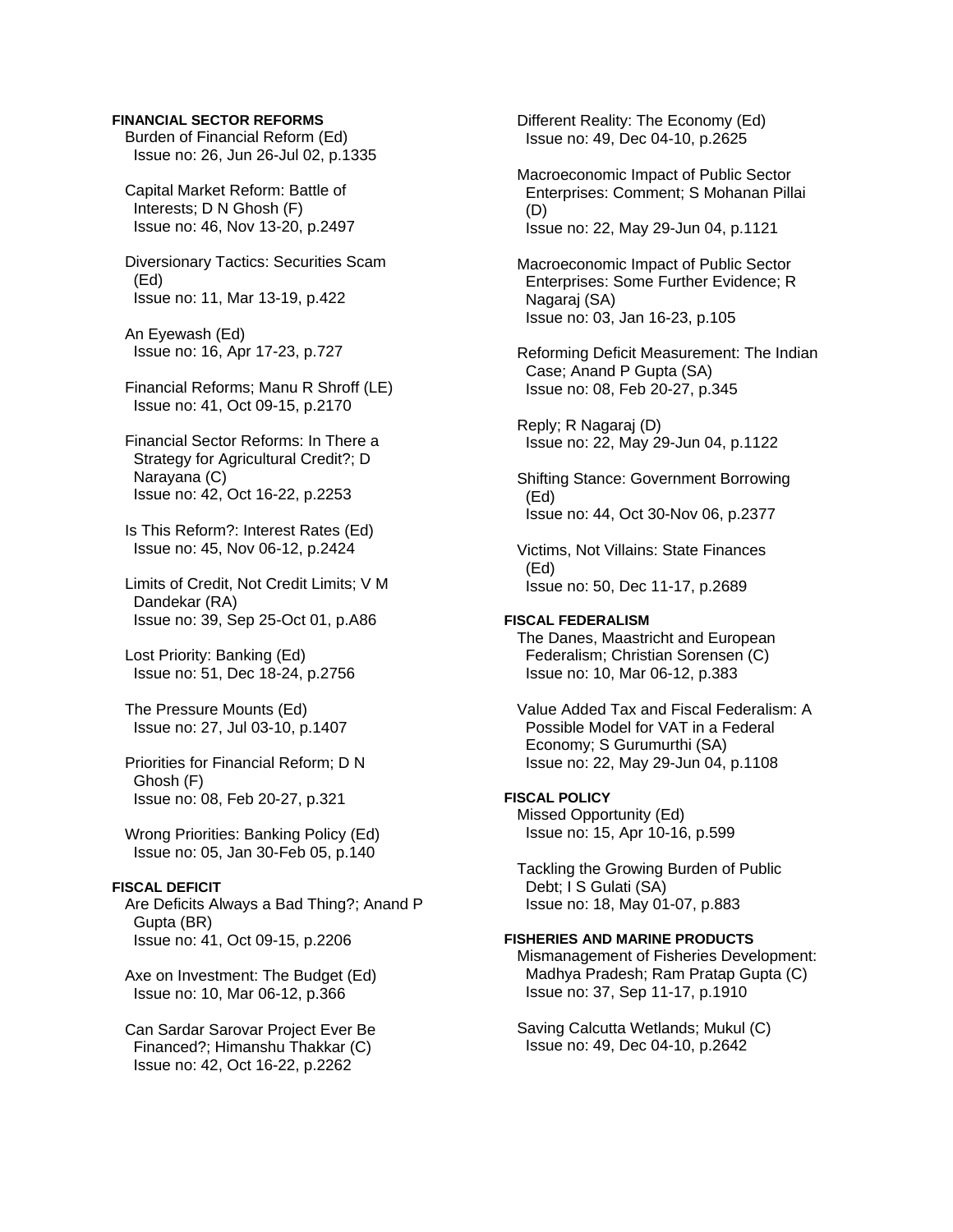**FINANCIAL SECTOR REFORMS**

Burden of Financial Reform (Ed)
Issue no: 26, Jun 26-Jul 02, p.1335

Capital Market Reform: Battle of Interests; D N Ghosh (F)
Issue no: 46, Nov 13-20, p.2497

Diversionary Tactics: Securities Scam (Ed)
Issue no: 11, Mar 13-19, p.422

An Eyewash (Ed)
Issue no: 16, Apr 17-23, p.727

Financial Reforms; Manu R Shroff (LE)
Issue no: 41, Oct 09-15, p.2170

Financial Sector Reforms: In There a Strategy for Agricultural Credit?; D Narayana (C)
Issue no: 42, Oct 16-22, p.2253

Is This Reform?: Interest Rates (Ed)
Issue no: 45, Nov 06-12, p.2424

Limits of Credit, Not Credit Limits; V M Dandekar (RA)
Issue no: 39, Sep 25-Oct 01, p.A86

Lost Priority: Banking (Ed)
Issue no: 51, Dec 18-24, p.2756

The Pressure Mounts (Ed)
Issue no: 27, Jul 03-10, p.1407

Priorities for Financial Reform; D N Ghosh (F)
Issue no: 08, Feb 20-27, p.321

Wrong Priorities: Banking Policy (Ed)
Issue no: 05, Jan 30-Feb 05, p.140

**FISCAL DEFICIT**

Are Deficits Always a Bad Thing?; Anand P Gupta (BR)
Issue no: 41, Oct 09-15, p.2206

Axe on Investment: The Budget (Ed)
Issue no: 10, Mar 06-12, p.366

Can Sardar Sarovar Project Ever Be Financed?; Himanshu Thakkar (C)
Issue no: 42, Oct 16-22, p.2262

Different Reality: The Economy (Ed)
Issue no: 49, Dec 04-10, p.2625

Macroeconomic Impact of Public Sector Enterprises: Comment; S Mohanan Pillai (D)
Issue no: 22, May 29-Jun 04, p.1121

Macroeconomic Impact of Public Sector Enterprises: Some Further Evidence; R Nagaraj (SA)
Issue no: 03, Jan 16-23, p.105

Reforming Deficit Measurement: The Indian Case; Anand P Gupta (SA)
Issue no: 08, Feb 20-27, p.345

Reply; R Nagaraj (D)
Issue no: 22, May 29-Jun 04, p.1122

Shifting Stance: Government Borrowing (Ed)
Issue no: 44, Oct 30-Nov 06, p.2377

Victims, Not Villains: State Finances (Ed)
Issue no: 50, Dec 11-17, p.2689

**FISCAL FEDERALISM**

The Danes, Maastricht and European Federalism; Christian Sorensen (C)
Issue no: 10, Mar 06-12, p.383

Value Added Tax and Fiscal Federalism: A Possible Model for VAT in a Federal Economy; S Gurumurthi (SA)
Issue no: 22, May 29-Jun 04, p.1108

**FISCAL POLICY**

Missed Opportunity (Ed)
Issue no: 15, Apr 10-16, p.599

Tackling the Growing Burden of Public Debt; I S Gulati (SA)
Issue no: 18, May 01-07, p.883

**FISHERIES AND MARINE PRODUCTS**

Mismanagement of Fisheries Development: Madhya Pradesh; Ram Pratap Gupta (C)
Issue no: 37, Sep 11-17, p.1910

Saving Calcutta Wetlands; Mukul (C)
Issue no: 49, Dec 04-10, p.2642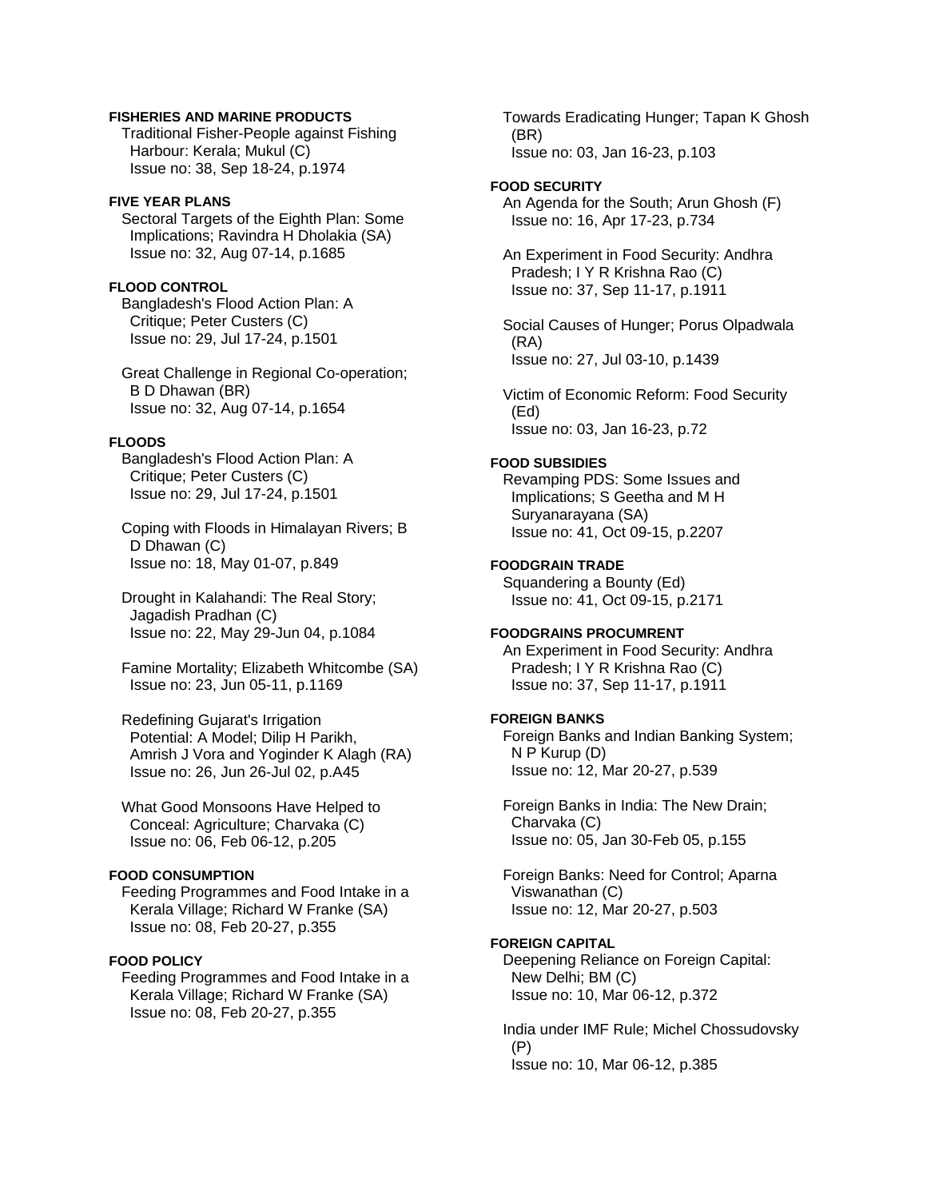**FISHERIES AND MARINE PRODUCTS**

Traditional Fisher-People against Fishing Harbour: Kerala; Mukul (C)
Issue no: 38, Sep 18-24, p.1974

**FIVE YEAR PLANS**

Sectoral Targets of the Eighth Plan: Some Implications; Ravindra H Dholakia (SA)
Issue no: 32, Aug 07-14, p.1685

**FLOOD CONTROL**

Bangladesh's Flood Action Plan: A Critique; Peter Custers (C)
Issue no: 29, Jul 17-24, p.1501

Great Challenge in Regional Co-operation; B D Dhawan (BR)
Issue no: 32, Aug 07-14, p.1654

**FLOODS**

Bangladesh's Flood Action Plan: A Critique; Peter Custers (C)
Issue no: 29, Jul 17-24, p.1501

Coping with Floods in Himalayan Rivers; B D Dhawan (C)
Issue no: 18, May 01-07, p.849

Drought in Kalahandi: The Real Story; Jagadish Pradhan (C)
Issue no: 22, May 29-Jun 04, p.1084

Famine Mortality; Elizabeth Whitcombe (SA)
Issue no: 23, Jun 05-11, p.1169

Redefining Gujarat's Irrigation Potential: A Model; Dilip H Parikh, Amrish J Vora and Yoginder K Alagh (RA)
Issue no: 26, Jun 26-Jul 02, p.A45

What Good Monsoons Have Helped to Conceal: Agriculture; Charvaka (C)
Issue no: 06, Feb 06-12, p.205

**FOOD CONSUMPTION**

Feeding Programmes and Food Intake in a Kerala Village; Richard W Franke (SA)
Issue no: 08, Feb 20-27, p.355

**FOOD POLICY**

Feeding Programmes and Food Intake in a Kerala Village; Richard W Franke (SA)
Issue no: 08, Feb 20-27, p.355

Towards Eradicating Hunger; Tapan K Ghosh (BR)
Issue no: 03, Jan 16-23, p.103

**FOOD SECURITY**

An Agenda for the South; Arun Ghosh (F)
Issue no: 16, Apr 17-23, p.734

An Experiment in Food Security: Andhra Pradesh; I Y R Krishna Rao (C)
Issue no: 37, Sep 11-17, p.1911

Social Causes of Hunger; Porus Olpadwala (RA)
Issue no: 27, Jul 03-10, p.1439

Victim of Economic Reform: Food Security (Ed)
Issue no: 03, Jan 16-23, p.72

**FOOD SUBSIDIES**

Revamping PDS: Some Issues and Implications; S Geetha and M H Suryanarayana (SA)
Issue no: 41, Oct 09-15, p.2207

**FOODGRAIN TRADE**

Squandering a Bounty (Ed)
Issue no: 41, Oct 09-15, p.2171

**FOODGRAINS PROCUMRENT**

An Experiment in Food Security: Andhra Pradesh; I Y R Krishna Rao (C)
Issue no: 37, Sep 11-17, p.1911

**FOREIGN BANKS**

Foreign Banks and Indian Banking System; N P Kurup (D)
Issue no: 12, Mar 20-27, p.539

Foreign Banks in India: The New Drain; Charvaka (C)
Issue no: 05, Jan 30-Feb 05, p.155

Foreign Banks: Need for Control; Aparna Viswanathan (C)
Issue no: 12, Mar 20-27, p.503

**FOREIGN CAPITAL**

Deepening Reliance on Foreign Capital: New Delhi; BM (C)
Issue no: 10, Mar 06-12, p.372

India under IMF Rule; Michel Chossudovsky (P)
Issue no: 10, Mar 06-12, p.385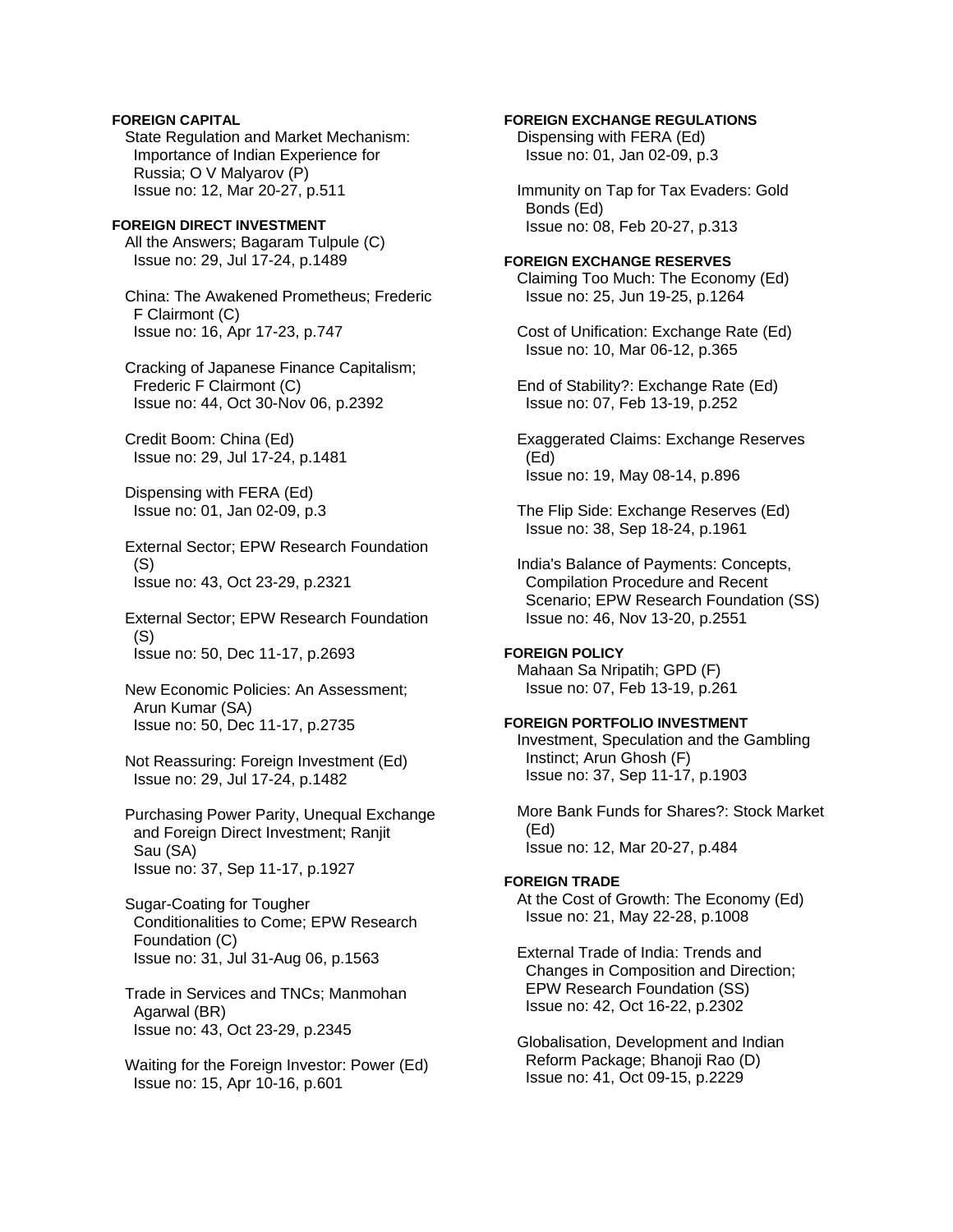**FOREIGN CAPITAL**

State Regulation and Market Mechanism: Importance of Indian Experience for Russia; O V Malyarov (P)
Issue no: 12, Mar 20-27, p.511

**FOREIGN DIRECT INVESTMENT**

All the Answers; Bagaram Tulpule (C)
Issue no: 29, Jul 17-24, p.1489

China: The Awakened Prometheus; Frederic F Clairmont (C)
Issue no: 16, Apr 17-23, p.747

Cracking of Japanese Finance Capitalism; Frederic F Clairmont (C)
Issue no: 44, Oct 30-Nov 06, p.2392

Credit Boom: China (Ed)
Issue no: 29, Jul 17-24, p.1481

Dispensing with FERA (Ed)
Issue no: 01, Jan 02-09, p.3

External Sector; EPW Research Foundation (S)
Issue no: 43, Oct 23-29, p.2321

External Sector; EPW Research Foundation (S)
Issue no: 50, Dec 11-17, p.2693

New Economic Policies: An Assessment; Arun Kumar (SA)
Issue no: 50, Dec 11-17, p.2735

Not Reassuring: Foreign Investment (Ed)
Issue no: 29, Jul 17-24, p.1482

Purchasing Power Parity, Unequal Exchange and Foreign Direct Investment; Ranjit Sau (SA)
Issue no: 37, Sep 11-17, p.1927

Sugar-Coating for Tougher Conditionalities to Come; EPW Research Foundation (C)
Issue no: 31, Jul 31-Aug 06, p.1563

Trade in Services and TNCs; Manmohan Agarwal (BR)
Issue no: 43, Oct 23-29, p.2345

Waiting for the Foreign Investor: Power (Ed)
Issue no: 15, Apr 10-16, p.601

**FOREIGN EXCHANGE REGULATIONS**

Dispensing with FERA (Ed)
Issue no: 01, Jan 02-09, p.3

Immunity on Tap for Tax Evaders: Gold Bonds (Ed)
Issue no: 08, Feb 20-27, p.313

**FOREIGN EXCHANGE RESERVES**

Claiming Too Much: The Economy (Ed)
Issue no: 25, Jun 19-25, p.1264

Cost of Unification: Exchange Rate (Ed)
Issue no: 10, Mar 06-12, p.365

End of Stability?: Exchange Rate (Ed)
Issue no: 07, Feb 13-19, p.252

Exaggerated Claims: Exchange Reserves (Ed)
Issue no: 19, May 08-14, p.896

The Flip Side: Exchange Reserves (Ed)
Issue no: 38, Sep 18-24, p.1961

India's Balance of Payments: Concepts, Compilation Procedure and Recent Scenario; EPW Research Foundation (SS)
Issue no: 46, Nov 13-20, p.2551

**FOREIGN POLICY**

Mahaan Sa Nripatih; GPD (F)
Issue no: 07, Feb 13-19, p.261

**FOREIGN PORTFOLIO INVESTMENT**

Investment, Speculation and the Gambling Instinct; Arun Ghosh (F)
Issue no: 37, Sep 11-17, p.1903

More Bank Funds for Shares?: Stock Market (Ed)
Issue no: 12, Mar 20-27, p.484

**FOREIGN TRADE**

At the Cost of Growth: The Economy (Ed)
Issue no: 21, May 22-28, p.1008

External Trade of India: Trends and Changes in Composition and Direction; EPW Research Foundation (SS)
Issue no: 42, Oct 16-22, p.2302

Globalisation, Development and Indian Reform Package; Bhanoji Rao (D)
Issue no: 41, Oct 09-15, p.2229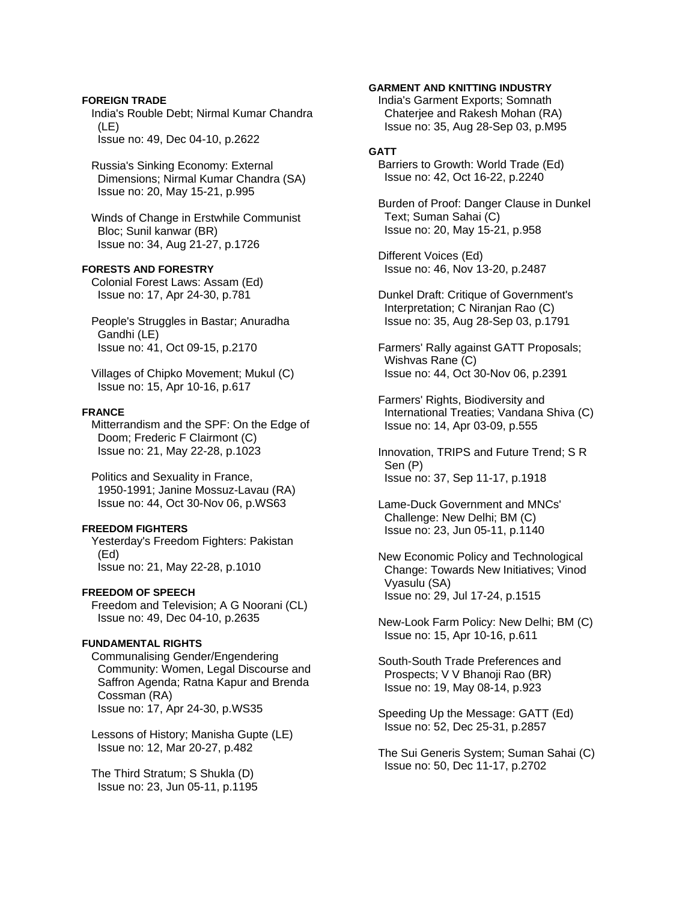**FOREIGN TRADE**

India's Rouble Debt; Nirmal Kumar Chandra (LE)
Issue no: 49, Dec 04-10, p.2622

Russia's Sinking Economy: External Dimensions; Nirmal Kumar Chandra (SA)
Issue no: 20, May 15-21, p.995

Winds of Change in Erstwhile Communist Bloc; Sunil kanwar (BR)
Issue no: 34, Aug 21-27, p.1726

**FORESTS AND FORESTRY**

Colonial Forest Laws: Assam (Ed)
Issue no: 17, Apr 24-30, p.781

People's Struggles in Bastar; Anuradha Gandhi (LE)
Issue no: 41, Oct 09-15, p.2170

Villages of Chipko Movement; Mukul (C)
Issue no: 15, Apr 10-16, p.617

**FRANCE**

Mitterrandism and the SPF: On the Edge of Doom; Frederic F Clairmont (C)
Issue no: 21, May 22-28, p.1023

Politics and Sexuality in France, 1950-1991; Janine Mossuz-Lavau (RA)
Issue no: 44, Oct 30-Nov 06, p.WS63

**FREEDOM FIGHTERS**

Yesterday's Freedom Fighters: Pakistan (Ed)
Issue no: 21, May 22-28, p.1010

**FREEDOM OF SPEECH**

Freedom and Television; A G Noorani (CL)
Issue no: 49, Dec 04-10, p.2635

**FUNDAMENTAL RIGHTS**

Communalising Gender/Engendering Community: Women, Legal Discourse and Saffron Agenda; Ratna Kapur and Brenda Cossman (RA)
Issue no: 17, Apr 24-30, p.WS35

Lessons of History; Manisha Gupte (LE)
Issue no: 12, Mar 20-27, p.482

The Third Stratum; S Shukla (D)
Issue no: 23, Jun 05-11, p.1195

**GARMENT AND KNITTING INDUSTRY**

India's Garment Exports; Somnath Chaterjee and Rakesh Mohan (RA)
Issue no: 35, Aug 28-Sep 03, p.M95

**GATT**

Barriers to Growth: World Trade (Ed)
Issue no: 42, Oct 16-22, p.2240

Burden of Proof: Danger Clause in Dunkel Text; Suman Sahai (C)
Issue no: 20, May 15-21, p.958

Different Voices (Ed)
Issue no: 46, Nov 13-20, p.2487

Dunkel Draft: Critique of Government's Interpretation; C Niranjan Rao (C)
Issue no: 35, Aug 28-Sep 03, p.1791

Farmers' Rally against GATT Proposals; Wishvas Rane (C)
Issue no: 44, Oct 30-Nov 06, p.2391

Farmers' Rights, Biodiversity and International Treaties; Vandana Shiva (C)
Issue no: 14, Apr 03-09, p.555

Innovation, TRIPS and Future Trend; S R Sen (P)
Issue no: 37, Sep 11-17, p.1918

Lame-Duck Government and MNCs' Challenge: New Delhi; BM (C)
Issue no: 23, Jun 05-11, p.1140

New Economic Policy and Technological Change: Towards New Initiatives; Vinod Vyasulu (SA)
Issue no: 29, Jul 17-24, p.1515

New-Look Farm Policy: New Delhi; BM (C)
Issue no: 15, Apr 10-16, p.611

South-South Trade Preferences and Prospects; V V Bhanoji Rao (BR)
Issue no: 19, May 08-14, p.923

Speeding Up the Message: GATT (Ed)
Issue no: 52, Dec 25-31, p.2857

The Sui Generis System; Suman Sahai (C)
Issue no: 50, Dec 11-17, p.2702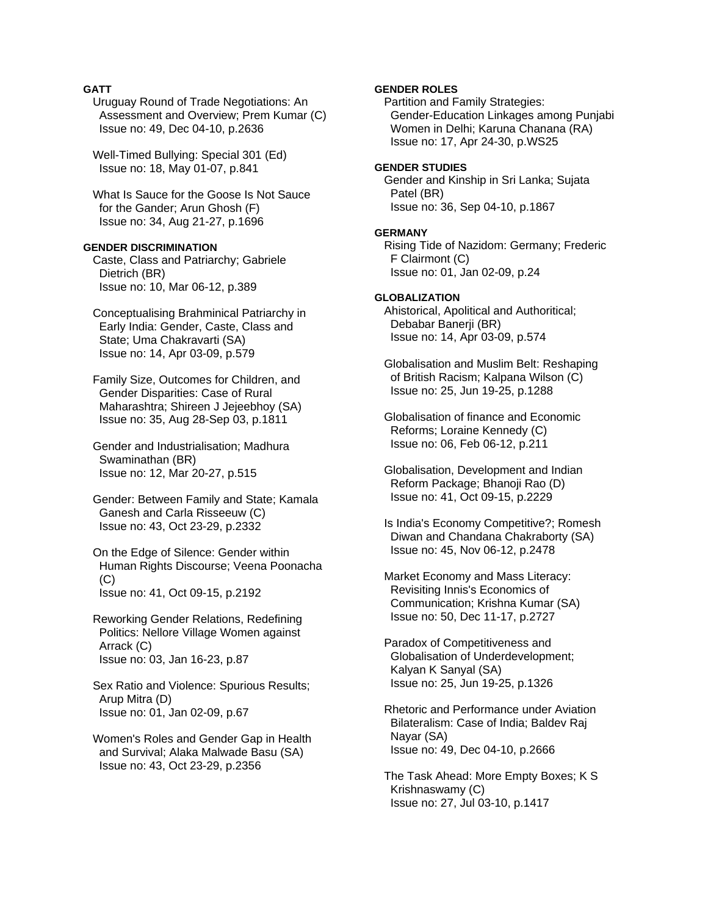**GATT**

Uruguay Round of Trade Negotiations: An Assessment and Overview; Prem Kumar (C)
Issue no: 49, Dec 04-10, p.2636

Well-Timed Bullying: Special 301 (Ed)
Issue no: 18, May 01-07, p.841

What Is Sauce for the Goose Is Not Sauce for the Gander; Arun Ghosh (F)
Issue no: 34, Aug 21-27, p.1696

**GENDER DISCRIMINATION**

Caste, Class and Patriarchy; Gabriele Dietrich (BR)
Issue no: 10, Mar 06-12, p.389

Conceptualising Brahminical Patriarchy in Early India: Gender, Caste, Class and State; Uma Chakravarti (SA)
Issue no: 14, Apr 03-09, p.579

Family Size, Outcomes for Children, and Gender Disparities: Case of Rural Maharashtra; Shireen J Jejeebhoy (SA)
Issue no: 35, Aug 28-Sep 03, p.1811

Gender and Industrialisation; Madhura Swaminathan (BR)
Issue no: 12, Mar 20-27, p.515

Gender: Between Family and State; Kamala Ganesh and Carla Risseeuw (C)
Issue no: 43, Oct 23-29, p.2332

On the Edge of Silence: Gender within Human Rights Discourse; Veena Poonacha (C)
Issue no: 41, Oct 09-15, p.2192

Reworking Gender Relations, Redefining Politics: Nellore Village Women against Arrack (C)
Issue no: 03, Jan 16-23, p.87

Sex Ratio and Violence: Spurious Results; Arup Mitra (D)
Issue no: 01, Jan 02-09, p.67

Women's Roles and Gender Gap in Health and Survival; Alaka Malwade Basu (SA)
Issue no: 43, Oct 23-29, p.2356

**GENDER ROLES**

Partition and Family Strategies: Gender-Education Linkages among Punjabi Women in Delhi; Karuna Chanana (RA)
Issue no: 17, Apr 24-30, p.WS25

**GENDER STUDIES**

Gender and Kinship in Sri Lanka; Sujata Patel (BR)
Issue no: 36, Sep 04-10, p.1867

**GERMANY**

Rising Tide of Nazidom: Germany; Frederic F Clairmont (C)
Issue no: 01, Jan 02-09, p.24

**GLOBALIZATION**

Ahistorical, Apolitical and Authoritical; Debabar Banerji (BR)
Issue no: 14, Apr 03-09, p.574

Globalisation and Muslim Belt: Reshaping of British Racism; Kalpana Wilson (C)
Issue no: 25, Jun 19-25, p.1288

Globalisation of finance and Economic Reforms; Loraine Kennedy (C)
Issue no: 06, Feb 06-12, p.211

Globalisation, Development and Indian Reform Package; Bhanoji Rao (D)
Issue no: 41, Oct 09-15, p.2229

Is India's Economy Competitive?; Romesh Diwan and Chandana Chakraborty (SA)
Issue no: 45, Nov 06-12, p.2478

Market Economy and Mass Literacy: Revisiting Innis's Economics of Communication; Krishna Kumar (SA)
Issue no: 50, Dec 11-17, p.2727

Paradox of Competitiveness and Globalisation of Underdevelopment; Kalyan K Sanyal (SA)
Issue no: 25, Jun 19-25, p.1326

Rhetoric and Performance under Aviation Bilateralism: Case of India; Baldev Raj Nayar (SA)
Issue no: 49, Dec 04-10, p.2666

The Task Ahead: More Empty Boxes; K S Krishnaswamy (C)
Issue no: 27, Jul 03-10, p.1417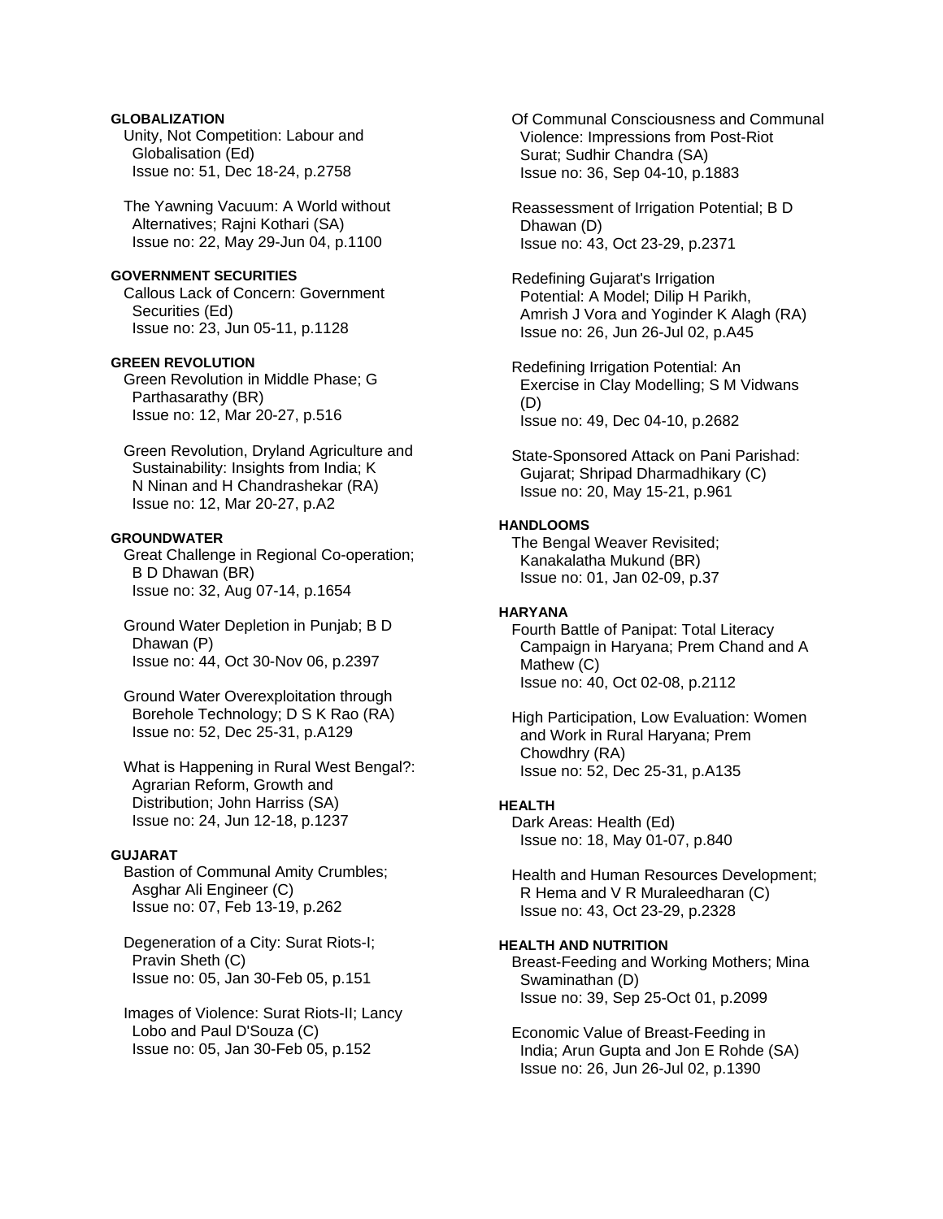**GLOBALIZATION**

Unity, Not Competition: Labour and Globalisation (Ed)
Issue no: 51, Dec 18-24, p.2758

The Yawning Vacuum: A World without Alternatives; Rajni Kothari (SA)
Issue no: 22, May 29-Jun 04, p.1100

**GOVERNMENT SECURITIES**

Callous Lack of Concern: Government Securities (Ed)
Issue no: 23, Jun 05-11, p.1128

**GREEN REVOLUTION**

Green Revolution in Middle Phase; G Parthasarathy (BR)
Issue no: 12, Mar 20-27, p.516

Green Revolution, Dryland Agriculture and Sustainability: Insights from India; K N Ninan and H Chandrashekar (RA)
Issue no: 12, Mar 20-27, p.A2

**GROUNDWATER**

Great Challenge in Regional Co-operation; B D Dhawan (BR)
Issue no: 32, Aug 07-14, p.1654

Ground Water Depletion in Punjab; B D Dhawan (P)
Issue no: 44, Oct 30-Nov 06, p.2397

Ground Water Overexploitation through Borehole Technology; D S K Rao (RA)
Issue no: 52, Dec 25-31, p.A129

What is Happening in Rural West Bengal?: Agrarian Reform, Growth and Distribution; John Harriss (SA)
Issue no: 24, Jun 12-18, p.1237

**GUJARAT**

Bastion of Communal Amity Crumbles; Asghar Ali Engineer (C)
Issue no: 07, Feb 13-19, p.262

Degeneration of a City: Surat Riots-I; Pravin Sheth (C)
Issue no: 05, Jan 30-Feb 05, p.151

Images of Violence: Surat Riots-II; Lancy Lobo and Paul D'Souza (C)
Issue no: 05, Jan 30-Feb 05, p.152

Of Communal Consciousness and Communal Violence: Impressions from Post-Riot Surat; Sudhir Chandra (SA)
Issue no: 36, Sep 04-10, p.1883

Reassessment of Irrigation Potential; B D Dhawan (D)
Issue no: 43, Oct 23-29, p.2371

Redefining Gujarat's Irrigation Potential: A Model; Dilip H Parikh, Amrish J Vora and Yoginder K Alagh (RA)
Issue no: 26, Jun 26-Jul 02, p.A45

Redefining Irrigation Potential: An Exercise in Clay Modelling; S M Vidwans (D)
Issue no: 49, Dec 04-10, p.2682

State-Sponsored Attack on Pani Parishad: Gujarat; Shripad Dharmadhikary (C)
Issue no: 20, May 15-21, p.961

**HANDLOOMS**

The Bengal Weaver Revisited; Kanakalatha Mukund (BR)
Issue no: 01, Jan 02-09, p.37

**HARYANA**

Fourth Battle of Panipat: Total Literacy Campaign in Haryana; Prem Chand and A Mathew (C)
Issue no: 40, Oct 02-08, p.2112

High Participation, Low Evaluation: Women and Work in Rural Haryana; Prem Chowdhry (RA)
Issue no: 52, Dec 25-31, p.A135

**HEALTH**

Dark Areas: Health (Ed)
Issue no: 18, May 01-07, p.840

Health and Human Resources Development; R Hema and V R Muraleedharan (C)
Issue no: 43, Oct 23-29, p.2328

**HEALTH AND NUTRITION**

Breast-Feeding and Working Mothers; Mina Swaminathan (D)
Issue no: 39, Sep 25-Oct 01, p.2099

Economic Value of Breast-Feeding in India; Arun Gupta and Jon E Rohde (SA)
Issue no: 26, Jun 26-Jul 02, p.1390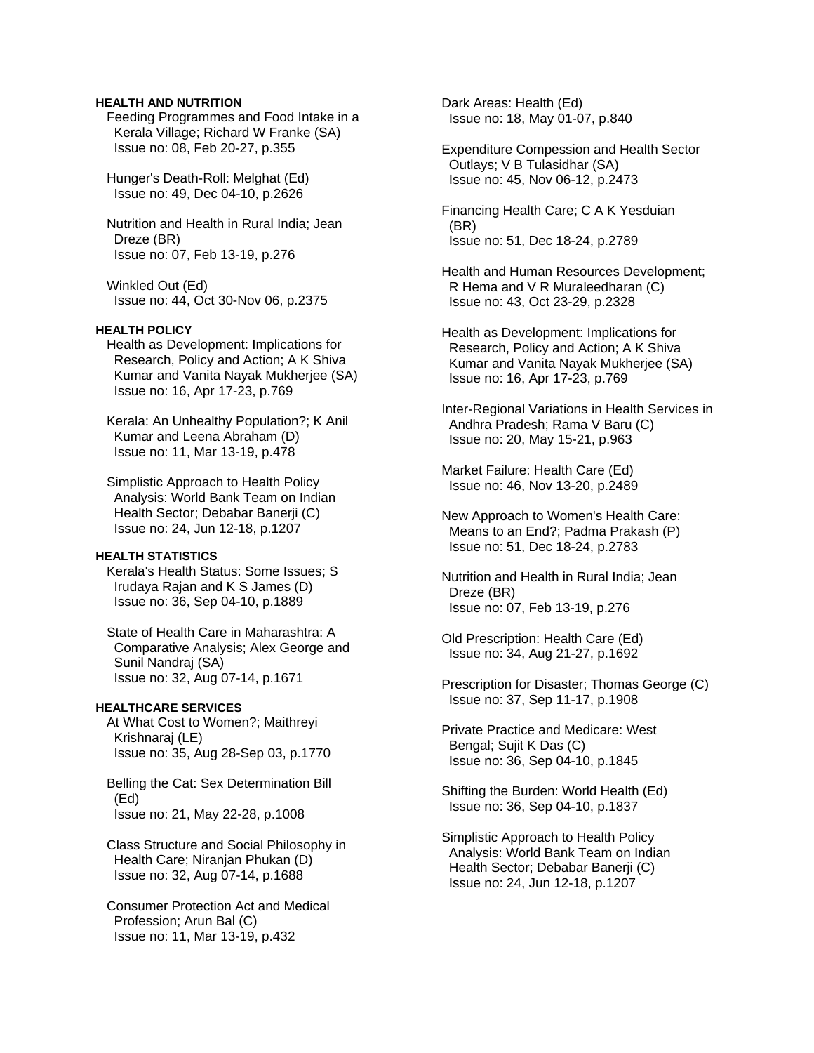**HEALTH AND NUTRITION**

Feeding Programmes and Food Intake in a Kerala Village; Richard W Franke (SA)
Issue no: 08, Feb 20-27, p.355

Hunger's Death-Roll: Melghat (Ed)
Issue no: 49, Dec 04-10, p.2626

Nutrition and Health in Rural India; Jean Dreze (BR)
Issue no: 07, Feb 13-19, p.276

Winkled Out (Ed)
Issue no: 44, Oct 30-Nov 06, p.2375

**HEALTH POLICY**

Health as Development: Implications for Research, Policy and Action; A K Shiva Kumar and Vanita Nayak Mukherjee (SA)
Issue no: 16, Apr 17-23, p.769

Kerala: An Unhealthy Population?; K Anil Kumar and Leena Abraham (D)
Issue no: 11, Mar 13-19, p.478

Simplistic Approach to Health Policy Analysis: World Bank Team on Indian Health Sector; Debabar Banerji (C)
Issue no: 24, Jun 12-18, p.1207

**HEALTH STATISTICS**

Kerala's Health Status: Some Issues; S Irudaya Rajan and K S James (D)
Issue no: 36, Sep 04-10, p.1889

State of Health Care in Maharashtra: A Comparative Analysis; Alex George and Sunil Nandraj (SA)
Issue no: 32, Aug 07-14, p.1671

**HEALTHCARE SERVICES**

At What Cost to Women?; Maithreyi Krishnaraj (LE)
Issue no: 35, Aug 28-Sep 03, p.1770

Belling the Cat: Sex Determination Bill (Ed)
Issue no: 21, May 22-28, p.1008

Class Structure and Social Philosophy in Health Care; Niranjan Phukan (D)
Issue no: 32, Aug 07-14, p.1688

Consumer Protection Act and Medical Profession; Arun Bal (C)
Issue no: 11, Mar 13-19, p.432

Dark Areas: Health (Ed)
Issue no: 18, May 01-07, p.840

Expenditure Compession and Health Sector Outlays; V B Tulasidhar (SA)
Issue no: 45, Nov 06-12, p.2473

Financing Health Care; C A K Yesduian (BR)
Issue no: 51, Dec 18-24, p.2789

Health and Human Resources Development; R Hema and V R Muraleedharan (C)
Issue no: 43, Oct 23-29, p.2328

Health as Development: Implications for Research, Policy and Action; A K Shiva Kumar and Vanita Nayak Mukherjee (SA)
Issue no: 16, Apr 17-23, p.769

Inter-Regional Variations in Health Services in Andhra Pradesh; Rama V Baru (C)
Issue no: 20, May 15-21, p.963

Market Failure: Health Care (Ed)
Issue no: 46, Nov 13-20, p.2489

New Approach to Women's Health Care: Means to an End?; Padma Prakash (P)
Issue no: 51, Dec 18-24, p.2783

Nutrition and Health in Rural India; Jean Dreze (BR)
Issue no: 07, Feb 13-19, p.276

Old Prescription: Health Care (Ed)
Issue no: 34, Aug 21-27, p.1692

Prescription for Disaster; Thomas George (C)
Issue no: 37, Sep 11-17, p.1908

Private Practice and Medicare: West Bengal; Sujit K Das (C)
Issue no: 36, Sep 04-10, p.1845

Shifting the Burden: World Health (Ed)
Issue no: 36, Sep 04-10, p.1837

Simplistic Approach to Health Policy Analysis: World Bank Team on Indian Health Sector; Debabar Banerji (C)
Issue no: 24, Jun 12-18, p.1207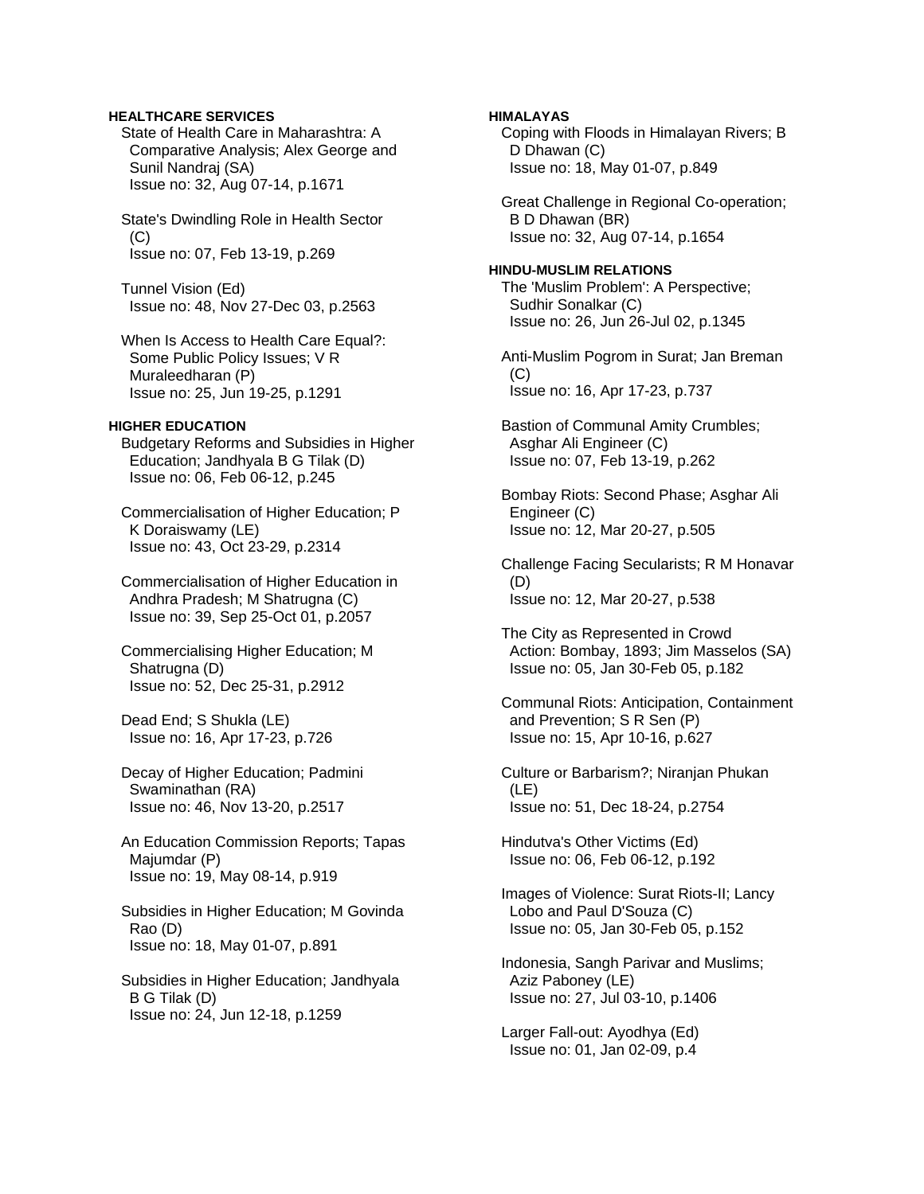**HEALTHCARE SERVICES**

State of Health Care in Maharashtra: A Comparative Analysis; Alex George and Sunil Nandraj (SA)
Issue no: 32, Aug 07-14, p.1671

State's Dwindling Role in Health Sector (C)
Issue no: 07, Feb 13-19, p.269

Tunnel Vision (Ed)
Issue no: 48, Nov 27-Dec 03, p.2563

When Is Access to Health Care Equal?: Some Public Policy Issues; V R Muraleedharan (P)
Issue no: 25, Jun 19-25, p.1291

**HIGHER EDUCATION**

Budgetary Reforms and Subsidies in Higher Education; Jandhyala B G Tilak (D)
Issue no: 06, Feb 06-12, p.245

Commercialisation of Higher Education; P K Doraiswamy (LE)
Issue no: 43, Oct 23-29, p.2314

Commercialisation of Higher Education in Andhra Pradesh; M Shatrugna (C)
Issue no: 39, Sep 25-Oct 01, p.2057

Commercialising Higher Education; M Shatrugna (D)
Issue no: 52, Dec 25-31, p.2912

Dead End; S Shukla (LE)
Issue no: 16, Apr 17-23, p.726

Decay of Higher Education; Padmini Swaminathan (RA)
Issue no: 46, Nov 13-20, p.2517

An Education Commission Reports; Tapas Majumdar (P)
Issue no: 19, May 08-14, p.919

Subsidies in Higher Education; M Govinda Rao (D)
Issue no: 18, May 01-07, p.891

Subsidies in Higher Education; Jandhyala B G Tilak (D)
Issue no: 24, Jun 12-18, p.1259

**HIMALAYAS**

Coping with Floods in Himalayan Rivers; B D Dhawan (C)
Issue no: 18, May 01-07, p.849

Great Challenge in Regional Co-operation; B D Dhawan (BR)
Issue no: 32, Aug 07-14, p.1654

**HINDU-MUSLIM RELATIONS**

The 'Muslim Problem': A Perspective; Sudhir Sonalkar (C)
Issue no: 26, Jun 26-Jul 02, p.1345

Anti-Muslim Pogrom in Surat; Jan Breman (C)
Issue no: 16, Apr 17-23, p.737

Bastion of Communal Amity Crumbles; Asghar Ali Engineer (C)
Issue no: 07, Feb 13-19, p.262

Bombay Riots: Second Phase; Asghar Ali Engineer (C)
Issue no: 12, Mar 20-27, p.505

Challenge Facing Secularists; R M Honavar (D)
Issue no: 12, Mar 20-27, p.538

The City as Represented in Crowd Action: Bombay, 1893; Jim Masselos (SA)
Issue no: 05, Jan 30-Feb 05, p.182

Communal Riots: Anticipation, Containment and Prevention; S R Sen (P)
Issue no: 15, Apr 10-16, p.627

Culture or Barbarism?; Niranjan Phukan (LE)
Issue no: 51, Dec 18-24, p.2754

Hindutva's Other Victims (Ed)
Issue no: 06, Feb 06-12, p.192

Images of Violence: Surat Riots-II; Lancy Lobo and Paul D'Souza (C)
Issue no: 05, Jan 30-Feb 05, p.152

Indonesia, Sangh Parivar and Muslims; Aziz Paboney (LE)
Issue no: 27, Jul 03-10, p.1406

Larger Fall-out: Ayodhya (Ed)
Issue no: 01, Jan 02-09, p.4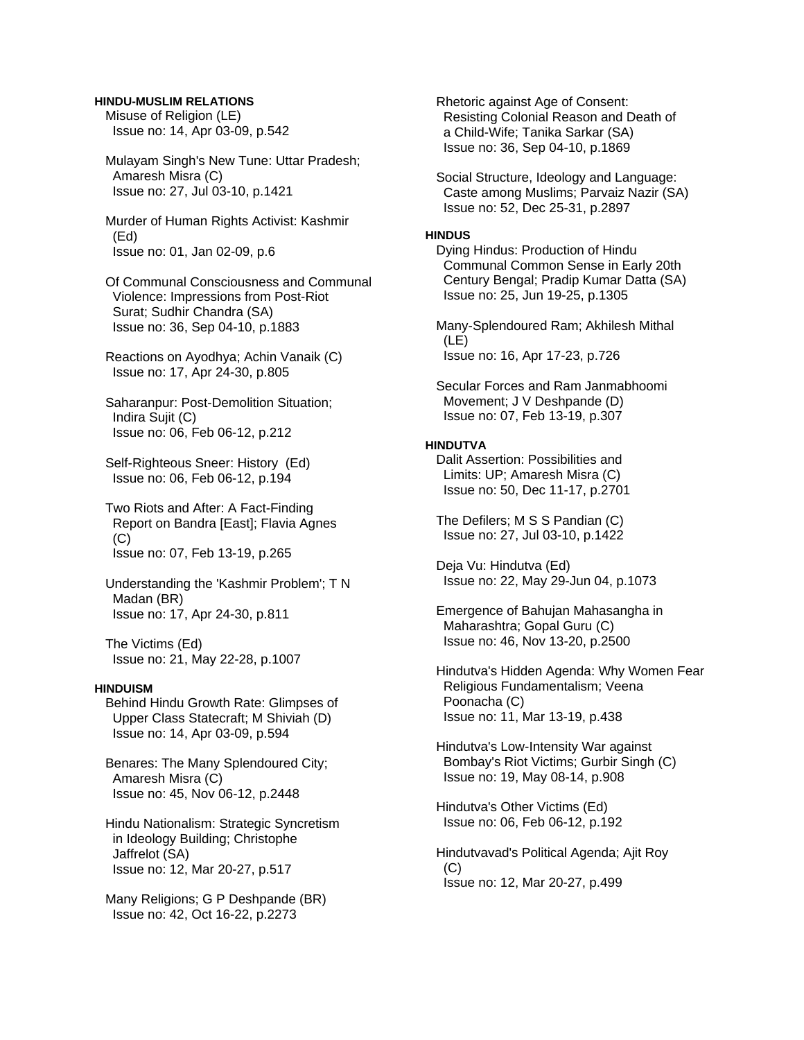#### HINDU-MUSLIM RELATIONS

Misuse of Religion (LE)
Issue no: 14, Apr 03-09, p.542

Mulayam Singh's New Tune: Uttar Pradesh; Amaresh Misra (C)
Issue no: 27, Jul 03-10, p.1421

Murder of Human Rights Activist: Kashmir (Ed)
Issue no: 01, Jan 02-09, p.6

Of Communal Consciousness and Communal Violence: Impressions from Post-Riot Surat; Sudhir Chandra (SA)
Issue no: 36, Sep 04-10, p.1883

Reactions on Ayodhya; Achin Vanaik (C)
Issue no: 17, Apr 24-30, p.805

Saharanpur: Post-Demolition Situation; Indira Sujit (C)
Issue no: 06, Feb 06-12, p.212

Self-Righteous Sneer: History (Ed)
Issue no: 06, Feb 06-12, p.194

Two Riots and After: A Fact-Finding Report on Bandra [East]; Flavia Agnes (C)
Issue no: 07, Feb 13-19, p.265

Understanding the 'Kashmir Problem'; T N Madan (BR)
Issue no: 17, Apr 24-30, p.811

The Victims (Ed)
Issue no: 21, May 22-28, p.1007

#### HINDUISM

Behind Hindu Growth Rate: Glimpses of Upper Class Statecraft; M Shiviah (D)
Issue no: 14, Apr 03-09, p.594

Benares: The Many Splendoured City; Amaresh Misra (C)
Issue no: 45, Nov 06-12, p.2448

Hindu Nationalism: Strategic Syncretism in Ideology Building; Christophe Jaffrelot (SA)
Issue no: 12, Mar 20-27, p.517

Many Religions; G P Deshpande (BR)
Issue no: 42, Oct 16-22, p.2273

Rhetoric against Age of Consent: Resisting Colonial Reason and Death of a Child-Wife; Tanika Sarkar (SA)
Issue no: 36, Sep 04-10, p.1869

Social Structure, Ideology and Language: Caste among Muslims; Parvaiz Nazir (SA)
Issue no: 52, Dec 25-31, p.2897

#### HINDUS

Dying Hindus: Production of Hindu Communal Common Sense in Early 20th Century Bengal; Pradip Kumar Datta (SA)
Issue no: 25, Jun 19-25, p.1305

Many-Splendoured Ram; Akhilesh Mithal (LE)
Issue no: 16, Apr 17-23, p.726

Secular Forces and Ram Janmabhoomi Movement; J V Deshpande (D)
Issue no: 07, Feb 13-19, p.307

#### HINDUTVA

Dalit Assertion: Possibilities and Limits: UP; Amaresh Misra (C)
Issue no: 50, Dec 11-17, p.2701

The Defilers; M S S Pandian (C)
Issue no: 27, Jul 03-10, p.1422

Deja Vu: Hindutva (Ed)
Issue no: 22, May 29-Jun 04, p.1073

Emergence of Bahujan Mahasangha in Maharashtra; Gopal Guru (C)
Issue no: 46, Nov 13-20, p.2500

Hindutva's Hidden Agenda: Why Women Fear Religious Fundamentalism; Veena Poonacha (C)
Issue no: 11, Mar 13-19, p.438

Hindutva's Low-Intensity War against Bombay's Riot Victims; Gurbir Singh (C)
Issue no: 19, May 08-14, p.908

Hindutva's Other Victims (Ed)
Issue no: 06, Feb 06-12, p.192

Hindutvavad's Political Agenda; Ajit Roy (C)
Issue no: 12, Mar 20-27, p.499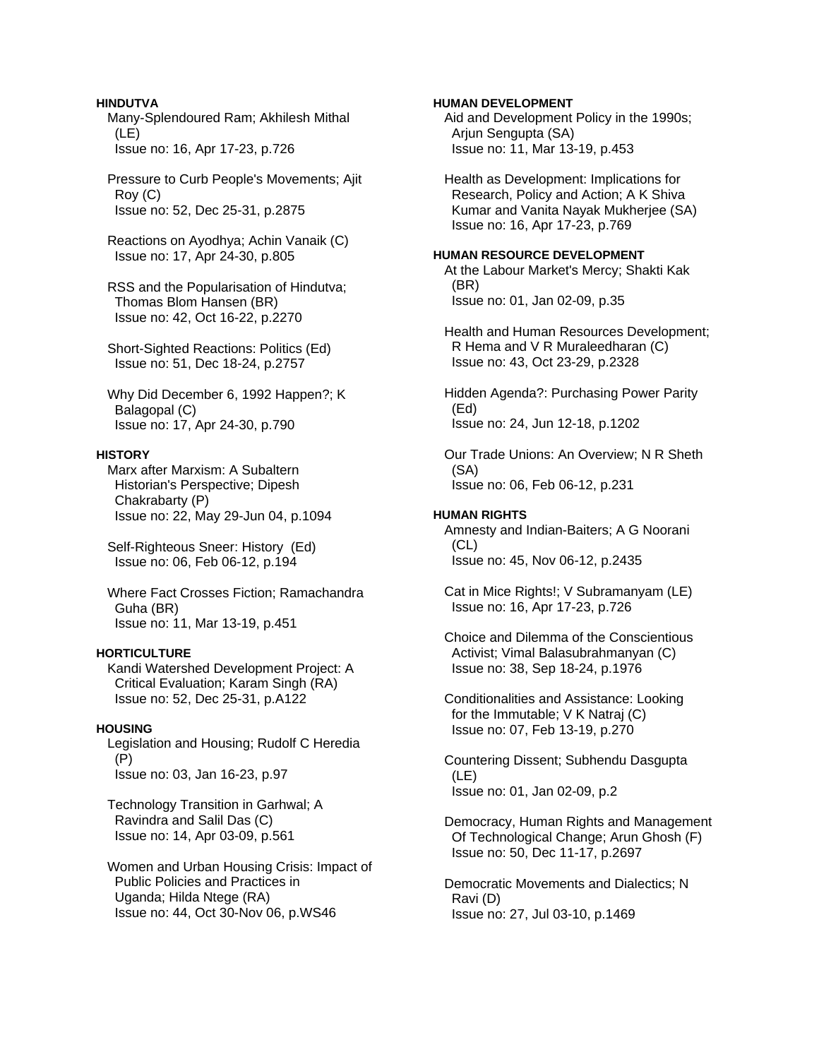**HINDUTVA**

Many-Splendoured Ram; Akhilesh Mithal (LE)
Issue no: 16, Apr 17-23, p.726

Pressure to Curb People's Movements; Ajit Roy (C)
Issue no: 52, Dec 25-31, p.2875

Reactions on Ayodhya; Achin Vanaik (C)
Issue no: 17, Apr 24-30, p.805

RSS and the Popularisation of Hindutva; Thomas Blom Hansen (BR)
Issue no: 42, Oct 16-22, p.2270

Short-Sighted Reactions: Politics (Ed)
Issue no: 51, Dec 18-24, p.2757

Why Did December 6, 1992 Happen?; K Balagopal (C)
Issue no: 17, Apr 24-30, p.790

**HISTORY**

Marx after Marxism: A Subaltern Historian's Perspective; Dipesh Chakrabarty (P)
Issue no: 22, May 29-Jun 04, p.1094

Self-Righteous Sneer: History (Ed)
Issue no: 06, Feb 06-12, p.194

Where Fact Crosses Fiction; Ramachandra Guha (BR)
Issue no: 11, Mar 13-19, p.451

**HORTICULTURE**

Kandi Watershed Development Project: A Critical Evaluation; Karam Singh (RA)
Issue no: 52, Dec 25-31, p.A122

**HOUSING**

Legislation and Housing; Rudolf C Heredia (P)
Issue no: 03, Jan 16-23, p.97

Technology Transition in Garhwal; A Ravindra and Salil Das (C)
Issue no: 14, Apr 03-09, p.561

Women and Urban Housing Crisis: Impact of Public Policies and Practices in Uganda; Hilda Ntege (RA)
Issue no: 44, Oct 30-Nov 06, p.WS46

**HUMAN DEVELOPMENT**

Aid and Development Policy in the 1990s; Arjun Sengupta (SA)
Issue no: 11, Mar 13-19, p.453

Health as Development: Implications for Research, Policy and Action; A K Shiva Kumar and Vanita Nayak Mukherjee (SA)
Issue no: 16, Apr 17-23, p.769

**HUMAN RESOURCE DEVELOPMENT**

At the Labour Market's Mercy; Shakti Kak (BR)
Issue no: 01, Jan 02-09, p.35

Health and Human Resources Development; R Hema and V R Muraleedharan (C)
Issue no: 43, Oct 23-29, p.2328

Hidden Agenda?: Purchasing Power Parity (Ed)
Issue no: 24, Jun 12-18, p.1202

Our Trade Unions: An Overview; N R Sheth (SA)
Issue no: 06, Feb 06-12, p.231

**HUMAN RIGHTS**

Amnesty and Indian-Baiters; A G Noorani (CL)
Issue no: 45, Nov 06-12, p.2435

Cat in Mice Rights!; V Subramanyam (LE)
Issue no: 16, Apr 17-23, p.726

Choice and Dilemma of the Conscientious Activist; Vimal Balasubrahmanyan (C)
Issue no: 38, Sep 18-24, p.1976

Conditionalities and Assistance: Looking for the Immutable; V K Natraj (C)
Issue no: 07, Feb 13-19, p.270

Countering Dissent; Subhendu Dasgupta (LE)
Issue no: 01, Jan 02-09, p.2

Democracy, Human Rights and Management Of Technological Change; Arun Ghosh (F)
Issue no: 50, Dec 11-17, p.2697

Democratic Movements and Dialectics; N Ravi (D)
Issue no: 27, Jul 03-10, p.1469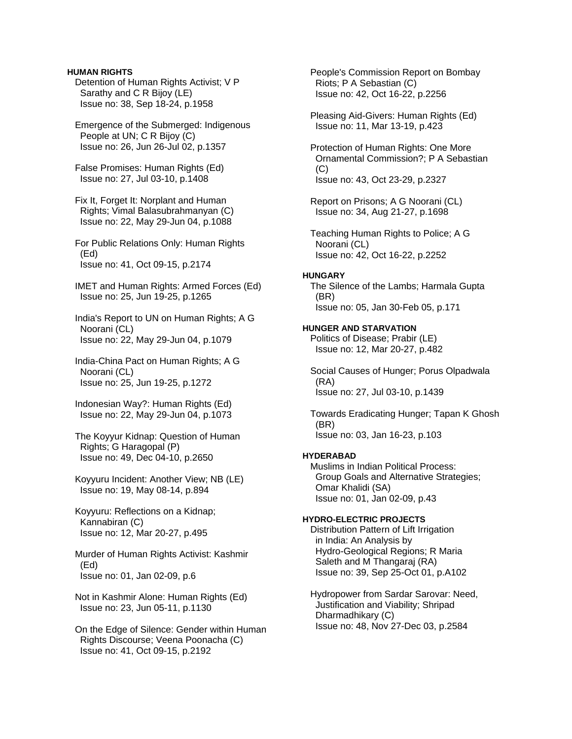**HUMAN RIGHTS**

Detention of Human Rights Activist; V P Sarathy and C R Bijoy (LE)
Issue no: 38, Sep 18-24, p.1958

Emergence of the Submerged: Indigenous People at UN; C R Bijoy (C)
Issue no: 26, Jun 26-Jul 02, p.1357

False Promises: Human Rights (Ed)
Issue no: 27, Jul 03-10, p.1408

Fix It, Forget It: Norplant and Human Rights; Vimal Balasubrahmanyan (C)
Issue no: 22, May 29-Jun 04, p.1088

For Public Relations Only: Human Rights (Ed)
Issue no: 41, Oct 09-15, p.2174

IMET and Human Rights: Armed Forces (Ed)
Issue no: 25, Jun 19-25, p.1265

India's Report to UN on Human Rights; A G Noorani (CL)
Issue no: 22, May 29-Jun 04, p.1079

India-China Pact on Human Rights; A G Noorani (CL)
Issue no: 25, Jun 19-25, p.1272

Indonesian Way?: Human Rights (Ed)
Issue no: 22, May 29-Jun 04, p.1073

The Koyyur Kidnap: Question of Human Rights; G Haragopal (P)
Issue no: 49, Dec 04-10, p.2650

Koyyuru Incident: Another View; NB (LE)
Issue no: 19, May 08-14, p.894

Koyyuru: Reflections on a Kidnap; Kannabiran (C)
Issue no: 12, Mar 20-27, p.495

Murder of Human Rights Activist: Kashmir (Ed)
Issue no: 01, Jan 02-09, p.6

Not in Kashmir Alone: Human Rights (Ed)
Issue no: 23, Jun 05-11, p.1130

On the Edge of Silence: Gender within Human Rights Discourse; Veena Poonacha (C)
Issue no: 41, Oct 09-15, p.2192

People's Commission Report on Bombay Riots; P A Sebastian (C)
Issue no: 42, Oct 16-22, p.2256

Pleasing Aid-Givers: Human Rights (Ed)
Issue no: 11, Mar 13-19, p.423

Protection of Human Rights: One More Ornamental Commission?; P A Sebastian (C)
Issue no: 43, Oct 23-29, p.2327

Report on Prisons; A G Noorani (CL)
Issue no: 34, Aug 21-27, p.1698

Teaching Human Rights to Police; A G Noorani (CL)
Issue no: 42, Oct 16-22, p.2252

**HUNGARY**

The Silence of the Lambs; Harmala Gupta (BR)
Issue no: 05, Jan 30-Feb 05, p.171

**HUNGER AND STARVATION**

Politics of Disease; Prabir (LE)
Issue no: 12, Mar 20-27, p.482

Social Causes of Hunger; Porus Olpadwala (RA)
Issue no: 27, Jul 03-10, p.1439

Towards Eradicating Hunger; Tapan K Ghosh (BR)
Issue no: 03, Jan 16-23, p.103

**HYDERABAD**

Muslims in Indian Political Process: Group Goals and Alternative Strategies; Omar Khalidi (SA)
Issue no: 01, Jan 02-09, p.43

**HYDRO-ELECTRIC PROJECTS**

Distribution Pattern of Lift Irrigation in India: An Analysis by Hydro-Geological Regions; R Maria Saleth and M Thangaraj (RA)
Issue no: 39, Sep 25-Oct 01, p.A102

Hydropower from Sardar Sarovar: Need, Justification and Viability; Shripad Dharmadhikary (C)
Issue no: 48, Nov 27-Dec 03, p.2584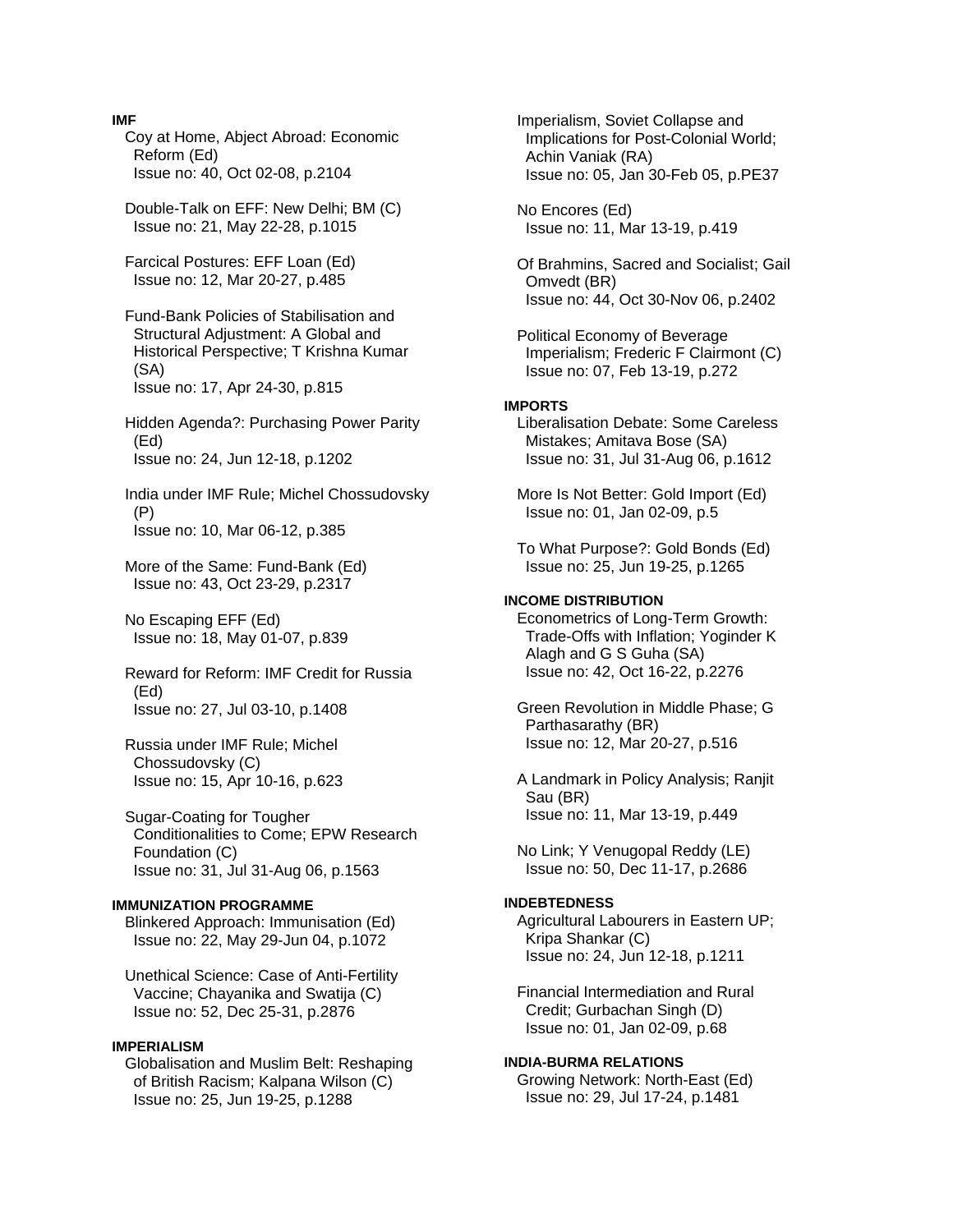**IMF**

Coy at Home, Abject Abroad: Economic Reform (Ed)
Issue no: 40, Oct 02-08, p.2104

Double-Talk on EFF: New Delhi; BM (C)
Issue no: 21, May 22-28, p.1015

Farcical Postures: EFF Loan (Ed)
Issue no: 12, Mar 20-27, p.485

Fund-Bank Policies of Stabilisation and Structural Adjustment: A Global and Historical Perspective; T Krishna Kumar (SA)
Issue no: 17, Apr 24-30, p.815

Hidden Agenda?: Purchasing Power Parity (Ed)
Issue no: 24, Jun 12-18, p.1202

India under IMF Rule; Michel Chossudovsky (P)
Issue no: 10, Mar 06-12, p.385

More of the Same: Fund-Bank (Ed)
Issue no: 43, Oct 23-29, p.2317

No Escaping EFF (Ed)
Issue no: 18, May 01-07, p.839

Reward for Reform: IMF Credit for Russia (Ed)
Issue no: 27, Jul 03-10, p.1408

Russia under IMF Rule; Michel Chossudovsky (C)
Issue no: 15, Apr 10-16, p.623

Sugar-Coating for Tougher Conditionalities to Come; EPW Research Foundation (C)
Issue no: 31, Jul 31-Aug 06, p.1563

**IMMUNIZATION PROGRAMME**

Blinkered Approach: Immunisation (Ed)
Issue no: 22, May 29-Jun 04, p.1072

Unethical Science: Case of Anti-Fertility Vaccine; Chayanika and Swatija (C)
Issue no: 52, Dec 25-31, p.2876

**IMPERIALISM**

Globalisation and Muslim Belt: Reshaping of British Racism; Kalpana Wilson (C)
Issue no: 25, Jun 19-25, p.1288

Imperialism, Soviet Collapse and Implications for Post-Colonial World; Achin Vaniak (RA)
Issue no: 05, Jan 30-Feb 05, p.PE37

No Encores (Ed)
Issue no: 11, Mar 13-19, p.419

Of Brahmins, Sacred and Socialist; Gail Omvedt (BR)
Issue no: 44, Oct 30-Nov 06, p.2402

Political Economy of Beverage Imperialism; Frederic F Clairmont (C)
Issue no: 07, Feb 13-19, p.272

**IMPORTS**

Liberalisation Debate: Some Careless Mistakes; Amitava Bose (SA)
Issue no: 31, Jul 31-Aug 06, p.1612

More Is Not Better: Gold Import (Ed)
Issue no: 01, Jan 02-09, p.5

To What Purpose?: Gold Bonds (Ed)
Issue no: 25, Jun 19-25, p.1265

**INCOME DISTRIBUTION**

Econometrics of Long-Term Growth: Trade-Offs with Inflation; Yoginder K Alagh and G S Guha (SA)
Issue no: 42, Oct 16-22, p.2276

Green Revolution in Middle Phase; G Parthasarathy (BR)
Issue no: 12, Mar 20-27, p.516

A Landmark in Policy Analysis; Ranjit Sau (BR)
Issue no: 11, Mar 13-19, p.449

No Link; Y Venugopal Reddy (LE)
Issue no: 50, Dec 11-17, p.2686

**INDEBTEDNESS**

Agricultural Labourers in Eastern UP; Kripa Shankar (C)
Issue no: 24, Jun 12-18, p.1211

Financial Intermediation and Rural Credit; Gurbachan Singh (D)
Issue no: 01, Jan 02-09, p.68

**INDIA-BURMA RELATIONS**

Growing Network: North-East (Ed)
Issue no: 29, Jul 17-24, p.1481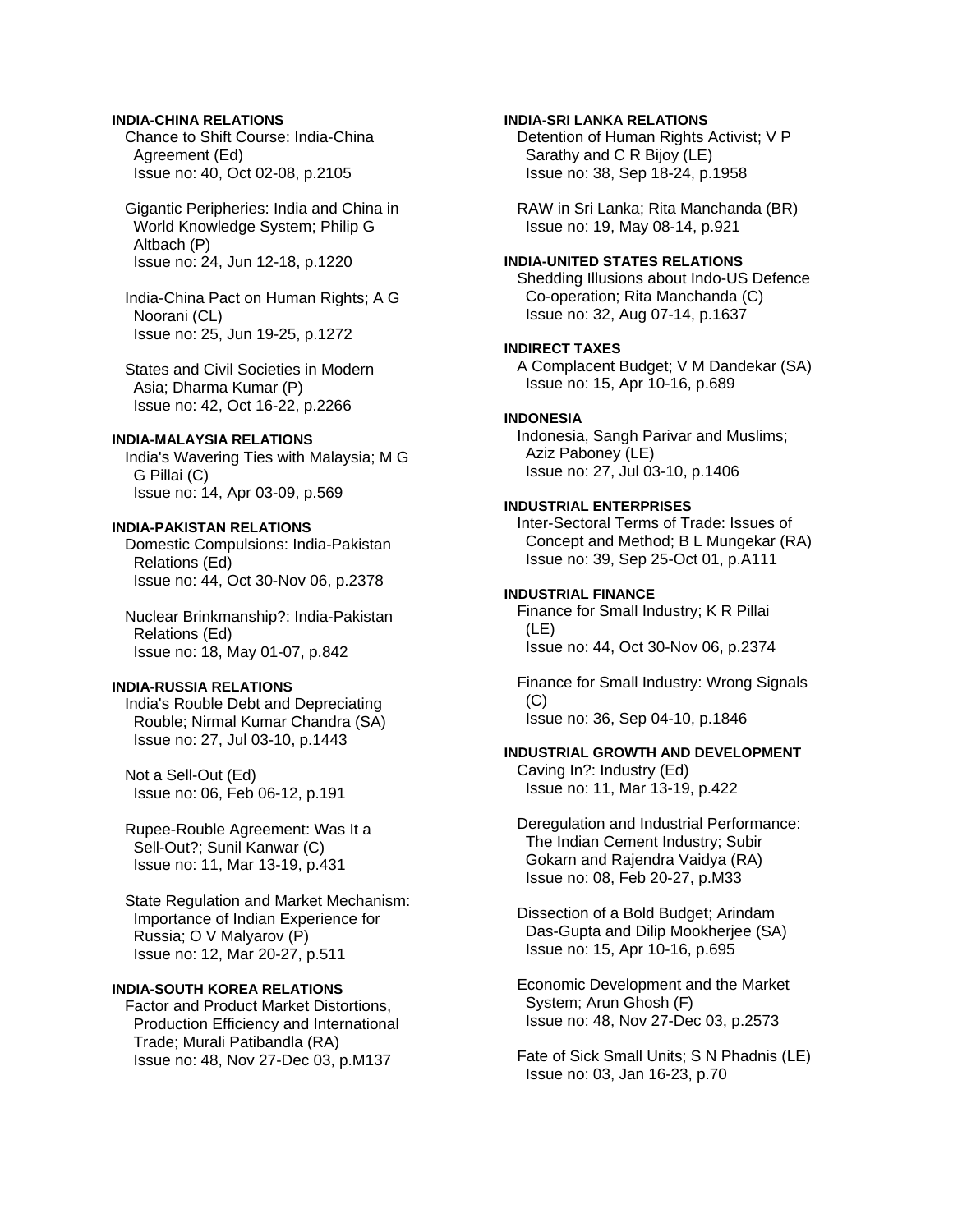**INDIA-CHINA RELATIONS**

Chance to Shift Course: India-China Agreement (Ed)
Issue no: 40, Oct 02-08, p.2105

Gigantic Peripheries: India and China in World Knowledge System; Philip G Altbach (P)
Issue no: 24, Jun 12-18, p.1220

India-China Pact on Human Rights; A G Noorani (CL)
Issue no: 25, Jun 19-25, p.1272

States and Civil Societies in Modern Asia; Dharma Kumar (P)
Issue no: 42, Oct 16-22, p.2266

**INDIA-MALAYSIA RELATIONS**

India's Wavering Ties with Malaysia; M G G Pillai (C)
Issue no: 14, Apr 03-09, p.569

**INDIA-PAKISTAN RELATIONS**

Domestic Compulsions: India-Pakistan Relations (Ed)
Issue no: 44, Oct 30-Nov 06, p.2378

Nuclear Brinkmanship?: India-Pakistan Relations (Ed)
Issue no: 18, May 01-07, p.842

**INDIA-RUSSIA RELATIONS**

India's Rouble Debt and Depreciating Rouble; Nirmal Kumar Chandra (SA)
Issue no: 27, Jul 03-10, p.1443

Not a Sell-Out (Ed)
Issue no: 06, Feb 06-12, p.191

Rupee-Rouble Agreement: Was It a Sell-Out?; Sunil Kanwar (C)
Issue no: 11, Mar 13-19, p.431

State Regulation and Market Mechanism: Importance of Indian Experience for Russia; O V Malyarov (P)
Issue no: 12, Mar 20-27, p.511

**INDIA-SOUTH KOREA RELATIONS**

Factor and Product Market Distortions, Production Efficiency and International Trade; Murali Patibandla (RA)
Issue no: 48, Nov 27-Dec 03, p.M137

**INDIA-SRI LANKA RELATIONS**

Detention of Human Rights Activist; V P Sarathy and C R Bijoy (LE)
Issue no: 38, Sep 18-24, p.1958

RAW in Sri Lanka; Rita Manchanda (BR)
Issue no: 19, May 08-14, p.921

**INDIA-UNITED STATES RELATIONS**

Shedding Illusions about Indo-US Defence Co-operation; Rita Manchanda (C)
Issue no: 32, Aug 07-14, p.1637

**INDIRECT TAXES**

A Complacent Budget; V M Dandekar (SA)
Issue no: 15, Apr 10-16, p.689

**INDONESIA**

Indonesia, Sangh Parivar and Muslims; Aziz Paboney (LE)
Issue no: 27, Jul 03-10, p.1406

**INDUSTRIAL ENTERPRISES**

Inter-Sectoral Terms of Trade: Issues of Concept and Method; B L Mungekar (RA)
Issue no: 39, Sep 25-Oct 01, p.A111

**INDUSTRIAL FINANCE**

Finance for Small Industry; K R Pillai (LE)
Issue no: 44, Oct 30-Nov 06, p.2374

Finance for Small Industry: Wrong Signals (C)
Issue no: 36, Sep 04-10, p.1846

**INDUSTRIAL GROWTH AND DEVELOPMENT**

Caving In?: Industry (Ed)
Issue no: 11, Mar 13-19, p.422

Deregulation and Industrial Performance: The Indian Cement Industry; Subir Gokarn and Rajendra Vaidya (RA)
Issue no: 08, Feb 20-27, p.M33

Dissection of a Bold Budget; Arindam Das-Gupta and Dilip Mookherjee (SA)
Issue no: 15, Apr 10-16, p.695

Economic Development and the Market System; Arun Ghosh (F)
Issue no: 48, Nov 27-Dec 03, p.2573

Fate of Sick Small Units; S N Phadnis (LE)
Issue no: 03, Jan 16-23, p.70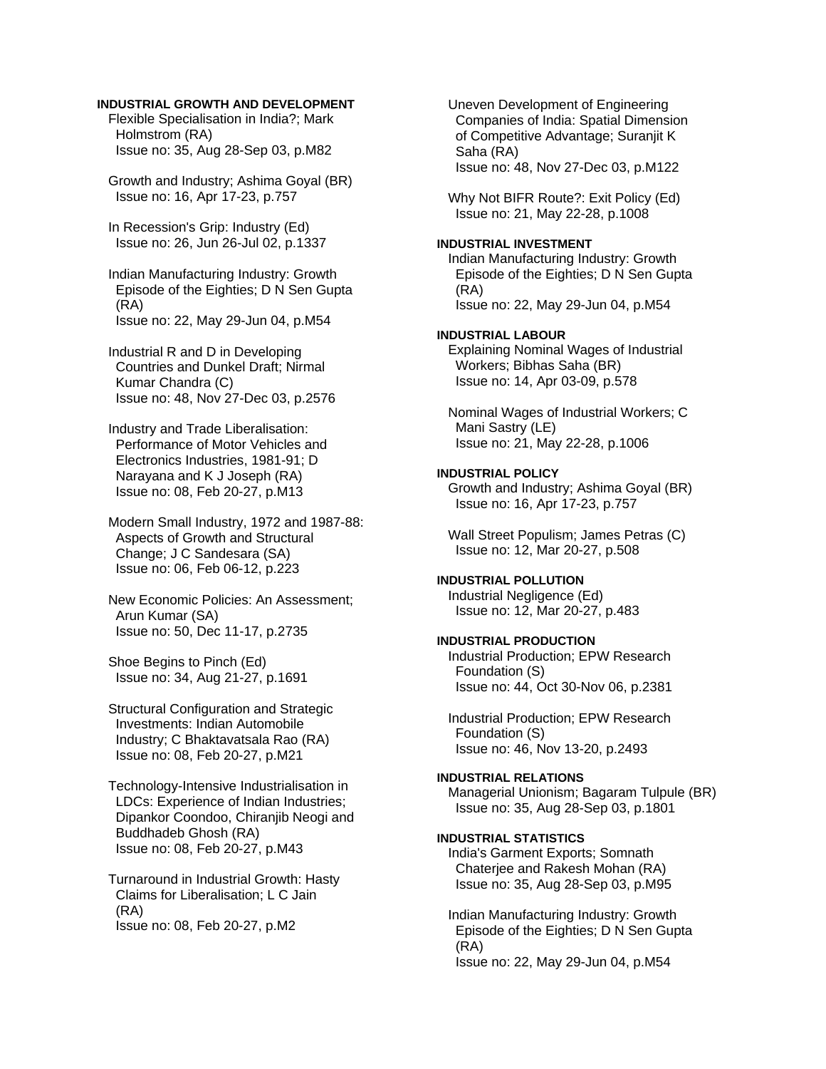**INDUSTRIAL GROWTH AND DEVELOPMENT**

Flexible Specialisation in India?; Mark Holmstrom (RA)
Issue no: 35, Aug 28-Sep 03, p.M82

Growth and Industry; Ashima Goyal (BR)
Issue no: 16, Apr 17-23, p.757

In Recession's Grip: Industry (Ed)
Issue no: 26, Jun 26-Jul 02, p.1337

Indian Manufacturing Industry: Growth Episode of the Eighties; D N Sen Gupta (RA)
Issue no: 22, May 29-Jun 04, p.M54

Industrial R and D in Developing Countries and Dunkel Draft; Nirmal Kumar Chandra (C)
Issue no: 48, Nov 27-Dec 03, p.2576

Industry and Trade Liberalisation: Performance of Motor Vehicles and Electronics Industries, 1981-91; D Narayana and K J Joseph (RA)
Issue no: 08, Feb 20-27, p.M13

Modern Small Industry, 1972 and 1987-88: Aspects of Growth and Structural Change; J C Sandesara (SA)
Issue no: 06, Feb 06-12, p.223

New Economic Policies: An Assessment; Arun Kumar (SA)
Issue no: 50, Dec 11-17, p.2735

Shoe Begins to Pinch (Ed)
Issue no: 34, Aug 21-27, p.1691

Structural Configuration and Strategic Investments: Indian Automobile Industry; C Bhaktavatsala Rao (RA)
Issue no: 08, Feb 20-27, p.M21

Technology-Intensive Industrialisation in LDCs: Experience of Indian Industries; Dipankor Coondoo, Chiranjib Neogi and Buddhadeb Ghosh (RA)
Issue no: 08, Feb 20-27, p.M43

Turnaround in Industrial Growth: Hasty Claims for Liberalisation; L C Jain (RA)
Issue no: 08, Feb 20-27, p.M2

Uneven Development of Engineering Companies of India: Spatial Dimension of Competitive Advantage; Suranjit K Saha (RA)
Issue no: 48, Nov 27-Dec 03, p.M122

Why Not BIFR Route?: Exit Policy (Ed)
Issue no: 21, May 22-28, p.1008

**INDUSTRIAL INVESTMENT**

Indian Manufacturing Industry: Growth Episode of the Eighties; D N Sen Gupta (RA)
Issue no: 22, May 29-Jun 04, p.M54

**INDUSTRIAL LABOUR**

Explaining Nominal Wages of Industrial Workers; Bibhas Saha (BR)
Issue no: 14, Apr 03-09, p.578

Nominal Wages of Industrial Workers; C Mani Sastry (LE)
Issue no: 21, May 22-28, p.1006

**INDUSTRIAL POLICY**

Growth and Industry; Ashima Goyal (BR)
Issue no: 16, Apr 17-23, p.757

Wall Street Populism; James Petras (C)
Issue no: 12, Mar 20-27, p.508

**INDUSTRIAL POLLUTION**

Industrial Negligence (Ed)
Issue no: 12, Mar 20-27, p.483

**INDUSTRIAL PRODUCTION**

Industrial Production; EPW Research Foundation (S)
Issue no: 44, Oct 30-Nov 06, p.2381

Industrial Production; EPW Research Foundation (S)
Issue no: 46, Nov 13-20, p.2493

**INDUSTRIAL RELATIONS**

Managerial Unionism; Bagaram Tulpule (BR)
Issue no: 35, Aug 28-Sep 03, p.1801

**INDUSTRIAL STATISTICS**

India's Garment Exports; Somnath Chaterjee and Rakesh Mohan (RA)
Issue no: 35, Aug 28-Sep 03, p.M95

Indian Manufacturing Industry: Growth Episode of the Eighties; D N Sen Gupta (RA)
Issue no: 22, May 29-Jun 04, p.M54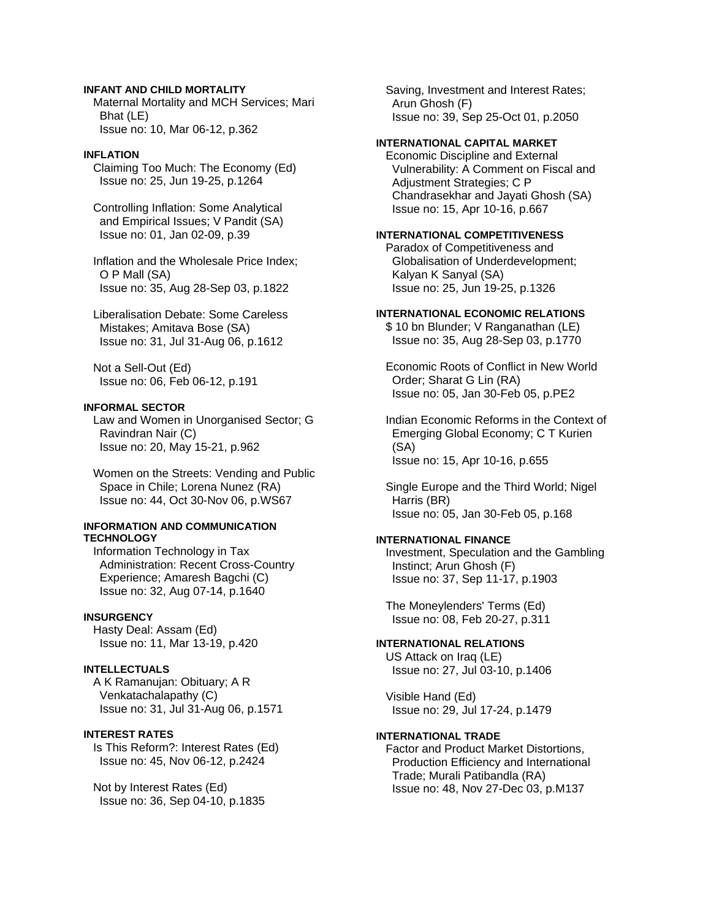**INFANT AND CHILD MORTALITY**

Maternal Mortality and MCH Services; Mari Bhat (LE)
Issue no: 10, Mar 06-12, p.362

**INFLATION**

Claiming Too Much: The Economy (Ed)
Issue no: 25, Jun 19-25, p.1264

Controlling Inflation: Some Analytical and Empirical Issues; V Pandit (SA)
Issue no: 01, Jan 02-09, p.39

Inflation and the Wholesale Price Index; O P Mall (SA)
Issue no: 35, Aug 28-Sep 03, p.1822

Liberalisation Debate: Some Careless Mistakes; Amitava Bose (SA)
Issue no: 31, Jul 31-Aug 06, p.1612

Not a Sell-Out (Ed)
Issue no: 06, Feb 06-12, p.191

**INFORMAL SECTOR**

Law and Women in Unorganised Sector; G Ravindran Nair (C)
Issue no: 20, May 15-21, p.962

Women on the Streets: Vending and Public Space in Chile; Lorena Nunez (RA)
Issue no: 44, Oct 30-Nov 06, p.WS67

**INFORMATION AND COMMUNICATION TECHNOLOGY**

Information Technology in Tax Administration: Recent Cross-Country Experience; Amaresh Bagchi (C)
Issue no: 32, Aug 07-14, p.1640

**INSURGENCY**

Hasty Deal: Assam (Ed)
Issue no: 11, Mar 13-19, p.420

**INTELLECTUALS**

A K Ramanujan: Obituary; A R Venkatachalapathy (C)
Issue no: 31, Jul 31-Aug 06, p.1571

**INTEREST RATES**

Is This Reform?: Interest Rates (Ed)
Issue no: 45, Nov 06-12, p.2424

Not by Interest Rates (Ed)
Issue no: 36, Sep 04-10, p.1835

Saving, Investment and Interest Rates; Arun Ghosh (F)
Issue no: 39, Sep 25-Oct 01, p.2050

**INTERNATIONAL CAPITAL MARKET**

Economic Discipline and External Vulnerability: A Comment on Fiscal and Adjustment Strategies; C P Chandrasekhar and Jayati Ghosh (SA)
Issue no: 15, Apr 10-16, p.667

**INTERNATIONAL COMPETITIVENESS**

Paradox of Competitiveness and Globalisation of Underdevelopment; Kalyan K Sanyal (SA)
Issue no: 25, Jun 19-25, p.1326

**INTERNATIONAL ECONOMIC RELATIONS**

$ 10 bn Blunder; V Ranganathan (LE)
Issue no: 35, Aug 28-Sep 03, p.1770

Economic Roots of Conflict in New World Order; Sharat G Lin (RA)
Issue no: 05, Jan 30-Feb 05, p.PE2

Indian Economic Reforms in the Context of Emerging Global Economy; C T Kurien (SA)
Issue no: 15, Apr 10-16, p.655

Single Europe and the Third World; Nigel Harris (BR)
Issue no: 05, Jan 30-Feb 05, p.168

**INTERNATIONAL FINANCE**

Investment, Speculation and the Gambling Instinct; Arun Ghosh (F)
Issue no: 37, Sep 11-17, p.1903

The Moneylenders' Terms (Ed)
Issue no: 08, Feb 20-27, p.311

**INTERNATIONAL RELATIONS**

US Attack on Iraq (LE)
Issue no: 27, Jul 03-10, p.1406

Visible Hand (Ed)
Issue no: 29, Jul 17-24, p.1479

**INTERNATIONAL TRADE**

Factor and Product Market Distortions, Production Efficiency and International Trade; Murali Patibandla (RA)
Issue no: 48, Nov 27-Dec 03, p.M137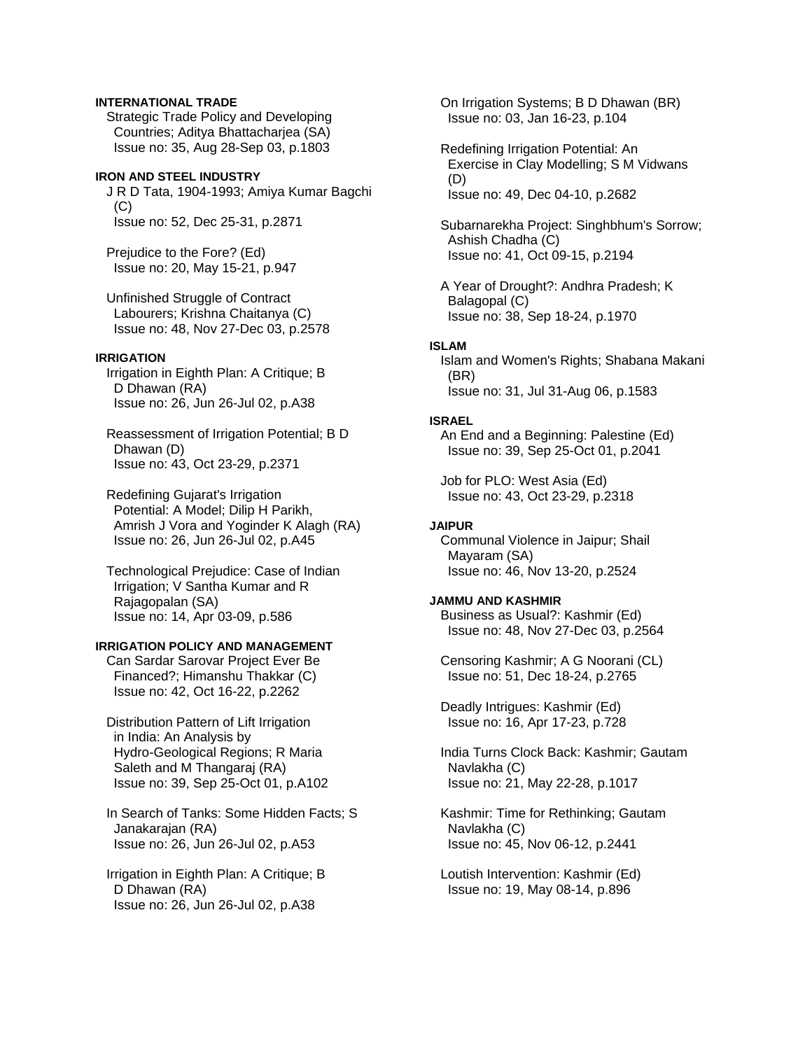**INTERNATIONAL TRADE**

Strategic Trade Policy and Developing Countries; Aditya Bhattacharjea (SA)
Issue no: 35, Aug 28-Sep 03, p.1803

**IRON AND STEEL INDUSTRY**

J R D Tata, 1904-1993; Amiya Kumar Bagchi (C)
Issue no: 52, Dec 25-31, p.2871

Prejudice to the Fore? (Ed)
Issue no: 20, May 15-21, p.947

Unfinished Struggle of Contract Labourers; Krishna Chaitanya (C)
Issue no: 48, Nov 27-Dec 03, p.2578

**IRRIGATION**

Irrigation in Eighth Plan: A Critique; B D Dhawan (RA)
Issue no: 26, Jun 26-Jul 02, p.A38

Reassessment of Irrigation Potential; B D Dhawan (D)
Issue no: 43, Oct 23-29, p.2371

Redefining Gujarat's Irrigation Potential: A Model; Dilip H Parikh, Amrish J Vora and Yoginder K Alagh (RA)
Issue no: 26, Jun 26-Jul 02, p.A45

Technological Prejudice: Case of Indian Irrigation; V Santha Kumar and R Rajagopalan (SA)
Issue no: 14, Apr 03-09, p.586

**IRRIGATION POLICY AND MANAGEMENT**

Can Sardar Sarovar Project Ever Be Financed?; Himanshu Thakkar (C)
Issue no: 42, Oct 16-22, p.2262

Distribution Pattern of Lift Irrigation in India: An Analysis by Hydro-Geological Regions; R Maria Saleth and M Thangaraj (RA)
Issue no: 39, Sep 25-Oct 01, p.A102

In Search of Tanks: Some Hidden Facts; S Janakarajan (RA)
Issue no: 26, Jun 26-Jul 02, p.A53

Irrigation in Eighth Plan: A Critique; B D Dhawan (RA)
Issue no: 26, Jun 26-Jul 02, p.A38

On Irrigation Systems; B D Dhawan (BR)
Issue no: 03, Jan 16-23, p.104

Redefining Irrigation Potential: An Exercise in Clay Modelling; S M Vidwans (D)
Issue no: 49, Dec 04-10, p.2682

Subarnarekha Project: Singhbhum's Sorrow; Ashish Chadha (C)
Issue no: 41, Oct 09-15, p.2194

A Year of Drought?: Andhra Pradesh; K Balagopal (C)
Issue no: 38, Sep 18-24, p.1970

**ISLAM**

Islam and Women's Rights; Shabana Makani (BR)
Issue no: 31, Jul 31-Aug 06, p.1583

**ISRAEL**

An End and a Beginning: Palestine (Ed)
Issue no: 39, Sep 25-Oct 01, p.2041

Job for PLO: West Asia (Ed)
Issue no: 43, Oct 23-29, p.2318

**JAIPUR**

Communal Violence in Jaipur; Shail Mayaram (SA)
Issue no: 46, Nov 13-20, p.2524

**JAMMU AND KASHMIR**

Business as Usual?: Kashmir (Ed)
Issue no: 48, Nov 27-Dec 03, p.2564

Censoring Kashmir; A G Noorani (CL)
Issue no: 51, Dec 18-24, p.2765

Deadly Intrigues: Kashmir (Ed)
Issue no: 16, Apr 17-23, p.728

India Turns Clock Back: Kashmir; Gautam Navlakha (C)
Issue no: 21, May 22-28, p.1017

Kashmir: Time for Rethinking; Gautam Navlakha (C)
Issue no: 45, Nov 06-12, p.2441

Loutish Intervention: Kashmir (Ed)
Issue no: 19, May 08-14, p.896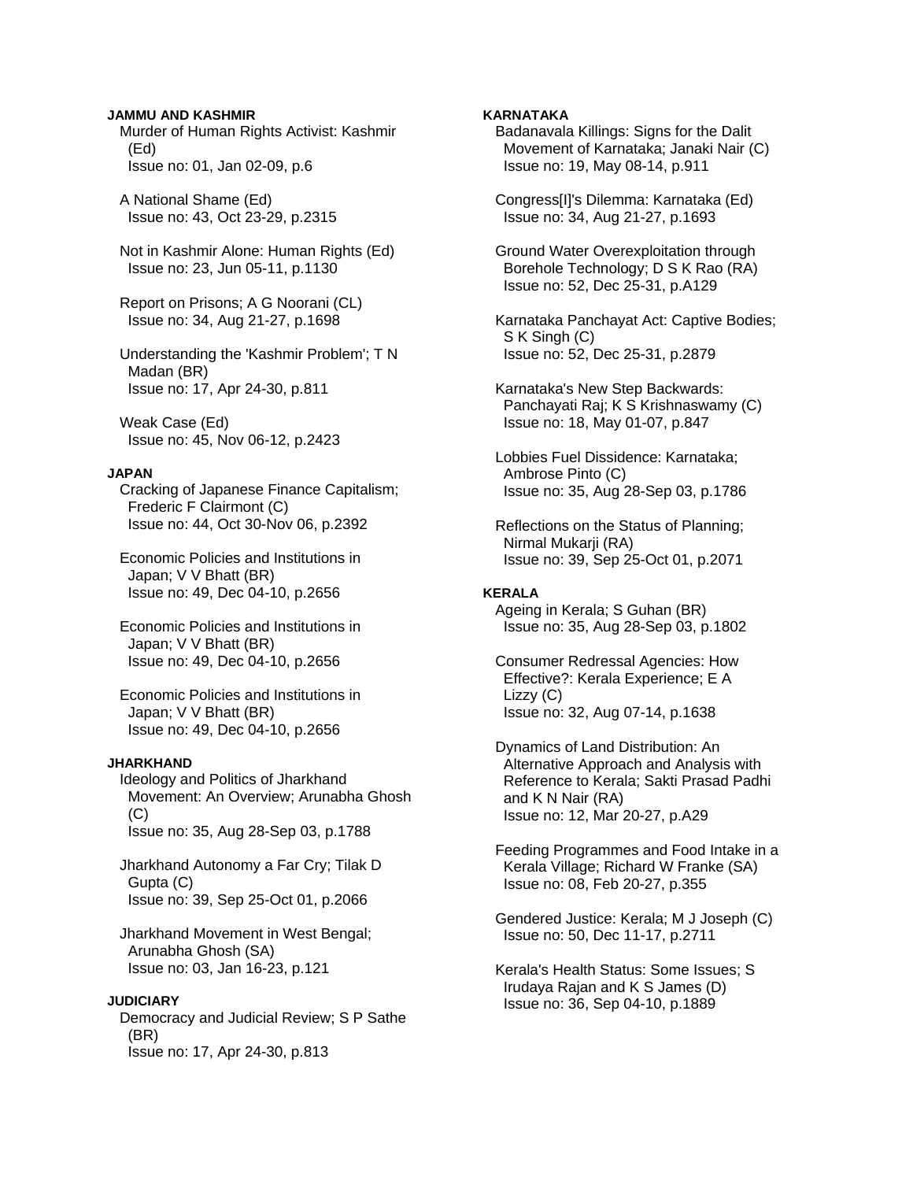**JAMMU AND KASHMIR**

Murder of Human Rights Activist: Kashmir (Ed)
Issue no: 01, Jan 02-09, p.6

A National Shame (Ed)
Issue no: 43, Oct 23-29, p.2315

Not in Kashmir Alone: Human Rights (Ed)
Issue no: 23, Jun 05-11, p.1130

Report on Prisons; A G Noorani (CL)
Issue no: 34, Aug 21-27, p.1698

Understanding the 'Kashmir Problem'; T N Madan (BR)
Issue no: 17, Apr 24-30, p.811

Weak Case (Ed)
Issue no: 45, Nov 06-12, p.2423

**JAPAN**

Cracking of Japanese Finance Capitalism; Frederic F Clairmont (C)
Issue no: 44, Oct 30-Nov 06, p.2392

Economic Policies and Institutions in Japan; V V Bhatt (BR)
Issue no: 49, Dec 04-10, p.2656

Economic Policies and Institutions in Japan; V V Bhatt (BR)
Issue no: 49, Dec 04-10, p.2656

Economic Policies and Institutions in Japan; V V Bhatt (BR)
Issue no: 49, Dec 04-10, p.2656

**JHARKHAND**

Ideology and Politics of Jharkhand Movement: An Overview; Arunabha Ghosh (C)
Issue no: 35, Aug 28-Sep 03, p.1788

Jharkhand Autonomy a Far Cry; Tilak D Gupta (C)
Issue no: 39, Sep 25-Oct 01, p.2066

Jharkhand Movement in West Bengal; Arunabha Ghosh (SA)
Issue no: 03, Jan 16-23, p.121

**JUDICIARY**

Democracy and Judicial Review; S P Sathe (BR)
Issue no: 17, Apr 24-30, p.813

**KARNATAKA**

Badanavala Killings: Signs for the Dalit Movement of Karnataka; Janaki Nair (C)
Issue no: 19, May 08-14, p.911

Congress[I]'s Dilemma: Karnataka (Ed)
Issue no: 34, Aug 21-27, p.1693

Ground Water Overexploitation through Borehole Technology; D S K Rao (RA)
Issue no: 52, Dec 25-31, p.A129

Karnataka Panchayat Act: Captive Bodies; S K Singh (C)
Issue no: 52, Dec 25-31, p.2879

Karnataka's New Step Backwards: Panchayati Raj; K S Krishnaswamy (C)
Issue no: 18, May 01-07, p.847

Lobbies Fuel Dissidence: Karnataka; Ambrose Pinto (C)
Issue no: 35, Aug 28-Sep 03, p.1786

Reflections on the Status of Planning; Nirmal Mukarji (RA)
Issue no: 39, Sep 25-Oct 01, p.2071

**KERALA**

Ageing in Kerala; S Guhan (BR)
Issue no: 35, Aug 28-Sep 03, p.1802

Consumer Redressal Agencies: How Effective?: Kerala Experience; E A Lizzy (C)
Issue no: 32, Aug 07-14, p.1638

Dynamics of Land Distribution: An Alternative Approach and Analysis with Reference to Kerala; Sakti Prasad Padhi and K N Nair (RA)
Issue no: 12, Mar 20-27, p.A29

Feeding Programmes and Food Intake in a Kerala Village; Richard W Franke (SA)
Issue no: 08, Feb 20-27, p.355

Gendered Justice: Kerala; M J Joseph (C)
Issue no: 50, Dec 11-17, p.2711

Kerala's Health Status: Some Issues; S Irudaya Rajan and K S James (D)
Issue no: 36, Sep 04-10, p.1889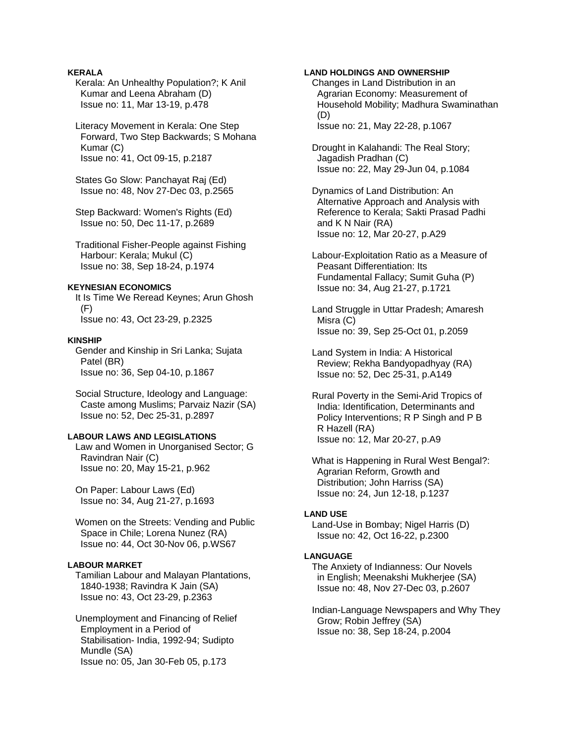**KERALA**

Kerala: An Unhealthy Population?; K Anil Kumar and Leena Abraham (D)
Issue no: 11, Mar 13-19, p.478

Literacy Movement in Kerala: One Step Forward, Two Step Backwards; S Mohana Kumar (C)
Issue no: 41, Oct 09-15, p.2187

States Go Slow: Panchayat Raj (Ed)
Issue no: 48, Nov 27-Dec 03, p.2565

Step Backward: Women's Rights (Ed)
Issue no: 50, Dec 11-17, p.2689

Traditional Fisher-People against Fishing Harbour: Kerala; Mukul (C)
Issue no: 38, Sep 18-24, p.1974

**KEYNESIAN ECONOMICS**

It Is Time We Reread Keynes; Arun Ghosh (F)
Issue no: 43, Oct 23-29, p.2325

**KINSHIP**

Gender and Kinship in Sri Lanka; Sujata Patel (BR)
Issue no: 36, Sep 04-10, p.1867

Social Structure, Ideology and Language: Caste among Muslims; Parvaiz Nazir (SA)
Issue no: 52, Dec 25-31, p.2897

**LABOUR LAWS AND LEGISLATIONS**

Law and Women in Unorganised Sector; G Ravindran Nair (C)
Issue no: 20, May 15-21, p.962

On Paper: Labour Laws (Ed)
Issue no: 34, Aug 21-27, p.1693

Women on the Streets: Vending and Public Space in Chile; Lorena Nunez (RA)
Issue no: 44, Oct 30-Nov 06, p.WS67

**LABOUR MARKET**

Tamilian Labour and Malayan Plantations, 1840-1938; Ravindra K Jain (SA)
Issue no: 43, Oct 23-29, p.2363

Unemployment and Financing of Relief Employment in a Period of Stabilisation- India, 1992-94; Sudipto Mundle (SA)
Issue no: 05, Jan 30-Feb 05, p.173

**LAND HOLDINGS AND OWNERSHIP**

Changes in Land Distribution in an Agrarian Economy: Measurement of Household Mobility; Madhura Swaminathan (D)
Issue no: 21, May 22-28, p.1067

Drought in Kalahandi: The Real Story; Jagadish Pradhan (C)
Issue no: 22, May 29-Jun 04, p.1084

Dynamics of Land Distribution: An Alternative Approach and Analysis with Reference to Kerala; Sakti Prasad Padhi and K N Nair (RA)
Issue no: 12, Mar 20-27, p.A29

Labour-Exploitation Ratio as a Measure of Peasant Differentiation: Its Fundamental Fallacy; Sumit Guha (P)
Issue no: 34, Aug 21-27, p.1721

Land Struggle in Uttar Pradesh; Amaresh Misra (C)
Issue no: 39, Sep 25-Oct 01, p.2059

Land System in India: A Historical Review; Rekha Bandyopadhyay (RA)
Issue no: 52, Dec 25-31, p.A149

Rural Poverty in the Semi-Arid Tropics of India: Identification, Determinants and Policy Interventions; R P Singh and P B R Hazell (RA)
Issue no: 12, Mar 20-27, p.A9

What is Happening in Rural West Bengal?: Agrarian Reform, Growth and Distribution; John Harriss (SA)
Issue no: 24, Jun 12-18, p.1237

**LAND USE**

Land-Use in Bombay; Nigel Harris (D)
Issue no: 42, Oct 16-22, p.2300

**LANGUAGE**

The Anxiety of Indianness: Our Novels in English; Meenakshi Mukherjee (SA)
Issue no: 48, Nov 27-Dec 03, p.2607

Indian-Language Newspapers and Why They Grow; Robin Jeffrey (SA)
Issue no: 38, Sep 18-24, p.2004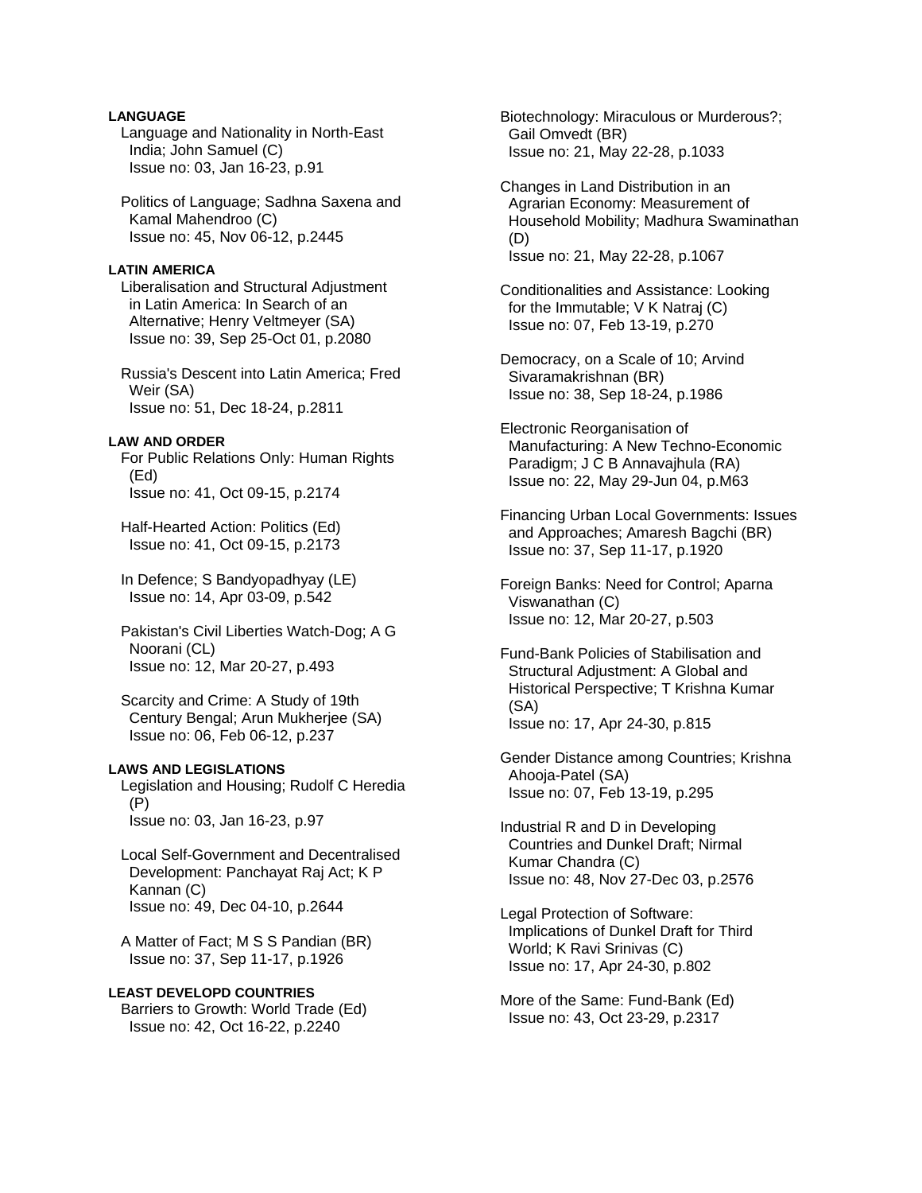**LANGUAGE**

Language and Nationality in North-East India; John Samuel (C)
Issue no: 03, Jan 16-23, p.91

Politics of Language; Sadhna Saxena and Kamal Mahendroo (C)
Issue no: 45, Nov 06-12, p.2445

**LATIN AMERICA**

Liberalisation and Structural Adjustment in Latin America: In Search of an Alternative; Henry Veltmeyer (SA)
Issue no: 39, Sep 25-Oct 01, p.2080

Russia's Descent into Latin America; Fred Weir (SA)
Issue no: 51, Dec 18-24, p.2811

**LAW AND ORDER**

For Public Relations Only: Human Rights (Ed)
Issue no: 41, Oct 09-15, p.2174

Half-Hearted Action: Politics (Ed)
Issue no: 41, Oct 09-15, p.2173

In Defence; S Bandyopadhyay (LE)
Issue no: 14, Apr 03-09, p.542

Pakistan's Civil Liberties Watch-Dog; A G Noorani (CL)
Issue no: 12, Mar 20-27, p.493

Scarcity and Crime: A Study of 19th Century Bengal; Arun Mukherjee (SA)
Issue no: 06, Feb 06-12, p.237

**LAWS AND LEGISLATIONS**

Legislation and Housing; Rudolf C Heredia (P)
Issue no: 03, Jan 16-23, p.97

Local Self-Government and Decentralised Development: Panchayat Raj Act; K P Kannan (C)
Issue no: 49, Dec 04-10, p.2644

A Matter of Fact; M S S Pandian (BR)
Issue no: 37, Sep 11-17, p.1926

**LEAST DEVELOPD COUNTRIES**

Barriers to Growth: World Trade (Ed)
Issue no: 42, Oct 16-22, p.2240

Biotechnology: Miraculous or Murderous?; Gail Omvedt (BR)
Issue no: 21, May 22-28, p.1033

Changes in Land Distribution in an Agrarian Economy: Measurement of Household Mobility; Madhura Swaminathan (D)
Issue no: 21, May 22-28, p.1067

Conditionalities and Assistance: Looking for the Immutable; V K Natraj (C)
Issue no: 07, Feb 13-19, p.270

Democracy, on a Scale of 10; Arvind Sivaramakrishnan (BR)
Issue no: 38, Sep 18-24, p.1986

Electronic Reorganisation of Manufacturing: A New Techno-Economic Paradigm; J C B Annavajhula (RA)
Issue no: 22, May 29-Jun 04, p.M63

Financing Urban Local Governments: Issues and Approaches; Amaresh Bagchi (BR)
Issue no: 37, Sep 11-17, p.1920

Foreign Banks: Need for Control; Aparna Viswanathan (C)
Issue no: 12, Mar 20-27, p.503

Fund-Bank Policies of Stabilisation and Structural Adjustment: A Global and Historical Perspective; T Krishna Kumar (SA)
Issue no: 17, Apr 24-30, p.815

Gender Distance among Countries; Krishna Ahooja-Patel (SA)
Issue no: 07, Feb 13-19, p.295

Industrial R and D in Developing Countries and Dunkel Draft; Nirmal Kumar Chandra (C)
Issue no: 48, Nov 27-Dec 03, p.2576

Legal Protection of Software: Implications of Dunkel Draft for Third World; K Ravi Srinivas (C)
Issue no: 17, Apr 24-30, p.802

More of the Same: Fund-Bank (Ed)
Issue no: 43, Oct 23-29, p.2317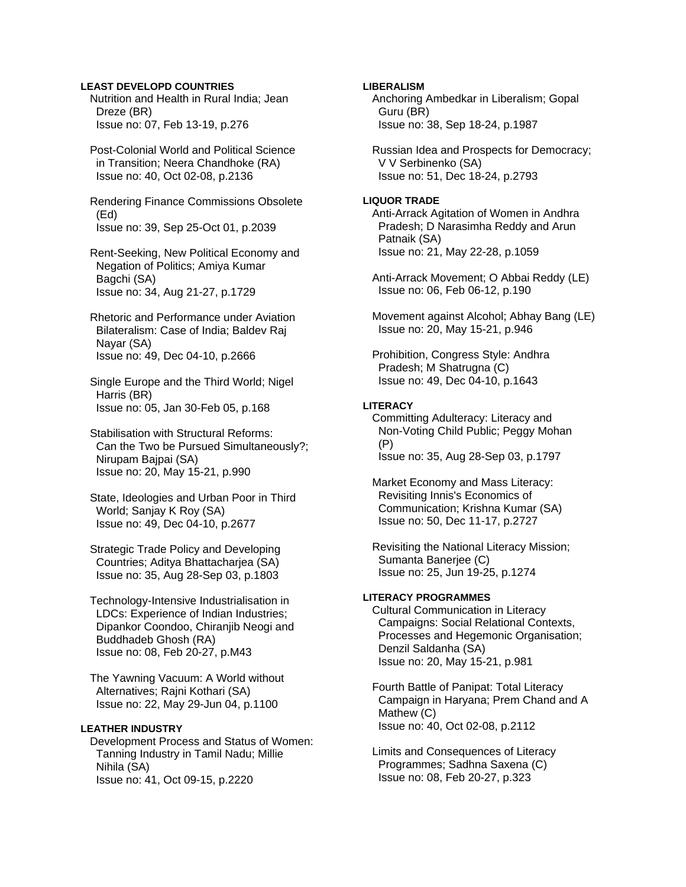**LEAST DEVELOPD COUNTRIES**

Nutrition and Health in Rural India; Jean Dreze (BR)
Issue no: 07, Feb 13-19, p.276

Post-Colonial World and Political Science in Transition; Neera Chandhoke (RA)
Issue no: 40, Oct 02-08, p.2136

Rendering Finance Commissions Obsolete (Ed)
Issue no: 39, Sep 25-Oct 01, p.2039

Rent-Seeking, New Political Economy and Negation of Politics; Amiya Kumar Bagchi (SA)
Issue no: 34, Aug 21-27, p.1729

Rhetoric and Performance under Aviation Bilateralism: Case of India; Baldev Raj Nayar (SA)
Issue no: 49, Dec 04-10, p.2666

Single Europe and the Third World; Nigel Harris (BR)
Issue no: 05, Jan 30-Feb 05, p.168

Stabilisation with Structural Reforms: Can the Two be Pursued Simultaneously?; Nirupam Bajpai (SA)
Issue no: 20, May 15-21, p.990

State, Ideologies and Urban Poor in Third World; Sanjay K Roy (SA)
Issue no: 49, Dec 04-10, p.2677

Strategic Trade Policy and Developing Countries; Aditya Bhattacharjea (SA)
Issue no: 35, Aug 28-Sep 03, p.1803

Technology-Intensive Industrialisation in LDCs: Experience of Indian Industries; Dipankor Coondoo, Chiranjib Neogi and Buddhadeb Ghosh (RA)
Issue no: 08, Feb 20-27, p.M43

The Yawning Vacuum: A World without Alternatives; Rajni Kothari (SA)
Issue no: 22, May 29-Jun 04, p.1100

**LEATHER INDUSTRY**

Development Process and Status of Women: Tanning Industry in Tamil Nadu; Millie Nihila (SA)
Issue no: 41, Oct 09-15, p.2220

**LIBERALISM**

Anchoring Ambedkar in Liberalism; Gopal Guru (BR)
Issue no: 38, Sep 18-24, p.1987

Russian Idea and Prospects for Democracy; V V Serbinenko (SA)
Issue no: 51, Dec 18-24, p.2793

**LIQUOR TRADE**

Anti-Arrack Agitation of Women in Andhra Pradesh; D Narasimha Reddy and Arun Patnaik (SA)
Issue no: 21, May 22-28, p.1059

Anti-Arrack Movement; O Abbai Reddy (LE)
Issue no: 06, Feb 06-12, p.190

Movement against Alcohol; Abhay Bang (LE)
Issue no: 20, May 15-21, p.946

Prohibition, Congress Style: Andhra Pradesh; M Shatrugna (C)
Issue no: 49, Dec 04-10, p.1643

**LITERACY**

Committing Adulteracy: Literacy and Non-Voting Child Public; Peggy Mohan (P)
Issue no: 35, Aug 28-Sep 03, p.1797

Market Economy and Mass Literacy: Revisiting Innis's Economics of Communication; Krishna Kumar (SA)
Issue no: 50, Dec 11-17, p.2727

Revisiting the National Literacy Mission; Sumanta Banerjee (C)
Issue no: 25, Jun 19-25, p.1274

**LITERACY PROGRAMMES**

Cultural Communication in Literacy Campaigns: Social Relational Contexts, Processes and Hegemonic Organisation; Denzil Saldanha (SA)
Issue no: 20, May 15-21, p.981

Fourth Battle of Panipat: Total Literacy Campaign in Haryana; Prem Chand and A Mathew (C)
Issue no: 40, Oct 02-08, p.2112

Limits and Consequences of Literacy Programmes; Sadhna Saxena (C)
Issue no: 08, Feb 20-27, p.323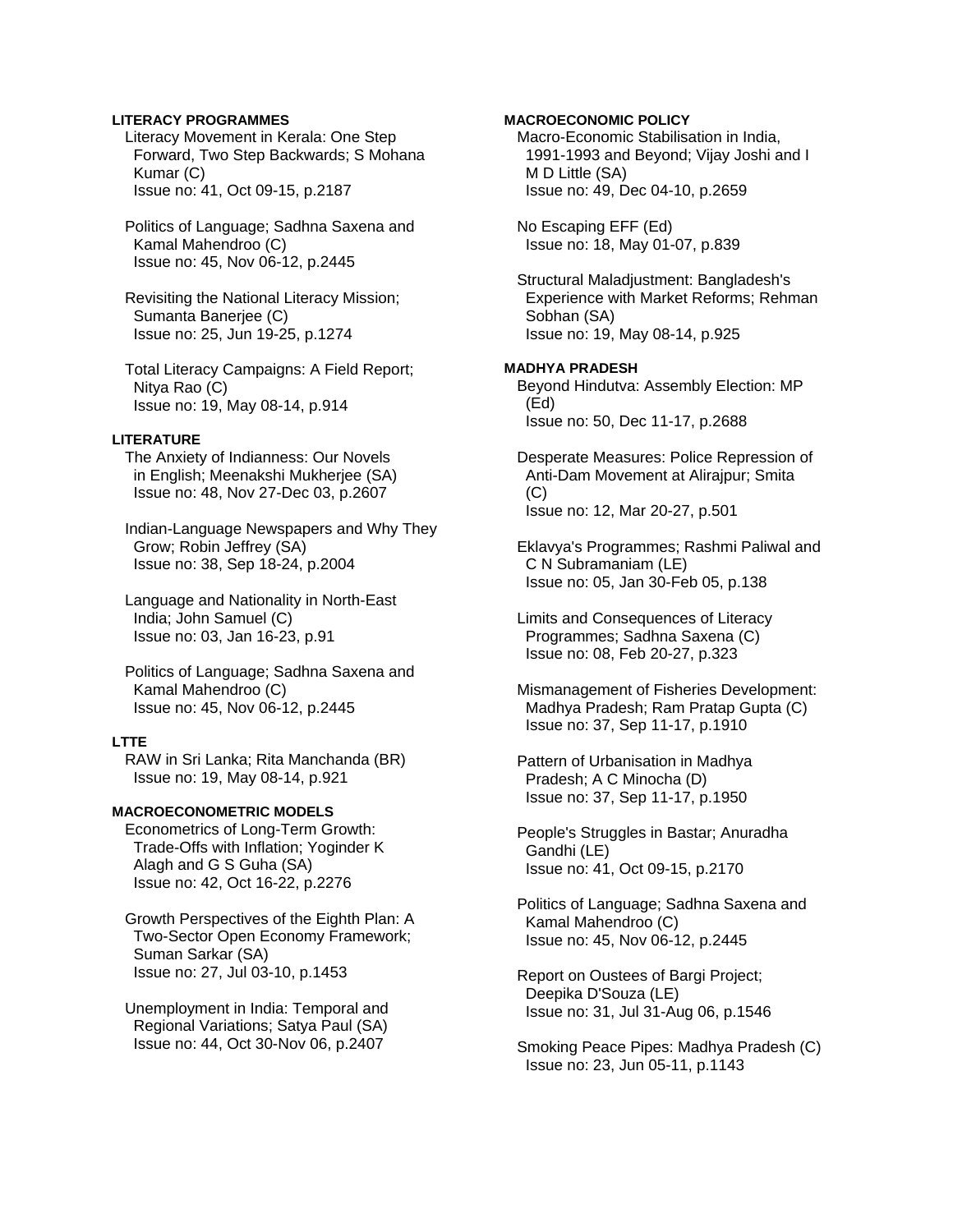#### LITERACY PROGRAMMES

Literacy Movement in Kerala: One Step Forward, Two Step Backwards; S Mohana Kumar (C)
Issue no: 41, Oct 09-15, p.2187

Politics of Language; Sadhna Saxena and Kamal Mahendroo (C)
Issue no: 45, Nov 06-12, p.2445

Revisiting the National Literacy Mission; Sumanta Banerjee (C)
Issue no: 25, Jun 19-25, p.1274

Total Literacy Campaigns: A Field Report; Nitya Rao (C)
Issue no: 19, May 08-14, p.914

#### LITERATURE

The Anxiety of Indianness: Our Novels in English; Meenakshi Mukherjee (SA)
Issue no: 48, Nov 27-Dec 03, p.2607

Indian-Language Newspapers and Why They Grow; Robin Jeffrey (SA)
Issue no: 38, Sep 18-24, p.2004

Language and Nationality in North-East India; John Samuel (C)
Issue no: 03, Jan 16-23, p.91

Politics of Language; Sadhna Saxena and Kamal Mahendroo (C)
Issue no: 45, Nov 06-12, p.2445

#### LTTE

RAW in Sri Lanka; Rita Manchanda (BR)
Issue no: 19, May 08-14, p.921

#### MACROECONOMETRIC MODELS

Econometrics of Long-Term Growth: Trade-Offs with Inflation; Yoginder K Alagh and G S Guha (SA)
Issue no: 42, Oct 16-22, p.2276

Growth Perspectives of the Eighth Plan: A Two-Sector Open Economy Framework; Suman Sarkar (SA)
Issue no: 27, Jul 03-10, p.1453

Unemployment in India: Temporal and Regional Variations; Satya Paul (SA)
Issue no: 44, Oct 30-Nov 06, p.2407

#### MACROECONOMIC POLICY

Macro-Economic Stabilisation in India, 1991-1993 and Beyond; Vijay Joshi and I M D Little (SA)
Issue no: 49, Dec 04-10, p.2659

No Escaping EFF (Ed)
Issue no: 18, May 01-07, p.839

Structural Maladjustment: Bangladesh's Experience with Market Reforms; Rehman Sobhan (SA)
Issue no: 19, May 08-14, p.925

#### MADHYA PRADESH

Beyond Hindutva: Assembly Election: MP (Ed)
Issue no: 50, Dec 11-17, p.2688

Desperate Measures: Police Repression of Anti-Dam Movement at Alirajpur; Smita (C)
Issue no: 12, Mar 20-27, p.501

Eklavya's Programmes; Rashmi Paliwal and C N Subramaniam (LE)
Issue no: 05, Jan 30-Feb 05, p.138

Limits and Consequences of Literacy Programmes; Sadhna Saxena (C)
Issue no: 08, Feb 20-27, p.323

Mismanagement of Fisheries Development: Madhya Pradesh; Ram Pratap Gupta (C)
Issue no: 37, Sep 11-17, p.1910

Pattern of Urbanisation in Madhya Pradesh; A C Minocha (D)
Issue no: 37, Sep 11-17, p.1950

People's Struggles in Bastar; Anuradha Gandhi (LE)
Issue no: 41, Oct 09-15, p.2170

Politics of Language; Sadhna Saxena and Kamal Mahendroo (C)
Issue no: 45, Nov 06-12, p.2445

Report on Oustees of Bargi Project; Deepika D'Souza (LE)
Issue no: 31, Jul 31-Aug 06, p.1546

Smoking Peace Pipes: Madhya Pradesh (C)
Issue no: 23, Jun 05-11, p.1143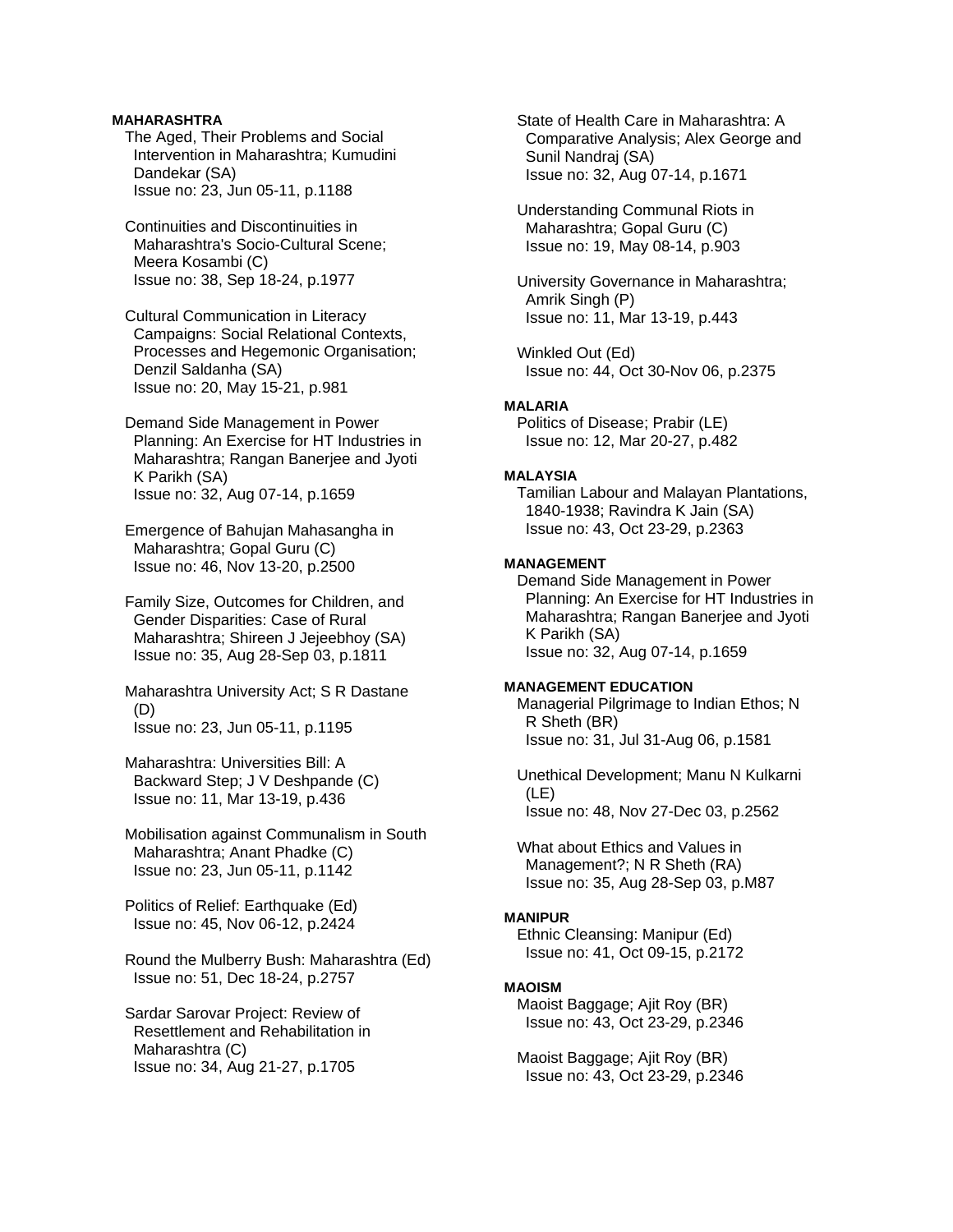**MAHARASHTRA**

The Aged, Their Problems and Social Intervention in Maharashtra; Kumudini Dandekar (SA)
Issue no: 23, Jun 05-11, p.1188

Continuities and Discontinuities in Maharashtra's Socio-Cultural Scene; Meera Kosambi (C)
Issue no: 38, Sep 18-24, p.1977

Cultural Communication in Literacy Campaigns: Social Relational Contexts, Processes and Hegemonic Organisation; Denzil Saldanha (SA)
Issue no: 20, May 15-21, p.981

Demand Side Management in Power Planning: An Exercise for HT Industries in Maharashtra; Rangan Banerjee and Jyoti K Parikh (SA)
Issue no: 32, Aug 07-14, p.1659

Emergence of Bahujan Mahasangha in Maharashtra; Gopal Guru (C)
Issue no: 46, Nov 13-20, p.2500

Family Size, Outcomes for Children, and Gender Disparities: Case of Rural Maharashtra; Shireen J Jejeebhoy (SA)
Issue no: 35, Aug 28-Sep 03, p.1811

Maharashtra University Act; S R Dastane (D)
Issue no: 23, Jun 05-11, p.1195

Maharashtra: Universities Bill: A Backward Step; J V Deshpande (C)
Issue no: 11, Mar 13-19, p.436

Mobilisation against Communalism in South Maharashtra; Anant Phadke (C)
Issue no: 23, Jun 05-11, p.1142

Politics of Relief: Earthquake (Ed)
Issue no: 45, Nov 06-12, p.2424

Round the Mulberry Bush: Maharashtra (Ed)
Issue no: 51, Dec 18-24, p.2757

Sardar Sarovar Project: Review of Resettlement and Rehabilitation in Maharashtra (C)
Issue no: 34, Aug 21-27, p.1705

State of Health Care in Maharashtra: A Comparative Analysis; Alex George and Sunil Nandraj (SA)
Issue no: 32, Aug 07-14, p.1671

Understanding Communal Riots in Maharashtra; Gopal Guru (C)
Issue no: 19, May 08-14, p.903

University Governance in Maharashtra; Amrik Singh (P)
Issue no: 11, Mar 13-19, p.443

Winkled Out (Ed)
Issue no: 44, Oct 30-Nov 06, p.2375

**MALARIA**

Politics of Disease; Prabir (LE)
Issue no: 12, Mar 20-27, p.482

**MALAYSIA**

Tamilian Labour and Malayan Plantations, 1840-1938; Ravindra K Jain (SA)
Issue no: 43, Oct 23-29, p.2363

**MANAGEMENT**

Demand Side Management in Power Planning: An Exercise for HT Industries in Maharashtra; Rangan Banerjee and Jyoti K Parikh (SA)
Issue no: 32, Aug 07-14, p.1659

**MANAGEMENT EDUCATION**

Managerial Pilgrimage to Indian Ethos; N R Sheth (BR)
Issue no: 31, Jul 31-Aug 06, p.1581

Unethical Development; Manu N Kulkarni (LE)
Issue no: 48, Nov 27-Dec 03, p.2562

What about Ethics and Values in Management?; N R Sheth (RA)
Issue no: 35, Aug 28-Sep 03, p.M87

**MANIPUR**

Ethnic Cleansing: Manipur (Ed)
Issue no: 41, Oct 09-15, p.2172

**MAOISM**

Maoist Baggage; Ajit Roy (BR)
Issue no: 43, Oct 23-29, p.2346

Maoist Baggage; Ajit Roy (BR)
Issue no: 43, Oct 23-29, p.2346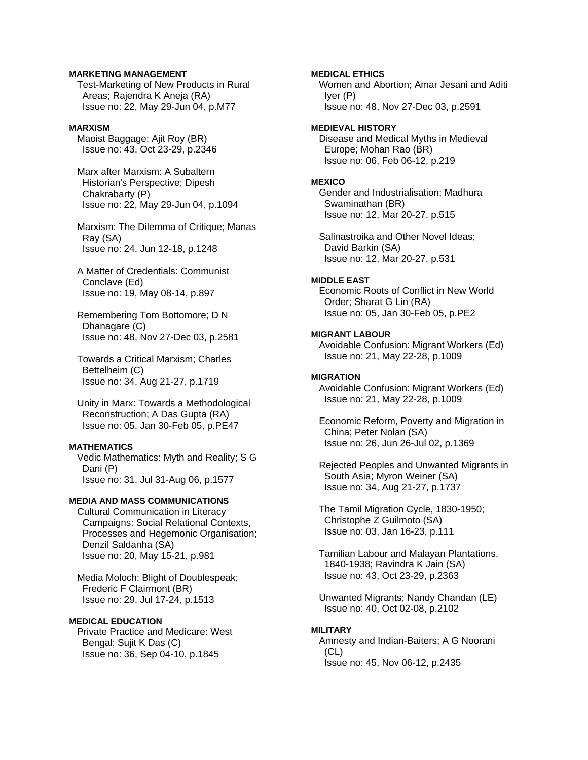**MARKETING MANAGEMENT**

Test-Marketing of New Products in Rural Areas; Rajendra K Aneja (RA)
Issue no: 22, May 29-Jun 04, p.M77

**MARXISM**

Maoist Baggage; Ajit Roy (BR)
Issue no: 43, Oct 23-29, p.2346

Marx after Marxism: A Subaltern Historian's Perspective; Dipesh Chakrabarty (P)
Issue no: 22, May 29-Jun 04, p.1094

Marxism: The Dilemma of Critique; Manas Ray (SA)
Issue no: 24, Jun 12-18, p.1248

A Matter of Credentials: Communist Conclave (Ed)
Issue no: 19, May 08-14, p.897

Remembering Tom Bottomore; D N Dhanagare (C)
Issue no: 48, Nov 27-Dec 03, p.2581

Towards a Critical Marxism; Charles Bettelheim (C)
Issue no: 34, Aug 21-27, p.1719

Unity in Marx: Towards a Methodological Reconstruction; A Das Gupta (RA)
Issue no: 05, Jan 30-Feb 05, p.PE47

**MATHEMATICS**

Vedic Mathematics: Myth and Reality; S G Dani (P)
Issue no: 31, Jul 31-Aug 06, p.1577

**MEDIA AND MASS COMMUNICATIONS**

Cultural Communication in Literacy Campaigns: Social Relational Contexts, Processes and Hegemonic Organisation; Denzil Saldanha (SA)
Issue no: 20, May 15-21, p.981

Media Moloch: Blight of Doublespeak; Frederic F Clairmont (BR)
Issue no: 29, Jul 17-24, p.1513

**MEDICAL EDUCATION**

Private Practice and Medicare: West Bengal; Sujit K Das (C)
Issue no: 36, Sep 04-10, p.1845

**MEDICAL ETHICS**

Women and Abortion; Amar Jesani and Aditi Iyer (P)
Issue no: 48, Nov 27-Dec 03, p.2591

**MEDIEVAL HISTORY**

Disease and Medical Myths in Medieval Europe; Mohan Rao (BR)
Issue no: 06, Feb 06-12, p.219

**MEXICO**

Gender and Industrialisation; Madhura Swaminathan (BR)
Issue no: 12, Mar 20-27, p.515

Salinastroika and Other Novel Ideas; David Barkin (SA)
Issue no: 12, Mar 20-27, p.531

**MIDDLE EAST**

Economic Roots of Conflict in New World Order; Sharat G Lin (RA)
Issue no: 05, Jan 30-Feb 05, p.PE2

**MIGRANT LABOUR**

Avoidable Confusion: Migrant Workers (Ed)
Issue no: 21, May 22-28, p.1009

**MIGRATION**

Avoidable Confusion: Migrant Workers (Ed)
Issue no: 21, May 22-28, p.1009

Economic Reform, Poverty and Migration in China; Peter Nolan (SA)
Issue no: 26, Jun 26-Jul 02, p.1369

Rejected Peoples and Unwanted Migrants in South Asia; Myron Weiner (SA)
Issue no: 34, Aug 21-27, p.1737

The Tamil Migration Cycle, 1830-1950; Christophe Z Guilmoto (SA)
Issue no: 03, Jan 16-23, p.111

Tamilian Labour and Malayan Plantations, 1840-1938; Ravindra K Jain (SA)
Issue no: 43, Oct 23-29, p.2363

Unwanted Migrants; Nandy Chandan (LE)
Issue no: 40, Oct 02-08, p.2102

**MILITARY**

Amnesty and Indian-Baiters; A G Noorani (CL)
Issue no: 45, Nov 06-12, p.2435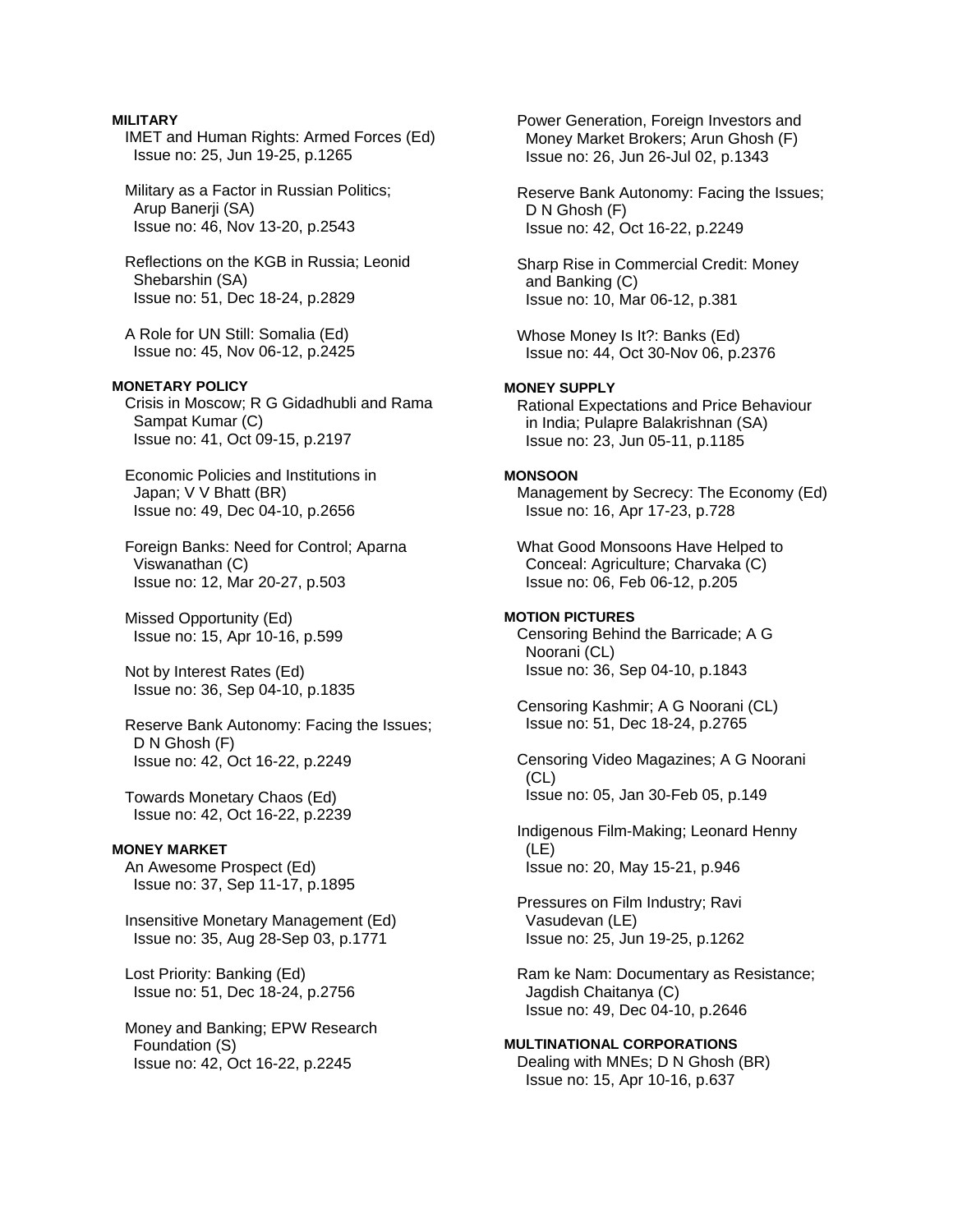**MILITARY**

IMET and Human Rights: Armed Forces (Ed)
Issue no: 25, Jun 19-25, p.1265

Military as a Factor in Russian Politics; Arup Banerji (SA)
Issue no: 46, Nov 13-20, p.2543

Reflections on the KGB in Russia; Leonid Shebarshin (SA)
Issue no: 51, Dec 18-24, p.2829

A Role for UN Still: Somalia (Ed)
Issue no: 45, Nov 06-12, p.2425

**MONETARY POLICY**

Crisis in Moscow; R G Gidadhubli and Rama Sampat Kumar (C)
Issue no: 41, Oct 09-15, p.2197

Economic Policies and Institutions in Japan; V V Bhatt (BR)
Issue no: 49, Dec 04-10, p.2656

Foreign Banks: Need for Control; Aparna Viswanathan (C)
Issue no: 12, Mar 20-27, p.503

Missed Opportunity (Ed)
Issue no: 15, Apr 10-16, p.599

Not by Interest Rates (Ed)
Issue no: 36, Sep 04-10, p.1835

Reserve Bank Autonomy: Facing the Issues; D N Ghosh (F)
Issue no: 42, Oct 16-22, p.2249

Towards Monetary Chaos (Ed)
Issue no: 42, Oct 16-22, p.2239

**MONEY MARKET**

An Awesome Prospect (Ed)
Issue no: 37, Sep 11-17, p.1895

Insensitive Monetary Management (Ed)
Issue no: 35, Aug 28-Sep 03, p.1771

Lost Priority: Banking (Ed)
Issue no: 51, Dec 18-24, p.2756

Money and Banking; EPW Research Foundation (S)
Issue no: 42, Oct 16-22, p.2245

Power Generation, Foreign Investors and Money Market Brokers; Arun Ghosh (F)
Issue no: 26, Jun 26-Jul 02, p.1343

Reserve Bank Autonomy: Facing the Issues; D N Ghosh (F)
Issue no: 42, Oct 16-22, p.2249

Sharp Rise in Commercial Credit: Money and Banking (C)
Issue no: 10, Mar 06-12, p.381

Whose Money Is It?: Banks (Ed)
Issue no: 44, Oct 30-Nov 06, p.2376

**MONEY SUPPLY**

Rational Expectations and Price Behaviour in India; Pulapre Balakrishnan (SA)
Issue no: 23, Jun 05-11, p.1185

**MONSOON**

Management by Secrecy: The Economy (Ed)
Issue no: 16, Apr 17-23, p.728

What Good Monsoons Have Helped to Conceal: Agriculture; Charvaka (C)
Issue no: 06, Feb 06-12, p.205

**MOTION PICTURES**

Censoring Behind the Barricade; A G Noorani (CL)
Issue no: 36, Sep 04-10, p.1843

Censoring Kashmir; A G Noorani (CL)
Issue no: 51, Dec 18-24, p.2765

Censoring Video Magazines; A G Noorani (CL)
Issue no: 05, Jan 30-Feb 05, p.149

Indigenous Film-Making; Leonard Henny (LE)
Issue no: 20, May 15-21, p.946

Pressures on Film Industry; Ravi Vasudevan (LE)
Issue no: 25, Jun 19-25, p.1262

Ram ke Nam: Documentary as Resistance; Jagdish Chaitanya (C)
Issue no: 49, Dec 04-10, p.2646

**MULTINATIONAL CORPORATIONS**

Dealing with MNEs; D N Ghosh (BR)
Issue no: 15, Apr 10-16, p.637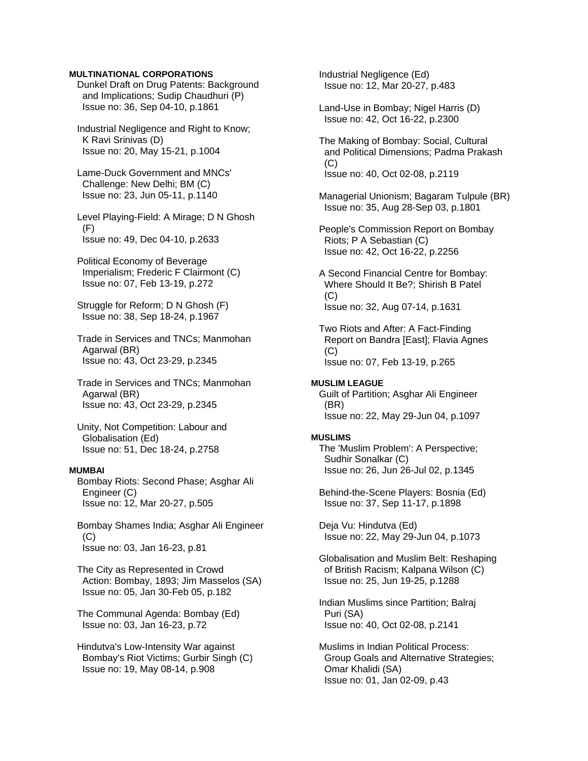**MULTINATIONAL CORPORATIONS**

Dunkel Draft on Drug Patents: Background and Implications; Sudip Chaudhuri (P)
Issue no: 36, Sep 04-10, p.1861

Industrial Negligence and Right to Know; K Ravi Srinivas (D)
Issue no: 20, May 15-21, p.1004

Lame-Duck Government and MNCs' Challenge: New Delhi; BM (C)
Issue no: 23, Jun 05-11, p.1140

Level Playing-Field: A Mirage; D N Ghosh (F)
Issue no: 49, Dec 04-10, p.2633

Political Economy of Beverage Imperialism; Frederic F Clairmont (C)
Issue no: 07, Feb 13-19, p.272

Struggle for Reform; D N Ghosh (F)
Issue no: 38, Sep 18-24, p.1967

Trade in Services and TNCs; Manmohan Agarwal (BR)
Issue no: 43, Oct 23-29, p.2345

Trade in Services and TNCs; Manmohan Agarwal (BR)
Issue no: 43, Oct 23-29, p.2345

Unity, Not Competition: Labour and Globalisation (Ed)
Issue no: 51, Dec 18-24, p.2758

**MUMBAI**

Bombay Riots: Second Phase; Asghar Ali Engineer (C)
Issue no: 12, Mar 20-27, p.505

Bombay Shames India; Asghar Ali Engineer (C)
Issue no: 03, Jan 16-23, p.81

The City as Represented in Crowd Action: Bombay, 1893; Jim Masselos (SA)
Issue no: 05, Jan 30-Feb 05, p.182

The Communal Agenda: Bombay (Ed)
Issue no: 03, Jan 16-23, p.72

Hindutva's Low-Intensity War against Bombay's Riot Victims; Gurbir Singh (C)
Issue no: 19, May 08-14, p.908

Industrial Negligence (Ed)
Issue no: 12, Mar 20-27, p.483

Land-Use in Bombay; Nigel Harris (D)
Issue no: 42, Oct 16-22, p.2300

The Making of Bombay: Social, Cultural and Political Dimensions; Padma Prakash (C)
Issue no: 40, Oct 02-08, p.2119

Managerial Unionism; Bagaram Tulpule (BR)
Issue no: 35, Aug 28-Sep 03, p.1801

People's Commission Report on Bombay Riots; P A Sebastian (C)
Issue no: 42, Oct 16-22, p.2256

A Second Financial Centre for Bombay: Where Should It Be?; Shirish B Patel (C)
Issue no: 32, Aug 07-14, p.1631

Two Riots and After: A Fact-Finding Report on Bandra [East]; Flavia Agnes (C)
Issue no: 07, Feb 13-19, p.265

**MUSLIM LEAGUE**

Guilt of Partition; Asghar Ali Engineer (BR)
Issue no: 22, May 29-Jun 04, p.1097

**MUSLIMS**

The 'Muslim Problem': A Perspective; Sudhir Sonalkar (C)
Issue no: 26, Jun 26-Jul 02, p.1345

Behind-the-Scene Players: Bosnia (Ed)
Issue no: 37, Sep 11-17, p.1898

Deja Vu: Hindutva (Ed)
Issue no: 22, May 29-Jun 04, p.1073

Globalisation and Muslim Belt: Reshaping of British Racism; Kalpana Wilson (C)
Issue no: 25, Jun 19-25, p.1288

Indian Muslims since Partition; Balraj Puri (SA)
Issue no: 40, Oct 02-08, p.2141

Muslims in Indian Political Process: Group Goals and Alternative Strategies; Omar Khalidi (SA)
Issue no: 01, Jan 02-09, p.43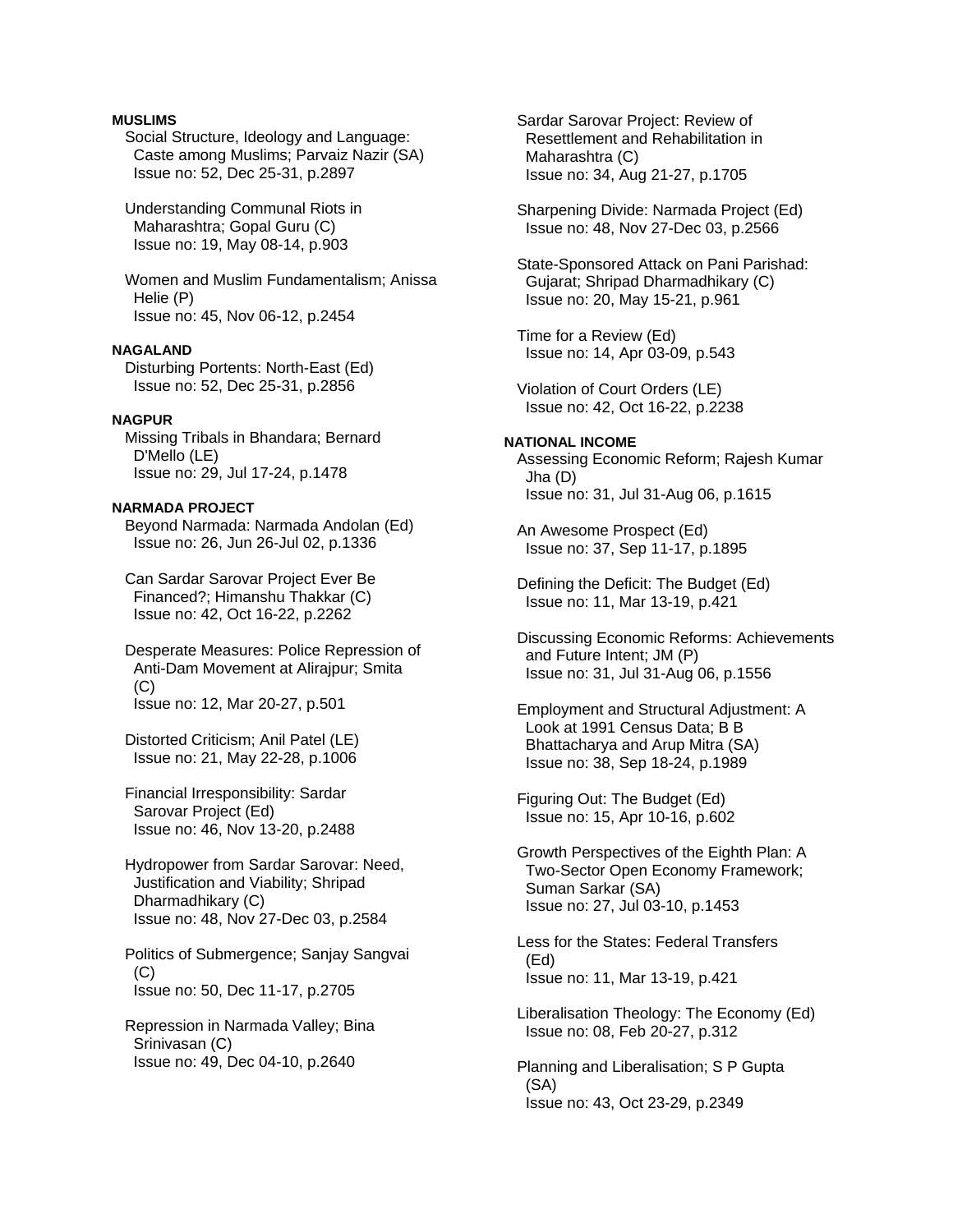**MUSLIMS**

Social Structure, Ideology and Language: Caste among Muslims; Parvaiz Nazir (SA)
Issue no: 52, Dec 25-31, p.2897

Understanding Communal Riots in Maharashtra; Gopal Guru (C)
Issue no: 19, May 08-14, p.903

Women and Muslim Fundamentalism; Anissa Helie (P)
Issue no: 45, Nov 06-12, p.2454

**NAGALAND**

Disturbing Portents: North-East (Ed)
Issue no: 52, Dec 25-31, p.2856

**NAGPUR**

Missing Tribals in Bhandara; Bernard D'Mello (LE)
Issue no: 29, Jul 17-24, p.1478

**NARMADA PROJECT**

Beyond Narmada: Narmada Andolan (Ed)
Issue no: 26, Jun 26-Jul 02, p.1336

Can Sardar Sarovar Project Ever Be Financed?; Himanshu Thakkar (C)
Issue no: 42, Oct 16-22, p.2262

Desperate Measures: Police Repression of Anti-Dam Movement at Alirajpur; Smita (C)
Issue no: 12, Mar 20-27, p.501

Distorted Criticism; Anil Patel (LE)
Issue no: 21, May 22-28, p.1006

Financial Irresponsibility: Sardar Sarovar Project (Ed)
Issue no: 46, Nov 13-20, p.2488

Hydropower from Sardar Sarovar: Need, Justification and Viability; Shripad Dharmadhikary (C)
Issue no: 48, Nov 27-Dec 03, p.2584

Politics of Submergence; Sanjay Sangvai (C)
Issue no: 50, Dec 11-17, p.2705

Repression in Narmada Valley; Bina Srinivasan (C)
Issue no: 49, Dec 04-10, p.2640

Sardar Sarovar Project: Review of Resettlement and Rehabilitation in Maharashtra (C)
Issue no: 34, Aug 21-27, p.1705

Sharpening Divide: Narmada Project (Ed)
Issue no: 48, Nov 27-Dec 03, p.2566

State-Sponsored Attack on Pani Parishad: Gujarat; Shripad Dharmadhikary (C)
Issue no: 20, May 15-21, p.961

Time for a Review (Ed)
Issue no: 14, Apr 03-09, p.543

Violation of Court Orders (LE)
Issue no: 42, Oct 16-22, p.2238

**NATIONAL INCOME**

Assessing Economic Reform; Rajesh Kumar Jha (D)
Issue no: 31, Jul 31-Aug 06, p.1615

An Awesome Prospect (Ed)
Issue no: 37, Sep 11-17, p.1895

Defining the Deficit: The Budget (Ed)
Issue no: 11, Mar 13-19, p.421

Discussing Economic Reforms: Achievements and Future Intent; JM (P)
Issue no: 31, Jul 31-Aug 06, p.1556

Employment and Structural Adjustment: A Look at 1991 Census Data; B B Bhattacharya and Arup Mitra (SA)
Issue no: 38, Sep 18-24, p.1989

Figuring Out: The Budget (Ed)
Issue no: 15, Apr 10-16, p.602

Growth Perspectives of the Eighth Plan: A Two-Sector Open Economy Framework; Suman Sarkar (SA)
Issue no: 27, Jul 03-10, p.1453

Less for the States: Federal Transfers (Ed)
Issue no: 11, Mar 13-19, p.421

Liberalisation Theology: The Economy (Ed)
Issue no: 08, Feb 20-27, p.312

Planning and Liberalisation; S P Gupta (SA)
Issue no: 43, Oct 23-29, p.2349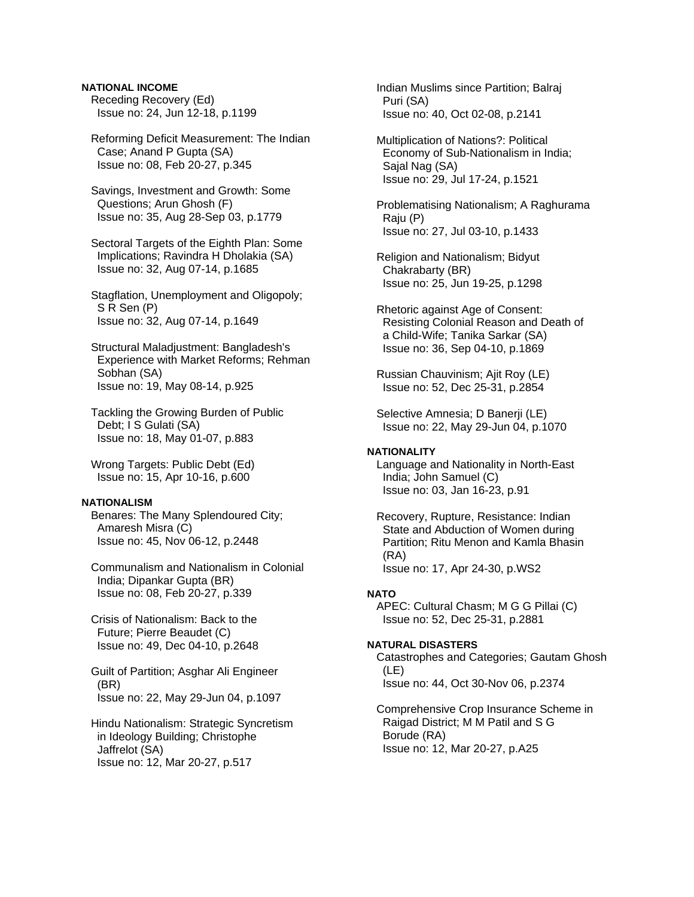**NATIONAL INCOME**

Receding Recovery (Ed)
Issue no: 24, Jun 12-18, p.1199

Reforming Deficit Measurement: The Indian Case; Anand P Gupta (SA)
Issue no: 08, Feb 20-27, p.345

Savings, Investment and Growth: Some Questions; Arun Ghosh (F)
Issue no: 35, Aug 28-Sep 03, p.1779

Sectoral Targets of the Eighth Plan: Some Implications; Ravindra H Dholakia (SA)
Issue no: 32, Aug 07-14, p.1685

Stagflation, Unemployment and Oligopoly; S R Sen (P)
Issue no: 32, Aug 07-14, p.1649

Structural Maladjustment: Bangladesh's Experience with Market Reforms; Rehman Sobhan (SA)
Issue no: 19, May 08-14, p.925

Tackling the Growing Burden of Public Debt; I S Gulati (SA)
Issue no: 18, May 01-07, p.883

Wrong Targets: Public Debt (Ed)
Issue no: 15, Apr 10-16, p.600

**NATIONALISM**

Benares: The Many Splendoured City; Amaresh Misra (C)
Issue no: 45, Nov 06-12, p.2448

Communalism and Nationalism in Colonial India; Dipankar Gupta (BR)
Issue no: 08, Feb 20-27, p.339

Crisis of Nationalism: Back to the Future; Pierre Beaudet (C)
Issue no: 49, Dec 04-10, p.2648

Guilt of Partition; Asghar Ali Engineer (BR)
Issue no: 22, May 29-Jun 04, p.1097

Hindu Nationalism: Strategic Syncretism in Ideology Building; Christophe Jaffrelot (SA)
Issue no: 12, Mar 20-27, p.517

Indian Muslims since Partition; Balraj Puri (SA)
Issue no: 40, Oct 02-08, p.2141

Multiplication of Nations?: Political Economy of Sub-Nationalism in India; Sajal Nag (SA)
Issue no: 29, Jul 17-24, p.1521

Problematising Nationalism; A Raghurama Raju (P)
Issue no: 27, Jul 03-10, p.1433

Religion and Nationalism; Bidyut Chakrabarty (BR)
Issue no: 25, Jun 19-25, p.1298

Rhetoric against Age of Consent: Resisting Colonial Reason and Death of a Child-Wife; Tanika Sarkar (SA)
Issue no: 36, Sep 04-10, p.1869

Russian Chauvinism; Ajit Roy (LE)
Issue no: 52, Dec 25-31, p.2854

Selective Amnesia; D Banerji (LE)
Issue no: 22, May 29-Jun 04, p.1070

**NATIONALITY**

Language and Nationality in North-East India; John Samuel (C)
Issue no: 03, Jan 16-23, p.91

Recovery, Rupture, Resistance: Indian State and Abduction of Women during Partition; Ritu Menon and Kamla Bhasin (RA)
Issue no: 17, Apr 24-30, p.WS2

**NATO**

APEC: Cultural Chasm; M G G Pillai (C)
Issue no: 52, Dec 25-31, p.2881

**NATURAL DISASTERS**

Catastrophes and Categories; Gautam Ghosh (LE)
Issue no: 44, Oct 30-Nov 06, p.2374

Comprehensive Crop Insurance Scheme in Raigad District; M M Patil and S G Borude (RA)
Issue no: 12, Mar 20-27, p.A25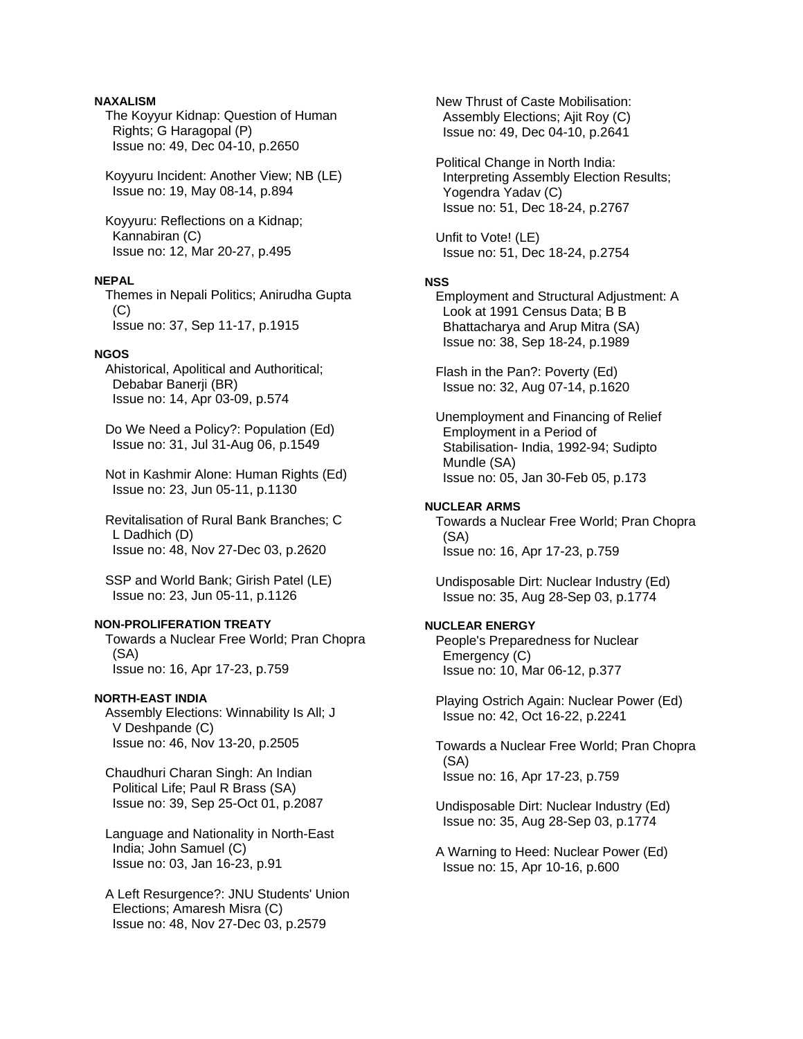**NAXALISM**

The Koyyur Kidnap: Question of Human Rights; G Haragopal (P)
Issue no: 49, Dec 04-10, p.2650

Koyyuru Incident: Another View; NB (LE)
Issue no: 19, May 08-14, p.894

Koyyuru: Reflections on a Kidnap; Kannabiran (C)
Issue no: 12, Mar 20-27, p.495

**NEPAL**

Themes in Nepali Politics; Anirudha Gupta (C)
Issue no: 37, Sep 11-17, p.1915

**NGOS**

Ahistorical, Apolitical and Authoritical; Debabar Banerji (BR)
Issue no: 14, Apr 03-09, p.574

Do We Need a Policy?: Population (Ed)
Issue no: 31, Jul 31-Aug 06, p.1549

Not in Kashmir Alone: Human Rights (Ed)
Issue no: 23, Jun 05-11, p.1130

Revitalisation of Rural Bank Branches; C L Dadhich (D)
Issue no: 48, Nov 27-Dec 03, p.2620

SSP and World Bank; Girish Patel (LE)
Issue no: 23, Jun 05-11, p.1126

**NON-PROLIFERATION TREATY**

Towards a Nuclear Free World; Pran Chopra (SA)
Issue no: 16, Apr 17-23, p.759

**NORTH-EAST INDIA**

Assembly Elections: Winnability Is All; J V Deshpande (C)
Issue no: 46, Nov 13-20, p.2505

Chaudhuri Charan Singh: An Indian Political Life; Paul R Brass (SA)
Issue no: 39, Sep 25-Oct 01, p.2087

Language and Nationality in North-East India; John Samuel (C)
Issue no: 03, Jan 16-23, p.91

A Left Resurgence?: JNU Students' Union Elections; Amaresh Misra (C)
Issue no: 48, Nov 27-Dec 03, p.2579

New Thrust of Caste Mobilisation: Assembly Elections; Ajit Roy (C)
Issue no: 49, Dec 04-10, p.2641

Political Change in North India: Interpreting Assembly Election Results; Yogendra Yadav (C)
Issue no: 51, Dec 18-24, p.2767

Unfit to Vote! (LE)
Issue no: 51, Dec 18-24, p.2754

**NSS**

Employment and Structural Adjustment: A Look at 1991 Census Data; B B Bhattacharya and Arup Mitra (SA)
Issue no: 38, Sep 18-24, p.1989

Flash in the Pan?: Poverty (Ed)
Issue no: 32, Aug 07-14, p.1620

Unemployment and Financing of Relief Employment in a Period of Stabilisation- India, 1992-94; Sudipto Mundle (SA)
Issue no: 05, Jan 30-Feb 05, p.173

**NUCLEAR ARMS**

Towards a Nuclear Free World; Pran Chopra (SA)
Issue no: 16, Apr 17-23, p.759

Undisposable Dirt: Nuclear Industry (Ed)
Issue no: 35, Aug 28-Sep 03, p.1774

**NUCLEAR ENERGY**

People's Preparedness for Nuclear Emergency (C)
Issue no: 10, Mar 06-12, p.377

Playing Ostrich Again: Nuclear Power (Ed)
Issue no: 42, Oct 16-22, p.2241

Towards a Nuclear Free World; Pran Chopra (SA)
Issue no: 16, Apr 17-23, p.759

Undisposable Dirt: Nuclear Industry (Ed)
Issue no: 35, Aug 28-Sep 03, p.1774

A Warning to Heed: Nuclear Power (Ed)
Issue no: 15, Apr 10-16, p.600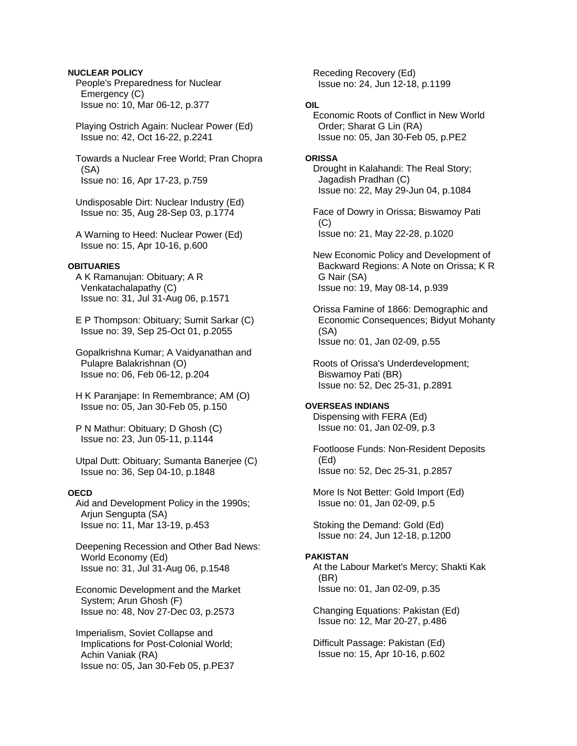**NUCLEAR POLICY**

People's Preparedness for Nuclear Emergency (C)
Issue no: 10, Mar 06-12, p.377

Playing Ostrich Again: Nuclear Power (Ed)
Issue no: 42, Oct 16-22, p.2241

Towards a Nuclear Free World; Pran Chopra (SA)
Issue no: 16, Apr 17-23, p.759

Undisposable Dirt: Nuclear Industry (Ed)
Issue no: 35, Aug 28-Sep 03, p.1774

A Warning to Heed: Nuclear Power (Ed)
Issue no: 15, Apr 10-16, p.600

**OBITUARIES**

A K Ramanujan: Obituary; A R Venkatachalapathy (C)
Issue no: 31, Jul 31-Aug 06, p.1571

E P Thompson: Obituary; Sumit Sarkar (C)
Issue no: 39, Sep 25-Oct 01, p.2055

Gopalkrishna Kumar; A Vaidyanathan and Pulapre Balakrishnan (O)
Issue no: 06, Feb 06-12, p.204

H K Paranjape: In Remembrance; AM (O)
Issue no: 05, Jan 30-Feb 05, p.150

P N Mathur: Obituary; D Ghosh (C)
Issue no: 23, Jun 05-11, p.1144

Utpal Dutt: Obituary; Sumanta Banerjee (C)
Issue no: 36, Sep 04-10, p.1848

**OECD**

Aid and Development Policy in the 1990s; Arjun Sengupta (SA)
Issue no: 11, Mar 13-19, p.453

Deepening Recession and Other Bad News: World Economy (Ed)
Issue no: 31, Jul 31-Aug 06, p.1548

Economic Development and the Market System; Arun Ghosh (F)
Issue no: 48, Nov 27-Dec 03, p.2573

Imperialism, Soviet Collapse and Implications for Post-Colonial World; Achin Vaniak (RA)
Issue no: 05, Jan 30-Feb 05, p.PE37

Receding Recovery (Ed)
Issue no: 24, Jun 12-18, p.1199

**OIL**

Economic Roots of Conflict in New World Order; Sharat G Lin (RA)
Issue no: 05, Jan 30-Feb 05, p.PE2

**ORISSA**

Drought in Kalahandi: The Real Story; Jagadish Pradhan (C)
Issue no: 22, May 29-Jun 04, p.1084

Face of Dowry in Orissa; Biswamoy Pati (C)
Issue no: 21, May 22-28, p.1020

New Economic Policy and Development of Backward Regions: A Note on Orissa; K R G Nair (SA)
Issue no: 19, May 08-14, p.939

Orissa Famine of 1866: Demographic and Economic Consequences; Bidyut Mohanty (SA)
Issue no: 01, Jan 02-09, p.55

Roots of Orissa's Underdevelopment; Biswamoy Pati (BR)
Issue no: 52, Dec 25-31, p.2891

**OVERSEAS INDIANS**

Dispensing with FERA (Ed)
Issue no: 01, Jan 02-09, p.3

Footloose Funds: Non-Resident Deposits (Ed)
Issue no: 52, Dec 25-31, p.2857

More Is Not Better: Gold Import (Ed)
Issue no: 01, Jan 02-09, p.5

Stoking the Demand: Gold (Ed)
Issue no: 24, Jun 12-18, p.1200

**PAKISTAN**

At the Labour Market's Mercy; Shakti Kak (BR)
Issue no: 01, Jan 02-09, p.35

Changing Equations: Pakistan (Ed)
Issue no: 12, Mar 20-27, p.486

Difficult Passage: Pakistan (Ed)
Issue no: 15, Apr 10-16, p.602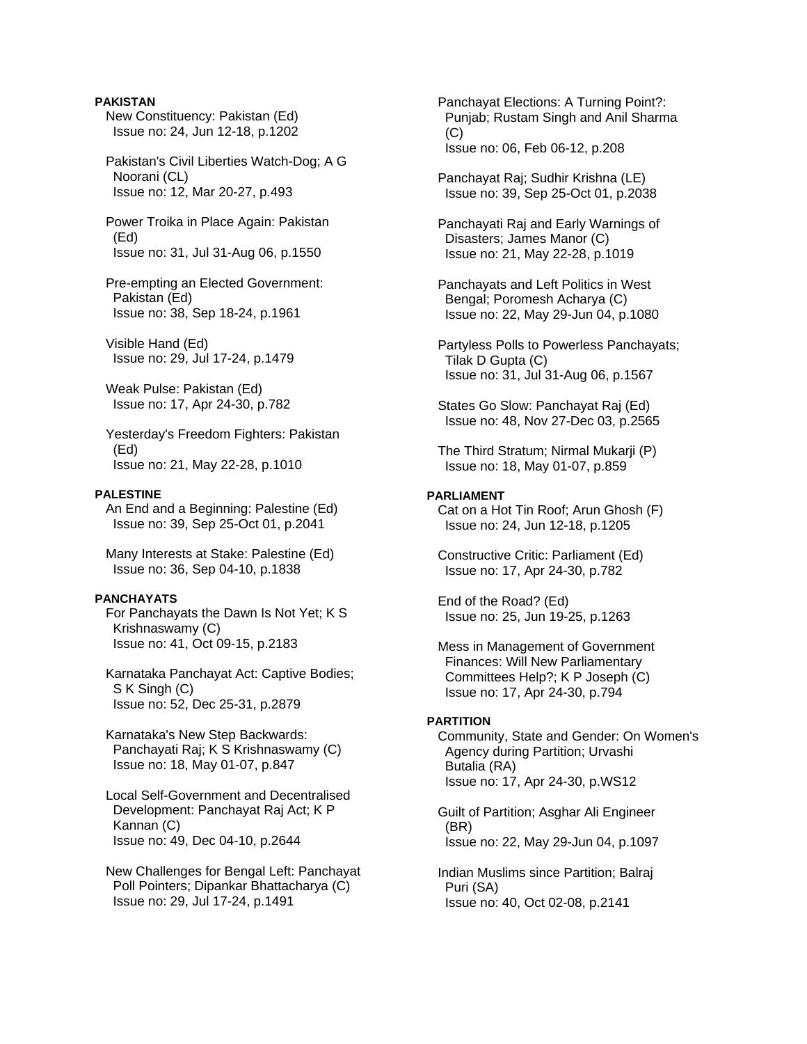**PAKISTAN**

New Constituency: Pakistan (Ed)
Issue no: 24, Jun 12-18, p.1202

Pakistan's Civil Liberties Watch-Dog; A G Noorani (CL)
Issue no: 12, Mar 20-27, p.493

Power Troika in Place Again: Pakistan (Ed)
Issue no: 31, Jul 31-Aug 06, p.1550

Pre-empting an Elected Government: Pakistan (Ed)
Issue no: 38, Sep 18-24, p.1961

Visible Hand (Ed)
Issue no: 29, Jul 17-24, p.1479

Weak Pulse: Pakistan (Ed)
Issue no: 17, Apr 24-30, p.782

Yesterday's Freedom Fighters: Pakistan (Ed)
Issue no: 21, May 22-28, p.1010

**PALESTINE**

An End and a Beginning: Palestine (Ed)
Issue no: 39, Sep 25-Oct 01, p.2041

Many Interests at Stake: Palestine (Ed)
Issue no: 36, Sep 04-10, p.1838

**PANCHAYATS**

For Panchayats the Dawn Is Not Yet; K S Krishnaswamy (C)
Issue no: 41, Oct 09-15, p.2183

Karnataka Panchayat Act: Captive Bodies; S K Singh (C)
Issue no: 52, Dec 25-31, p.2879

Karnataka's New Step Backwards: Panchayati Raj; K S Krishnaswamy (C)
Issue no: 18, May 01-07, p.847

Local Self-Government and Decentralised Development: Panchayat Raj Act; K P Kannan (C)
Issue no: 49, Dec 04-10, p.2644

New Challenges for Bengal Left: Panchayat Poll Pointers; Dipankar Bhattacharya (C)
Issue no: 29, Jul 17-24, p.1491

Panchayat Elections: A Turning Point?: Punjab; Rustam Singh and Anil Sharma (C)
Issue no: 06, Feb 06-12, p.208

Panchayat Raj; Sudhir Krishna (LE)
Issue no: 39, Sep 25-Oct 01, p.2038

Panchayati Raj and Early Warnings of Disasters; James Manor (C)
Issue no: 21, May 22-28, p.1019

Panchayats and Left Politics in West Bengal; Poromesh Acharya (C)
Issue no: 22, May 29-Jun 04, p.1080

Partyless Polls to Powerless Panchayats; Tilak D Gupta (C)
Issue no: 31, Jul 31-Aug 06, p.1567

States Go Slow: Panchayat Raj (Ed)
Issue no: 48, Nov 27-Dec 03, p.2565

The Third Stratum; Nirmal Mukarji (P)
Issue no: 18, May 01-07, p.859

**PARLIAMENT**

Cat on a Hot Tin Roof; Arun Ghosh (F)
Issue no: 24, Jun 12-18, p.1205

Constructive Critic: Parliament (Ed)
Issue no: 17, Apr 24-30, p.782

End of the Road? (Ed)
Issue no: 25, Jun 19-25, p.1263

Mess in Management of Government Finances: Will New Parliamentary Committees Help?; K P Joseph (C)
Issue no: 17, Apr 24-30, p.794

**PARTITION**

Community, State and Gender: On Women's Agency during Partition; Urvashi Butalia (RA)
Issue no: 17, Apr 24-30, p.WS12

Guilt of Partition; Asghar Ali Engineer (BR)
Issue no: 22, May 29-Jun 04, p.1097

Indian Muslims since Partition; Balraj Puri (SA)
Issue no: 40, Oct 02-08, p.2141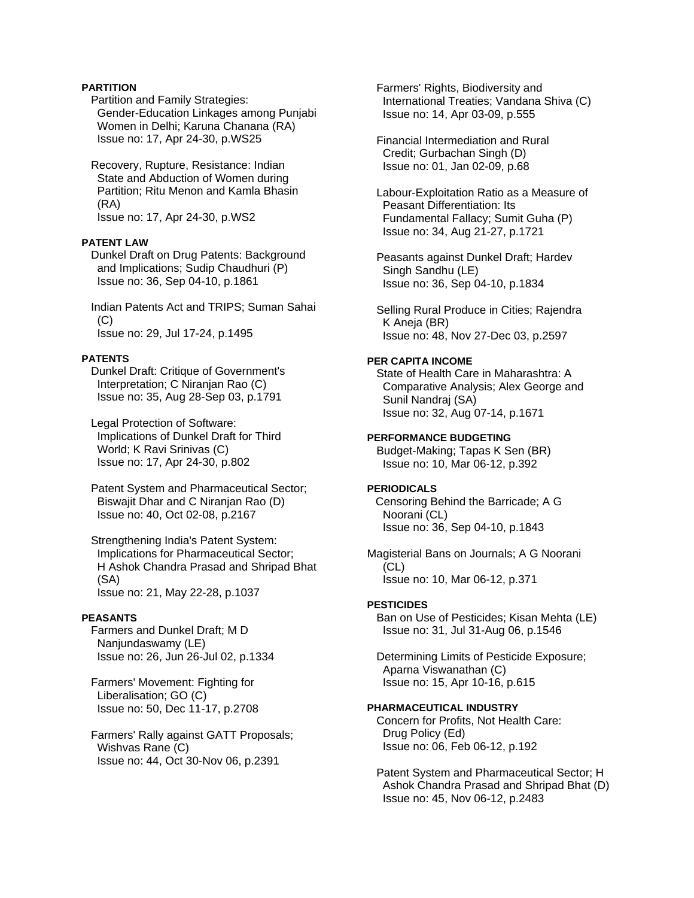**PARTITION**

Partition and Family Strategies: Gender-Education Linkages among Punjabi Women in Delhi; Karuna Chanana (RA)
Issue no: 17, Apr 24-30, p.WS25

Recovery, Rupture, Resistance: Indian State and Abduction of Women during Partition; Ritu Menon and Kamla Bhasin (RA)
Issue no: 17, Apr 24-30, p.WS2

**PATENT LAW**

Dunkel Draft on Drug Patents: Background and Implications; Sudip Chaudhuri (P)
Issue no: 36, Sep 04-10, p.1861

Indian Patents Act and TRIPS; Suman Sahai (C)
Issue no: 29, Jul 17-24, p.1495

**PATENTS**

Dunkel Draft: Critique of Government's Interpretation; C Niranjan Rao (C)
Issue no: 35, Aug 28-Sep 03, p.1791

Legal Protection of Software: Implications of Dunkel Draft for Third World; K Ravi Srinivas (C)
Issue no: 17, Apr 24-30, p.802

Patent System and Pharmaceutical Sector; Biswajit Dhar and C Niranjan Rao (D)
Issue no: 40, Oct 02-08, p.2167

Strengthening India's Patent System: Implications for Pharmaceutical Sector; H Ashok Chandra Prasad and Shripad Bhat (SA)
Issue no: 21, May 22-28, p.1037

**PEASANTS**

Farmers and Dunkel Draft; M D Nanjundaswamy (LE)
Issue no: 26, Jun 26-Jul 02, p.1334

Farmers' Movement: Fighting for Liberalisation; GO (C)
Issue no: 50, Dec 11-17, p.2708

Farmers' Rally against GATT Proposals; Wishvas Rane (C)
Issue no: 44, Oct 30-Nov 06, p.2391

Farmers' Rights, Biodiversity and International Treaties; Vandana Shiva (C)
Issue no: 14, Apr 03-09, p.555

Financial Intermediation and Rural Credit; Gurbachan Singh (D)
Issue no: 01, Jan 02-09, p.68

Labour-Exploitation Ratio as a Measure of Peasant Differentiation: Its Fundamental Fallacy; Sumit Guha (P)
Issue no: 34, Aug 21-27, p.1721

Peasants against Dunkel Draft; Hardev Singh Sandhu (LE)
Issue no: 36, Sep 04-10, p.1834

Selling Rural Produce in Cities; Rajendra K Aneja (BR)
Issue no: 48, Nov 27-Dec 03, p.2597

**PER CAPITA INCOME**

State of Health Care in Maharashtra: A Comparative Analysis; Alex George and Sunil Nandraj (SA)
Issue no: 32, Aug 07-14, p.1671

**PERFORMANCE BUDGETING**

Budget-Making; Tapas K Sen (BR)
Issue no: 10, Mar 06-12, p.392

**PERIODICALS**

Censoring Behind the Barricade; A G Noorani (CL)
Issue no: 36, Sep 04-10, p.1843

Magisterial Bans on Journals; A G Noorani (CL)
Issue no: 10, Mar 06-12, p.371

**PESTICIDES**

Ban on Use of Pesticides; Kisan Mehta (LE)
Issue no: 31, Jul 31-Aug 06, p.1546

Determining Limits of Pesticide Exposure; Aparna Viswanathan (C)
Issue no: 15, Apr 10-16, p.615

**PHARMACEUTICAL INDUSTRY**

Concern for Profits, Not Health Care: Drug Policy (Ed)
Issue no: 06, Feb 06-12, p.192

Patent System and Pharmaceutical Sector; H Ashok Chandra Prasad and Shripad Bhat (D)
Issue no: 45, Nov 06-12, p.2483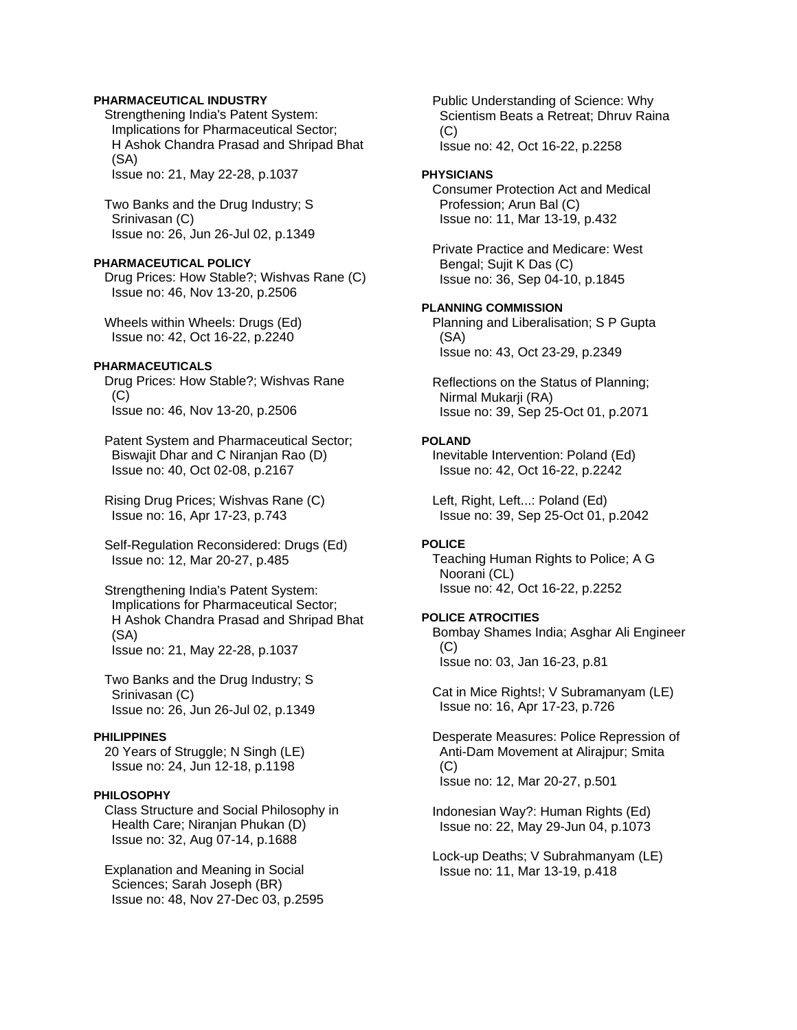**PHARMACEUTICAL INDUSTRY**

Strengthening India's Patent System: Implications for Pharmaceutical Sector; H Ashok Chandra Prasad and Shripad Bhat (SA)
Issue no: 21, May 22-28, p.1037

Two Banks and the Drug Industry; S Srinivasan (C)
Issue no: 26, Jun 26-Jul 02, p.1349

**PHARMACEUTICAL POLICY**

Drug Prices: How Stable?; Wishvas Rane (C)
Issue no: 46, Nov 13-20, p.2506

Wheels within Wheels: Drugs (Ed)
Issue no: 42, Oct 16-22, p.2240

**PHARMACEUTICALS**

Drug Prices: How Stable?; Wishvas Rane (C)
Issue no: 46, Nov 13-20, p.2506

Patent System and Pharmaceutical Sector; Biswajit Dhar and C Niranjan Rao (D)
Issue no: 40, Oct 02-08, p.2167

Rising Drug Prices; Wishvas Rane (C)
Issue no: 16, Apr 17-23, p.743

Self-Regulation Reconsidered: Drugs (Ed)
Issue no: 12, Mar 20-27, p.485

Strengthening India's Patent System: Implications for Pharmaceutical Sector; H Ashok Chandra Prasad and Shripad Bhat (SA)
Issue no: 21, May 22-28, p.1037

Two Banks and the Drug Industry; S Srinivasan (C)
Issue no: 26, Jun 26-Jul 02, p.1349

**PHILIPPINES**

20 Years of Struggle; N Singh (LE)
Issue no: 24, Jun 12-18, p.1198

**PHILOSOPHY**

Class Structure and Social Philosophy in Health Care; Niranjan Phukan (D)
Issue no: 32, Aug 07-14, p.1688

Explanation and Meaning in Social Sciences; Sarah Joseph (BR)
Issue no: 48, Nov 27-Dec 03, p.2595

Public Understanding of Science: Why Scientism Beats a Retreat; Dhruv Raina (C)
Issue no: 42, Oct 16-22, p.2258

**PHYSICIANS**

Consumer Protection Act and Medical Profession; Arun Bal (C)
Issue no: 11, Mar 13-19, p.432

Private Practice and Medicare: West Bengal; Sujit K Das (C)
Issue no: 36, Sep 04-10, p.1845

**PLANNING COMMISSION**

Planning and Liberalisation; S P Gupta (SA)
Issue no: 43, Oct 23-29, p.2349

Reflections on the Status of Planning; Nirmal Mukarji (RA)
Issue no: 39, Sep 25-Oct 01, p.2071

**POLAND**

Inevitable Intervention: Poland (Ed)
Issue no: 42, Oct 16-22, p.2242

Left, Right, Left...: Poland (Ed)
Issue no: 39, Sep 25-Oct 01, p.2042

**POLICE**

Teaching Human Rights to Police; A G Noorani (CL)
Issue no: 42, Oct 16-22, p.2252

**POLICE ATROCITIES**

Bombay Shames India; Asghar Ali Engineer (C)
Issue no: 03, Jan 16-23, p.81

Cat in Mice Rights!; V Subramanyam (LE)
Issue no: 16, Apr 17-23, p.726

Desperate Measures: Police Repression of Anti-Dam Movement at Alirajpur; Smita (C)
Issue no: 12, Mar 20-27, p.501

Indonesian Way?: Human Rights (Ed)
Issue no: 22, May 29-Jun 04, p.1073

Lock-up Deaths; V Subrahmanyam (LE)
Issue no: 11, Mar 13-19, p.418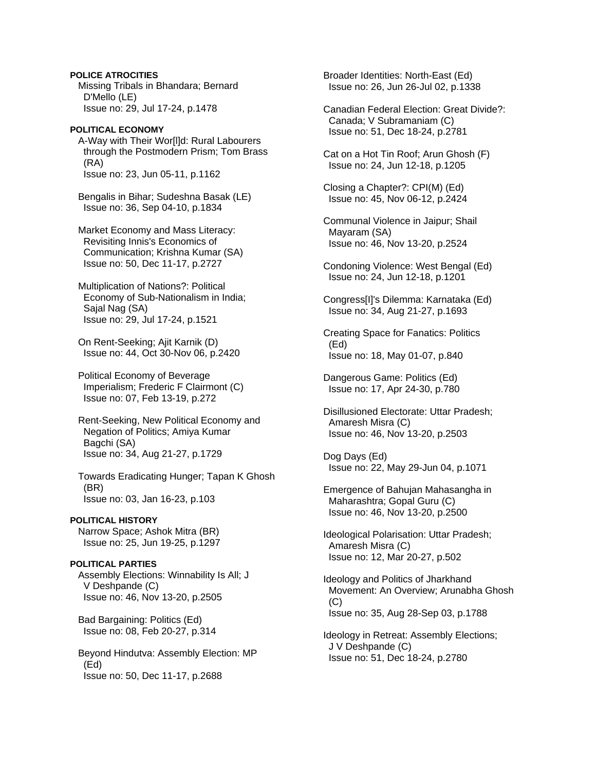**POLICE ATROCITIES**

Missing Tribals in Bhandara; Bernard D'Mello (LE)
Issue no: 29, Jul 17-24, p.1478

**POLITICAL ECONOMY**

A-Way with Their Wor[l]d: Rural Labourers through the Postmodern Prism; Tom Brass (RA)
Issue no: 23, Jun 05-11, p.1162

Bengalis in Bihar; Sudeshna Basak (LE)
Issue no: 36, Sep 04-10, p.1834

Market Economy and Mass Literacy: Revisiting Innis's Economics of Communication; Krishna Kumar (SA)
Issue no: 50, Dec 11-17, p.2727

Multiplication of Nations?: Political Economy of Sub-Nationalism in India; Sajal Nag (SA)
Issue no: 29, Jul 17-24, p.1521

On Rent-Seeking; Ajit Karnik (D)
Issue no: 44, Oct 30-Nov 06, p.2420

Political Economy of Beverage Imperialism; Frederic F Clairmont (C)
Issue no: 07, Feb 13-19, p.272

Rent-Seeking, New Political Economy and Negation of Politics; Amiya Kumar Bagchi (SA)
Issue no: 34, Aug 21-27, p.1729

Towards Eradicating Hunger; Tapan K Ghosh (BR)
Issue no: 03, Jan 16-23, p.103

**POLITICAL HISTORY**

Narrow Space; Ashok Mitra (BR)
Issue no: 25, Jun 19-25, p.1297

**POLITICAL PARTIES**

Assembly Elections: Winnability Is All; J V Deshpande (C)
Issue no: 46, Nov 13-20, p.2505

Bad Bargaining: Politics (Ed)
Issue no: 08, Feb 20-27, p.314

Beyond Hindutva: Assembly Election: MP (Ed)
Issue no: 50, Dec 11-17, p.2688

Broader Identities: North-East (Ed)
Issue no: 26, Jun 26-Jul 02, p.1338

Canadian Federal Election: Great Divide?: Canada; V Subramaniam (C)
Issue no: 51, Dec 18-24, p.2781

Cat on a Hot Tin Roof; Arun Ghosh (F)
Issue no: 24, Jun 12-18, p.1205

Closing a Chapter?: CPI(M) (Ed)
Issue no: 45, Nov 06-12, p.2424

Communal Violence in Jaipur; Shail Mayaram (SA)
Issue no: 46, Nov 13-20, p.2524

Condoning Violence: West Bengal (Ed)
Issue no: 24, Jun 12-18, p.1201

Congress[I]'s Dilemma: Karnataka (Ed)
Issue no: 34, Aug 21-27, p.1693

Creating Space for Fanatics: Politics (Ed)
Issue no: 18, May 01-07, p.840

Dangerous Game: Politics (Ed)
Issue no: 17, Apr 24-30, p.780

Disillusioned Electorate: Uttar Pradesh; Amaresh Misra (C)
Issue no: 46, Nov 13-20, p.2503

Dog Days (Ed)
Issue no: 22, May 29-Jun 04, p.1071

Emergence of Bahujan Mahasangha in Maharashtra; Gopal Guru (C)
Issue no: 46, Nov 13-20, p.2500

Ideological Polarisation: Uttar Pradesh; Amaresh Misra (C)
Issue no: 12, Mar 20-27, p.502

Ideology and Politics of Jharkhand Movement: An Overview; Arunabha Ghosh (C)
Issue no: 35, Aug 28-Sep 03, p.1788

Ideology in Retreat: Assembly Elections; J V Deshpande (C)
Issue no: 51, Dec 18-24, p.2780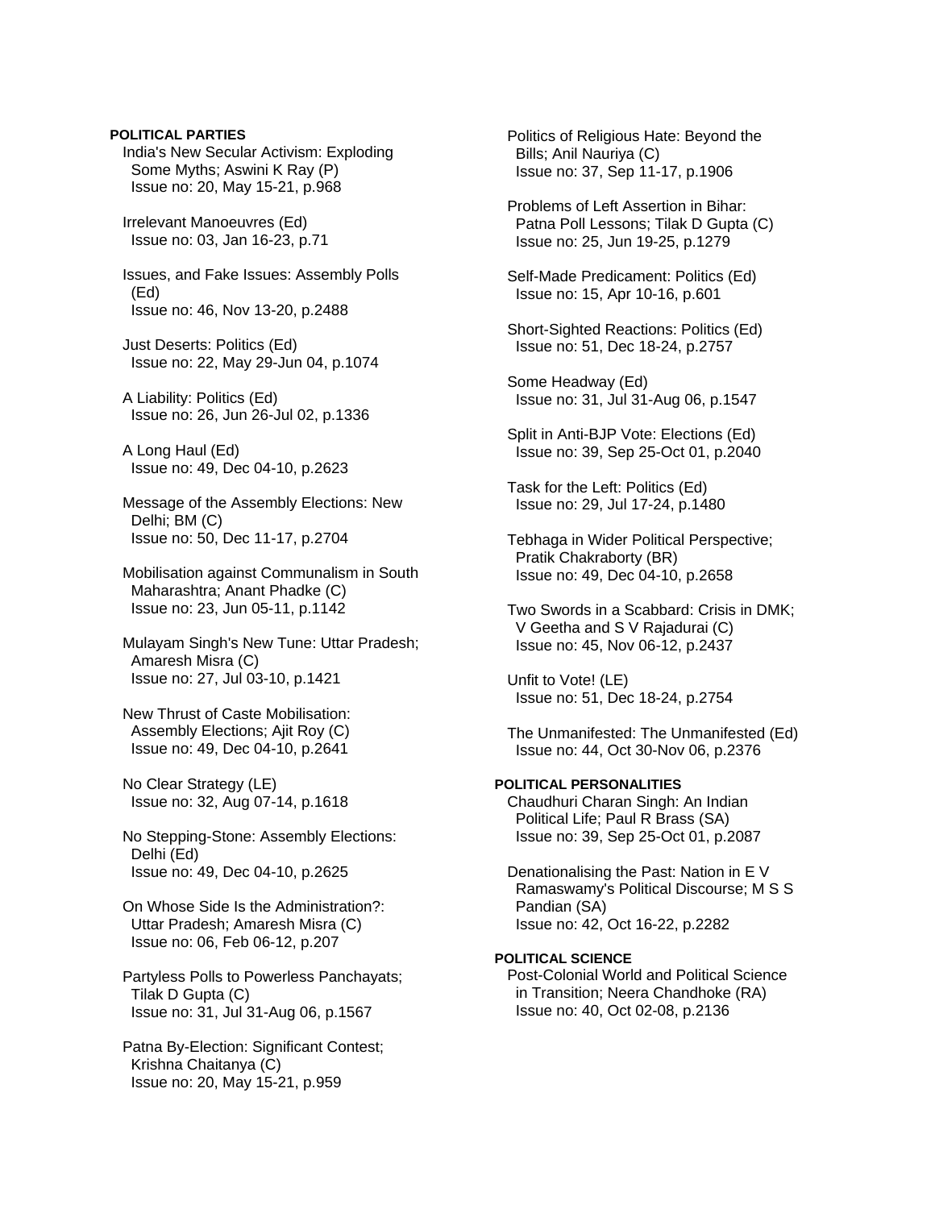**POLITICAL PARTIES**

India's New Secular Activism: Exploding Some Myths; Aswini K Ray (P)
Issue no: 20, May 15-21, p.968

Irrelevant Manoeuvres (Ed)
Issue no: 03, Jan 16-23, p.71

Issues, and Fake Issues: Assembly Polls (Ed)
Issue no: 46, Nov 13-20, p.2488

Just Deserts: Politics (Ed)
Issue no: 22, May 29-Jun 04, p.1074

A Liability: Politics (Ed)
Issue no: 26, Jun 26-Jul 02, p.1336

A Long Haul (Ed)
Issue no: 49, Dec 04-10, p.2623

Message of the Assembly Elections: New Delhi; BM (C)
Issue no: 50, Dec 11-17, p.2704

Mobilisation against Communalism in South Maharashtra; Anant Phadke (C)
Issue no: 23, Jun 05-11, p.1142

Mulayam Singh's New Tune: Uttar Pradesh; Amaresh Misra (C)
Issue no: 27, Jul 03-10, p.1421

New Thrust of Caste Mobilisation: Assembly Elections; Ajit Roy (C)
Issue no: 49, Dec 04-10, p.2641

No Clear Strategy (LE)
Issue no: 32, Aug 07-14, p.1618

No Stepping-Stone: Assembly Elections: Delhi (Ed)
Issue no: 49, Dec 04-10, p.2625

On Whose Side Is the Administration?: Uttar Pradesh; Amaresh Misra (C)
Issue no: 06, Feb 06-12, p.207

Partyless Polls to Powerless Panchayats; Tilak D Gupta (C)
Issue no: 31, Jul 31-Aug 06, p.1567

Patna By-Election: Significant Contest; Krishna Chaitanya (C)
Issue no: 20, May 15-21, p.959

Politics of Religious Hate: Beyond the Bills; Anil Nauriya (C)
Issue no: 37, Sep 11-17, p.1906

Problems of Left Assertion in Bihar: Patna Poll Lessons; Tilak D Gupta (C)
Issue no: 25, Jun 19-25, p.1279

Self-Made Predicament: Politics (Ed)
Issue no: 15, Apr 10-16, p.601

Short-Sighted Reactions: Politics (Ed)
Issue no: 51, Dec 18-24, p.2757

Some Headway (Ed)
Issue no: 31, Jul 31-Aug 06, p.1547

Split in Anti-BJP Vote: Elections (Ed)
Issue no: 39, Sep 25-Oct 01, p.2040

Task for the Left: Politics (Ed)
Issue no: 29, Jul 17-24, p.1480

Tebhaga in Wider Political Perspective; Pratik Chakraborty (BR)
Issue no: 49, Dec 04-10, p.2658

Two Swords in a Scabbard: Crisis in DMK; V Geetha and S V Rajadurai (C)
Issue no: 45, Nov 06-12, p.2437

Unfit to Vote! (LE)
Issue no: 51, Dec 18-24, p.2754

The Unmanifested: The Unmanifested (Ed)
Issue no: 44, Oct 30-Nov 06, p.2376

**POLITICAL PERSONALITIES**

Chaudhuri Charan Singh: An Indian Political Life; Paul R Brass (SA)
Issue no: 39, Sep 25-Oct 01, p.2087

Denationalising the Past: Nation in E V Ramaswamy's Political Discourse; M S S Pandian (SA)
Issue no: 42, Oct 16-22, p.2282

**POLITICAL SCIENCE**

Post-Colonial World and Political Science in Transition; Neera Chandhoke (RA)
Issue no: 40, Oct 02-08, p.2136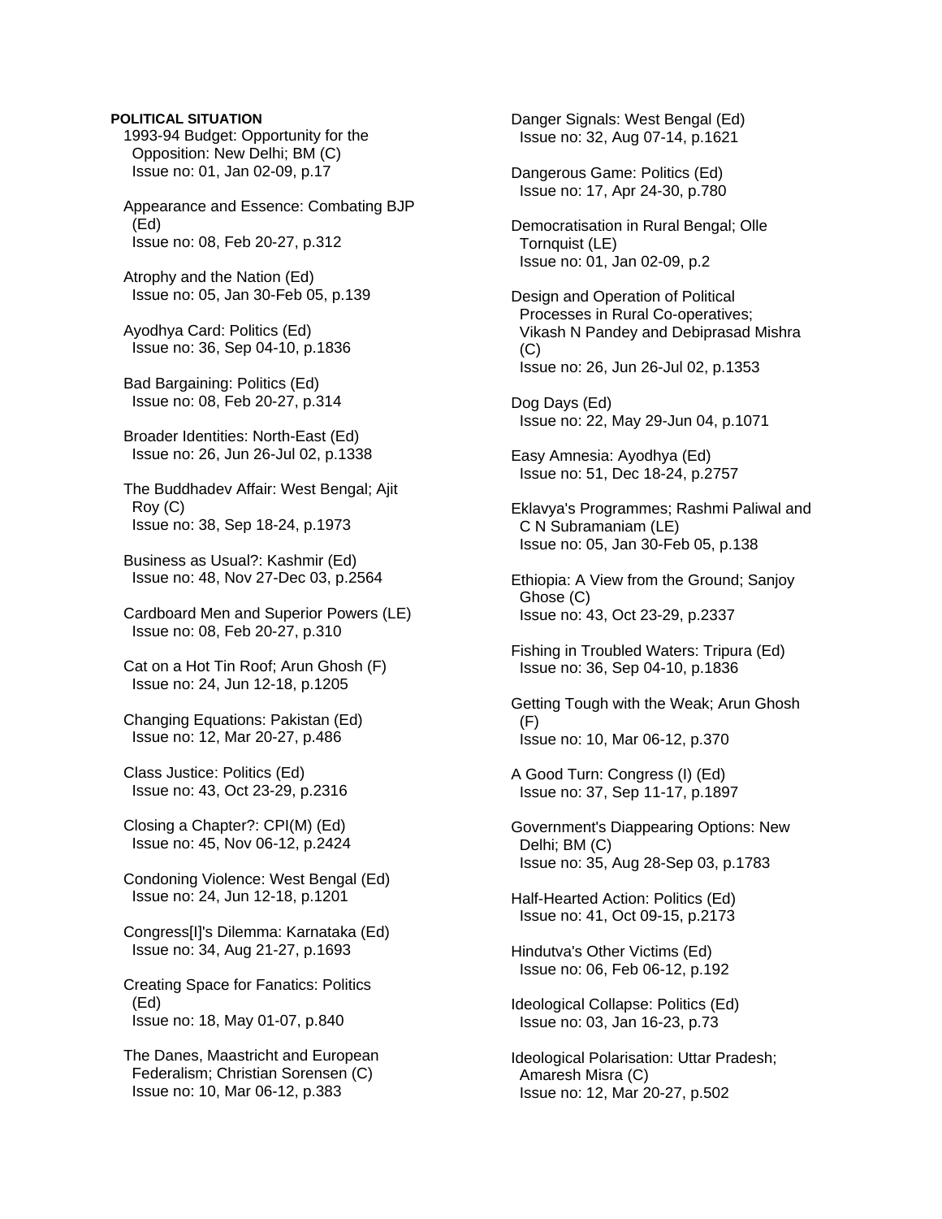**POLITICAL SITUATION**

1993-94 Budget: Opportunity for the Opposition: New Delhi; BM (C)
Issue no: 01, Jan 02-09, p.17

Appearance and Essence: Combating BJP (Ed)
Issue no: 08, Feb 20-27, p.312

Atrophy and the Nation (Ed)
Issue no: 05, Jan 30-Feb 05, p.139

Ayodhya Card: Politics (Ed)
Issue no: 36, Sep 04-10, p.1836

Bad Bargaining: Politics (Ed)
Issue no: 08, Feb 20-27, p.314

Broader Identities: North-East (Ed)
Issue no: 26, Jun 26-Jul 02, p.1338

The Buddhadev Affair: West Bengal; Ajit Roy (C)
Issue no: 38, Sep 18-24, p.1973

Business as Usual?: Kashmir (Ed)
Issue no: 48, Nov 27-Dec 03, p.2564

Cardboard Men and Superior Powers (LE)
Issue no: 08, Feb 20-27, p.310

Cat on a Hot Tin Roof; Arun Ghosh (F)
Issue no: 24, Jun 12-18, p.1205

Changing Equations: Pakistan (Ed)
Issue no: 12, Mar 20-27, p.486

Class Justice: Politics (Ed)
Issue no: 43, Oct 23-29, p.2316

Closing a Chapter?: CPI(M) (Ed)
Issue no: 45, Nov 06-12, p.2424

Condoning Violence: West Bengal (Ed)
Issue no: 24, Jun 12-18, p.1201

Congress[I]'s Dilemma: Karnataka (Ed)
Issue no: 34, Aug 21-27, p.1693

Creating Space for Fanatics: Politics (Ed)
Issue no: 18, May 01-07, p.840

The Danes, Maastricht and European Federalism; Christian Sorensen (C)
Issue no: 10, Mar 06-12, p.383

Danger Signals: West Bengal (Ed)
Issue no: 32, Aug 07-14, p.1621

Dangerous Game: Politics (Ed)
Issue no: 17, Apr 24-30, p.780

Democratisation in Rural Bengal; Olle Tornquist (LE)
Issue no: 01, Jan 02-09, p.2

Design and Operation of Political Processes in Rural Co-operatives; Vikash N Pandey and Debiprasad Mishra (C)
Issue no: 26, Jun 26-Jul 02, p.1353

Dog Days (Ed)
Issue no: 22, May 29-Jun 04, p.1071

Easy Amnesia: Ayodhya (Ed)
Issue no: 51, Dec 18-24, p.2757

Eklavya's Programmes; Rashmi Paliwal and C N Subramaniam (LE)
Issue no: 05, Jan 30-Feb 05, p.138

Ethiopia: A View from the Ground; Sanjoy Ghose (C)
Issue no: 43, Oct 23-29, p.2337

Fishing in Troubled Waters: Tripura (Ed)
Issue no: 36, Sep 04-10, p.1836

Getting Tough with the Weak; Arun Ghosh (F)
Issue no: 10, Mar 06-12, p.370

A Good Turn: Congress (I) (Ed)
Issue no: 37, Sep 11-17, p.1897

Government's Diappearing Options: New Delhi; BM (C)
Issue no: 35, Aug 28-Sep 03, p.1783

Half-Hearted Action: Politics (Ed)
Issue no: 41, Oct 09-15, p.2173

Hindutva's Other Victims (Ed)
Issue no: 06, Feb 06-12, p.192

Ideological Collapse: Politics (Ed)
Issue no: 03, Jan 16-23, p.73

Ideological Polarisation: Uttar Pradesh; Amaresh Misra (C)
Issue no: 12, Mar 20-27, p.502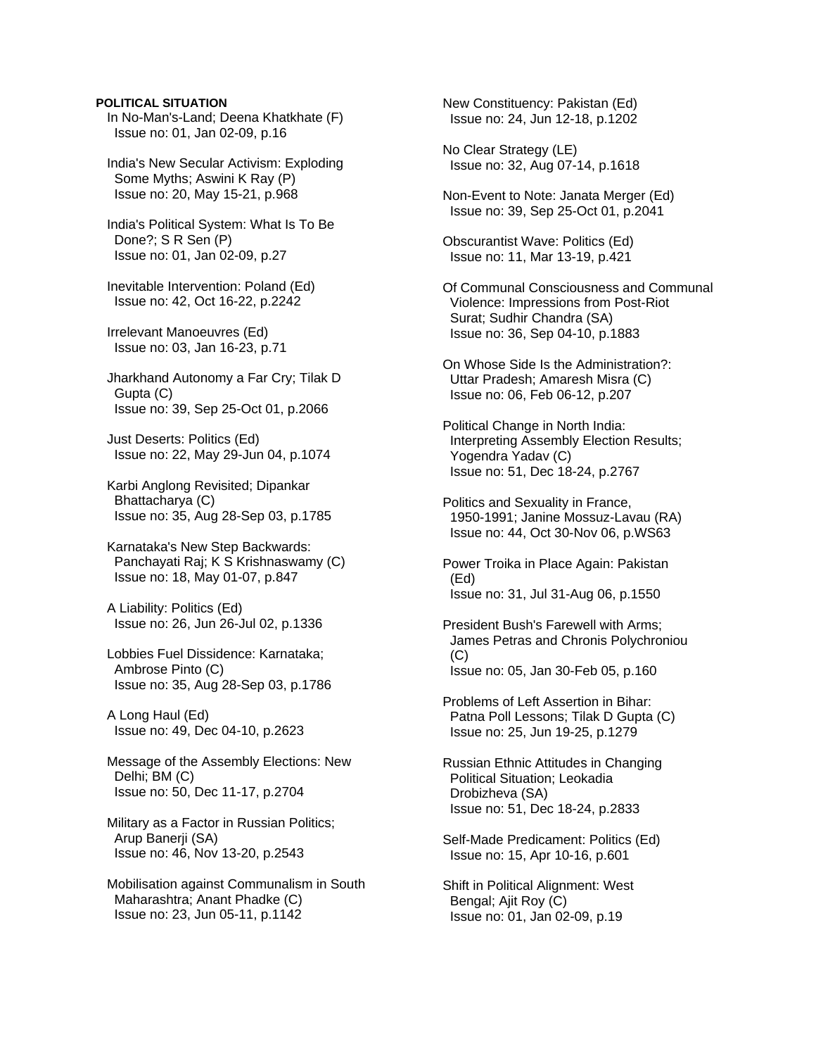**POLITICAL SITUATION**

In No-Man's-Land; Deena Khatkhate (F)
Issue no: 01, Jan 02-09, p.16

India's New Secular Activism: Exploding Some Myths; Aswini K Ray (P)
Issue no: 20, May 15-21, p.968

India's Political System: What Is To Be Done?; S R Sen (P)
Issue no: 01, Jan 02-09, p.27

Inevitable Intervention: Poland (Ed)
Issue no: 42, Oct 16-22, p.2242

Irrelevant Manoeuvres (Ed)
Issue no: 03, Jan 16-23, p.71

Jharkhand Autonomy a Far Cry; Tilak D Gupta (C)
Issue no: 39, Sep 25-Oct 01, p.2066

Just Deserts: Politics (Ed)
Issue no: 22, May 29-Jun 04, p.1074

Karbi Anglong Revisited; Dipankar Bhattacharya (C)
Issue no: 35, Aug 28-Sep 03, p.1785

Karnataka's New Step Backwards: Panchayati Raj; K S Krishnaswamy (C)
Issue no: 18, May 01-07, p.847

A Liability: Politics (Ed)
Issue no: 26, Jun 26-Jul 02, p.1336

Lobbies Fuel Dissidence: Karnataka; Ambrose Pinto (C)
Issue no: 35, Aug 28-Sep 03, p.1786

A Long Haul (Ed)
Issue no: 49, Dec 04-10, p.2623

Message of the Assembly Elections: New Delhi; BM (C)
Issue no: 50, Dec 11-17, p.2704

Military as a Factor in Russian Politics; Arup Banerji (SA)
Issue no: 46, Nov 13-20, p.2543

Mobilisation against Communalism in South Maharashtra; Anant Phadke (C)
Issue no: 23, Jun 05-11, p.1142

New Constituency: Pakistan (Ed)
Issue no: 24, Jun 12-18, p.1202

No Clear Strategy (LE)
Issue no: 32, Aug 07-14, p.1618

Non-Event to Note: Janata Merger (Ed)
Issue no: 39, Sep 25-Oct 01, p.2041

Obscurantist Wave: Politics (Ed)
Issue no: 11, Mar 13-19, p.421

Of Communal Consciousness and Communal Violence: Impressions from Post-Riot Surat; Sudhir Chandra (SA)
Issue no: 36, Sep 04-10, p.1883

On Whose Side Is the Administration?: Uttar Pradesh; Amaresh Misra (C)
Issue no: 06, Feb 06-12, p.207

Political Change in North India: Interpreting Assembly Election Results; Yogendra Yadav (C)
Issue no: 51, Dec 18-24, p.2767

Politics and Sexuality in France, 1950-1991; Janine Mossuz-Lavau (RA)
Issue no: 44, Oct 30-Nov 06, p.WS63

Power Troika in Place Again: Pakistan (Ed)
Issue no: 31, Jul 31-Aug 06, p.1550

President Bush's Farewell with Arms; James Petras and Chronis Polychroniou (C)
Issue no: 05, Jan 30-Feb 05, p.160

Problems of Left Assertion in Bihar: Patna Poll Lessons; Tilak D Gupta (C)
Issue no: 25, Jun 19-25, p.1279

Russian Ethnic Attitudes in Changing Political Situation; Leokadia Drobizheva (SA)
Issue no: 51, Dec 18-24, p.2833

Self-Made Predicament: Politics (Ed)
Issue no: 15, Apr 10-16, p.601

Shift in Political Alignment: West Bengal; Ajit Roy (C)
Issue no: 01, Jan 02-09, p.19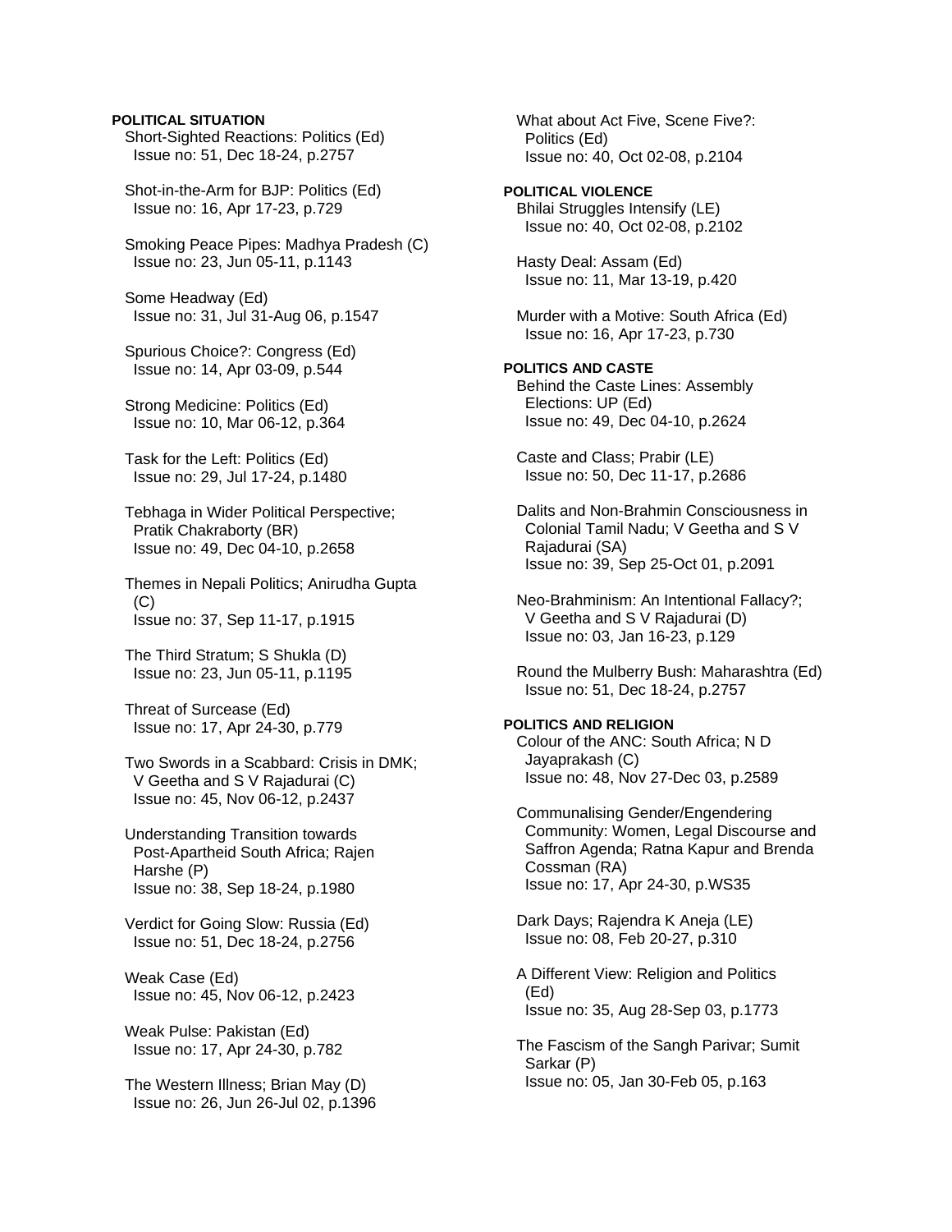**POLITICAL SITUATION**

Short-Sighted Reactions: Politics (Ed)
Issue no: 51, Dec 18-24, p.2757

Shot-in-the-Arm for BJP: Politics (Ed)
Issue no: 16, Apr 17-23, p.729

Smoking Peace Pipes: Madhya Pradesh (C)
Issue no: 23, Jun 05-11, p.1143

Some Headway (Ed)
Issue no: 31, Jul 31-Aug 06, p.1547

Spurious Choice?: Congress (Ed)
Issue no: 14, Apr 03-09, p.544

Strong Medicine: Politics (Ed)
Issue no: 10, Mar 06-12, p.364

Task for the Left: Politics (Ed)
Issue no: 29, Jul 17-24, p.1480

Tebhaga in Wider Political Perspective; Pratik Chakraborty (BR)
Issue no: 49, Dec 04-10, p.2658

Themes in Nepali Politics; Anirudha Gupta (C)
Issue no: 37, Sep 11-17, p.1915

The Third Stratum; S Shukla (D)
Issue no: 23, Jun 05-11, p.1195

Threat of Surcease (Ed)
Issue no: 17, Apr 24-30, p.779

Two Swords in a Scabbard: Crisis in DMK; V Geetha and S V Rajadurai (C)
Issue no: 45, Nov 06-12, p.2437

Understanding Transition towards Post-Apartheid South Africa; Rajen Harshe (P)
Issue no: 38, Sep 18-24, p.1980

Verdict for Going Slow: Russia (Ed)
Issue no: 51, Dec 18-24, p.2756

Weak Case (Ed)
Issue no: 45, Nov 06-12, p.2423

Weak Pulse: Pakistan (Ed)
Issue no: 17, Apr 24-30, p.782

The Western Illness; Brian May (D)
Issue no: 26, Jun 26-Jul 02, p.1396

What about Act Five, Scene Five?: Politics (Ed)
Issue no: 40, Oct 02-08, p.2104

**POLITICAL VIOLENCE**

Bhilai Struggles Intensify (LE)
Issue no: 40, Oct 02-08, p.2102

Hasty Deal: Assam (Ed)
Issue no: 11, Mar 13-19, p.420

Murder with a Motive: South Africa (Ed)
Issue no: 16, Apr 17-23, p.730

**POLITICS AND CASTE**

Behind the Caste Lines: Assembly Elections: UP (Ed)
Issue no: 49, Dec 04-10, p.2624

Caste and Class; Prabir (LE)
Issue no: 50, Dec 11-17, p.2686

Dalits and Non-Brahmin Consciousness in Colonial Tamil Nadu; V Geetha and S V Rajadurai (SA)
Issue no: 39, Sep 25-Oct 01, p.2091

Neo-Brahminism: An Intentional Fallacy?; V Geetha and S V Rajadurai (D)
Issue no: 03, Jan 16-23, p.129

Round the Mulberry Bush: Maharashtra (Ed)
Issue no: 51, Dec 18-24, p.2757

**POLITICS AND RELIGION**

Colour of the ANC: South Africa; N D Jayaprakash (C)
Issue no: 48, Nov 27-Dec 03, p.2589

Communalising Gender/Engendering Community: Women, Legal Discourse and Saffron Agenda; Ratna Kapur and Brenda Cossman (RA)
Issue no: 17, Apr 24-30, p.WS35

Dark Days; Rajendra K Aneja (LE)
Issue no: 08, Feb 20-27, p.310

A Different View: Religion and Politics (Ed)
Issue no: 35, Aug 28-Sep 03, p.1773

The Fascism of the Sangh Parivar; Sumit Sarkar (P)
Issue no: 05, Jan 30-Feb 05, p.163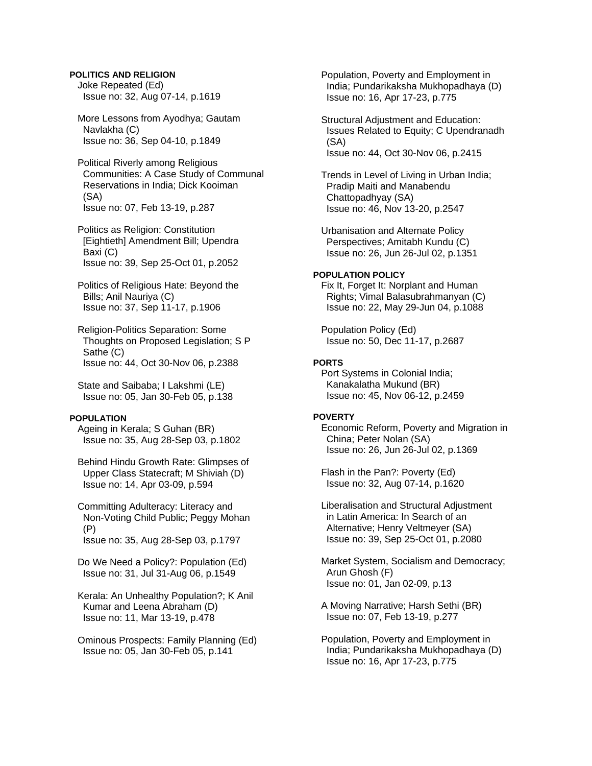**POLITICS AND RELIGION**

Joke Repeated (Ed)
Issue no: 32, Aug 07-14, p.1619

More Lessons from Ayodhya; Gautam Navlakha (C)
Issue no: 36, Sep 04-10, p.1849

Political Riverly among Religious Communities: A Case Study of Communal Reservations in India; Dick Kooiman (SA)
Issue no: 07, Feb 13-19, p.287

Politics as Religion: Constitution [Eightieth] Amendment Bill; Upendra Baxi (C)
Issue no: 39, Sep 25-Oct 01, p.2052

Politics of Religious Hate: Beyond the Bills; Anil Nauriya (C)
Issue no: 37, Sep 11-17, p.1906

Religion-Politics Separation: Some Thoughts on Proposed Legislation; S P Sathe (C)
Issue no: 44, Oct 30-Nov 06, p.2388

State and Saibaba; I Lakshmi (LE)
Issue no: 05, Jan 30-Feb 05, p.138

**POPULATION**

Ageing in Kerala; S Guhan (BR)
Issue no: 35, Aug 28-Sep 03, p.1802

Behind Hindu Growth Rate: Glimpses of Upper Class Statecraft; M Shiviah (D)
Issue no: 14, Apr 03-09, p.594

Committing Adulteracy: Literacy and Non-Voting Child Public; Peggy Mohan (P)
Issue no: 35, Aug 28-Sep 03, p.1797

Do We Need a Policy?: Population (Ed)
Issue no: 31, Jul 31-Aug 06, p.1549

Kerala: An Unhealthy Population?; K Anil Kumar and Leena Abraham (D)
Issue no: 11, Mar 13-19, p.478

Ominous Prospects: Family Planning (Ed)
Issue no: 05, Jan 30-Feb 05, p.141

Population, Poverty and Employment in India; Pundarikaksha Mukhopadhaya (D)
Issue no: 16, Apr 17-23, p.775

Structural Adjustment and Education: Issues Related to Equity; C Upendranadh (SA)
Issue no: 44, Oct 30-Nov 06, p.2415

Trends in Level of Living in Urban India; Pradip Maiti and Manabendu Chattopadhyay (SA)
Issue no: 46, Nov 13-20, p.2547

Urbanisation and Alternate Policy Perspectives; Amitabh Kundu (C)
Issue no: 26, Jun 26-Jul 02, p.1351

**POPULATION POLICY**

Fix It, Forget It: Norplant and Human Rights; Vimal Balasubrahmanyan (C)
Issue no: 22, May 29-Jun 04, p.1088

Population Policy (Ed)
Issue no: 50, Dec 11-17, p.2687

**PORTS**

Port Systems in Colonial India; Kanakalatha Mukund (BR)
Issue no: 45, Nov 06-12, p.2459

**POVERTY**

Economic Reform, Poverty and Migration in China; Peter Nolan (SA)
Issue no: 26, Jun 26-Jul 02, p.1369

Flash in the Pan?: Poverty (Ed)
Issue no: 32, Aug 07-14, p.1620

Liberalisation and Structural Adjustment in Latin America: In Search of an Alternative; Henry Veltmeyer (SA)
Issue no: 39, Sep 25-Oct 01, p.2080

Market System, Socialism and Democracy; Arun Ghosh (F)
Issue no: 01, Jan 02-09, p.13

A Moving Narrative; Harsh Sethi (BR)
Issue no: 07, Feb 13-19, p.277

Population, Poverty and Employment in India; Pundarikaksha Mukhopadhaya (D)
Issue no: 16, Apr 17-23, p.775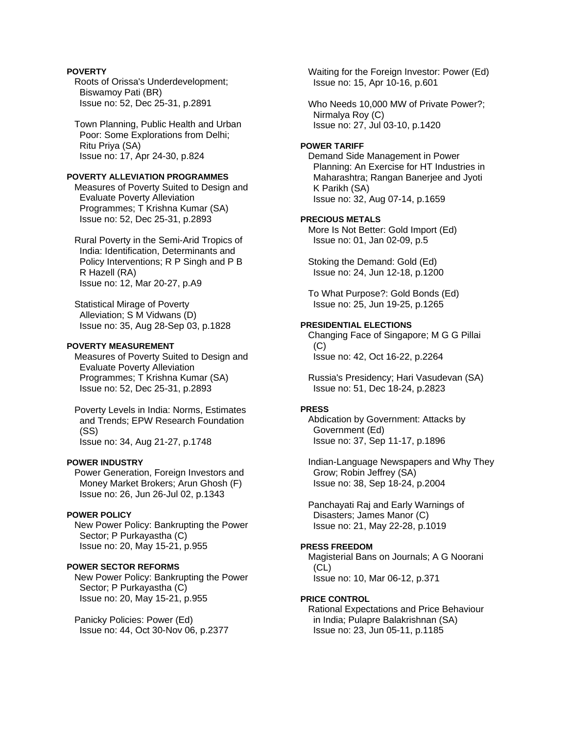**POVERTY**

Roots of Orissa's Underdevelopment; Biswamoy Pati (BR)
Issue no: 52, Dec 25-31, p.2891

Town Planning, Public Health and Urban Poor: Some Explorations from Delhi; Ritu Priya (SA)
Issue no: 17, Apr 24-30, p.824

**POVERTY ALLEVIATION PROGRAMMES**

Measures of Poverty Suited to Design and Evaluate Poverty Alleviation Programmes; T Krishna Kumar (SA)
Issue no: 52, Dec 25-31, p.2893

Rural Poverty in the Semi-Arid Tropics of India: Identification, Determinants and Policy Interventions; R P Singh and P B R Hazell (RA)
Issue no: 12, Mar 20-27, p.A9

Statistical Mirage of Poverty Alleviation; S M Vidwans (D)
Issue no: 35, Aug 28-Sep 03, p.1828

**POVERTY MEASUREMENT**

Measures of Poverty Suited to Design and Evaluate Poverty Alleviation Programmes; T Krishna Kumar (SA)
Issue no: 52, Dec 25-31, p.2893

Poverty Levels in India: Norms, Estimates and Trends; EPW Research Foundation (SS)
Issue no: 34, Aug 21-27, p.1748

**POWER INDUSTRY**

Power Generation, Foreign Investors and Money Market Brokers; Arun Ghosh (F)
Issue no: 26, Jun 26-Jul 02, p.1343

**POWER POLICY**

New Power Policy: Bankrupting the Power Sector; P Purkayastha (C)
Issue no: 20, May 15-21, p.955

**POWER SECTOR REFORMS**

New Power Policy: Bankrupting the Power Sector; P Purkayastha (C)
Issue no: 20, May 15-21, p.955

Panicky Policies: Power (Ed)
Issue no: 44, Oct 30-Nov 06, p.2377

Waiting for the Foreign Investor: Power (Ed)
Issue no: 15, Apr 10-16, p.601

Who Needs 10,000 MW of Private Power?; Nirmalya Roy (C)
Issue no: 27, Jul 03-10, p.1420

**POWER TARIFF**

Demand Side Management in Power Planning: An Exercise for HT Industries in Maharashtra; Rangan Banerjee and Jyoti K Parikh (SA)
Issue no: 32, Aug 07-14, p.1659

**PRECIOUS METALS**

More Is Not Better: Gold Import (Ed)
Issue no: 01, Jan 02-09, p.5

Stoking the Demand: Gold (Ed)
Issue no: 24, Jun 12-18, p.1200

To What Purpose?: Gold Bonds (Ed)
Issue no: 25, Jun 19-25, p.1265

**PRESIDENTIAL ELECTIONS**

Changing Face of Singapore; M G G Pillai (C)
Issue no: 42, Oct 16-22, p.2264

Russia's Presidency; Hari Vasudevan (SA)
Issue no: 51, Dec 18-24, p.2823

**PRESS**

Abdication by Government: Attacks by Government (Ed)
Issue no: 37, Sep 11-17, p.1896

Indian-Language Newspapers and Why They Grow; Robin Jeffrey (SA)
Issue no: 38, Sep 18-24, p.2004

Panchayati Raj and Early Warnings of Disasters; James Manor (C)
Issue no: 21, May 22-28, p.1019

**PRESS FREEDOM**

Magisterial Bans on Journals; A G Noorani (CL)
Issue no: 10, Mar 06-12, p.371

**PRICE CONTROL**

Rational Expectations and Price Behaviour in India; Pulapre Balakrishnan (SA)
Issue no: 23, Jun 05-11, p.1185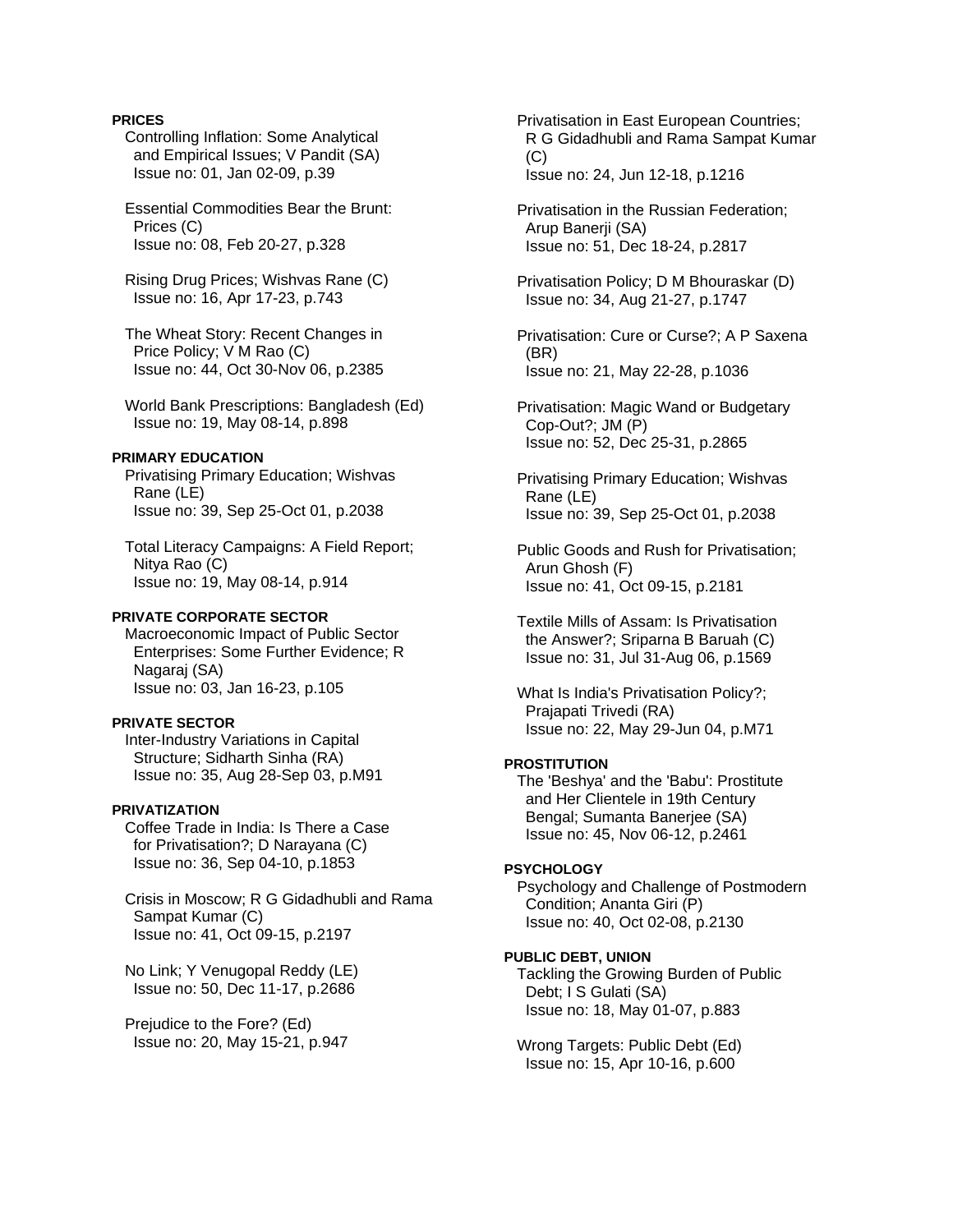**PRICES**

Controlling Inflation: Some Analytical and Empirical Issues; V Pandit (SA)
Issue no: 01, Jan 02-09, p.39

Essential Commodities Bear the Brunt: Prices (C)
Issue no: 08, Feb 20-27, p.328

Rising Drug Prices; Wishvas Rane (C)
Issue no: 16, Apr 17-23, p.743

The Wheat Story: Recent Changes in Price Policy; V M Rao (C)
Issue no: 44, Oct 30-Nov 06, p.2385

World Bank Prescriptions: Bangladesh (Ed)
Issue no: 19, May 08-14, p.898

**PRIMARY EDUCATION**

Privatising Primary Education; Wishvas Rane (LE)
Issue no: 39, Sep 25-Oct 01, p.2038

Total Literacy Campaigns: A Field Report; Nitya Rao (C)
Issue no: 19, May 08-14, p.914

**PRIVATE CORPORATE SECTOR**

Macroeconomic Impact of Public Sector Enterprises: Some Further Evidence; R Nagaraj (SA)
Issue no: 03, Jan 16-23, p.105

**PRIVATE SECTOR**

Inter-Industry Variations in Capital Structure; Sidharth Sinha (RA)
Issue no: 35, Aug 28-Sep 03, p.M91

**PRIVATIZATION**

Coffee Trade in India: Is There a Case for Privatisation?; D Narayana (C)
Issue no: 36, Sep 04-10, p.1853

Crisis in Moscow; R G Gidadhubli and Rama Sampat Kumar (C)
Issue no: 41, Oct 09-15, p.2197

No Link; Y Venugopal Reddy (LE)
Issue no: 50, Dec 11-17, p.2686

Prejudice to the Fore? (Ed)
Issue no: 20, May 15-21, p.947

Privatisation in East European Countries; R G Gidadhubli and Rama Sampat Kumar (C)
Issue no: 24, Jun 12-18, p.1216

Privatisation in the Russian Federation; Arup Banerji (SA)
Issue no: 51, Dec 18-24, p.2817

Privatisation Policy; D M Bhouraskar (D)
Issue no: 34, Aug 21-27, p.1747

Privatisation: Cure or Curse?; A P Saxena (BR)
Issue no: 21, May 22-28, p.1036

Privatisation: Magic Wand or Budgetary Cop-Out?; JM (P)
Issue no: 52, Dec 25-31, p.2865

Privatising Primary Education; Wishvas Rane (LE)
Issue no: 39, Sep 25-Oct 01, p.2038

Public Goods and Rush for Privatisation; Arun Ghosh (F)
Issue no: 41, Oct 09-15, p.2181

Textile Mills of Assam: Is Privatisation the Answer?; Sriparna B Baruah (C)
Issue no: 31, Jul 31-Aug 06, p.1569

What Is India's Privatisation Policy?; Prajapati Trivedi (RA)
Issue no: 22, May 29-Jun 04, p.M71

**PROSTITUTION**

The 'Beshya' and the 'Babu': Prostitute and Her Clientele in 19th Century Bengal; Sumanta Banerjee (SA)
Issue no: 45, Nov 06-12, p.2461

**PSYCHOLOGY**

Psychology and Challenge of Postmodern Condition; Ananta Giri (P)
Issue no: 40, Oct 02-08, p.2130

**PUBLIC DEBT, UNION**

Tackling the Growing Burden of Public Debt; I S Gulati (SA)
Issue no: 18, May 01-07, p.883

Wrong Targets: Public Debt (Ed)
Issue no: 15, Apr 10-16, p.600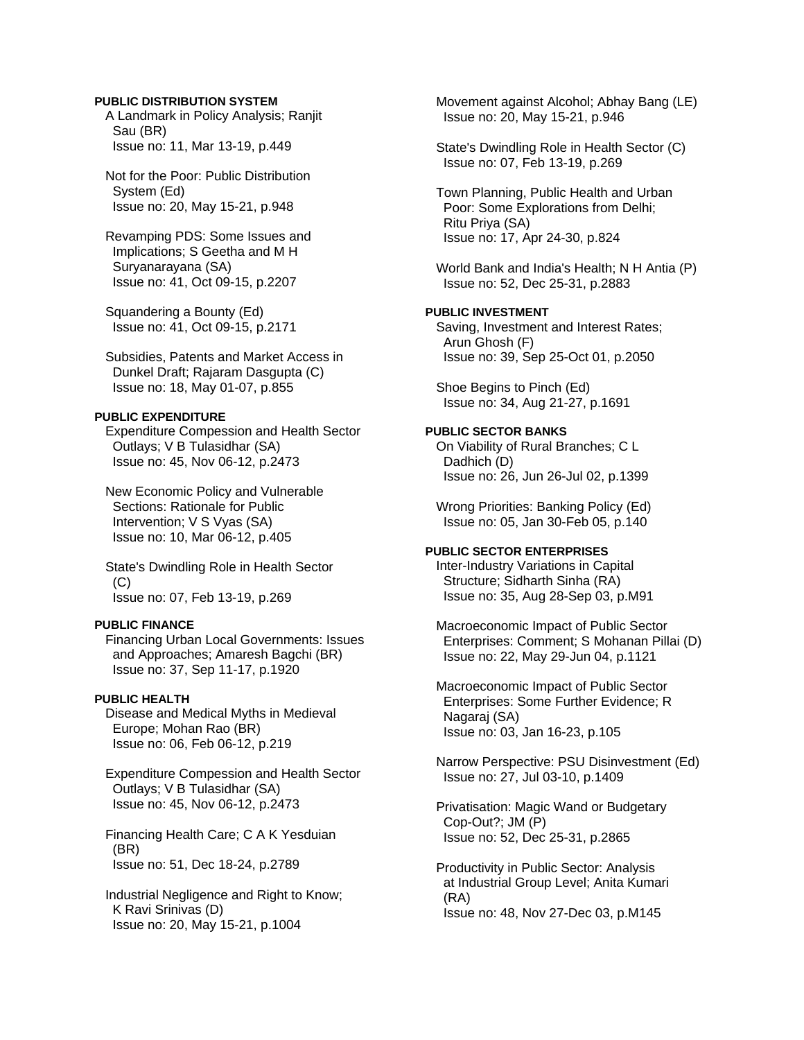**PUBLIC DISTRIBUTION SYSTEM**

A Landmark in Policy Analysis; Ranjit Sau (BR)
Issue no: 11, Mar 13-19, p.449

Not for the Poor: Public Distribution System (Ed)
Issue no: 20, May 15-21, p.948

Revamping PDS: Some Issues and Implications; S Geetha and M H Suryanarayana (SA)
Issue no: 41, Oct 09-15, p.2207

Squandering a Bounty (Ed)
Issue no: 41, Oct 09-15, p.2171

Subsidies, Patents and Market Access in Dunkel Draft; Rajaram Dasgupta (C)
Issue no: 18, May 01-07, p.855

**PUBLIC EXPENDITURE**

Expenditure Compession and Health Sector Outlays; V B Tulasidhar (SA)
Issue no: 45, Nov 06-12, p.2473

New Economic Policy and Vulnerable Sections: Rationale for Public Intervention; V S Vyas (SA)
Issue no: 10, Mar 06-12, p.405

State's Dwindling Role in Health Sector (C)
Issue no: 07, Feb 13-19, p.269

**PUBLIC FINANCE**

Financing Urban Local Governments: Issues and Approaches; Amaresh Bagchi (BR)
Issue no: 37, Sep 11-17, p.1920

**PUBLIC HEALTH**

Disease and Medical Myths in Medieval Europe; Mohan Rao (BR)
Issue no: 06, Feb 06-12, p.219

Expenditure Compession and Health Sector Outlays; V B Tulasidhar (SA)
Issue no: 45, Nov 06-12, p.2473

Financing Health Care; C A K Yesduian (BR)
Issue no: 51, Dec 18-24, p.2789

Industrial Negligence and Right to Know; K Ravi Srinivas (D)
Issue no: 20, May 15-21, p.1004

Movement against Alcohol; Abhay Bang (LE)
Issue no: 20, May 15-21, p.946

State's Dwindling Role in Health Sector (C)
Issue no: 07, Feb 13-19, p.269

Town Planning, Public Health and Urban Poor: Some Explorations from Delhi; Ritu Priya (SA)
Issue no: 17, Apr 24-30, p.824

World Bank and India's Health; N H Antia (P)
Issue no: 52, Dec 25-31, p.2883

**PUBLIC INVESTMENT**

Saving, Investment and Interest Rates; Arun Ghosh (F)
Issue no: 39, Sep 25-Oct 01, p.2050

Shoe Begins to Pinch (Ed)
Issue no: 34, Aug 21-27, p.1691

**PUBLIC SECTOR BANKS**

On Viability of Rural Branches; C L Dadhich (D)
Issue no: 26, Jun 26-Jul 02, p.1399

Wrong Priorities: Banking Policy (Ed)
Issue no: 05, Jan 30-Feb 05, p.140

**PUBLIC SECTOR ENTERPRISES**

Inter-Industry Variations in Capital Structure; Sidharth Sinha (RA)
Issue no: 35, Aug 28-Sep 03, p.M91

Macroeconomic Impact of Public Sector Enterprises: Comment; S Mohanan Pillai (D)
Issue no: 22, May 29-Jun 04, p.1121

Macroeconomic Impact of Public Sector Enterprises: Some Further Evidence; R Nagaraj (SA)
Issue no: 03, Jan 16-23, p.105

Narrow Perspective: PSU Disinvestment (Ed)
Issue no: 27, Jul 03-10, p.1409

Privatisation: Magic Wand or Budgetary Cop-Out?; JM (P)
Issue no: 52, Dec 25-31, p.2865

Productivity in Public Sector: Analysis at Industrial Group Level; Anita Kumari (RA)
Issue no: 48, Nov 27-Dec 03, p.M145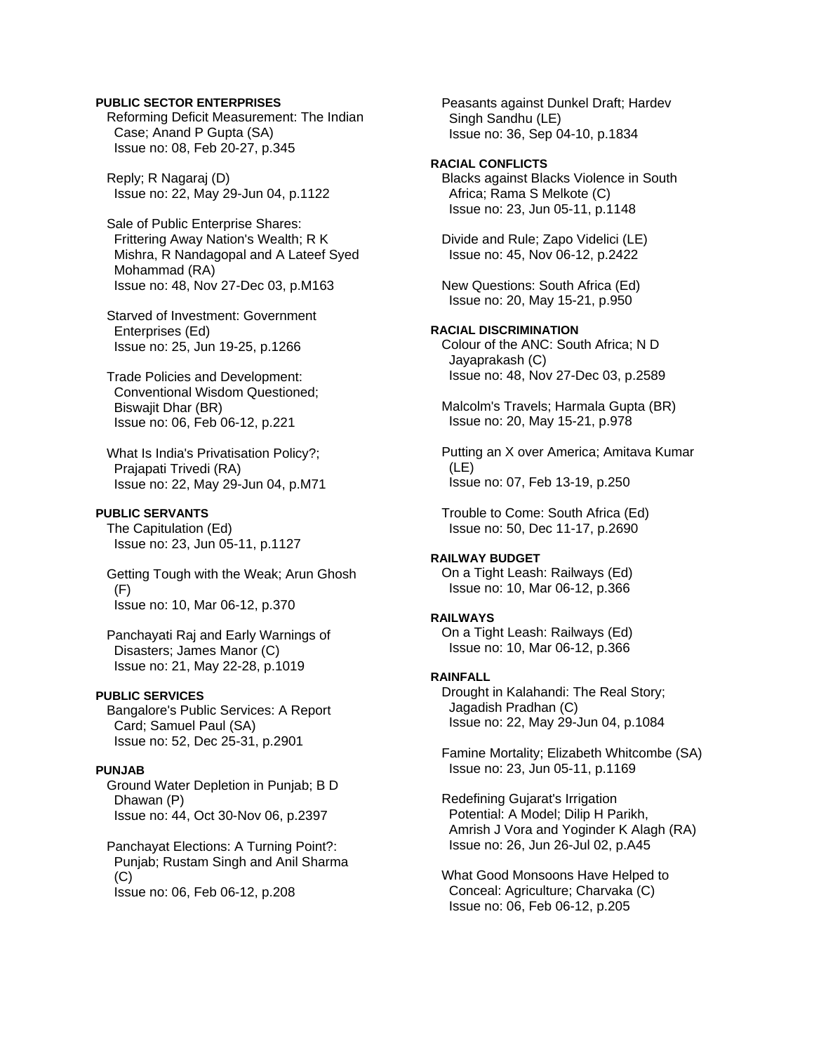**PUBLIC SECTOR ENTERPRISES**

Reforming Deficit Measurement: The Indian Case; Anand P Gupta (SA)
Issue no: 08, Feb 20-27, p.345

Reply; R Nagaraj (D)
Issue no: 22, May 29-Jun 04, p.1122

Sale of Public Enterprise Shares: Frittering Away Nation's Wealth; R K Mishra, R Nandagopal and A Lateef Syed Mohammad (RA)
Issue no: 48, Nov 27-Dec 03, p.M163

Starved of Investment: Government Enterprises (Ed)
Issue no: 25, Jun 19-25, p.1266

Trade Policies and Development: Conventional Wisdom Questioned; Biswajit Dhar (BR)
Issue no: 06, Feb 06-12, p.221

What Is India's Privatisation Policy?; Prajapati Trivedi (RA)
Issue no: 22, May 29-Jun 04, p.M71

**PUBLIC SERVANTS**

The Capitulation (Ed)
Issue no: 23, Jun 05-11, p.1127

Getting Tough with the Weak; Arun Ghosh (F)
Issue no: 10, Mar 06-12, p.370

Panchayati Raj and Early Warnings of Disasters; James Manor (C)
Issue no: 21, May 22-28, p.1019

**PUBLIC SERVICES**

Bangalore's Public Services: A Report Card; Samuel Paul (SA)
Issue no: 52, Dec 25-31, p.2901

**PUNJAB**

Ground Water Depletion in Punjab; B D Dhawan (P)
Issue no: 44, Oct 30-Nov 06, p.2397

Panchayat Elections: A Turning Point?: Punjab; Rustam Singh and Anil Sharma (C)
Issue no: 06, Feb 06-12, p.208

Peasants against Dunkel Draft; Hardev Singh Sandhu (LE)
Issue no: 36, Sep 04-10, p.1834

**RACIAL CONFLICTS**

Blacks against Blacks Violence in South Africa; Rama S Melkote (C)
Issue no: 23, Jun 05-11, p.1148

Divide and Rule; Zapo Videlici (LE)
Issue no: 45, Nov 06-12, p.2422

New Questions: South Africa (Ed)
Issue no: 20, May 15-21, p.950

**RACIAL DISCRIMINATION**

Colour of the ANC: South Africa; N D Jayaprakash (C)
Issue no: 48, Nov 27-Dec 03, p.2589

Malcolm's Travels; Harmala Gupta (BR)
Issue no: 20, May 15-21, p.978

Putting an X over America; Amitava Kumar (LE)
Issue no: 07, Feb 13-19, p.250

Trouble to Come: South Africa (Ed)
Issue no: 50, Dec 11-17, p.2690

**RAILWAY BUDGET**

On a Tight Leash: Railways (Ed)
Issue no: 10, Mar 06-12, p.366

**RAILWAYS**

On a Tight Leash: Railways (Ed)
Issue no: 10, Mar 06-12, p.366

**RAINFALL**

Drought in Kalahandi: The Real Story; Jagadish Pradhan (C)
Issue no: 22, May 29-Jun 04, p.1084

Famine Mortality; Elizabeth Whitcombe (SA)
Issue no: 23, Jun 05-11, p.1169

Redefining Gujarat's Irrigation Potential: A Model; Dilip H Parikh, Amrish J Vora and Yoginder K Alagh (RA)
Issue no: 26, Jun 26-Jul 02, p.A45

What Good Monsoons Have Helped to Conceal: Agriculture; Charvaka (C)
Issue no: 06, Feb 06-12, p.205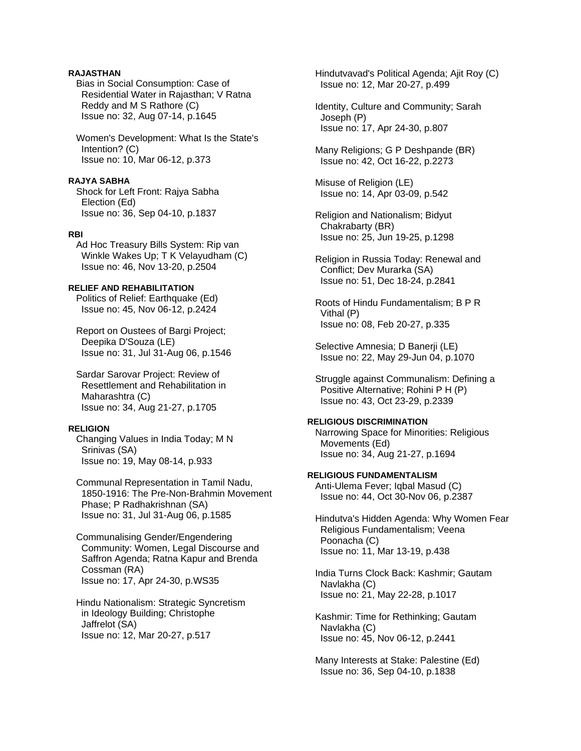**RAJASTHAN**

Bias in Social Consumption: Case of Residential Water in Rajasthan; V Ratna Reddy and M S Rathore (C)
Issue no: 32, Aug 07-14, p.1645

Women's Development: What Is the State's Intention? (C)
Issue no: 10, Mar 06-12, p.373

**RAJYA SABHA**

Shock for Left Front: Rajya Sabha Election (Ed)
Issue no: 36, Sep 04-10, p.1837

**RBI**

Ad Hoc Treasury Bills System: Rip van Winkle Wakes Up; T K Velayudham (C)
Issue no: 46, Nov 13-20, p.2504

**RELIEF AND REHABILITATION**

Politics of Relief: Earthquake (Ed)
Issue no: 45, Nov 06-12, p.2424

Report on Oustees of Bargi Project; Deepika D'Souza (LE)
Issue no: 31, Jul 31-Aug 06, p.1546

Sardar Sarovar Project: Review of Resettlement and Rehabilitation in Maharashtra (C)
Issue no: 34, Aug 21-27, p.1705

**RELIGION**

Changing Values in India Today; M N Srinivas (SA)
Issue no: 19, May 08-14, p.933

Communal Representation in Tamil Nadu, 1850-1916: The Pre-Non-Brahmin Movement Phase; P Radhakrishnan (SA)
Issue no: 31, Jul 31-Aug 06, p.1585

Communalising Gender/Engendering Community: Women, Legal Discourse and Saffron Agenda; Ratna Kapur and Brenda Cossman (RA)
Issue no: 17, Apr 24-30, p.WS35

Hindu Nationalism: Strategic Syncretism in Ideology Building; Christophe Jaffrelot (SA)
Issue no: 12, Mar 20-27, p.517

Hindutvavad's Political Agenda; Ajit Roy (C)
Issue no: 12, Mar 20-27, p.499

Identity, Culture and Community; Sarah Joseph (P)
Issue no: 17, Apr 24-30, p.807

Many Religions; G P Deshpande (BR)
Issue no: 42, Oct 16-22, p.2273

Misuse of Religion (LE)
Issue no: 14, Apr 03-09, p.542

Religion and Nationalism; Bidyut Chakrabarty (BR)
Issue no: 25, Jun 19-25, p.1298

Religion in Russia Today: Renewal and Conflict; Dev Murarka (SA)
Issue no: 51, Dec 18-24, p.2841

Roots of Hindu Fundamentalism; B P R Vithal (P)
Issue no: 08, Feb 20-27, p.335

Selective Amnesia; D Banerji (LE)
Issue no: 22, May 29-Jun 04, p.1070

Struggle against Communalism: Defining a Positive Alternative; Rohini P H (P)
Issue no: 43, Oct 23-29, p.2339

**RELIGIOUS DISCRIMINATION**

Narrowing Space for Minorities: Religious Movements (Ed)
Issue no: 34, Aug 21-27, p.1694

**RELIGIOUS FUNDAMENTALISM**

Anti-Ulema Fever; Iqbal Masud (C)
Issue no: 44, Oct 30-Nov 06, p.2387

Hindutva's Hidden Agenda: Why Women Fear Religious Fundamentalism; Veena Poonacha (C)
Issue no: 11, Mar 13-19, p.438

India Turns Clock Back: Kashmir; Gautam Navlakha (C)
Issue no: 21, May 22-28, p.1017

Kashmir: Time for Rethinking; Gautam Navlakha (C)
Issue no: 45, Nov 06-12, p.2441

Many Interests at Stake: Palestine (Ed)
Issue no: 36, Sep 04-10, p.1838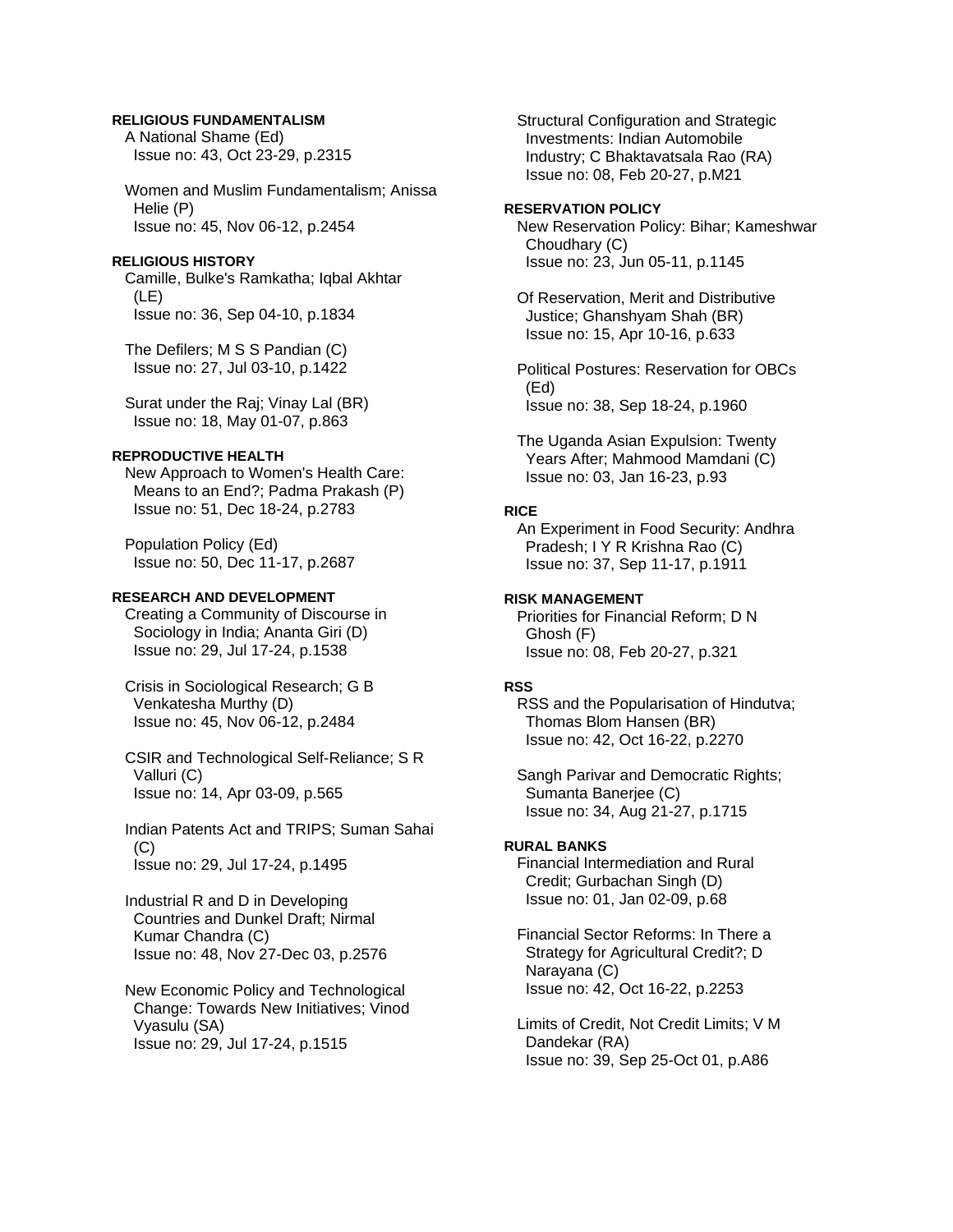**RELIGIOUS FUNDAMENTALISM**

A National Shame (Ed)
Issue no: 43, Oct 23-29, p.2315

Women and Muslim Fundamentalism; Anissa Helie (P)
Issue no: 45, Nov 06-12, p.2454

**RELIGIOUS HISTORY**

Camille, Bulke's Ramkatha; Iqbal Akhtar (LE)
Issue no: 36, Sep 04-10, p.1834

The Defilers; M S S Pandian (C)
Issue no: 27, Jul 03-10, p.1422

Surat under the Raj; Vinay Lal (BR)
Issue no: 18, May 01-07, p.863

**REPRODUCTIVE HEALTH**

New Approach to Women's Health Care: Means to an End?; Padma Prakash (P)
Issue no: 51, Dec 18-24, p.2783

Population Policy (Ed)
Issue no: 50, Dec 11-17, p.2687

**RESEARCH AND DEVELOPMENT**

Creating a Community of Discourse in Sociology in India; Ananta Giri (D)
Issue no: 29, Jul 17-24, p.1538

Crisis in Sociological Research; G B Venkatesha Murthy (D)
Issue no: 45, Nov 06-12, p.2484

CSIR and Technological Self-Reliance; S R Valluri (C)
Issue no: 14, Apr 03-09, p.565

Indian Patents Act and TRIPS; Suman Sahai (C)
Issue no: 29, Jul 17-24, p.1495

Industrial R and D in Developing Countries and Dunkel Draft; Nirmal Kumar Chandra (C)
Issue no: 48, Nov 27-Dec 03, p.2576

New Economic Policy and Technological Change: Towards New Initiatives; Vinod Vyasulu (SA)
Issue no: 29, Jul 17-24, p.1515

Structural Configuration and Strategic Investments: Indian Automobile Industry; C Bhaktavatsala Rao (RA)
Issue no: 08, Feb 20-27, p.M21

**RESERVATION POLICY**

New Reservation Policy: Bihar; Kameshwar Choudhary (C)
Issue no: 23, Jun 05-11, p.1145

Of Reservation, Merit and Distributive Justice; Ghanshyam Shah (BR)
Issue no: 15, Apr 10-16, p.633

Political Postures: Reservation for OBCs (Ed)
Issue no: 38, Sep 18-24, p.1960

The Uganda Asian Expulsion: Twenty Years After; Mahmood Mamdani (C)
Issue no: 03, Jan 16-23, p.93

**RICE**

An Experiment in Food Security: Andhra Pradesh; I Y R Krishna Rao (C)
Issue no: 37, Sep 11-17, p.1911

**RISK MANAGEMENT**

Priorities for Financial Reform; D N Ghosh (F)
Issue no: 08, Feb 20-27, p.321

**RSS**

RSS and the Popularisation of Hindutva; Thomas Blom Hansen (BR)
Issue no: 42, Oct 16-22, p.2270

Sangh Parivar and Democratic Rights; Sumanta Banerjee (C)
Issue no: 34, Aug 21-27, p.1715

**RURAL BANKS**

Financial Intermediation and Rural Credit; Gurbachan Singh (D)
Issue no: 01, Jan 02-09, p.68

Financial Sector Reforms: In There a Strategy for Agricultural Credit?; D Narayana (C)
Issue no: 42, Oct 16-22, p.2253

Limits of Credit, Not Credit Limits; V M Dandekar (RA)
Issue no: 39, Sep 25-Oct 01, p.A86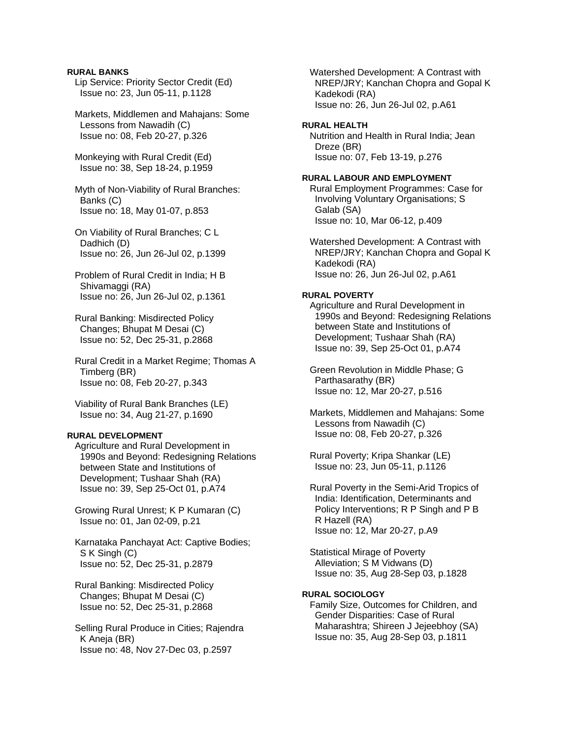**RURAL BANKS**

Lip Service: Priority Sector Credit (Ed)
Issue no: 23, Jun 05-11, p.1128

Markets, Middlemen and Mahajans: Some Lessons from Nawadih (C)
Issue no: 08, Feb 20-27, p.326

Monkeying with Rural Credit (Ed)
Issue no: 38, Sep 18-24, p.1959

Myth of Non-Viability of Rural Branches: Banks (C)
Issue no: 18, May 01-07, p.853

On Viability of Rural Branches; C L Dadhich (D)
Issue no: 26, Jun 26-Jul 02, p.1399

Problem of Rural Credit in India; H B Shivamaggi (RA)
Issue no: 26, Jun 26-Jul 02, p.1361

Rural Banking: Misdirected Policy Changes; Bhupat M Desai (C)
Issue no: 52, Dec 25-31, p.2868

Rural Credit in a Market Regime; Thomas A Timberg (BR)
Issue no: 08, Feb 20-27, p.343

Viability of Rural Bank Branches (LE)
Issue no: 34, Aug 21-27, p.1690

**RURAL DEVELOPMENT**

Agriculture and Rural Development in 1990s and Beyond: Redesigning Relations between State and Institutions of Development; Tushaar Shah (RA)
Issue no: 39, Sep 25-Oct 01, p.A74

Growing Rural Unrest; K P Kumaran (C)
Issue no: 01, Jan 02-09, p.21

Karnataka Panchayat Act: Captive Bodies; S K Singh (C)
Issue no: 52, Dec 25-31, p.2879

Rural Banking: Misdirected Policy Changes; Bhupat M Desai (C)
Issue no: 52, Dec 25-31, p.2868

Selling Rural Produce in Cities; Rajendra K Aneja (BR)
Issue no: 48, Nov 27-Dec 03, p.2597

Watershed Development: A Contrast with NREP/JRY; Kanchan Chopra and Gopal K Kadekodi (RA)
Issue no: 26, Jun 26-Jul 02, p.A61

**RURAL HEALTH**

Nutrition and Health in Rural India; Jean Dreze (BR)
Issue no: 07, Feb 13-19, p.276

**RURAL LABOUR AND EMPLOYMENT**

Rural Employment Programmes: Case for Involving Voluntary Organisations; S Galab (SA)
Issue no: 10, Mar 06-12, p.409

Watershed Development: A Contrast with NREP/JRY; Kanchan Chopra and Gopal K Kadekodi (RA)
Issue no: 26, Jun 26-Jul 02, p.A61

**RURAL POVERTY**

Agriculture and Rural Development in 1990s and Beyond: Redesigning Relations between State and Institutions of Development; Tushaar Shah (RA)
Issue no: 39, Sep 25-Oct 01, p.A74

Green Revolution in Middle Phase; G Parthasarathy (BR)
Issue no: 12, Mar 20-27, p.516

Markets, Middlemen and Mahajans: Some Lessons from Nawadih (C)
Issue no: 08, Feb 20-27, p.326

Rural Poverty; Kripa Shankar (LE)
Issue no: 23, Jun 05-11, p.1126

Rural Poverty in the Semi-Arid Tropics of India: Identification, Determinants and Policy Interventions; R P Singh and P B R Hazell (RA)
Issue no: 12, Mar 20-27, p.A9

Statistical Mirage of Poverty Alleviation; S M Vidwans (D)
Issue no: 35, Aug 28-Sep 03, p.1828

**RURAL SOCIOLOGY**

Family Size, Outcomes for Children, and Gender Disparities: Case of Rural Maharashtra; Shireen J Jejeebhoy (SA)
Issue no: 35, Aug 28-Sep 03, p.1811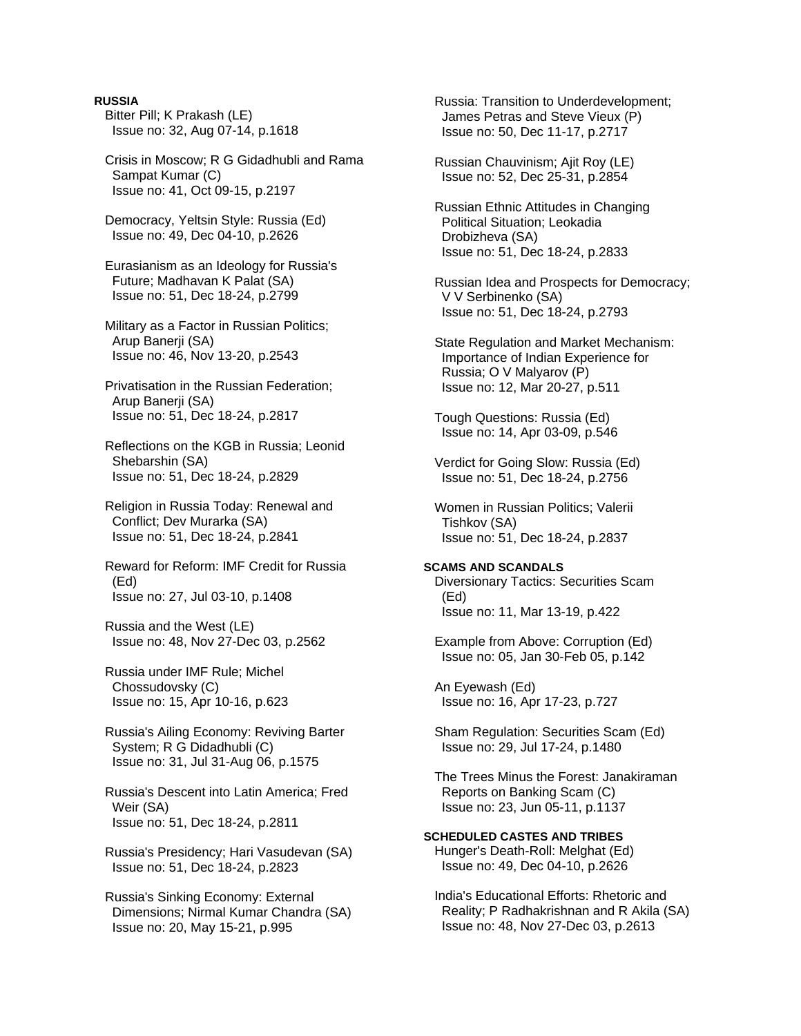**RUSSIA**

Bitter Pill; K Prakash (LE)
Issue no: 32, Aug 07-14, p.1618

Crisis in Moscow; R G Gidadhubli and Rama Sampat Kumar (C)
Issue no: 41, Oct 09-15, p.2197

Democracy, Yeltsin Style: Russia (Ed)
Issue no: 49, Dec 04-10, p.2626

Eurasianism as an Ideology for Russia's Future; Madhavan K Palat (SA)
Issue no: 51, Dec 18-24, p.2799

Military as a Factor in Russian Politics; Arup Banerji (SA)
Issue no: 46, Nov 13-20, p.2543

Privatisation in the Russian Federation; Arup Banerji (SA)
Issue no: 51, Dec 18-24, p.2817

Reflections on the KGB in Russia; Leonid Shebarshin (SA)
Issue no: 51, Dec 18-24, p.2829

Religion in Russia Today: Renewal and Conflict; Dev Murarka (SA)
Issue no: 51, Dec 18-24, p.2841

Reward for Reform: IMF Credit for Russia (Ed)
Issue no: 27, Jul 03-10, p.1408

Russia and the West (LE)
Issue no: 48, Nov 27-Dec 03, p.2562

Russia under IMF Rule; Michel Chossudovsky (C)
Issue no: 15, Apr 10-16, p.623

Russia's Ailing Economy: Reviving Barter System; R G Didadhubli (C)
Issue no: 31, Jul 31-Aug 06, p.1575

Russia's Descent into Latin America; Fred Weir (SA)
Issue no: 51, Dec 18-24, p.2811

Russia's Presidency; Hari Vasudevan (SA)
Issue no: 51, Dec 18-24, p.2823

Russia's Sinking Economy: External Dimensions; Nirmal Kumar Chandra (SA)
Issue no: 20, May 15-21, p.995

Russia: Transition to Underdevelopment; James Petras and Steve Vieux (P)
Issue no: 50, Dec 11-17, p.2717

Russian Chauvinism; Ajit Roy (LE)
Issue no: 52, Dec 25-31, p.2854

Russian Ethnic Attitudes in Changing Political Situation; Leokadia Drobizheva (SA)
Issue no: 51, Dec 18-24, p.2833

Russian Idea and Prospects for Democracy; V V Serbinenko (SA)
Issue no: 51, Dec 18-24, p.2793

State Regulation and Market Mechanism: Importance of Indian Experience for Russia; O V Malyarov (P)
Issue no: 12, Mar 20-27, p.511

Tough Questions: Russia (Ed)
Issue no: 14, Apr 03-09, p.546

Verdict for Going Slow: Russia (Ed)
Issue no: 51, Dec 18-24, p.2756

Women in Russian Politics; Valerii Tishkov (SA)
Issue no: 51, Dec 18-24, p.2837

**SCAMS AND SCANDALS**

Diversionary Tactics: Securities Scam (Ed)
Issue no: 11, Mar 13-19, p.422

Example from Above: Corruption (Ed)
Issue no: 05, Jan 30-Feb 05, p.142

An Eyewash (Ed)
Issue no: 16, Apr 17-23, p.727

Sham Regulation: Securities Scam (Ed)
Issue no: 29, Jul 17-24, p.1480

The Trees Minus the Forest: Janakiraman Reports on Banking Scam (C)
Issue no: 23, Jun 05-11, p.1137

**SCHEDULED CASTES AND TRIBES**

Hunger's Death-Roll: Melghat (Ed)
Issue no: 49, Dec 04-10, p.2626

India's Educational Efforts: Rhetoric and Reality; P Radhakrishnan and R Akila (SA)
Issue no: 48, Nov 27-Dec 03, p.2613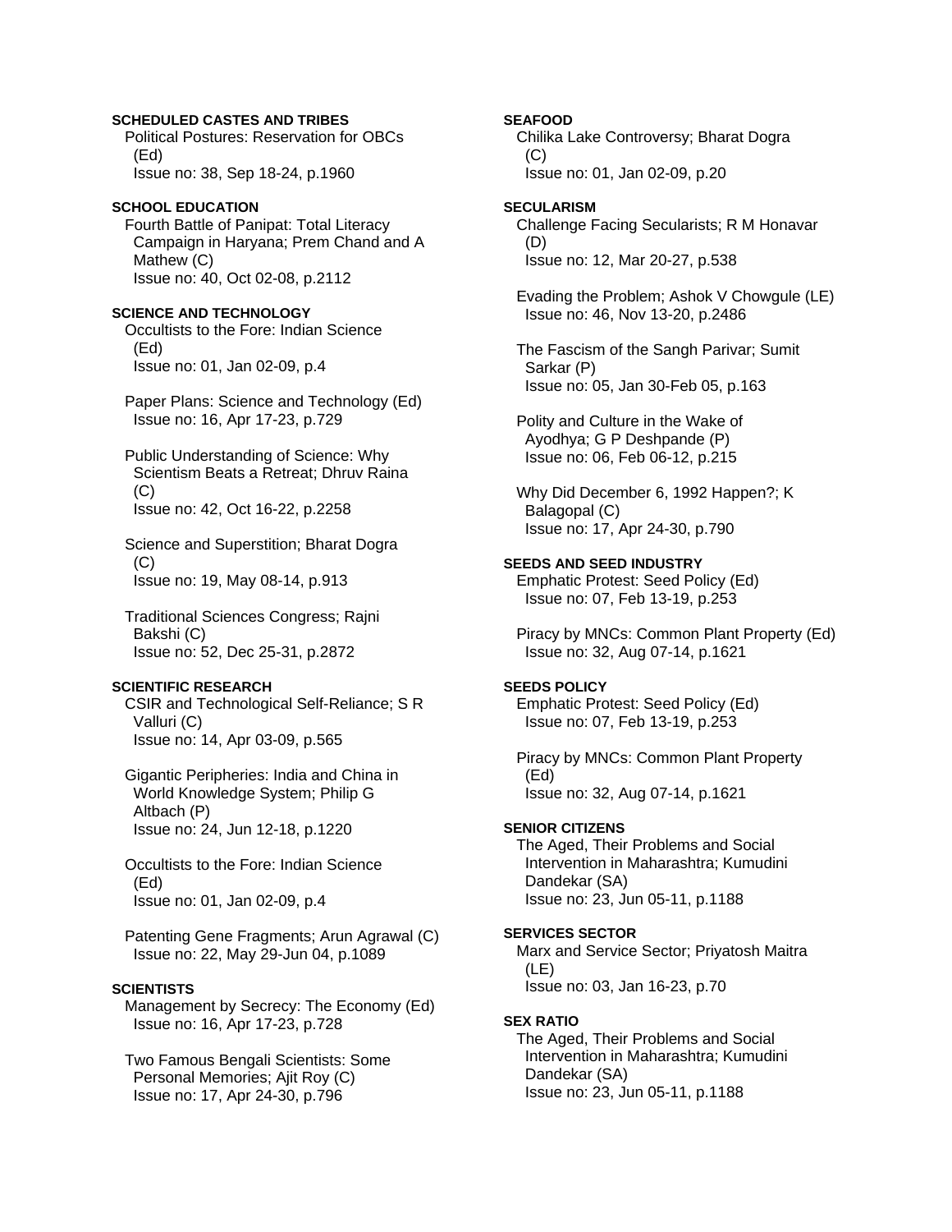**SCHEDULED CASTES AND TRIBES**

Political Postures: Reservation for OBCs (Ed)
Issue no: 38, Sep 18-24, p.1960

**SCHOOL EDUCATION**

Fourth Battle of Panipat: Total Literacy Campaign in Haryana; Prem Chand and A Mathew (C)
Issue no: 40, Oct 02-08, p.2112

**SCIENCE AND TECHNOLOGY**

Occultists to the Fore: Indian Science (Ed)
Issue no: 01, Jan 02-09, p.4

Paper Plans: Science and Technology (Ed)
Issue no: 16, Apr 17-23, p.729

Public Understanding of Science: Why Scientism Beats a Retreat; Dhruv Raina (C)
Issue no: 42, Oct 16-22, p.2258

Science and Superstition; Bharat Dogra (C)
Issue no: 19, May 08-14, p.913

Traditional Sciences Congress; Rajni Bakshi (C)
Issue no: 52, Dec 25-31, p.2872

**SCIENTIFIC RESEARCH**

CSIR and Technological Self-Reliance; S R Valluri (C)
Issue no: 14, Apr 03-09, p.565

Gigantic Peripheries: India and China in World Knowledge System; Philip G Altbach (P)
Issue no: 24, Jun 12-18, p.1220

Occultists to the Fore: Indian Science (Ed)
Issue no: 01, Jan 02-09, p.4

Patenting Gene Fragments; Arun Agrawal (C)
Issue no: 22, May 29-Jun 04, p.1089

**SCIENTISTS**

Management by Secrecy: The Economy (Ed)
Issue no: 16, Apr 17-23, p.728

Two Famous Bengali Scientists: Some Personal Memories; Ajit Roy (C)
Issue no: 17, Apr 24-30, p.796

**SEAFOOD**

Chilika Lake Controversy; Bharat Dogra (C)
Issue no: 01, Jan 02-09, p.20

**SECULARISM**

Challenge Facing Secularists; R M Honavar (D)
Issue no: 12, Mar 20-27, p.538

Evading the Problem; Ashok V Chowgule (LE)
Issue no: 46, Nov 13-20, p.2486

The Fascism of the Sangh Parivar; Sumit Sarkar (P)
Issue no: 05, Jan 30-Feb 05, p.163

Polity and Culture in the Wake of Ayodhya; G P Deshpande (P)
Issue no: 06, Feb 06-12, p.215

Why Did December 6, 1992 Happen?; K Balagopal (C)
Issue no: 17, Apr 24-30, p.790

**SEEDS AND SEED INDUSTRY**

Emphatic Protest: Seed Policy (Ed)
Issue no: 07, Feb 13-19, p.253

Piracy by MNCs: Common Plant Property (Ed)
Issue no: 32, Aug 07-14, p.1621

**SEEDS POLICY**

Emphatic Protest: Seed Policy (Ed)
Issue no: 07, Feb 13-19, p.253

Piracy by MNCs: Common Plant Property (Ed)
Issue no: 32, Aug 07-14, p.1621

**SENIOR CITIZENS**

The Aged, Their Problems and Social Intervention in Maharashtra; Kumudini Dandekar (SA)
Issue no: 23, Jun 05-11, p.1188

**SERVICES SECTOR**

Marx and Service Sector; Priyatosh Maitra (LE)
Issue no: 03, Jan 16-23, p.70

**SEX RATIO**

The Aged, Their Problems and Social Intervention in Maharashtra; Kumudini Dandekar (SA)
Issue no: 23, Jun 05-11, p.1188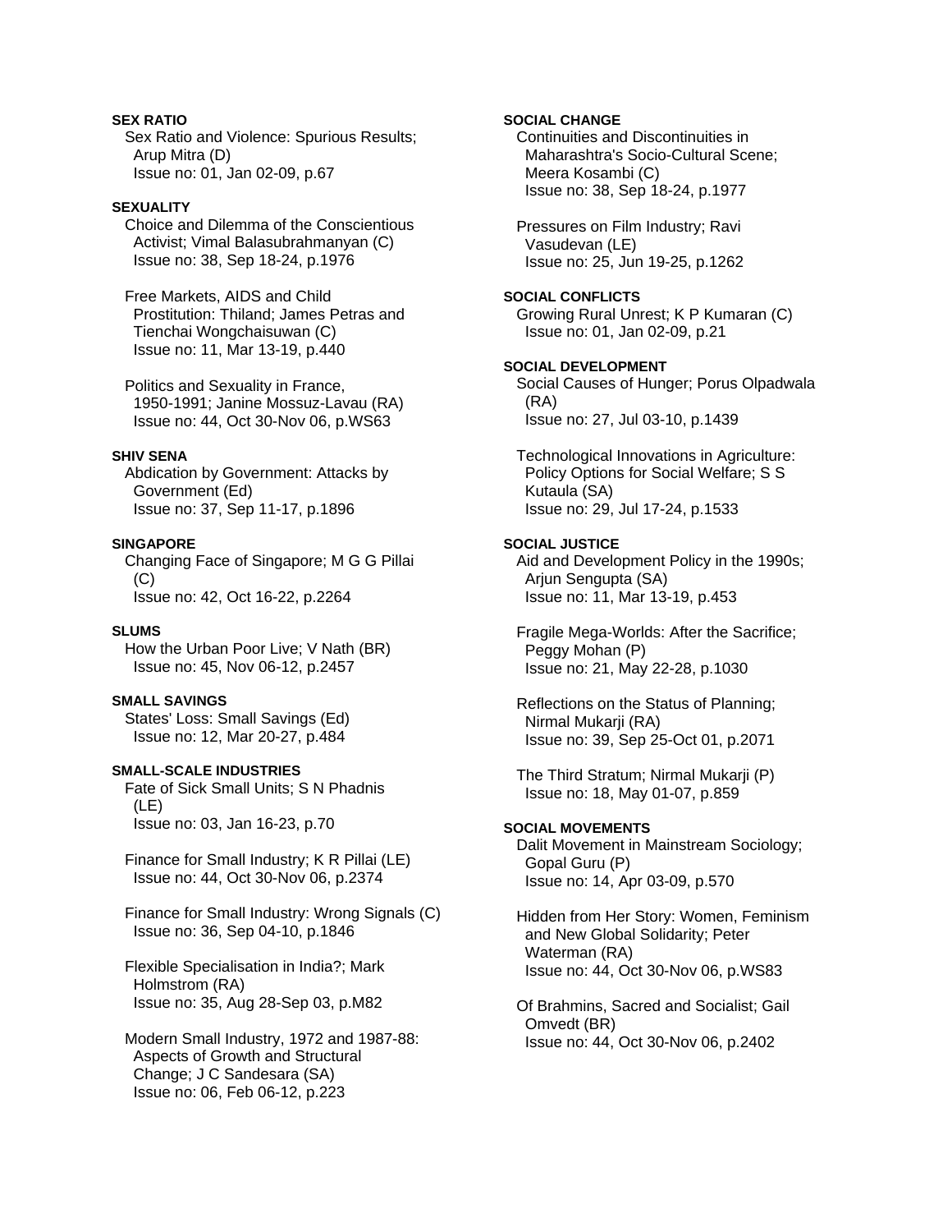**SEX RATIO**

Sex Ratio and Violence: Spurious Results; Arup Mitra (D)
Issue no: 01, Jan 02-09, p.67

**SEXUALITY**

Choice and Dilemma of the Conscientious Activist; Vimal Balasubrahmanyan (C)
Issue no: 38, Sep 18-24, p.1976

Free Markets, AIDS and Child Prostitution: Thiland; James Petras and Tienchai Wongchaisuwan (C)
Issue no: 11, Mar 13-19, p.440

Politics and Sexuality in France, 1950-1991; Janine Mossuz-Lavau (RA)
Issue no: 44, Oct 30-Nov 06, p.WS63

**SHIV SENA**

Abdication by Government: Attacks by Government (Ed)
Issue no: 37, Sep 11-17, p.1896

**SINGAPORE**

Changing Face of Singapore; M G G Pillai (C)
Issue no: 42, Oct 16-22, p.2264

**SLUMS**

How the Urban Poor Live; V Nath (BR)
Issue no: 45, Nov 06-12, p.2457

**SMALL SAVINGS**

States' Loss: Small Savings (Ed)
Issue no: 12, Mar 20-27, p.484

**SMALL-SCALE INDUSTRIES**

Fate of Sick Small Units; S N Phadnis (LE)
Issue no: 03, Jan 16-23, p.70

Finance for Small Industry; K R Pillai (LE)
Issue no: 44, Oct 30-Nov 06, p.2374

Finance for Small Industry: Wrong Signals (C)
Issue no: 36, Sep 04-10, p.1846

Flexible Specialisation in India?; Mark Holmstrom (RA)
Issue no: 35, Aug 28-Sep 03, p.M82

Modern Small Industry, 1972 and 1987-88: Aspects of Growth and Structural Change; J C Sandesara (SA)
Issue no: 06, Feb 06-12, p.223

**SOCIAL CHANGE**

Continuities and Discontinuities in Maharashtra's Socio-Cultural Scene; Meera Kosambi (C)
Issue no: 38, Sep 18-24, p.1977

Pressures on Film Industry; Ravi Vasudevan (LE)
Issue no: 25, Jun 19-25, p.1262

**SOCIAL CONFLICTS**

Growing Rural Unrest; K P Kumaran (C)
Issue no: 01, Jan 02-09, p.21

**SOCIAL DEVELOPMENT**

Social Causes of Hunger; Porus Olpadwala (RA)
Issue no: 27, Jul 03-10, p.1439

Technological Innovations in Agriculture: Policy Options for Social Welfare; S S Kutaula (SA)
Issue no: 29, Jul 17-24, p.1533

**SOCIAL JUSTICE**

Aid and Development Policy in the 1990s; Arjun Sengupta (SA)
Issue no: 11, Mar 13-19, p.453

Fragile Mega-Worlds: After the Sacrifice; Peggy Mohan (P)
Issue no: 21, May 22-28, p.1030

Reflections on the Status of Planning; Nirmal Mukarji (RA)
Issue no: 39, Sep 25-Oct 01, p.2071

The Third Stratum; Nirmal Mukarji (P)
Issue no: 18, May 01-07, p.859

**SOCIAL MOVEMENTS**

Dalit Movement in Mainstream Sociology; Gopal Guru (P)
Issue no: 14, Apr 03-09, p.570

Hidden from Her Story: Women, Feminism and New Global Solidarity; Peter Waterman (RA)
Issue no: 44, Oct 30-Nov 06, p.WS83

Of Brahmins, Sacred and Socialist; Gail Omvedt (BR)
Issue no: 44, Oct 30-Nov 06, p.2402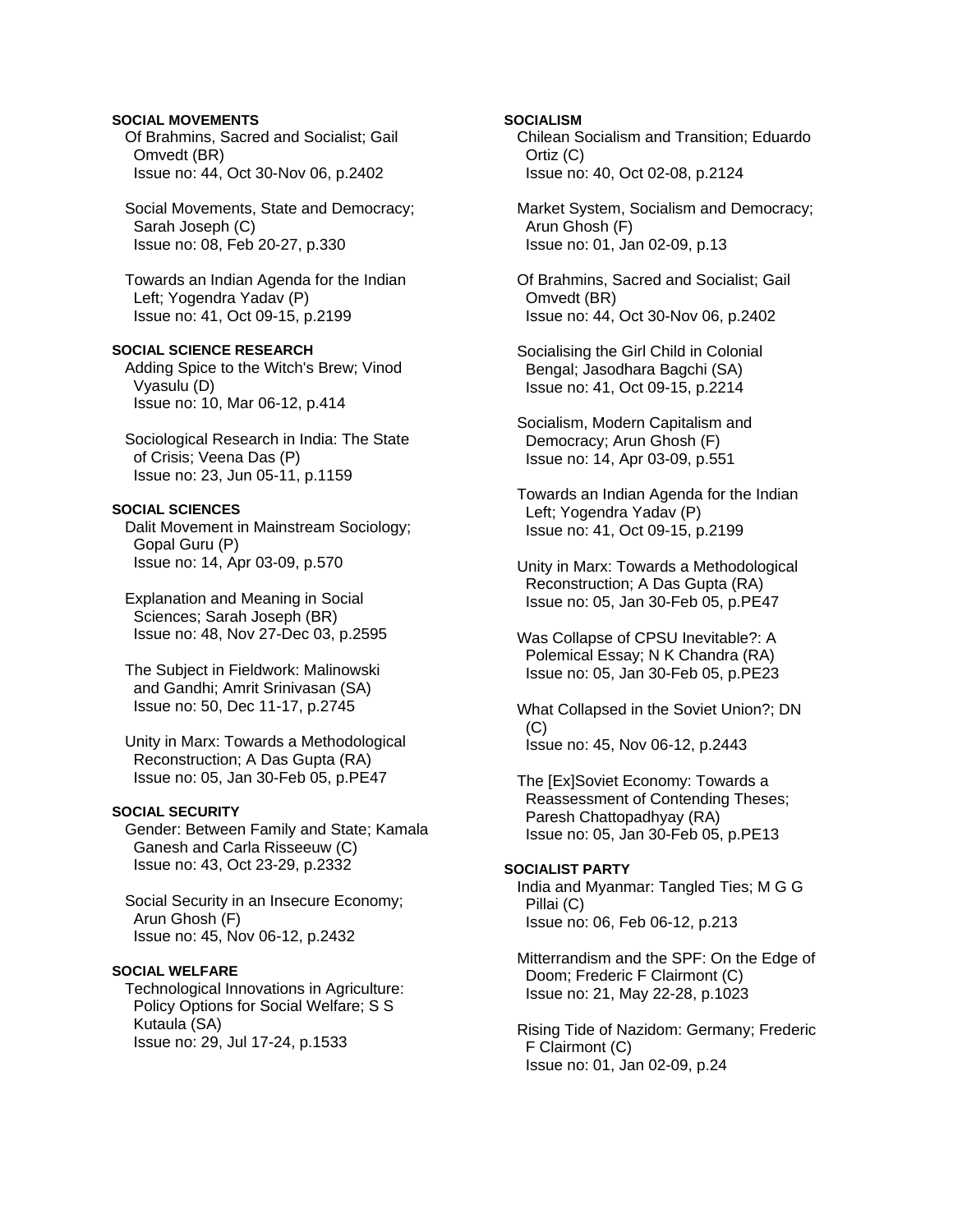**SOCIAL MOVEMENTS**

Of Brahmins, Sacred and Socialist; Gail Omvedt (BR)
Issue no: 44, Oct 30-Nov 06, p.2402

Social Movements, State and Democracy; Sarah Joseph (C)
Issue no: 08, Feb 20-27, p.330

Towards an Indian Agenda for the Indian Left; Yogendra Yadav (P)
Issue no: 41, Oct 09-15, p.2199

**SOCIAL SCIENCE RESEARCH**

Adding Spice to the Witch's Brew; Vinod Vyasulu (D)
Issue no: 10, Mar 06-12, p.414

Sociological Research in India: The State of Crisis; Veena Das (P)
Issue no: 23, Jun 05-11, p.1159

**SOCIAL SCIENCES**

Dalit Movement in Mainstream Sociology; Gopal Guru (P)
Issue no: 14, Apr 03-09, p.570

Explanation and Meaning in Social Sciences; Sarah Joseph (BR)
Issue no: 48, Nov 27-Dec 03, p.2595

The Subject in Fieldwork: Malinowski and Gandhi; Amrit Srinivasan (SA)
Issue no: 50, Dec 11-17, p.2745

Unity in Marx: Towards a Methodological Reconstruction; A Das Gupta (RA)
Issue no: 05, Jan 30-Feb 05, p.PE47

**SOCIAL SECURITY**

Gender: Between Family and State; Kamala Ganesh and Carla Risseeuw (C)
Issue no: 43, Oct 23-29, p.2332

Social Security in an Insecure Economy; Arun Ghosh (F)
Issue no: 45, Nov 06-12, p.2432

**SOCIAL WELFARE**

Technological Innovations in Agriculture: Policy Options for Social Welfare; S S Kutaula (SA)
Issue no: 29, Jul 17-24, p.1533

**SOCIALISM**

Chilean Socialism and Transition; Eduardo Ortiz (C)
Issue no: 40, Oct 02-08, p.2124

Market System, Socialism and Democracy; Arun Ghosh (F)
Issue no: 01, Jan 02-09, p.13

Of Brahmins, Sacred and Socialist; Gail Omvedt (BR)
Issue no: 44, Oct 30-Nov 06, p.2402

Socialising the Girl Child in Colonial Bengal; Jasodhara Bagchi (SA)
Issue no: 41, Oct 09-15, p.2214

Socialism, Modern Capitalism and Democracy; Arun Ghosh (F)
Issue no: 14, Apr 03-09, p.551

Towards an Indian Agenda for the Indian Left; Yogendra Yadav (P)
Issue no: 41, Oct 09-15, p.2199

Unity in Marx: Towards a Methodological Reconstruction; A Das Gupta (RA)
Issue no: 05, Jan 30-Feb 05, p.PE47

Was Collapse of CPSU Inevitable?: A Polemical Essay; N K Chandra (RA)
Issue no: 05, Jan 30-Feb 05, p.PE23

What Collapsed in the Soviet Union?; DN (C)
Issue no: 45, Nov 06-12, p.2443

The [Ex]Soviet Economy: Towards a Reassessment of Contending Theses; Paresh Chattopadhyay (RA)
Issue no: 05, Jan 30-Feb 05, p.PE13

**SOCIALIST PARTY**

India and Myanmar: Tangled Ties; M G G Pillai (C)
Issue no: 06, Feb 06-12, p.213

Mitterrandism and the SPF: On the Edge of Doom; Frederic F Clairmont (C)
Issue no: 21, May 22-28, p.1023

Rising Tide of Nazidom: Germany; Frederic F Clairmont (C)
Issue no: 01, Jan 02-09, p.24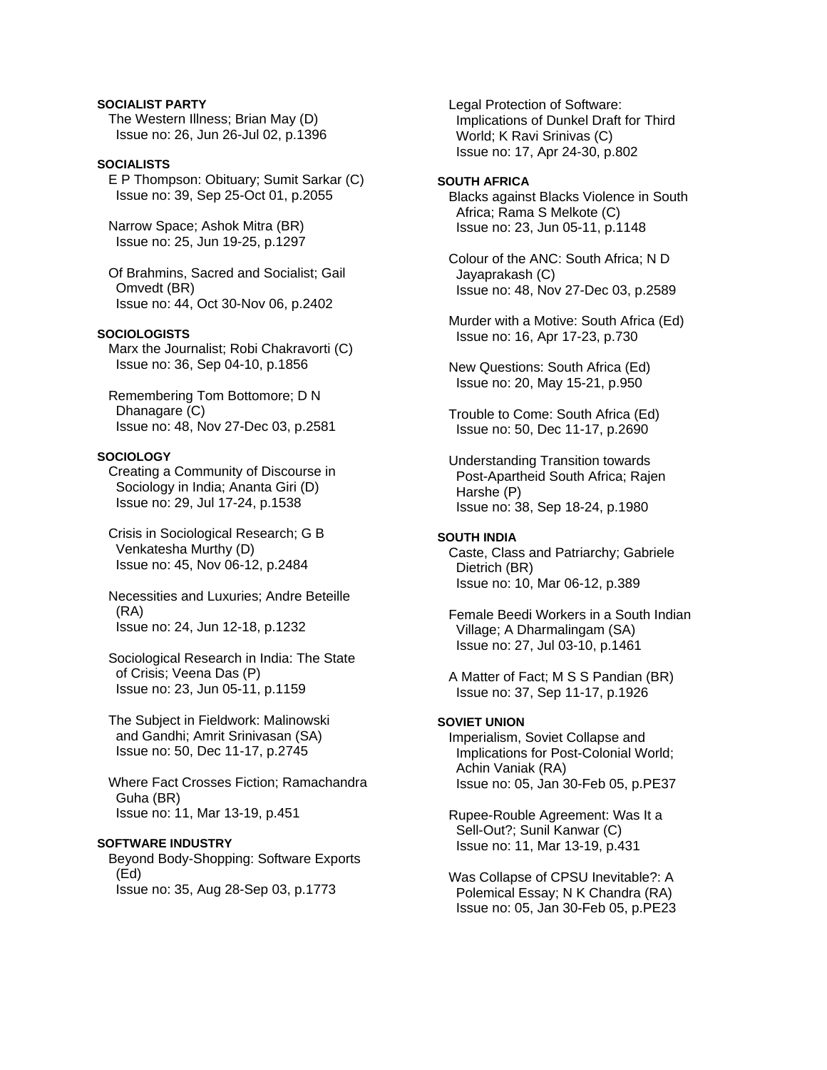**SOCIALIST PARTY**

The Western Illness; Brian May (D)
Issue no: 26, Jun 26-Jul 02, p.1396

**SOCIALISTS**

E P Thompson: Obituary; Sumit Sarkar (C)
Issue no: 39, Sep 25-Oct 01, p.2055

Narrow Space; Ashok Mitra (BR)
Issue no: 25, Jun 19-25, p.1297

Of Brahmins, Sacred and Socialist; Gail Omvedt (BR)
Issue no: 44, Oct 30-Nov 06, p.2402

**SOCIOLOGISTS**

Marx the Journalist; Robi Chakravorti (C)
Issue no: 36, Sep 04-10, p.1856

Remembering Tom Bottomore; D N Dhanagare (C)
Issue no: 48, Nov 27-Dec 03, p.2581

**SOCIOLOGY**

Creating a Community of Discourse in Sociology in India; Ananta Giri (D)
Issue no: 29, Jul 17-24, p.1538

Crisis in Sociological Research; G B Venkatesha Murthy (D)
Issue no: 45, Nov 06-12, p.2484

Necessities and Luxuries; Andre Beteille (RA)
Issue no: 24, Jun 12-18, p.1232

Sociological Research in India: The State of Crisis; Veena Das (P)
Issue no: 23, Jun 05-11, p.1159

The Subject in Fieldwork: Malinowski and Gandhi; Amrit Srinivasan (SA)
Issue no: 50, Dec 11-17, p.2745

Where Fact Crosses Fiction; Ramachandra Guha (BR)
Issue no: 11, Mar 13-19, p.451

**SOFTWARE INDUSTRY**

Beyond Body-Shopping: Software Exports (Ed)
Issue no: 35, Aug 28-Sep 03, p.1773

Legal Protection of Software: Implications of Dunkel Draft for Third World; K Ravi Srinivas (C)
Issue no: 17, Apr 24-30, p.802

**SOUTH AFRICA**

Blacks against Blacks Violence in South Africa; Rama S Melkote (C)
Issue no: 23, Jun 05-11, p.1148

Colour of the ANC: South Africa; N D Jayaprakash (C)
Issue no: 48, Nov 27-Dec 03, p.2589

Murder with a Motive: South Africa (Ed)
Issue no: 16, Apr 17-23, p.730

New Questions: South Africa (Ed)
Issue no: 20, May 15-21, p.950

Trouble to Come: South Africa (Ed)
Issue no: 50, Dec 11-17, p.2690

Understanding Transition towards Post-Apartheid South Africa; Rajen Harshe (P)
Issue no: 38, Sep 18-24, p.1980

**SOUTH INDIA**

Caste, Class and Patriarchy; Gabriele Dietrich (BR)
Issue no: 10, Mar 06-12, p.389

Female Beedi Workers in a South Indian Village; A Dharmalingam (SA)
Issue no: 27, Jul 03-10, p.1461

A Matter of Fact; M S S Pandian (BR)
Issue no: 37, Sep 11-17, p.1926

**SOVIET UNION**

Imperialism, Soviet Collapse and Implications for Post-Colonial World; Achin Vaniak (RA)
Issue no: 05, Jan 30-Feb 05, p.PE37

Rupee-Rouble Agreement: Was It a Sell-Out?; Sunil Kanwar (C)
Issue no: 11, Mar 13-19, p.431

Was Collapse of CPSU Inevitable?: A Polemical Essay; N K Chandra (RA)
Issue no: 05, Jan 30-Feb 05, p.PE23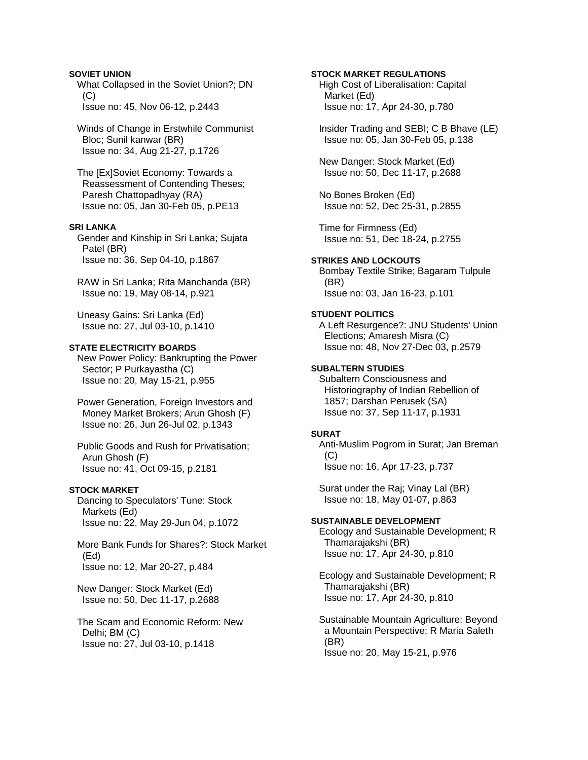**SOVIET UNION**

What Collapsed in the Soviet Union?; DN (C)
Issue no: 45, Nov 06-12, p.2443

Winds of Change in Erstwhile Communist Bloc; Sunil kanwar (BR)
Issue no: 34, Aug 21-27, p.1726

The [Ex]Soviet Economy: Towards a Reassessment of Contending Theses; Paresh Chattopadhyay (RA)
Issue no: 05, Jan 30-Feb 05, p.PE13

**SRI LANKA**

Gender and Kinship in Sri Lanka; Sujata Patel (BR)
Issue no: 36, Sep 04-10, p.1867

RAW in Sri Lanka; Rita Manchanda (BR)
Issue no: 19, May 08-14, p.921

Uneasy Gains: Sri Lanka (Ed)
Issue no: 27, Jul 03-10, p.1410

**STATE ELECTRICITY BOARDS**

New Power Policy: Bankrupting the Power Sector; P Purkayastha (C)
Issue no: 20, May 15-21, p.955

Power Generation, Foreign Investors and Money Market Brokers; Arun Ghosh (F)
Issue no: 26, Jun 26-Jul 02, p.1343

Public Goods and Rush for Privatisation; Arun Ghosh (F)
Issue no: 41, Oct 09-15, p.2181

**STOCK MARKET**

Dancing to Speculators' Tune: Stock Markets (Ed)
Issue no: 22, May 29-Jun 04, p.1072

More Bank Funds for Shares?: Stock Market (Ed)
Issue no: 12, Mar 20-27, p.484

New Danger: Stock Market (Ed)
Issue no: 50, Dec 11-17, p.2688

The Scam and Economic Reform: New Delhi; BM (C)
Issue no: 27, Jul 03-10, p.1418

**STOCK MARKET REGULATIONS**

High Cost of Liberalisation: Capital Market (Ed)
Issue no: 17, Apr 24-30, p.780

Insider Trading and SEBI; C B Bhave (LE)
Issue no: 05, Jan 30-Feb 05, p.138

New Danger: Stock Market (Ed)
Issue no: 50, Dec 11-17, p.2688

No Bones Broken (Ed)
Issue no: 52, Dec 25-31, p.2855

Time for Firmness (Ed)
Issue no: 51, Dec 18-24, p.2755

**STRIKES AND LOCKOUTS**

Bombay Textile Strike; Bagaram Tulpule (BR)
Issue no: 03, Jan 16-23, p.101

**STUDENT POLITICS**

A Left Resurgence?: JNU Students' Union Elections; Amaresh Misra (C)
Issue no: 48, Nov 27-Dec 03, p.2579

**SUBALTERN STUDIES**

Subaltern Consciousness and Historiography of Indian Rebellion of 1857; Darshan Perusek (SA)
Issue no: 37, Sep 11-17, p.1931

**SURAT**

Anti-Muslim Pogrom in Surat; Jan Breman (C)
Issue no: 16, Apr 17-23, p.737

Surat under the Raj; Vinay Lal (BR)
Issue no: 18, May 01-07, p.863

**SUSTAINABLE DEVELOPMENT**

Ecology and Sustainable Development; R Thamarajakshi (BR)
Issue no: 17, Apr 24-30, p.810

Ecology and Sustainable Development; R Thamarajakshi (BR)
Issue no: 17, Apr 24-30, p.810

Sustainable Mountain Agriculture: Beyond a Mountain Perspective; R Maria Saleth (BR)
Issue no: 20, May 15-21, p.976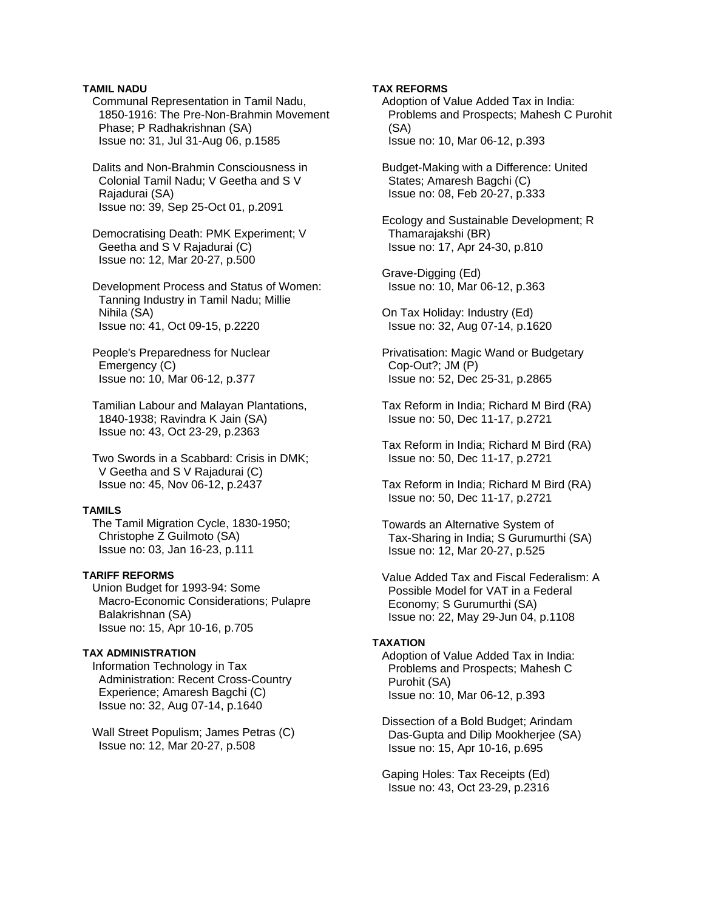**TAMIL NADU**

Communal Representation in Tamil Nadu, 1850-1916: The Pre-Non-Brahmin Movement Phase; P Radhakrishnan (SA)
Issue no: 31, Jul 31-Aug 06, p.1585

Dalits and Non-Brahmin Consciousness in Colonial Tamil Nadu; V Geetha and S V Rajadurai (SA)
Issue no: 39, Sep 25-Oct 01, p.2091

Democratising Death: PMK Experiment; V Geetha and S V Rajadurai (C)
Issue no: 12, Mar 20-27, p.500

Development Process and Status of Women: Tanning Industry in Tamil Nadu; Millie Nihila (SA)
Issue no: 41, Oct 09-15, p.2220

People's Preparedness for Nuclear Emergency (C)
Issue no: 10, Mar 06-12, p.377

Tamilian Labour and Malayan Plantations, 1840-1938; Ravindra K Jain (SA)
Issue no: 43, Oct 23-29, p.2363

Two Swords in a Scabbard: Crisis in DMK; V Geetha and S V Rajadurai (C)
Issue no: 45, Nov 06-12, p.2437

**TAMILS**

The Tamil Migration Cycle, 1830-1950; Christophe Z Guilmoto (SA)
Issue no: 03, Jan 16-23, p.111

**TARIFF REFORMS**

Union Budget for 1993-94: Some Macro-Economic Considerations; Pulapre Balakrishnan (SA)
Issue no: 15, Apr 10-16, p.705

**TAX ADMINISTRATION**

Information Technology in Tax Administration: Recent Cross-Country Experience; Amaresh Bagchi (C)
Issue no: 32, Aug 07-14, p.1640

Wall Street Populism; James Petras (C)
Issue no: 12, Mar 20-27, p.508

**TAX REFORMS**

Adoption of Value Added Tax in India: Problems and Prospects; Mahesh C Purohit (SA)
Issue no: 10, Mar 06-12, p.393

Budget-Making with a Difference: United States; Amaresh Bagchi (C)
Issue no: 08, Feb 20-27, p.333

Ecology and Sustainable Development; R Thamarajakshi (BR)
Issue no: 17, Apr 24-30, p.810

Grave-Digging (Ed)
Issue no: 10, Mar 06-12, p.363

On Tax Holiday: Industry (Ed)
Issue no: 32, Aug 07-14, p.1620

Privatisation: Magic Wand or Budgetary Cop-Out?; JM (P)
Issue no: 52, Dec 25-31, p.2865

Tax Reform in India; Richard M Bird (RA)
Issue no: 50, Dec 11-17, p.2721

Tax Reform in India; Richard M Bird (RA)
Issue no: 50, Dec 11-17, p.2721

Tax Reform in India; Richard M Bird (RA)
Issue no: 50, Dec 11-17, p.2721

Towards an Alternative System of Tax-Sharing in India; S Gurumurthi (SA)
Issue no: 12, Mar 20-27, p.525

Value Added Tax and Fiscal Federalism: A Possible Model for VAT in a Federal Economy; S Gurumurthi (SA)
Issue no: 22, May 29-Jun 04, p.1108

**TAXATION**

Adoption of Value Added Tax in India: Problems and Prospects; Mahesh C Purohit (SA)
Issue no: 10, Mar 06-12, p.393

Dissection of a Bold Budget; Arindam Das-Gupta and Dilip Mookherjee (SA)
Issue no: 15, Apr 10-16, p.695

Gaping Holes: Tax Receipts (Ed)
Issue no: 43, Oct 23-29, p.2316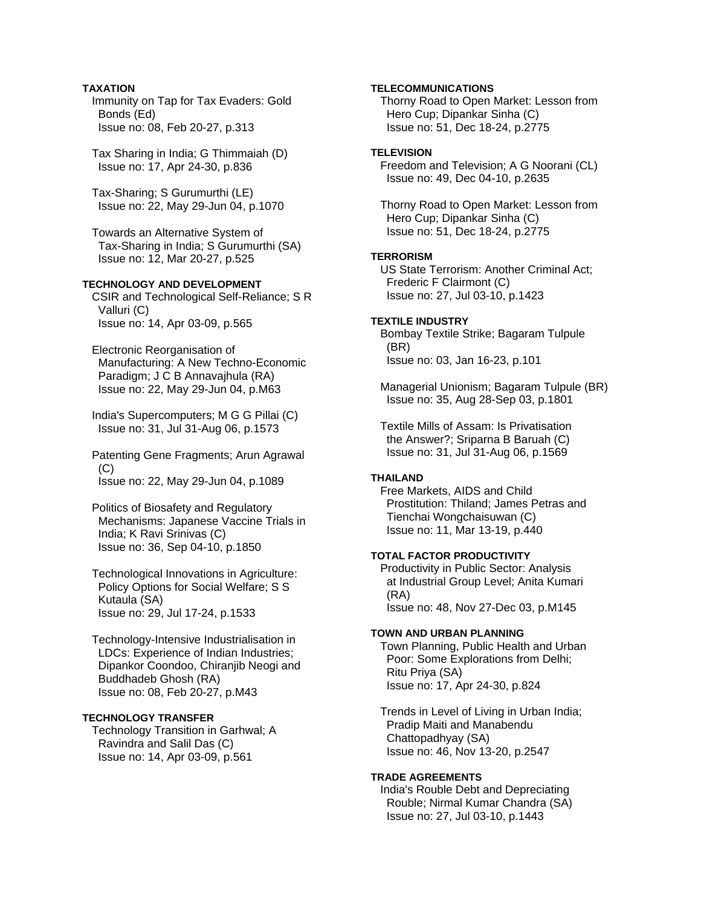**TAXATION**

Immunity on Tap for Tax Evaders: Gold Bonds (Ed)
Issue no: 08, Feb 20-27, p.313

Tax Sharing in India; G Thimmaiah (D)
Issue no: 17, Apr 24-30, p.836

Tax-Sharing; S Gurumurthi (LE)
Issue no: 22, May 29-Jun 04, p.1070

Towards an Alternative System of Tax-Sharing in India; S Gurumurthi (SA)
Issue no: 12, Mar 20-27, p.525

**TECHNOLOGY AND DEVELOPMENT**

CSIR and Technological Self-Reliance; S R Valluri (C)
Issue no: 14, Apr 03-09, p.565

Electronic Reorganisation of Manufacturing: A New Techno-Economic Paradigm; J C B Annavajhula (RA)
Issue no: 22, May 29-Jun 04, p.M63

India's Supercomputers; M G G Pillai (C)
Issue no: 31, Jul 31-Aug 06, p.1573

Patenting Gene Fragments; Arun Agrawal (C)
Issue no: 22, May 29-Jun 04, p.1089

Politics of Biosafety and Regulatory Mechanisms: Japanese Vaccine Trials in India; K Ravi Srinivas (C)
Issue no: 36, Sep 04-10, p.1850

Technological Innovations in Agriculture: Policy Options for Social Welfare; S S Kutaula (SA)
Issue no: 29, Jul 17-24, p.1533

Technology-Intensive Industrialisation in LDCs: Experience of Indian Industries; Dipankor Coondoo, Chiranjib Neogi and Buddhadeb Ghosh (RA)
Issue no: 08, Feb 20-27, p.M43

**TECHNOLOGY TRANSFER**

Technology Transition in Garhwal; A Ravindra and Salil Das (C)
Issue no: 14, Apr 03-09, p.561

**TELECOMMUNICATIONS**

Thorny Road to Open Market: Lesson from Hero Cup; Dipankar Sinha (C)
Issue no: 51, Dec 18-24, p.2775

**TELEVISION**

Freedom and Television; A G Noorani (CL)
Issue no: 49, Dec 04-10, p.2635

Thorny Road to Open Market: Lesson from Hero Cup; Dipankar Sinha (C)
Issue no: 51, Dec 18-24, p.2775

**TERRORISM**

US State Terrorism: Another Criminal Act; Frederic F Clairmont (C)
Issue no: 27, Jul 03-10, p.1423

**TEXTILE INDUSTRY**

Bombay Textile Strike; Bagaram Tulpule (BR)
Issue no: 03, Jan 16-23, p.101

Managerial Unionism; Bagaram Tulpule (BR)
Issue no: 35, Aug 28-Sep 03, p.1801

Textile Mills of Assam: Is Privatisation the Answer?; Sriparna B Baruah (C)
Issue no: 31, Jul 31-Aug 06, p.1569

**THAILAND**

Free Markets, AIDS and Child Prostitution: Thiland; James Petras and Tienchai Wongchaisuwan (C)
Issue no: 11, Mar 13-19, p.440

**TOTAL FACTOR PRODUCTIVITY**

Productivity in Public Sector: Analysis at Industrial Group Level; Anita Kumari (RA)
Issue no: 48, Nov 27-Dec 03, p.M145

**TOWN AND URBAN PLANNING**

Town Planning, Public Health and Urban Poor: Some Explorations from Delhi; Ritu Priya (SA)
Issue no: 17, Apr 24-30, p.824

Trends in Level of Living in Urban India; Pradip Maiti and Manabendu Chattopadhyay (SA)
Issue no: 46, Nov 13-20, p.2547

**TRADE AGREEMENTS**

India's Rouble Debt and Depreciating Rouble; Nirmal Kumar Chandra (SA)
Issue no: 27, Jul 03-10, p.1443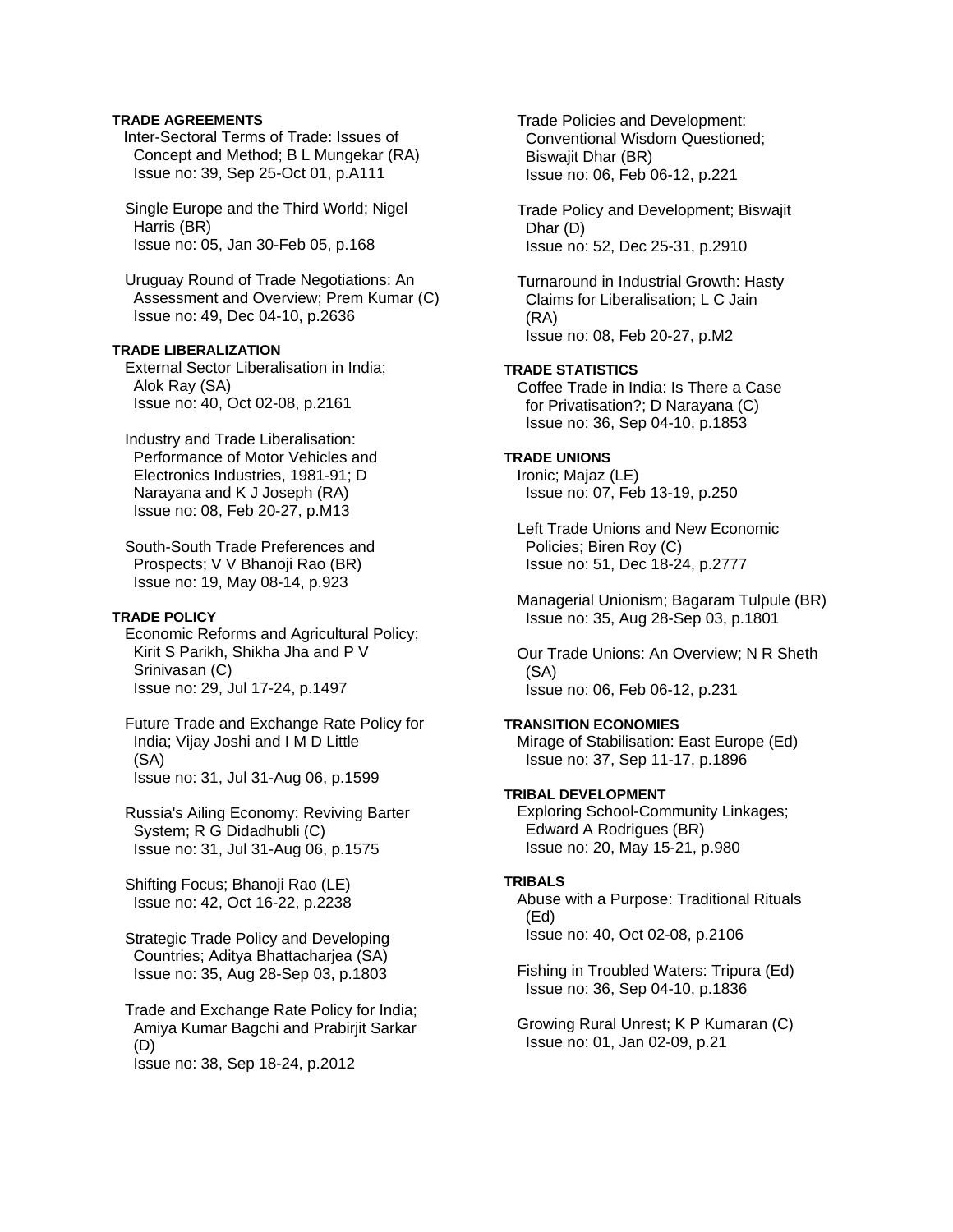**TRADE AGREEMENTS**

Inter-Sectoral Terms of Trade: Issues of Concept and Method; B L Mungekar (RA)
Issue no: 39, Sep 25-Oct 01, p.A111

Single Europe and the Third World; Nigel Harris (BR)
Issue no: 05, Jan 30-Feb 05, p.168

Uruguay Round of Trade Negotiations: An Assessment and Overview; Prem Kumar (C)
Issue no: 49, Dec 04-10, p.2636

**TRADE LIBERALIZATION**

External Sector Liberalisation in India; Alok Ray (SA)
Issue no: 40, Oct 02-08, p.2161

Industry and Trade Liberalisation: Performance of Motor Vehicles and Electronics Industries, 1981-91; D Narayana and K J Joseph (RA)
Issue no: 08, Feb 20-27, p.M13

South-South Trade Preferences and Prospects; V V Bhanoji Rao (BR)
Issue no: 19, May 08-14, p.923

**TRADE POLICY**

Economic Reforms and Agricultural Policy; Kirit S Parikh, Shikha Jha and P V Srinivasan (C)
Issue no: 29, Jul 17-24, p.1497

Future Trade and Exchange Rate Policy for India; Vijay Joshi and I M D Little (SA)
Issue no: 31, Jul 31-Aug 06, p.1599

Russia's Ailing Economy: Reviving Barter System; R G Didadhubli (C)
Issue no: 31, Jul 31-Aug 06, p.1575

Shifting Focus; Bhanoji Rao (LE)
Issue no: 42, Oct 16-22, p.2238

Strategic Trade Policy and Developing Countries; Aditya Bhattacharjea (SA)
Issue no: 35, Aug 28-Sep 03, p.1803

Trade and Exchange Rate Policy for India; Amiya Kumar Bagchi and Prabirjit Sarkar (D)
Issue no: 38, Sep 18-24, p.2012

Trade Policies and Development: Conventional Wisdom Questioned; Biswajit Dhar (BR)
Issue no: 06, Feb 06-12, p.221

Trade Policy and Development; Biswajit Dhar (D)
Issue no: 52, Dec 25-31, p.2910

Turnaround in Industrial Growth: Hasty Claims for Liberalisation; L C Jain (RA)
Issue no: 08, Feb 20-27, p.M2

**TRADE STATISTICS**

Coffee Trade in India: Is There a Case for Privatisation?; D Narayana (C)
Issue no: 36, Sep 04-10, p.1853

**TRADE UNIONS**

Ironic; Majaz (LE)
Issue no: 07, Feb 13-19, p.250

Left Trade Unions and New Economic Policies; Biren Roy (C)
Issue no: 51, Dec 18-24, p.2777

Managerial Unionism; Bagaram Tulpule (BR)
Issue no: 35, Aug 28-Sep 03, p.1801

Our Trade Unions: An Overview; N R Sheth (SA)
Issue no: 06, Feb 06-12, p.231

**TRANSITION ECONOMIES**

Mirage of Stabilisation: East Europe (Ed)
Issue no: 37, Sep 11-17, p.1896

**TRIBAL DEVELOPMENT**

Exploring School-Community Linkages; Edward A Rodrigues (BR)
Issue no: 20, May 15-21, p.980

**TRIBALS**

Abuse with a Purpose: Traditional Rituals (Ed)
Issue no: 40, Oct 02-08, p.2106

Fishing in Troubled Waters: Tripura (Ed)
Issue no: 36, Sep 04-10, p.1836

Growing Rural Unrest; K P Kumaran (C)
Issue no: 01, Jan 02-09, p.21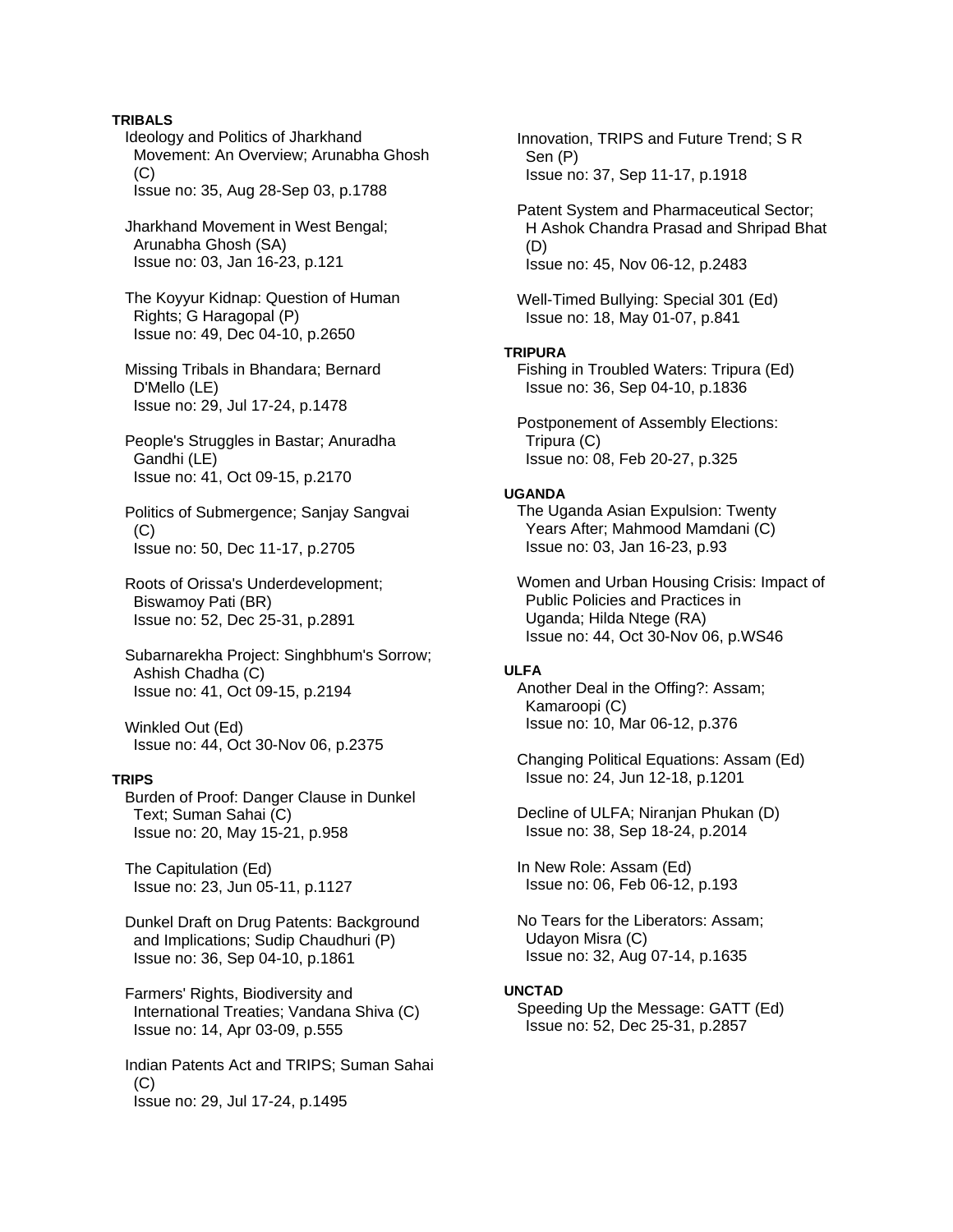**TRIBALS**

Ideology and Politics of Jharkhand Movement: An Overview; Arunabha Ghosh (C)
Issue no: 35, Aug 28-Sep 03, p.1788

Jharkhand Movement in West Bengal; Arunabha Ghosh (SA)
Issue no: 03, Jan 16-23, p.121

The Koyyur Kidnap: Question of Human Rights; G Haragopal (P)
Issue no: 49, Dec 04-10, p.2650

Missing Tribals in Bhandara; Bernard D'Mello (LE)
Issue no: 29, Jul 17-24, p.1478

People's Struggles in Bastar; Anuradha Gandhi (LE)
Issue no: 41, Oct 09-15, p.2170

Politics of Submergence; Sanjay Sangvai (C)
Issue no: 50, Dec 11-17, p.2705

Roots of Orissa's Underdevelopment; Biswamoy Pati (BR)
Issue no: 52, Dec 25-31, p.2891

Subarnarekha Project: Singhbhum's Sorrow; Ashish Chadha (C)
Issue no: 41, Oct 09-15, p.2194

Winkled Out (Ed)
Issue no: 44, Oct 30-Nov 06, p.2375

**TRIPS**

Burden of Proof: Danger Clause in Dunkel Text; Suman Sahai (C)
Issue no: 20, May 15-21, p.958

The Capitulation (Ed)
Issue no: 23, Jun 05-11, p.1127

Dunkel Draft on Drug Patents: Background and Implications; Sudip Chaudhuri (P)
Issue no: 36, Sep 04-10, p.1861

Farmers' Rights, Biodiversity and International Treaties; Vandana Shiva (C)
Issue no: 14, Apr 03-09, p.555

Indian Patents Act and TRIPS; Suman Sahai (C)
Issue no: 29, Jul 17-24, p.1495

Innovation, TRIPS and Future Trend; S R Sen (P)
Issue no: 37, Sep 11-17, p.1918

Patent System and Pharmaceutical Sector; H Ashok Chandra Prasad and Shripad Bhat (D)
Issue no: 45, Nov 06-12, p.2483

Well-Timed Bullying: Special 301 (Ed)
Issue no: 18, May 01-07, p.841

**TRIPURA**

Fishing in Troubled Waters: Tripura (Ed)
Issue no: 36, Sep 04-10, p.1836

Postponement of Assembly Elections: Tripura (C)
Issue no: 08, Feb 20-27, p.325

**UGANDA**

The Uganda Asian Expulsion: Twenty Years After; Mahmood Mamdani (C)
Issue no: 03, Jan 16-23, p.93

Women and Urban Housing Crisis: Impact of Public Policies and Practices in Uganda; Hilda Ntege (RA)
Issue no: 44, Oct 30-Nov 06, p.WS46

**ULFA**

Another Deal in the Offing?: Assam; Kamaroopi (C)
Issue no: 10, Mar 06-12, p.376

Changing Political Equations: Assam (Ed)
Issue no: 24, Jun 12-18, p.1201

Decline of ULFA; Niranjan Phukan (D)
Issue no: 38, Sep 18-24, p.2014

In New Role: Assam (Ed)
Issue no: 06, Feb 06-12, p.193

No Tears for the Liberators: Assam; Udayon Misra (C)
Issue no: 32, Aug 07-14, p.1635

**UNCTAD**

Speeding Up the Message: GATT (Ed)
Issue no: 52, Dec 25-31, p.2857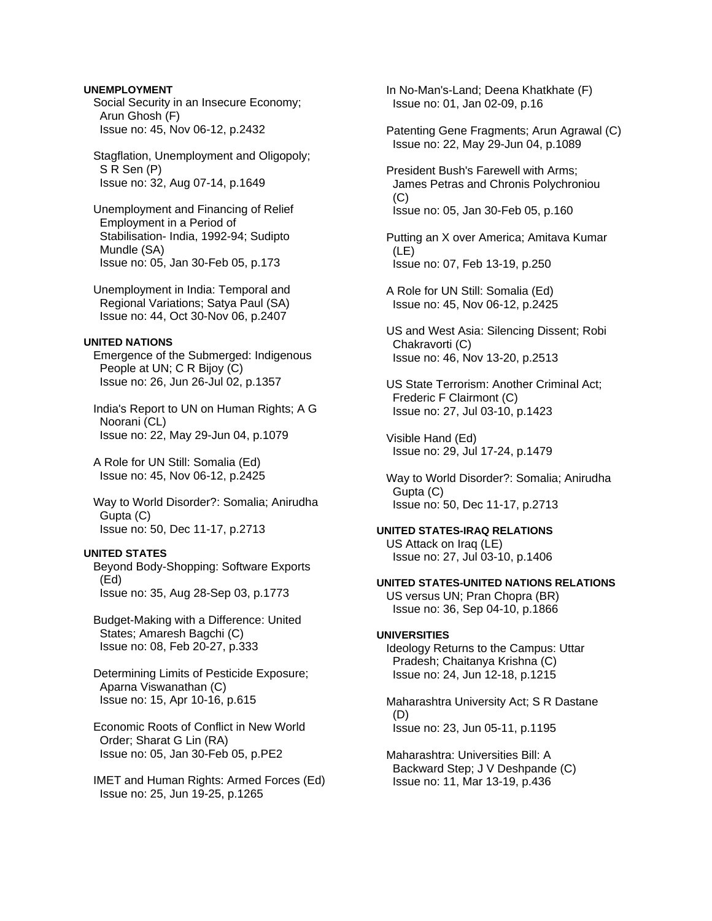**UNEMPLOYMENT**

Social Security in an Insecure Economy; Arun Ghosh (F)
Issue no: 45, Nov 06-12, p.2432

Stagflation, Unemployment and Oligopoly; S R Sen (P)
Issue no: 32, Aug 07-14, p.1649

Unemployment and Financing of Relief Employment in a Period of Stabilisation- India, 1992-94; Sudipto Mundle (SA)
Issue no: 05, Jan 30-Feb 05, p.173

Unemployment in India: Temporal and Regional Variations; Satya Paul (SA)
Issue no: 44, Oct 30-Nov 06, p.2407

**UNITED NATIONS**

Emergence of the Submerged: Indigenous People at UN; C R Bijoy (C)
Issue no: 26, Jun 26-Jul 02, p.1357

India's Report to UN on Human Rights; A G Noorani (CL)
Issue no: 22, May 29-Jun 04, p.1079

A Role for UN Still: Somalia (Ed)
Issue no: 45, Nov 06-12, p.2425

Way to World Disorder?: Somalia; Anirudha Gupta (C)
Issue no: 50, Dec 11-17, p.2713

**UNITED STATES**

Beyond Body-Shopping: Software Exports (Ed)
Issue no: 35, Aug 28-Sep 03, p.1773

Budget-Making with a Difference: United States; Amaresh Bagchi (C)
Issue no: 08, Feb 20-27, p.333

Determining Limits of Pesticide Exposure; Aparna Viswanathan (C)
Issue no: 15, Apr 10-16, p.615

Economic Roots of Conflict in New World Order; Sharat G Lin (RA)
Issue no: 05, Jan 30-Feb 05, p.PE2

IMET and Human Rights: Armed Forces (Ed)
Issue no: 25, Jun 19-25, p.1265

In No-Man's-Land; Deena Khatkhate (F)
Issue no: 01, Jan 02-09, p.16

Patenting Gene Fragments; Arun Agrawal (C)
Issue no: 22, May 29-Jun 04, p.1089

President Bush's Farewell with Arms; James Petras and Chronis Polychroniou (C)
Issue no: 05, Jan 30-Feb 05, p.160

Putting an X over America; Amitava Kumar (LE)
Issue no: 07, Feb 13-19, p.250

A Role for UN Still: Somalia (Ed)
Issue no: 45, Nov 06-12, p.2425

US and West Asia: Silencing Dissent; Robi Chakravorti (C)
Issue no: 46, Nov 13-20, p.2513

US State Terrorism: Another Criminal Act; Frederic F Clairmont (C)
Issue no: 27, Jul 03-10, p.1423

Visible Hand (Ed)
Issue no: 29, Jul 17-24, p.1479

Way to World Disorder?: Somalia; Anirudha Gupta (C)
Issue no: 50, Dec 11-17, p.2713

**UNITED STATES-IRAQ RELATIONS**

US Attack on Iraq (LE)
Issue no: 27, Jul 03-10, p.1406

**UNITED STATES-UNITED NATIONS RELATIONS**

US versus UN; Pran Chopra (BR)
Issue no: 36, Sep 04-10, p.1866

**UNIVERSITIES**

Ideology Returns to the Campus: Uttar Pradesh; Chaitanya Krishna (C)
Issue no: 24, Jun 12-18, p.1215

Maharashtra University Act; S R Dastane (D)
Issue no: 23, Jun 05-11, p.1195

Maharashtra: Universities Bill: A Backward Step; J V Deshpande (C)
Issue no: 11, Mar 13-19, p.436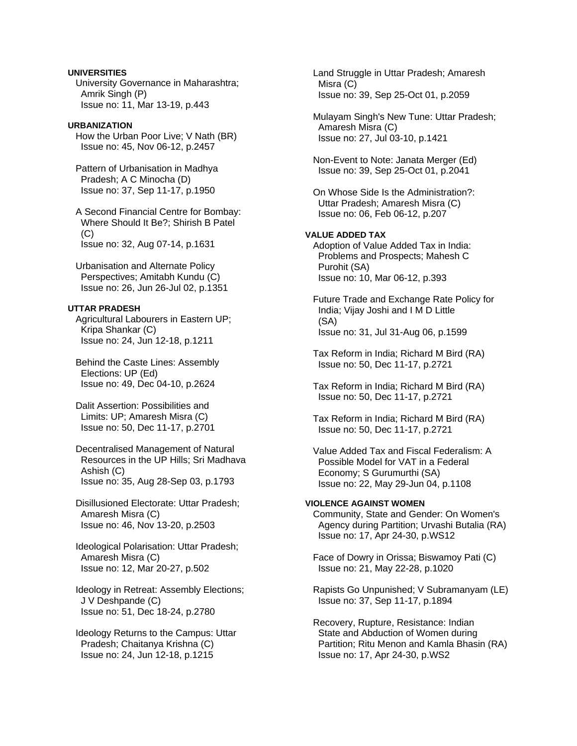**UNIVERSITIES**

University Governance in Maharashtra; Amrik Singh (P)
Issue no: 11, Mar 13-19, p.443

**URBANIZATION**

How the Urban Poor Live; V Nath (BR)
Issue no: 45, Nov 06-12, p.2457

Pattern of Urbanisation in Madhya Pradesh; A C Minocha (D)
Issue no: 37, Sep 11-17, p.1950

A Second Financial Centre for Bombay: Where Should It Be?; Shirish B Patel (C)
Issue no: 32, Aug 07-14, p.1631

Urbanisation and Alternate Policy Perspectives; Amitabh Kundu (C)
Issue no: 26, Jun 26-Jul 02, p.1351

**UTTAR PRADESH**

Agricultural Labourers in Eastern UP; Kripa Shankar (C)
Issue no: 24, Jun 12-18, p.1211

Behind the Caste Lines: Assembly Elections: UP (Ed)
Issue no: 49, Dec 04-10, p.2624

Dalit Assertion: Possibilities and Limits: UP; Amaresh Misra (C)
Issue no: 50, Dec 11-17, p.2701

Decentralised Management of Natural Resources in the UP Hills; Sri Madhava Ashish (C)
Issue no: 35, Aug 28-Sep 03, p.1793

Disillusioned Electorate: Uttar Pradesh; Amaresh Misra (C)
Issue no: 46, Nov 13-20, p.2503

Ideological Polarisation: Uttar Pradesh; Amaresh Misra (C)
Issue no: 12, Mar 20-27, p.502

Ideology in Retreat: Assembly Elections; J V Deshpande (C)
Issue no: 51, Dec 18-24, p.2780

Ideology Returns to the Campus: Uttar Pradesh; Chaitanya Krishna (C)
Issue no: 24, Jun 12-18, p.1215

Land Struggle in Uttar Pradesh; Amaresh Misra (C)
Issue no: 39, Sep 25-Oct 01, p.2059

Mulayam Singh's New Tune: Uttar Pradesh; Amaresh Misra (C)
Issue no: 27, Jul 03-10, p.1421

Non-Event to Note: Janata Merger (Ed)
Issue no: 39, Sep 25-Oct 01, p.2041

On Whose Side Is the Administration?: Uttar Pradesh; Amaresh Misra (C)
Issue no: 06, Feb 06-12, p.207

**VALUE ADDED TAX**

Adoption of Value Added Tax in India: Problems and Prospects; Mahesh C Purohit (SA)
Issue no: 10, Mar 06-12, p.393

Future Trade and Exchange Rate Policy for India; Vijay Joshi and I M D Little (SA)
Issue no: 31, Jul 31-Aug 06, p.1599

Tax Reform in India; Richard M Bird (RA)
Issue no: 50, Dec 11-17, p.2721

Tax Reform in India; Richard M Bird (RA)
Issue no: 50, Dec 11-17, p.2721

Tax Reform in India; Richard M Bird (RA)
Issue no: 50, Dec 11-17, p.2721

Value Added Tax and Fiscal Federalism: A Possible Model for VAT in a Federal Economy; S Gurumurthi (SA)
Issue no: 22, May 29-Jun 04, p.1108

**VIOLENCE AGAINST WOMEN**

Community, State and Gender: On Women's Agency during Partition; Urvashi Butalia (RA)
Issue no: 17, Apr 24-30, p.WS12

Face of Dowry in Orissa; Biswamoy Pati (C)
Issue no: 21, May 22-28, p.1020

Rapists Go Unpunished; V Subramanyam (LE)
Issue no: 37, Sep 11-17, p.1894

Recovery, Rupture, Resistance: Indian State and Abduction of Women during Partition; Ritu Menon and Kamla Bhasin (RA)
Issue no: 17, Apr 24-30, p.WS2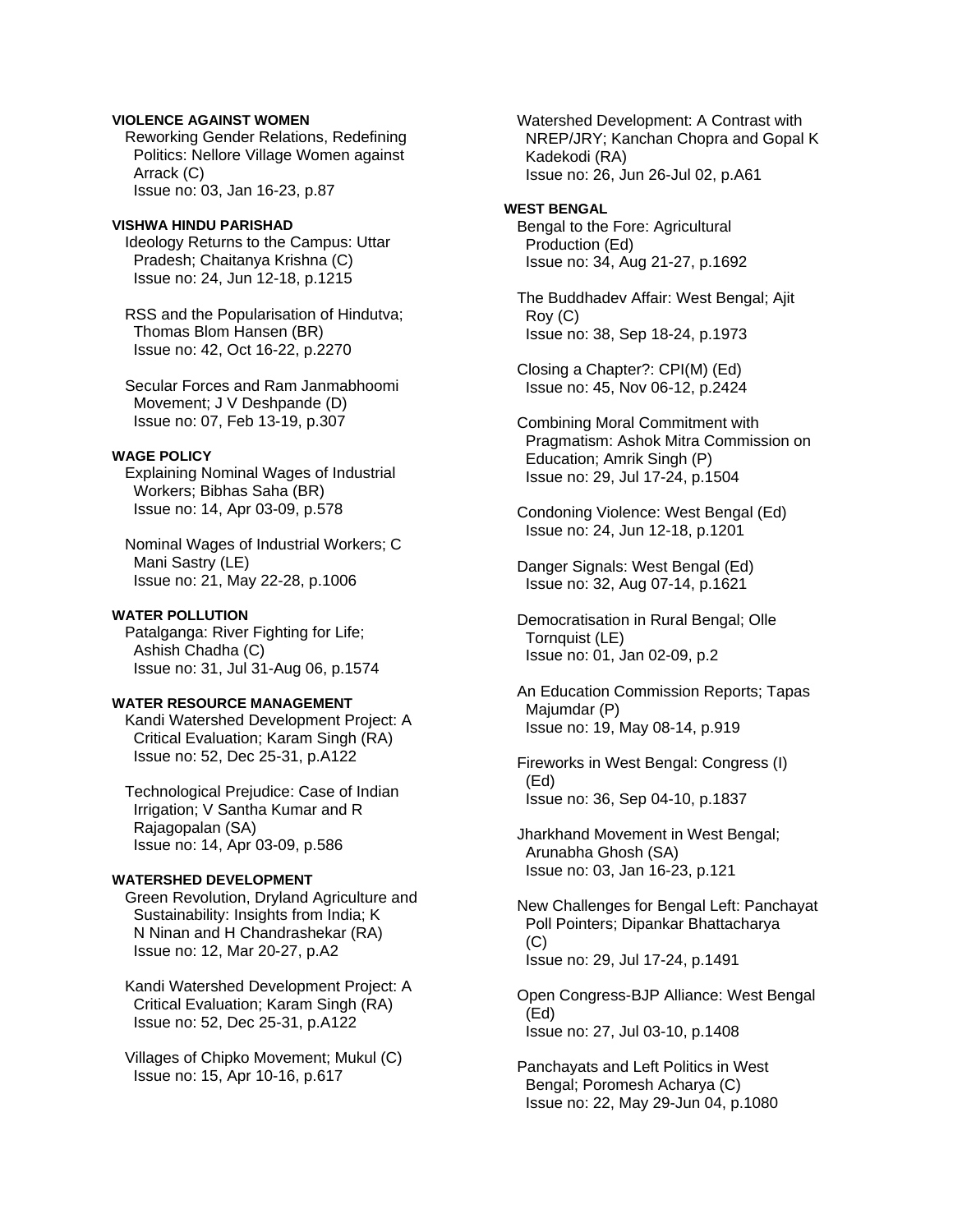**VIOLENCE AGAINST WOMEN**

Reworking Gender Relations, Redefining Politics: Nellore Village Women against Arrack (C)
Issue no: 03, Jan 16-23, p.87

**VISHWA HINDU PARISHAD**

Ideology Returns to the Campus: Uttar Pradesh; Chaitanya Krishna (C)
Issue no: 24, Jun 12-18, p.1215

RSS and the Popularisation of Hindutva; Thomas Blom Hansen (BR)
Issue no: 42, Oct 16-22, p.2270

Secular Forces and Ram Janmabhoomi Movement; J V Deshpande (D)
Issue no: 07, Feb 13-19, p.307

**WAGE POLICY**

Explaining Nominal Wages of Industrial Workers; Bibhas Saha (BR)
Issue no: 14, Apr 03-09, p.578

Nominal Wages of Industrial Workers; C Mani Sastry (LE)
Issue no: 21, May 22-28, p.1006

**WATER POLLUTION**

Patalganga: River Fighting for Life; Ashish Chadha (C)
Issue no: 31, Jul 31-Aug 06, p.1574

**WATER RESOURCE MANAGEMENT**

Kandi Watershed Development Project: A Critical Evaluation; Karam Singh (RA)
Issue no: 52, Dec 25-31, p.A122

Technological Prejudice: Case of Indian Irrigation; V Santha Kumar and R Rajagopalan (SA)
Issue no: 14, Apr 03-09, p.586

**WATERSHED DEVELOPMENT**

Green Revolution, Dryland Agriculture and Sustainability: Insights from India; K N Ninan and H Chandrashekar (RA)
Issue no: 12, Mar 20-27, p.A2

Kandi Watershed Development Project: A Critical Evaluation; Karam Singh (RA)
Issue no: 52, Dec 25-31, p.A122

Villages of Chipko Movement; Mukul (C)
Issue no: 15, Apr 10-16, p.617

Watershed Development: A Contrast with NREP/JRY; Kanchan Chopra and Gopal K Kadekodi (RA)
Issue no: 26, Jun 26-Jul 02, p.A61

**WEST BENGAL**

Bengal to the Fore: Agricultural Production (Ed)
Issue no: 34, Aug 21-27, p.1692

The Buddhadev Affair: West Bengal; Ajit Roy (C)
Issue no: 38, Sep 18-24, p.1973

Closing a Chapter?: CPI(M) (Ed)
Issue no: 45, Nov 06-12, p.2424

Combining Moral Commitment with Pragmatism: Ashok Mitra Commission on Education; Amrik Singh (P)
Issue no: 29, Jul 17-24, p.1504

Condoning Violence: West Bengal (Ed)
Issue no: 24, Jun 12-18, p.1201

Danger Signals: West Bengal (Ed)
Issue no: 32, Aug 07-14, p.1621

Democratisation in Rural Bengal; Olle Tornquist (LE)
Issue no: 01, Jan 02-09, p.2

An Education Commission Reports; Tapas Majumdar (P)
Issue no: 19, May 08-14, p.919

Fireworks in West Bengal: Congress (I) (Ed)
Issue no: 36, Sep 04-10, p.1837

Jharkhand Movement in West Bengal; Arunabha Ghosh (SA)
Issue no: 03, Jan 16-23, p.121

New Challenges for Bengal Left: Panchayat Poll Pointers; Dipankar Bhattacharya (C)
Issue no: 29, Jul 17-24, p.1491

Open Congress-BJP Alliance: West Bengal (Ed)
Issue no: 27, Jul 03-10, p.1408

Panchayats and Left Politics in West Bengal; Poromesh Acharya (C)
Issue no: 22, May 29-Jun 04, p.1080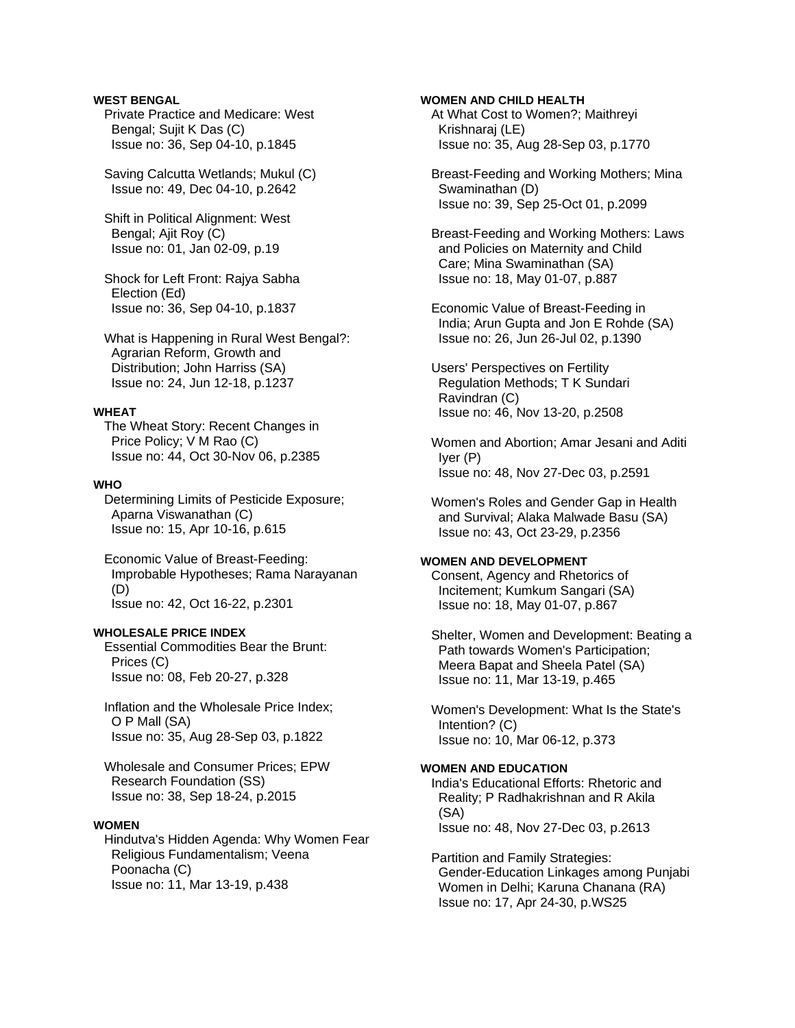**WEST BENGAL**

Private Practice and Medicare: West Bengal; Sujit K Das (C)
Issue no: 36, Sep 04-10, p.1845

Saving Calcutta Wetlands; Mukul (C)
Issue no: 49, Dec 04-10, p.2642

Shift in Political Alignment: West Bengal; Ajit Roy (C)
Issue no: 01, Jan 02-09, p.19

Shock for Left Front: Rajya Sabha Election (Ed)
Issue no: 36, Sep 04-10, p.1837

What is Happening in Rural West Bengal?: Agrarian Reform, Growth and Distribution; John Harriss (SA)
Issue no: 24, Jun 12-18, p.1237

**WHEAT**

The Wheat Story: Recent Changes in Price Policy; V M Rao (C)
Issue no: 44, Oct 30-Nov 06, p.2385

**WHO**

Determining Limits of Pesticide Exposure; Aparna Viswanathan (C)
Issue no: 15, Apr 10-16, p.615

Economic Value of Breast-Feeding: Improbable Hypotheses; Rama Narayanan (D)
Issue no: 42, Oct 16-22, p.2301

**WHOLESALE PRICE INDEX**

Essential Commodities Bear the Brunt: Prices (C)
Issue no: 08, Feb 20-27, p.328

Inflation and the Wholesale Price Index; O P Mall (SA)
Issue no: 35, Aug 28-Sep 03, p.1822

Wholesale and Consumer Prices; EPW Research Foundation (SS)
Issue no: 38, Sep 18-24, p.2015

**WOMEN**

Hindutva's Hidden Agenda: Why Women Fear Religious Fundamentalism; Veena Poonacha (C)
Issue no: 11, Mar 13-19, p.438

**WOMEN AND CHILD HEALTH**

At What Cost to Women?; Maithreyi Krishnaraj (LE)
Issue no: 35, Aug 28-Sep 03, p.1770

Breast-Feeding and Working Mothers; Mina Swaminathan (D)
Issue no: 39, Sep 25-Oct 01, p.2099

Breast-Feeding and Working Mothers: Laws and Policies on Maternity and Child Care; Mina Swaminathan (SA)
Issue no: 18, May 01-07, p.887

Economic Value of Breast-Feeding in India; Arun Gupta and Jon E Rohde (SA)
Issue no: 26, Jun 26-Jul 02, p.1390

Users' Perspectives on Fertility Regulation Methods; T K Sundari Ravindran (C)
Issue no: 46, Nov 13-20, p.2508

Women and Abortion; Amar Jesani and Aditi Iyer (P)
Issue no: 48, Nov 27-Dec 03, p.2591

Women's Roles and Gender Gap in Health and Survival; Alaka Malwade Basu (SA)
Issue no: 43, Oct 23-29, p.2356

**WOMEN AND DEVELOPMENT**

Consent, Agency and Rhetorics of Incitement; Kumkum Sangari (SA)
Issue no: 18, May 01-07, p.867

Shelter, Women and Development: Beating a Path towards Women's Participation; Meera Bapat and Sheela Patel (SA)
Issue no: 11, Mar 13-19, p.465

Women's Development: What Is the State's Intention? (C)
Issue no: 10, Mar 06-12, p.373

**WOMEN AND EDUCATION**

India's Educational Efforts: Rhetoric and Reality; P Radhakrishnan and R Akila (SA)
Issue no: 48, Nov 27-Dec 03, p.2613

Partition and Family Strategies: Gender-Education Linkages among Punjabi Women in Delhi; Karuna Chanana (RA)
Issue no: 17, Apr 24-30, p.WS25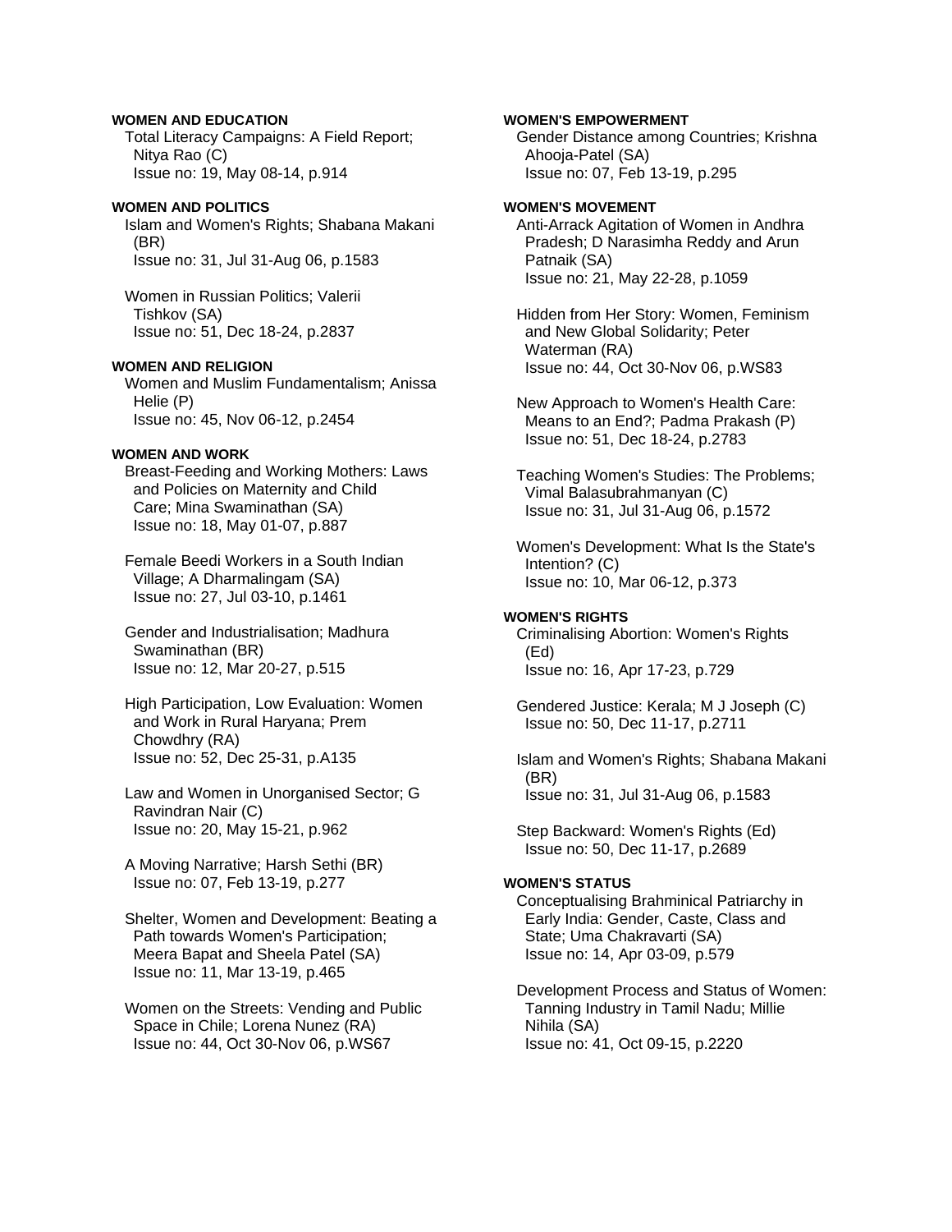**WOMEN AND EDUCATION**

Total Literacy Campaigns: A Field Report; Nitya Rao (C)
Issue no: 19, May 08-14, p.914

**WOMEN AND POLITICS**

Islam and Women's Rights; Shabana Makani (BR)
Issue no: 31, Jul 31-Aug 06, p.1583

Women in Russian Politics; Valerii Tishkov (SA)
Issue no: 51, Dec 18-24, p.2837

**WOMEN AND RELIGION**

Women and Muslim Fundamentalism; Anissa Helie (P)
Issue no: 45, Nov 06-12, p.2454

**WOMEN AND WORK**

Breast-Feeding and Working Mothers: Laws and Policies on Maternity and Child Care; Mina Swaminathan (SA)
Issue no: 18, May 01-07, p.887

Female Beedi Workers in a South Indian Village; A Dharmalingam (SA)
Issue no: 27, Jul 03-10, p.1461

Gender and Industrialisation; Madhura Swaminathan (BR)
Issue no: 12, Mar 20-27, p.515

High Participation, Low Evaluation: Women and Work in Rural Haryana; Prem Chowdhry (RA)
Issue no: 52, Dec 25-31, p.A135

Law and Women in Unorganised Sector; G Ravindran Nair (C)
Issue no: 20, May 15-21, p.962

A Moving Narrative; Harsh Sethi (BR)
Issue no: 07, Feb 13-19, p.277

Shelter, Women and Development: Beating a Path towards Women's Participation; Meera Bapat and Sheela Patel (SA)
Issue no: 11, Mar 13-19, p.465

Women on the Streets: Vending and Public Space in Chile; Lorena Nunez (RA)
Issue no: 44, Oct 30-Nov 06, p.WS67

**WOMEN'S EMPOWERMENT**

Gender Distance among Countries; Krishna Ahooja-Patel (SA)
Issue no: 07, Feb 13-19, p.295

**WOMEN'S MOVEMENT**

Anti-Arrack Agitation of Women in Andhra Pradesh; D Narasimha Reddy and Arun Patnaik (SA)
Issue no: 21, May 22-28, p.1059

Hidden from Her Story: Women, Feminism and New Global Solidarity; Peter Waterman (RA)
Issue no: 44, Oct 30-Nov 06, p.WS83

New Approach to Women's Health Care: Means to an End?; Padma Prakash (P)
Issue no: 51, Dec 18-24, p.2783

Teaching Women's Studies: The Problems; Vimal Balasubrahmanyan (C)
Issue no: 31, Jul 31-Aug 06, p.1572

Women's Development: What Is the State's Intention? (C)
Issue no: 10, Mar 06-12, p.373

**WOMEN'S RIGHTS**

Criminalising Abortion: Women's Rights (Ed)
Issue no: 16, Apr 17-23, p.729

Gendered Justice: Kerala; M J Joseph (C)
Issue no: 50, Dec 11-17, p.2711

Islam and Women's Rights; Shabana Makani (BR)
Issue no: 31, Jul 31-Aug 06, p.1583

Step Backward: Women's Rights (Ed)
Issue no: 50, Dec 11-17, p.2689

**WOMEN'S STATUS**

Conceptualising Brahminical Patriarchy in Early India: Gender, Caste, Class and State; Uma Chakravarti (SA)
Issue no: 14, Apr 03-09, p.579

Development Process and Status of Women: Tanning Industry in Tamil Nadu; Millie Nihila (SA)
Issue no: 41, Oct 09-15, p.2220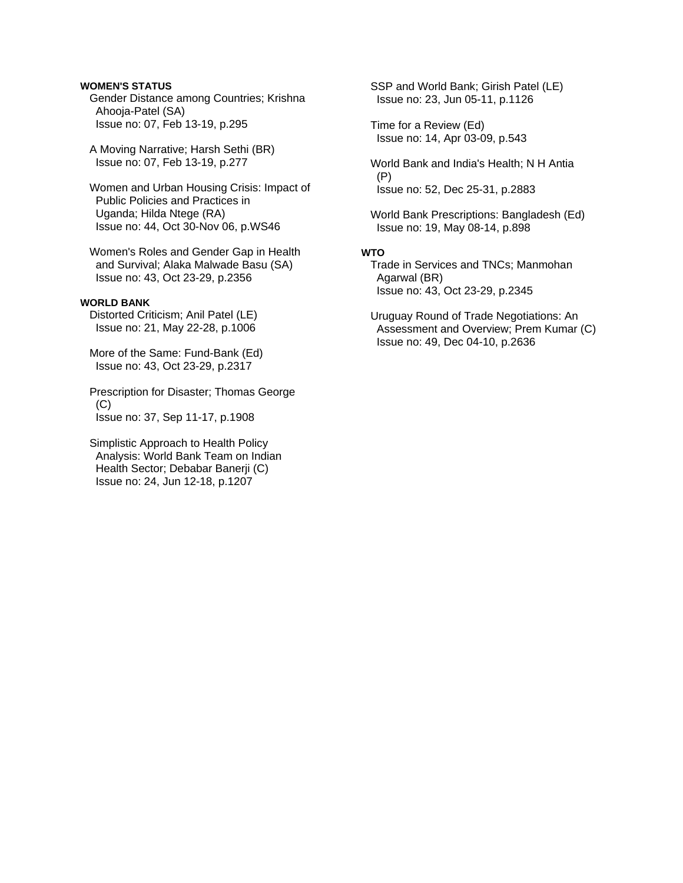**WOMEN'S STATUS**

Gender Distance among Countries; Krishna Ahooja-Patel (SA)
Issue no: 07, Feb 13-19, p.295

A Moving Narrative; Harsh Sethi (BR)
Issue no: 07, Feb 13-19, p.277

Women and Urban Housing Crisis: Impact of Public Policies and Practices in Uganda; Hilda Ntege (RA)
Issue no: 44, Oct 30-Nov 06, p.WS46

Women's Roles and Gender Gap in Health and Survival; Alaka Malwade Basu (SA)
Issue no: 43, Oct 23-29, p.2356

**WORLD BANK**

Distorted Criticism; Anil Patel (LE)
Issue no: 21, May 22-28, p.1006

More of the Same: Fund-Bank (Ed)
Issue no: 43, Oct 23-29, p.2317

Prescription for Disaster; Thomas George (C)
Issue no: 37, Sep 11-17, p.1908

Simplistic Approach to Health Policy Analysis: World Bank Team on Indian Health Sector; Debabar Banerji (C)
Issue no: 24, Jun 12-18, p.1207

SSP and World Bank; Girish Patel (LE)
Issue no: 23, Jun 05-11, p.1126

Time for a Review (Ed)
Issue no: 14, Apr 03-09, p.543

World Bank and India's Health; N H Antia (P)
Issue no: 52, Dec 25-31, p.2883

World Bank Prescriptions: Bangladesh (Ed)
Issue no: 19, May 08-14, p.898

**WTO**

Trade in Services and TNCs; Manmohan Agarwal (BR)
Issue no: 43, Oct 23-29, p.2345

Uruguay Round of Trade Negotiations: An Assessment and Overview; Prem Kumar (C)
Issue no: 49, Dec 04-10, p.2636